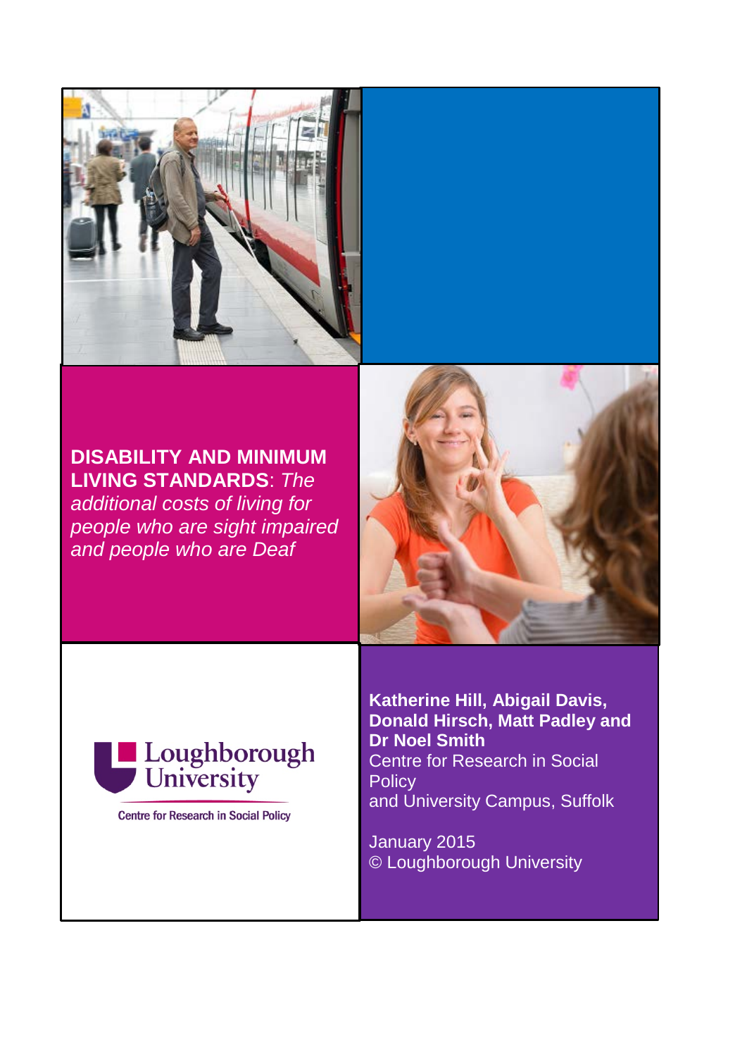# DISABILITY AND MINIMUM LIVING STANDARDS: *The additional costs of living for people who are sight impaired and people who are Deaf*

Loughborough University

Centre for Research in Social Policy

**Katherine Hill, Abigail Davis, Donald Hirsch, Matt Padley and Dr Noel Smith**

Centre for Research in Social Policy
and University Campus, Suffolk

January 2015

© Loughborough University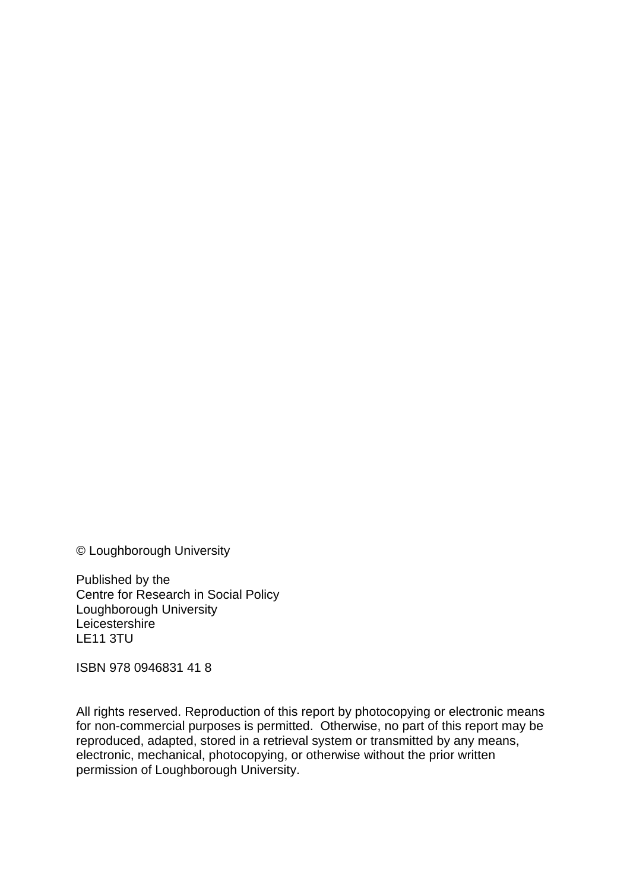© Loughborough University

Published by the
Centre for Research in Social Policy
Loughborough University
Leicestershire
LE11 3TU

ISBN 978 0946831 41 8

All rights reserved. Reproduction of this report by photocopying or electronic means for non-commercial purposes is permitted. Otherwise, no part of this report may be reproduced, adapted, stored in a retrieval system or transmitted by any means, electronic, mechanical, photocopying, or otherwise without the prior written permission of Loughborough University.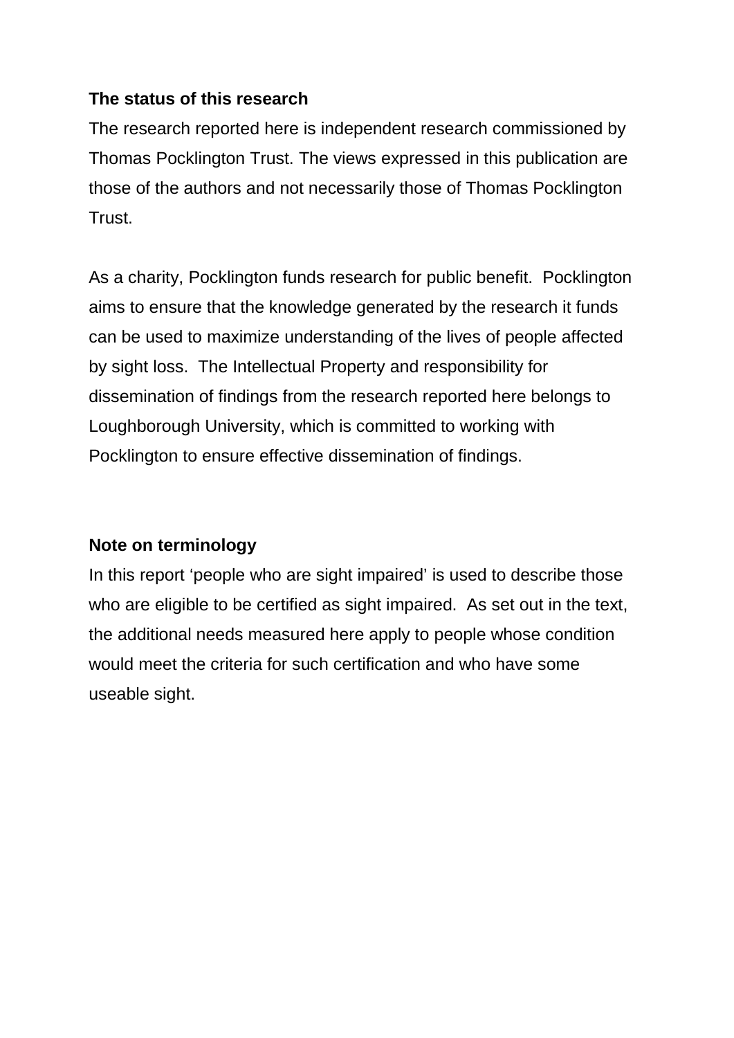**The status of this research**

The research reported here is independent research commissioned by Thomas Pocklington Trust. The views expressed in this publication are those of the authors and not necessarily those of Thomas Pocklington Trust.

As a charity, Pocklington funds research for public benefit. Pocklington aims to ensure that the knowledge generated by the research it funds can be used to maximize understanding of the lives of people affected by sight loss. The Intellectual Property and responsibility for dissemination of findings from the research reported here belongs to Loughborough University, which is committed to working with Pocklington to ensure effective dissemination of findings.

**Note on terminology**

In this report 'people who are sight impaired' is used to describe those who are eligible to be certified as sight impaired. As set out in the text, the additional needs measured here apply to people whose condition would meet the criteria for such certification and who have some useable sight.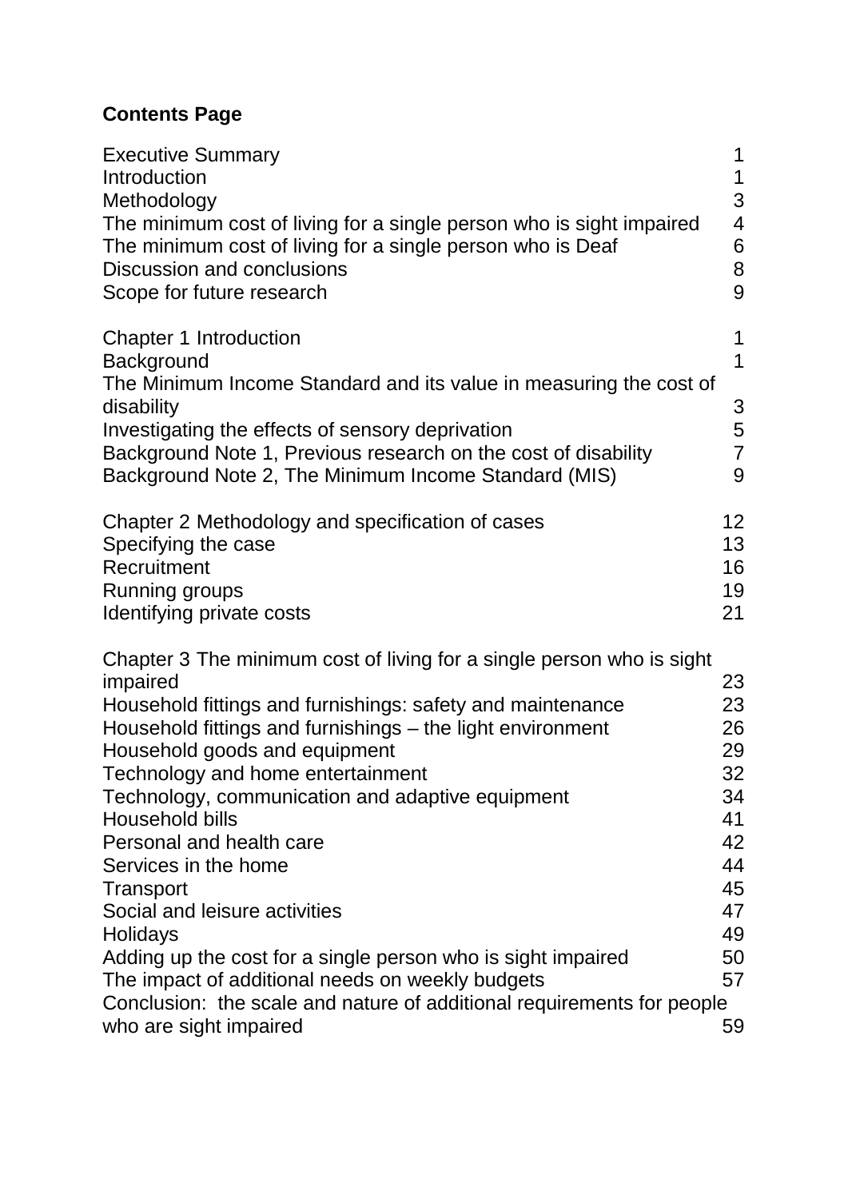**Contents Page**

| | |
|---|---|
| Executive Summary | 1 |
| Introduction | 1 |
| Methodology | 3 |
| The minimum cost of living for a single person who is sight impaired | 4 |
| The minimum cost of living for a single person who is Deaf | 6 |
| Discussion and conclusions | 8 |
| Scope for future research | 9 |
| | |
| Chapter 1 Introduction | 1 |
| Background | 1 |
| The Minimum Income Standard and its value in measuring the cost of disability | 3 |
| Investigating the effects of sensory deprivation | 5 |
| Background Note 1, Previous research on the cost of disability | 7 |
| Background Note 2, The Minimum Income Standard (MIS) | 9 |
| | |
| Chapter 2 Methodology and specification of cases | 12 |
| Specifying the case | 13 |
| Recruitment | 16 |
| Running groups | 19 |
| Identifying private costs | 21 |
| | |
| Chapter 3 The minimum cost of living for a single person who is sight impaired | 23 |
| Household fittings and furnishings: safety and maintenance | 23 |
| Household fittings and furnishings – the light environment | 26 |
| Household goods and equipment | 29 |
| Technology and home entertainment | 32 |
| Technology, communication and adaptive equipment | 34 |
| Household bills | 41 |
| Personal and health care | 42 |
| Services in the home | 44 |
| Transport | 45 |
| Social and leisure activities | 47 |
| Holidays | 49 |
| Adding up the cost for a single person who is sight impaired | 50 |
| The impact of additional needs on weekly budgets | 57 |
| Conclusion: the scale and nature of additional requirements for people who are sight impaired | 59 |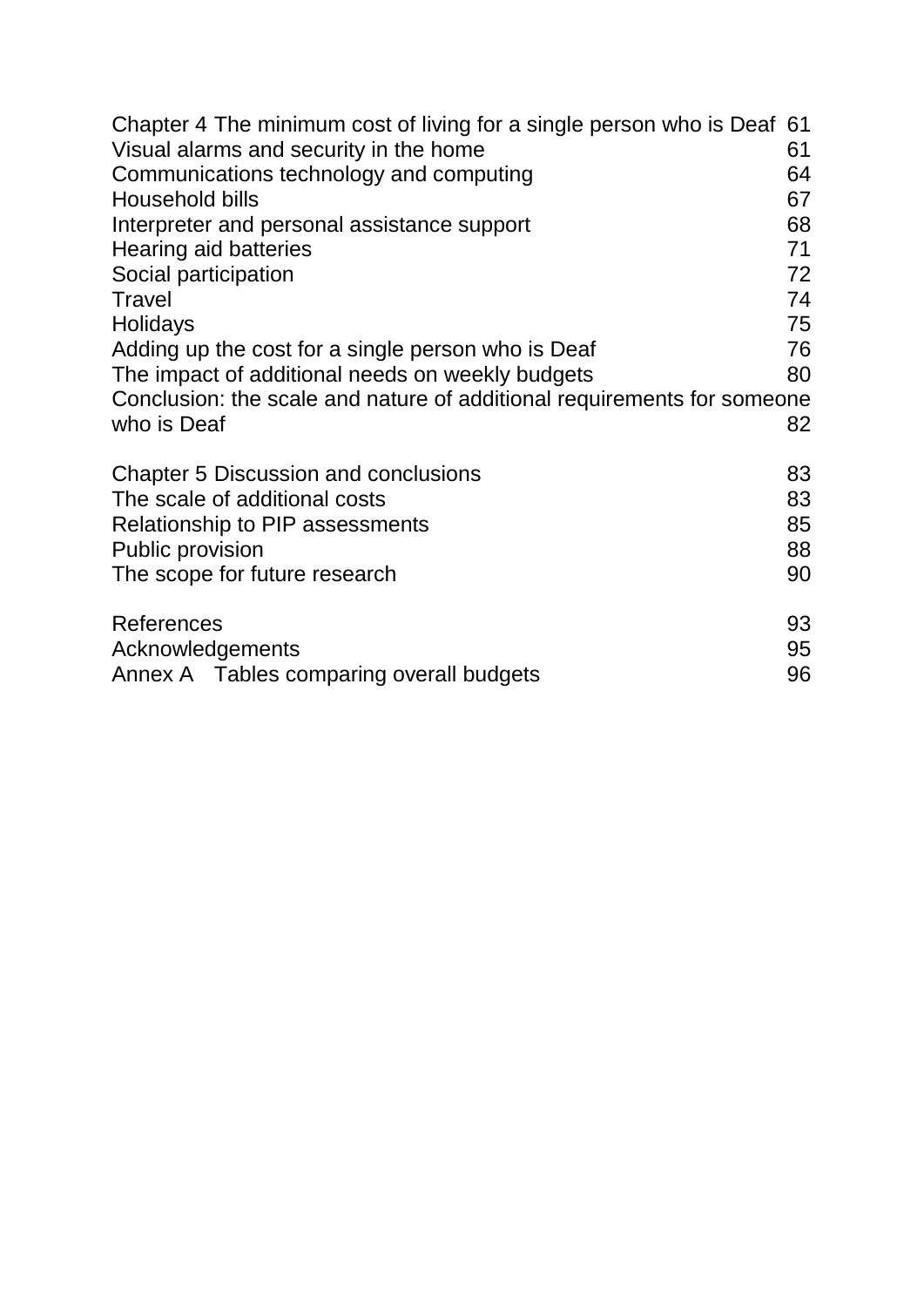Chapter 4 The minimum cost of living for a single person who is Deaf 61
Visual alarms and security in the home 61
Communications technology and computing 64
Household bills 67
Interpreter and personal assistance support 68
Hearing aid batteries 71
Social participation 72
Travel 74
Holidays 75
Adding up the cost for a single person who is Deaf 76
The impact of additional needs on weekly budgets 80
Conclusion: the scale and nature of additional requirements for someone who is Deaf 82

Chapter 5 Discussion and conclusions 83
The scale of additional costs 83
Relationship to PIP assessments 85
Public provision 88
The scope for future research 90

References 93
Acknowledgements 95
Annex A Tables comparing overall budgets 96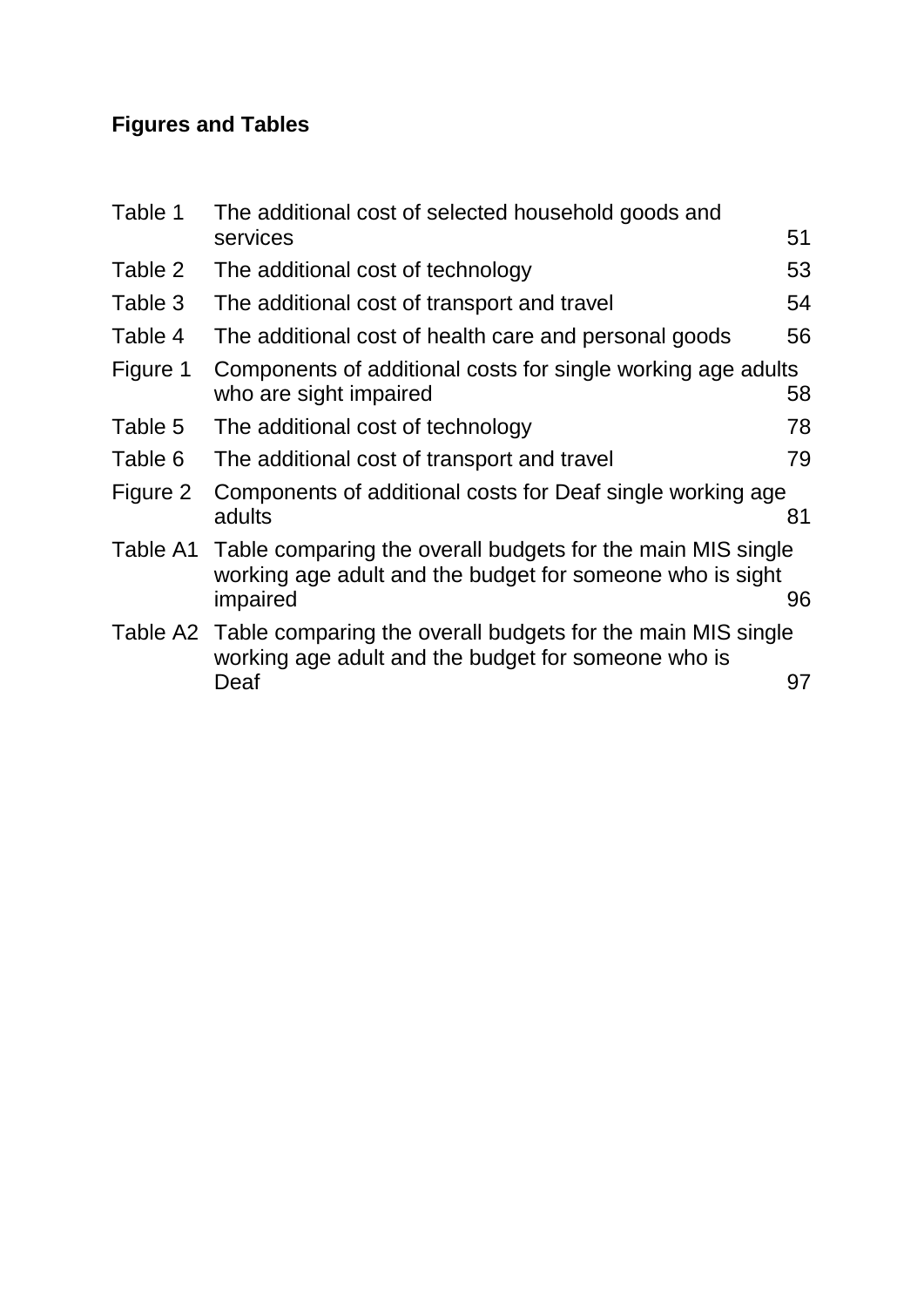**Figures and Tables**

| | | |
|---|---|---|
| Table 1 | The additional cost of selected household goods and services | 51 |
| Table 2 | The additional cost of technology | 53 |
| Table 3 | The additional cost of transport and travel | 54 |
| Table 4 | The additional cost of health care and personal goods | 56 |
| Figure 1 | Components of additional costs for single working age adults who are sight impaired | 58 |
| Table 5 | The additional cost of technology | 78 |
| Table 6 | The additional cost of transport and travel | 79 |
| Figure 2 | Components of additional costs for Deaf single working age adults | 81 |
| Table A1 | Table comparing the overall budgets for the main MIS single working age adult and the budget for someone who is sight impaired | 96 |
| Table A2 | Table comparing the overall budgets for the main MIS single working age adult and the budget for someone who is Deaf | 97 |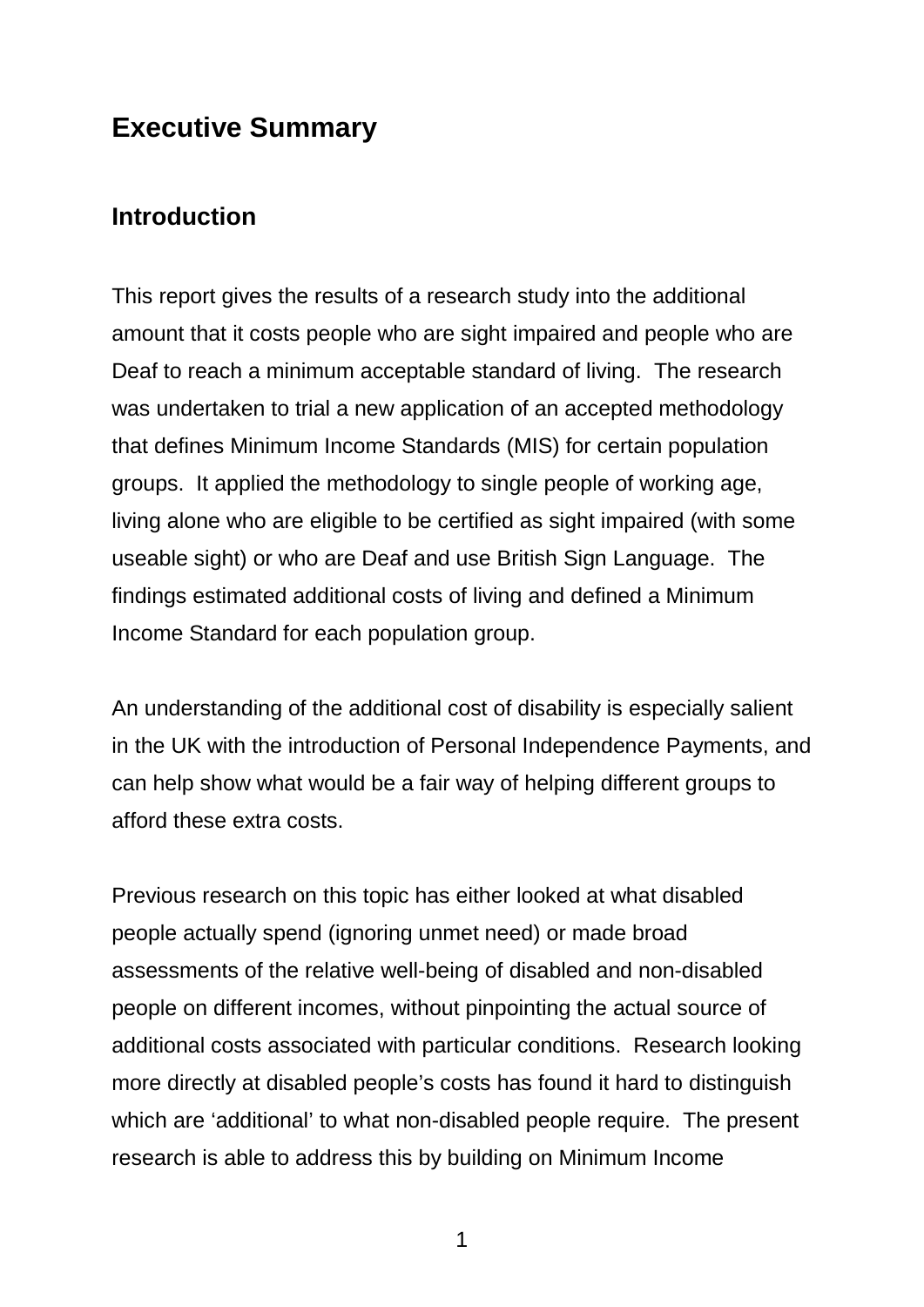# Executive Summary

## Introduction

This report gives the results of a research study into the additional amount that it costs people who are sight impaired and people who are Deaf to reach a minimum acceptable standard of living. The research was undertaken to trial a new application of an accepted methodology that defines Minimum Income Standards (MIS) for certain population groups. It applied the methodology to single people of working age, living alone who are eligible to be certified as sight impaired (with some useable sight) or who are Deaf and use British Sign Language. The findings estimated additional costs of living and defined a Minimum Income Standard for each population group.

An understanding of the additional cost of disability is especially salient in the UK with the introduction of Personal Independence Payments, and can help show what would be a fair way of helping different groups to afford these extra costs.

Previous research on this topic has either looked at what disabled people actually spend (ignoring unmet need) or made broad assessments of the relative well-being of disabled and non-disabled people on different incomes, without pinpointing the actual source of additional costs associated with particular conditions. Research looking more directly at disabled people's costs has found it hard to distinguish which are 'additional' to what non-disabled people require. The present research is able to address this by building on Minimum Income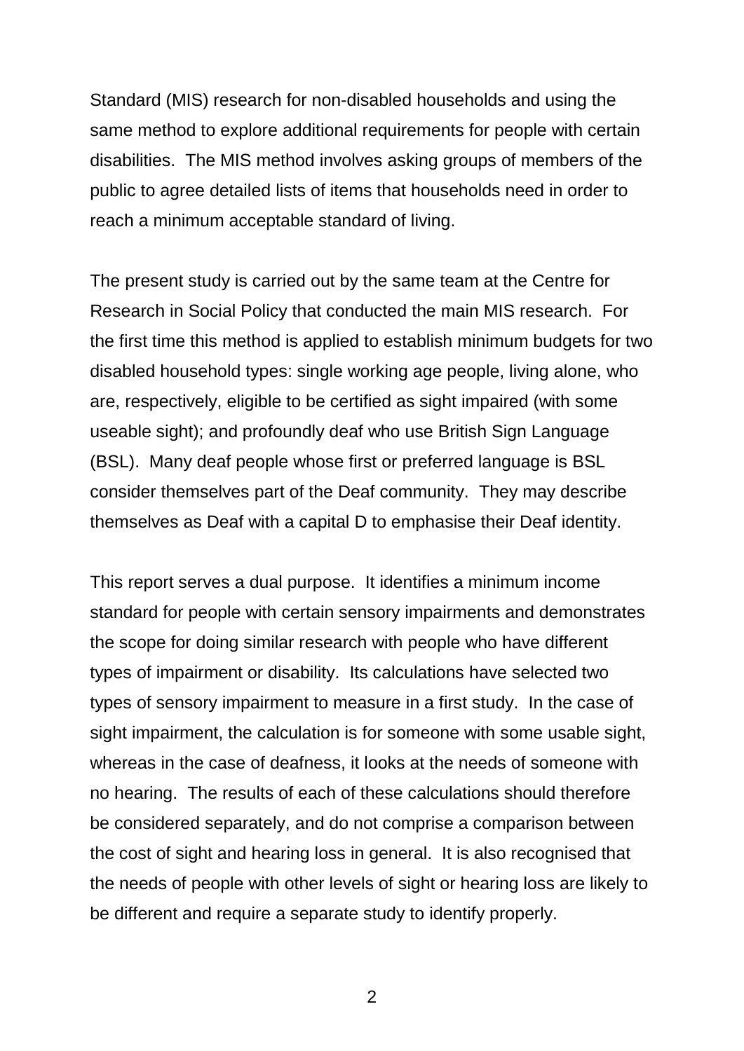Standard (MIS) research for non-disabled households and using the same method to explore additional requirements for people with certain disabilities. The MIS method involves asking groups of members of the public to agree detailed lists of items that households need in order to reach a minimum acceptable standard of living.

The present study is carried out by the same team at the Centre for Research in Social Policy that conducted the main MIS research. For the first time this method is applied to establish minimum budgets for two disabled household types: single working age people, living alone, who are, respectively, eligible to be certified as sight impaired (with some useable sight); and profoundly deaf who use British Sign Language (BSL). Many deaf people whose first or preferred language is BSL consider themselves part of the Deaf community. They may describe themselves as Deaf with a capital D to emphasise their Deaf identity.

This report serves a dual purpose. It identifies a minimum income standard for people with certain sensory impairments and demonstrates the scope for doing similar research with people who have different types of impairment or disability. Its calculations have selected two types of sensory impairment to measure in a first study. In the case of sight impairment, the calculation is for someone with some usable sight, whereas in the case of deafness, it looks at the needs of someone with no hearing. The results of each of these calculations should therefore be considered separately, and do not comprise a comparison between the cost of sight and hearing loss in general. It is also recognised that the needs of people with other levels of sight or hearing loss are likely to be different and require a separate study to identify properly.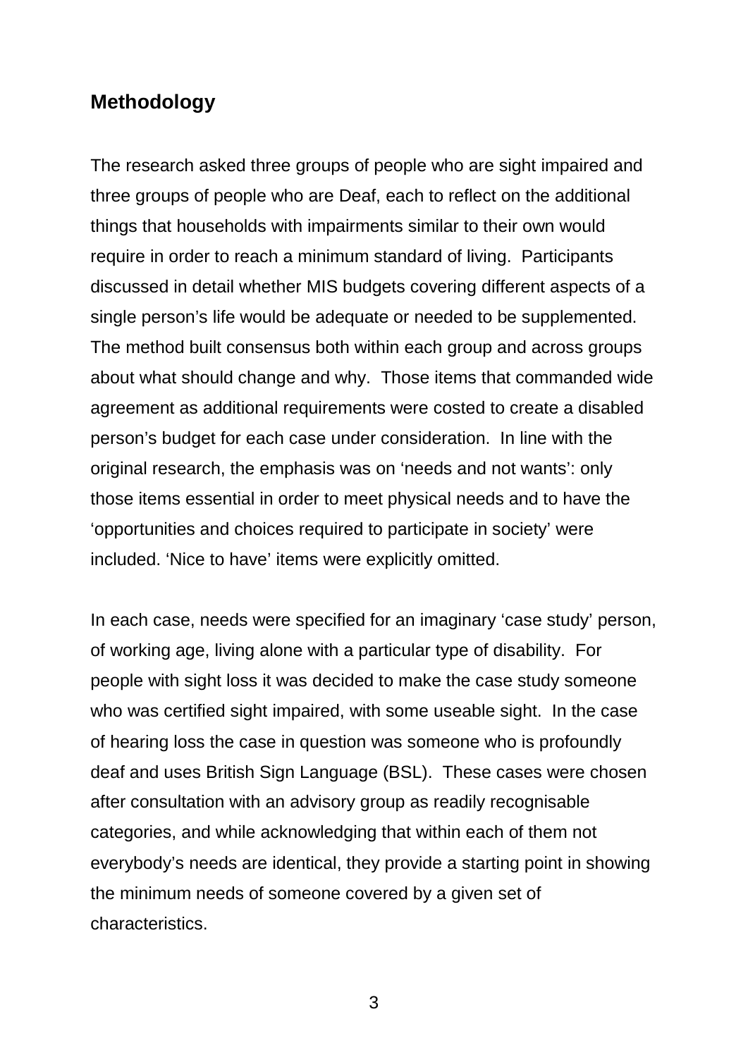## Methodology

The research asked three groups of people who are sight impaired and three groups of people who are Deaf, each to reflect on the additional things that households with impairments similar to their own would require in order to reach a minimum standard of living. Participants discussed in detail whether MIS budgets covering different aspects of a single person's life would be adequate or needed to be supplemented. The method built consensus both within each group and across groups about what should change and why. Those items that commanded wide agreement as additional requirements were costed to create a disabled person's budget for each case under consideration. In line with the original research, the emphasis was on 'needs and not wants': only those items essential in order to meet physical needs and to have the 'opportunities and choices required to participate in society' were included. 'Nice to have' items were explicitly omitted.

In each case, needs were specified for an imaginary 'case study' person, of working age, living alone with a particular type of disability. For people with sight loss it was decided to make the case study someone who was certified sight impaired, with some useable sight. In the case of hearing loss the case in question was someone who is profoundly deaf and uses British Sign Language (BSL). These cases were chosen after consultation with an advisory group as readily recognisable categories, and while acknowledging that within each of them not everybody's needs are identical, they provide a starting point in showing the minimum needs of someone covered by a given set of characteristics.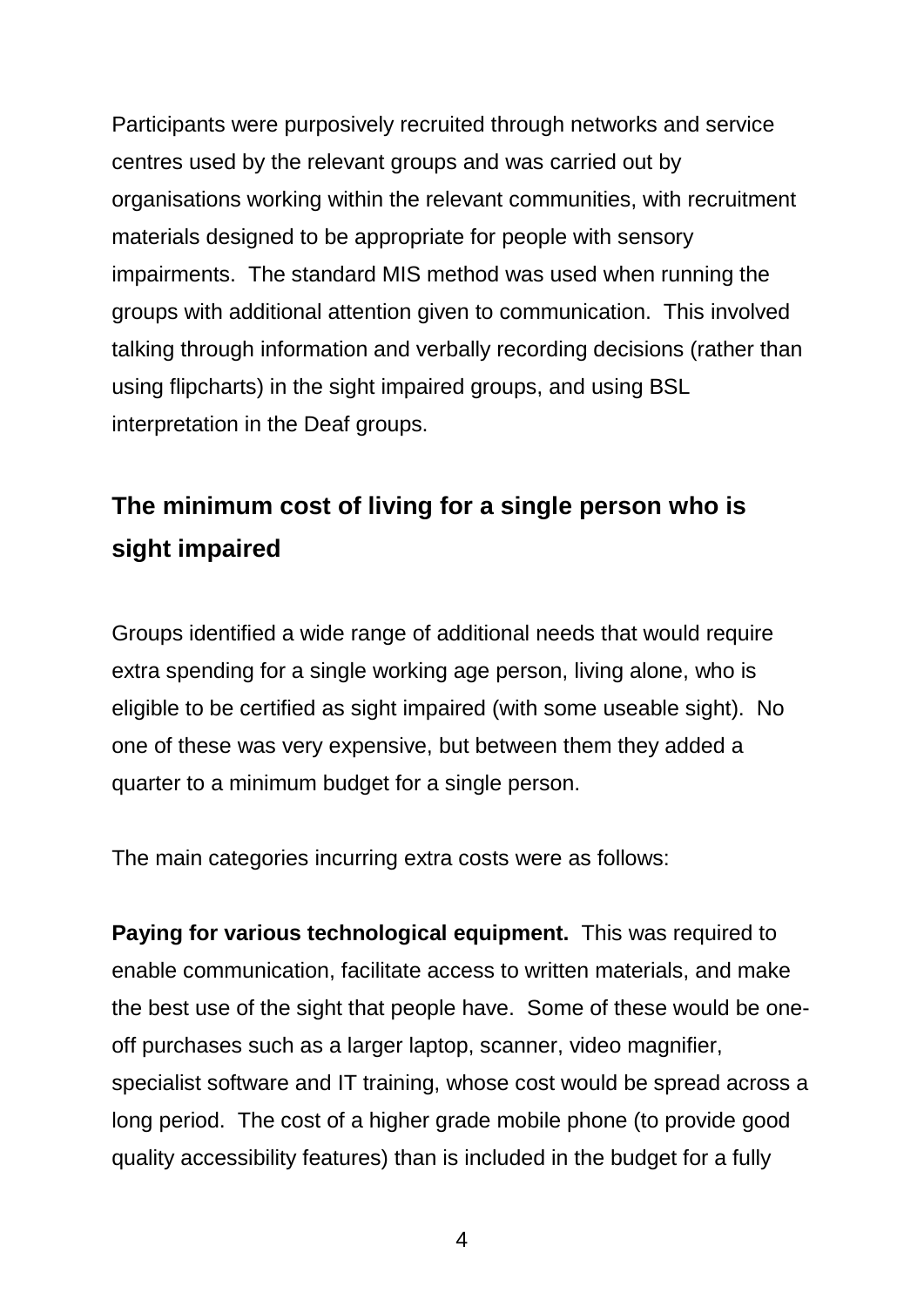Participants were purposively recruited through networks and service centres used by the relevant groups and was carried out by organisations working within the relevant communities, with recruitment materials designed to be appropriate for people with sensory impairments. The standard MIS method was used when running the groups with additional attention given to communication. This involved talking through information and verbally recording decisions (rather than using flipcharts) in the sight impaired groups, and using BSL interpretation in the Deaf groups.

## The minimum cost of living for a single person who is sight impaired

Groups identified a wide range of additional needs that would require extra spending for a single working age person, living alone, who is eligible to be certified as sight impaired (with some useable sight). No one of these was very expensive, but between them they added a quarter to a minimum budget for a single person.

The main categories incurring extra costs were as follows:

**Paying for various technological equipment.** This was required to enable communication, facilitate access to written materials, and make the best use of the sight that people have. Some of these would be one-off purchases such as a larger laptop, scanner, video magnifier, specialist software and IT training, whose cost would be spread across a long period. The cost of a higher grade mobile phone (to provide good quality accessibility features) than is included in the budget for a fully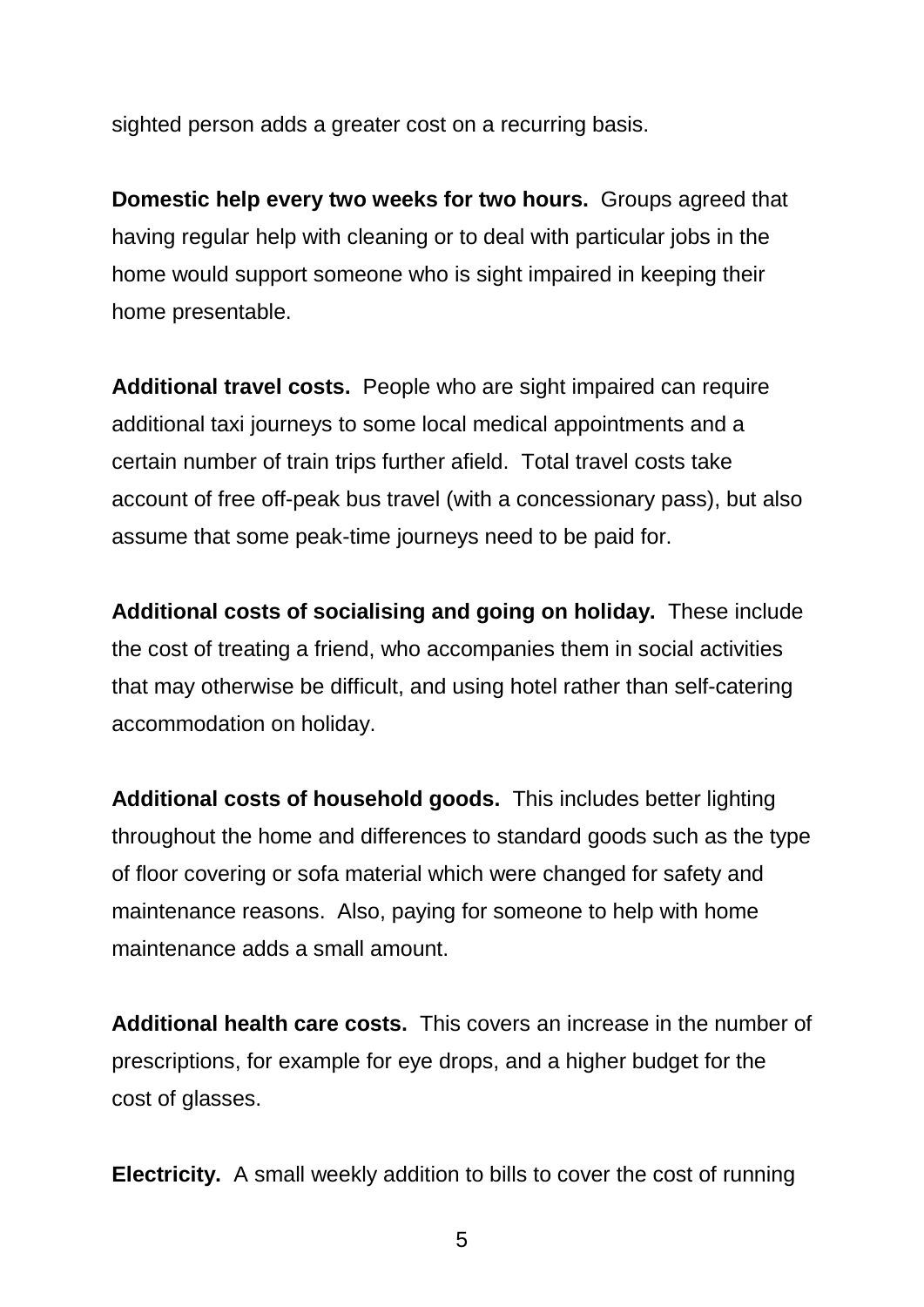sighted person adds a greater cost on a recurring basis.

**Domestic help every two weeks for two hours.** Groups agreed that having regular help with cleaning or to deal with particular jobs in the home would support someone who is sight impaired in keeping their home presentable.

**Additional travel costs.** People who are sight impaired can require additional taxi journeys to some local medical appointments and a certain number of train trips further afield. Total travel costs take account of free off-peak bus travel (with a concessionary pass), but also assume that some peak-time journeys need to be paid for.

**Additional costs of socialising and going on holiday.** These include the cost of treating a friend, who accompanies them in social activities that may otherwise be difficult, and using hotel rather than self-catering accommodation on holiday.

**Additional costs of household goods.** This includes better lighting throughout the home and differences to standard goods such as the type of floor covering or sofa material which were changed for safety and maintenance reasons. Also, paying for someone to help with home maintenance adds a small amount.

**Additional health care costs.** This covers an increase in the number of prescriptions, for example for eye drops, and a higher budget for the cost of glasses.

**Electricity.** A small weekly addition to bills to cover the cost of running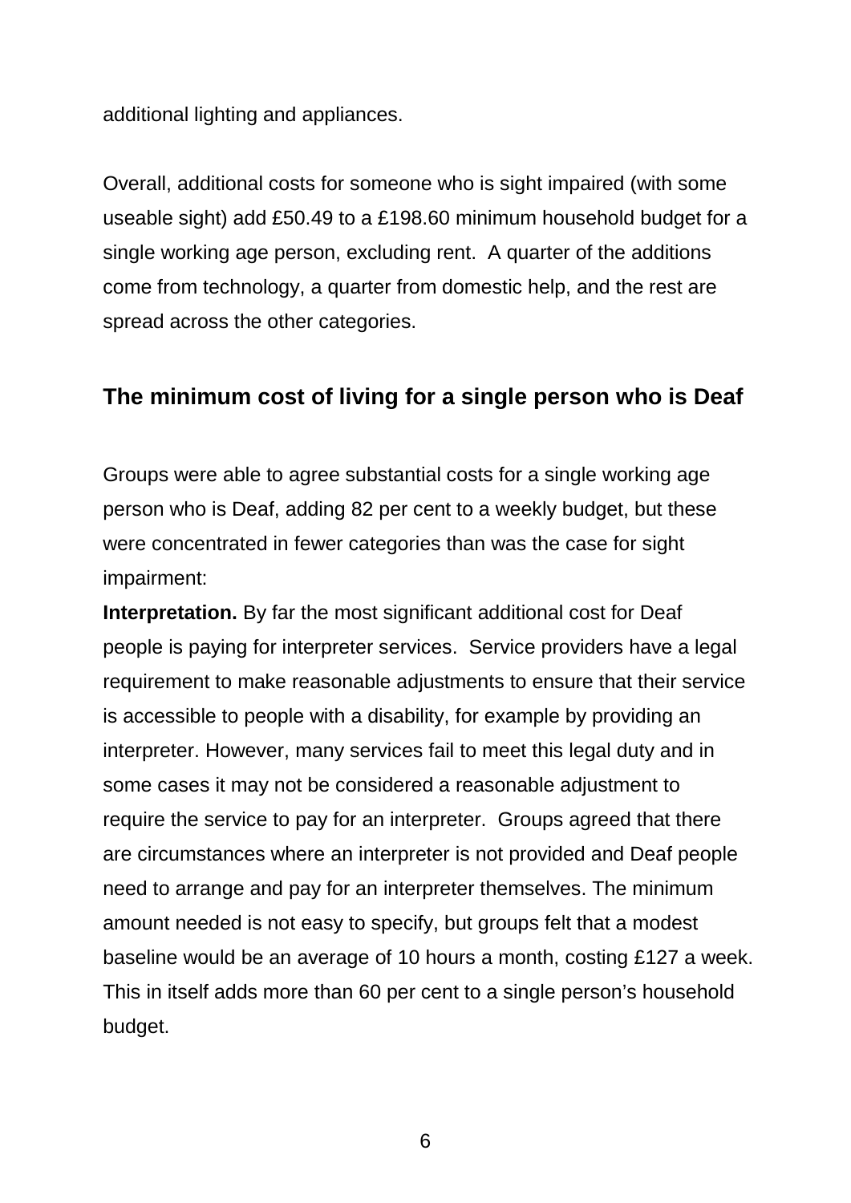additional lighting and appliances.

Overall, additional costs for someone who is sight impaired (with some useable sight) add £50.49 to a £198.60 minimum household budget for a single working age person, excluding rent. A quarter of the additions come from technology, a quarter from domestic help, and the rest are spread across the other categories.

## The minimum cost of living for a single person who is Deaf

Groups were able to agree substantial costs for a single working age person who is Deaf, adding 82 per cent to a weekly budget, but these were concentrated in fewer categories than was the case for sight impairment:

**Interpretation.** By far the most significant additional cost for Deaf people is paying for interpreter services. Service providers have a legal requirement to make reasonable adjustments to ensure that their service is accessible to people with a disability, for example by providing an interpreter. However, many services fail to meet this legal duty and in some cases it may not be considered a reasonable adjustment to require the service to pay for an interpreter. Groups agreed that there are circumstances where an interpreter is not provided and Deaf people need to arrange and pay for an interpreter themselves. The minimum amount needed is not easy to specify, but groups felt that a modest baseline would be an average of 10 hours a month, costing £127 a week. This in itself adds more than 60 per cent to a single person's household budget.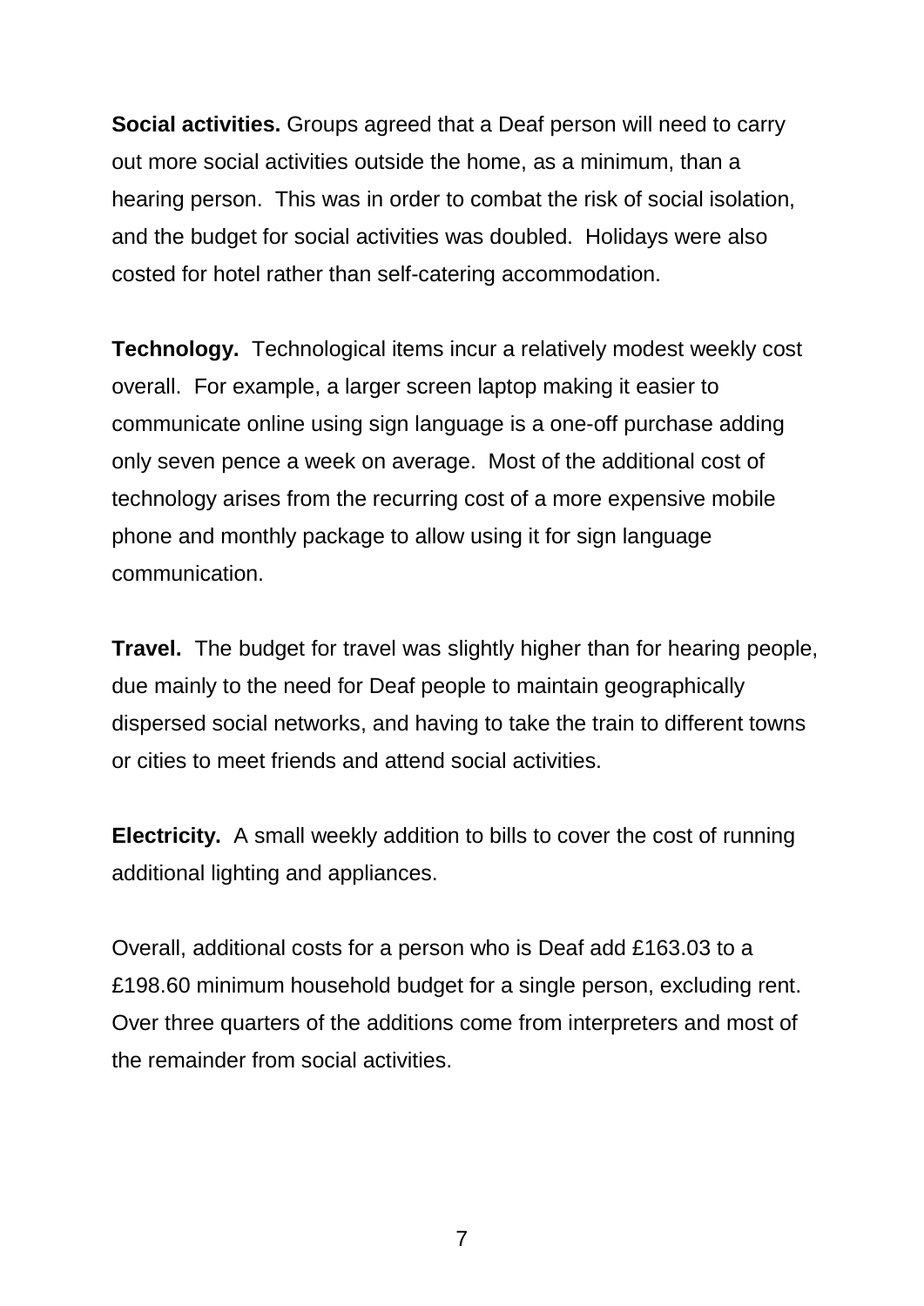**Social activities.** Groups agreed that a Deaf person will need to carry out more social activities outside the home, as a minimum, than a hearing person. This was in order to combat the risk of social isolation, and the budget for social activities was doubled. Holidays were also costed for hotel rather than self-catering accommodation.

**Technology.** Technological items incur a relatively modest weekly cost overall. For example, a larger screen laptop making it easier to communicate online using sign language is a one-off purchase adding only seven pence a week on average. Most of the additional cost of technology arises from the recurring cost of a more expensive mobile phone and monthly package to allow using it for sign language communication.

**Travel.** The budget for travel was slightly higher than for hearing people, due mainly to the need for Deaf people to maintain geographically dispersed social networks, and having to take the train to different towns or cities to meet friends and attend social activities.

**Electricity.** A small weekly addition to bills to cover the cost of running additional lighting and appliances.

Overall, additional costs for a person who is Deaf add £163.03 to a £198.60 minimum household budget for a single person, excluding rent. Over three quarters of the additions come from interpreters and most of the remainder from social activities.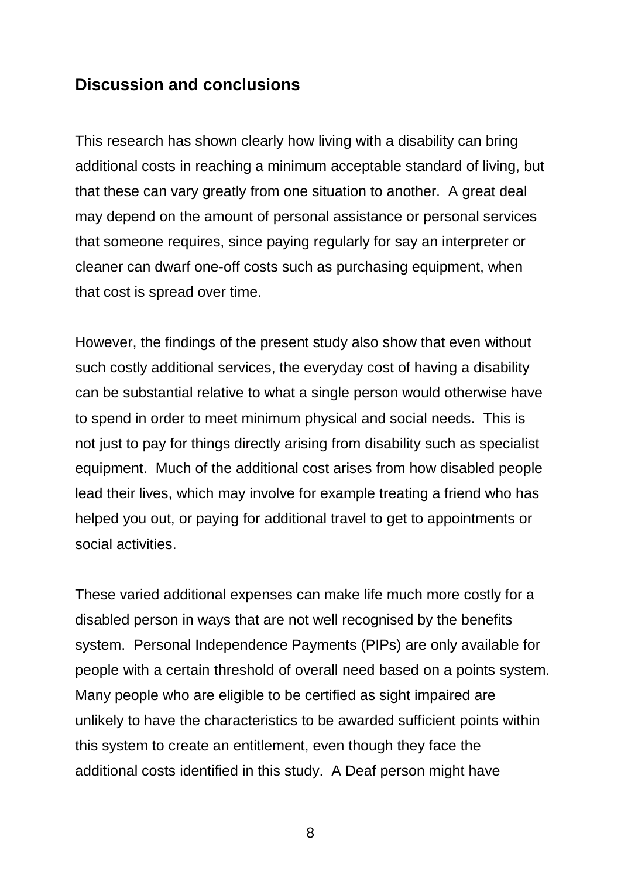## Discussion and conclusions

This research has shown clearly how living with a disability can bring additional costs in reaching a minimum acceptable standard of living, but that these can vary greatly from one situation to another. A great deal may depend on the amount of personal assistance or personal services that someone requires, since paying regularly for say an interpreter or cleaner can dwarf one-off costs such as purchasing equipment, when that cost is spread over time.

However, the findings of the present study also show that even without such costly additional services, the everyday cost of having a disability can be substantial relative to what a single person would otherwise have to spend in order to meet minimum physical and social needs. This is not just to pay for things directly arising from disability such as specialist equipment. Much of the additional cost arises from how disabled people lead their lives, which may involve for example treating a friend who has helped you out, or paying for additional travel to get to appointments or social activities.

These varied additional expenses can make life much more costly for a disabled person in ways that are not well recognised by the benefits system. Personal Independence Payments (PIPs) are only available for people with a certain threshold of overall need based on a points system. Many people who are eligible to be certified as sight impaired are unlikely to have the characteristics to be awarded sufficient points within this system to create an entitlement, even though they face the additional costs identified in this study. A Deaf person might have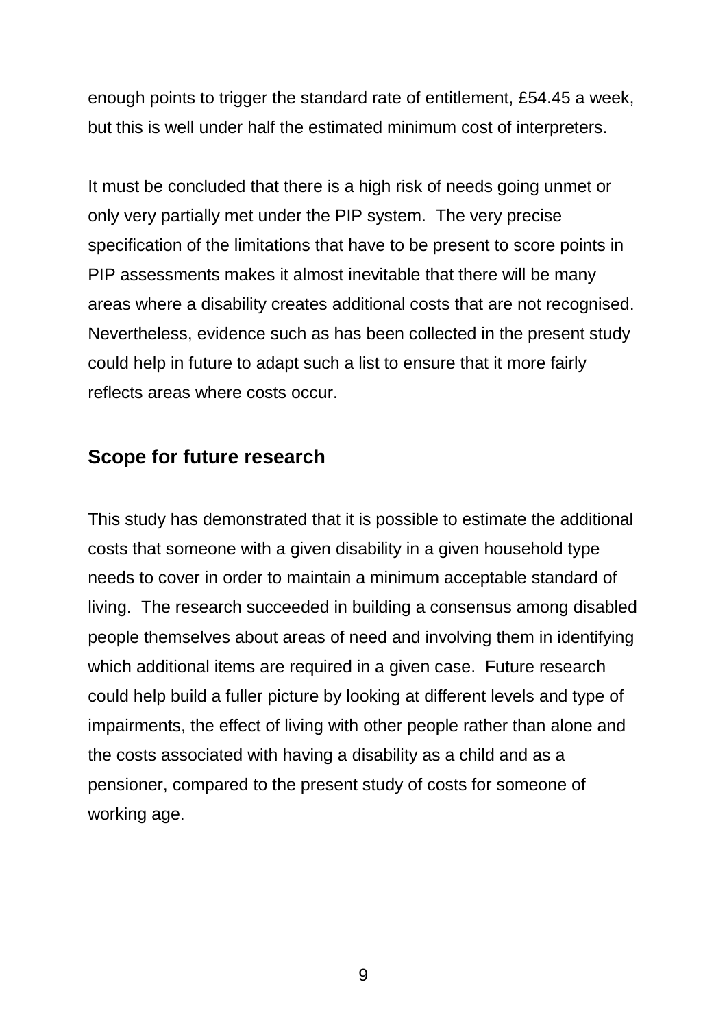enough points to trigger the standard rate of entitlement, £54.45 a week, but this is well under half the estimated minimum cost of interpreters.

It must be concluded that there is a high risk of needs going unmet or only very partially met under the PIP system. The very precise specification of the limitations that have to be present to score points in PIP assessments makes it almost inevitable that there will be many areas where a disability creates additional costs that are not recognised. Nevertheless, evidence such as has been collected in the present study could help in future to adapt such a list to ensure that it more fairly reflects areas where costs occur.

## Scope for future research

This study has demonstrated that it is possible to estimate the additional costs that someone with a given disability in a given household type needs to cover in order to maintain a minimum acceptable standard of living. The research succeeded in building a consensus among disabled people themselves about areas of need and involving them in identifying which additional items are required in a given case. Future research could help build a fuller picture by looking at different levels and type of impairments, the effect of living with other people rather than alone and the costs associated with having a disability as a child and as a pensioner, compared to the present study of costs for someone of working age.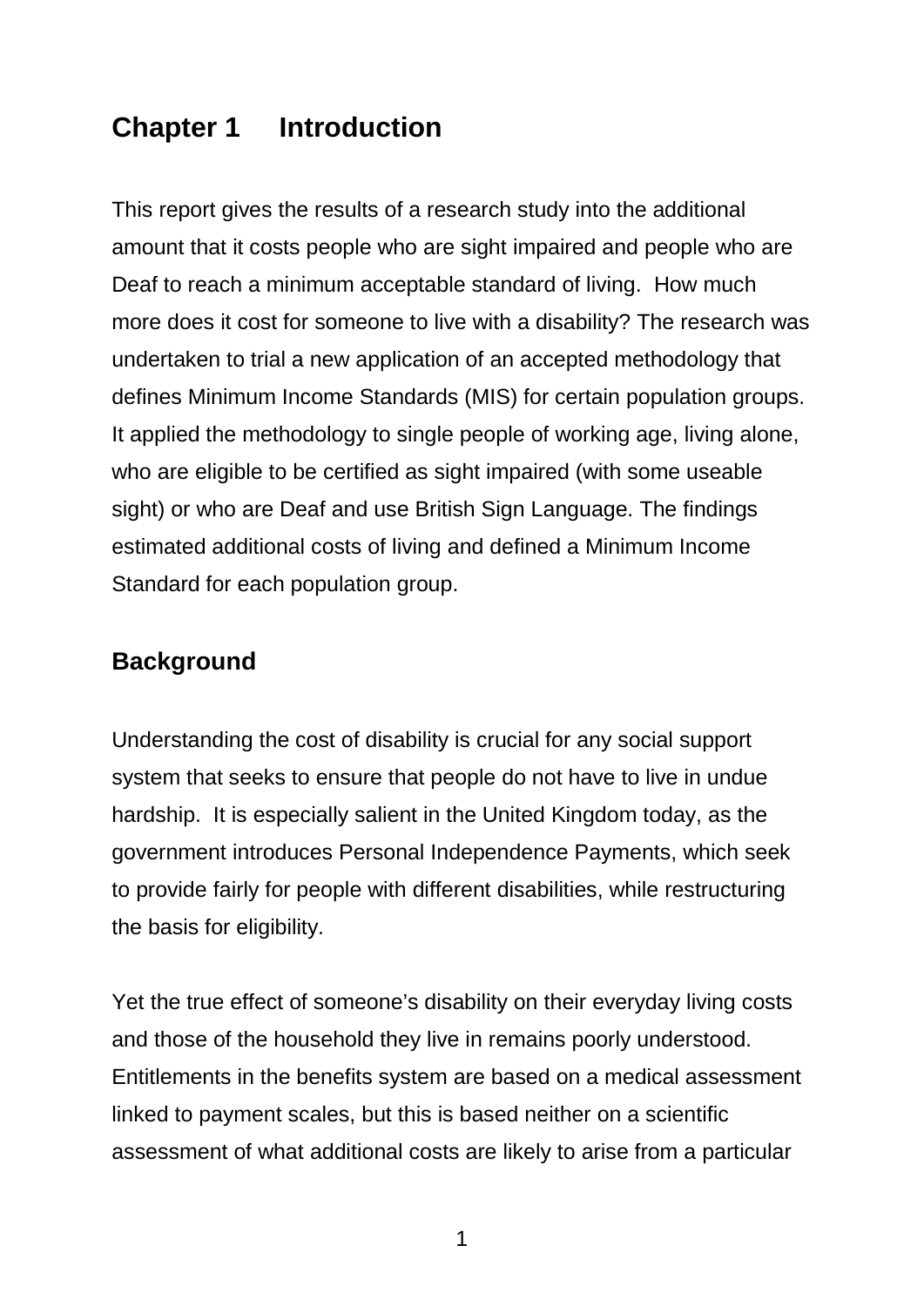# Chapter 1 Introduction

This report gives the results of a research study into the additional amount that it costs people who are sight impaired and people who are Deaf to reach a minimum acceptable standard of living. How much more does it cost for someone to live with a disability? The research was undertaken to trial a new application of an accepted methodology that defines Minimum Income Standards (MIS) for certain population groups. It applied the methodology to single people of working age, living alone, who are eligible to be certified as sight impaired (with some useable sight) or who are Deaf and use British Sign Language. The findings estimated additional costs of living and defined a Minimum Income Standard for each population group.

## Background

Understanding the cost of disability is crucial for any social support system that seeks to ensure that people do not have to live in undue hardship. It is especially salient in the United Kingdom today, as the government introduces Personal Independence Payments, which seek to provide fairly for people with different disabilities, while restructuring the basis for eligibility.

Yet the true effect of someone's disability on their everyday living costs and those of the household they live in remains poorly understood. Entitlements in the benefits system are based on a medical assessment linked to payment scales, but this is based neither on a scientific assessment of what additional costs are likely to arise from a particular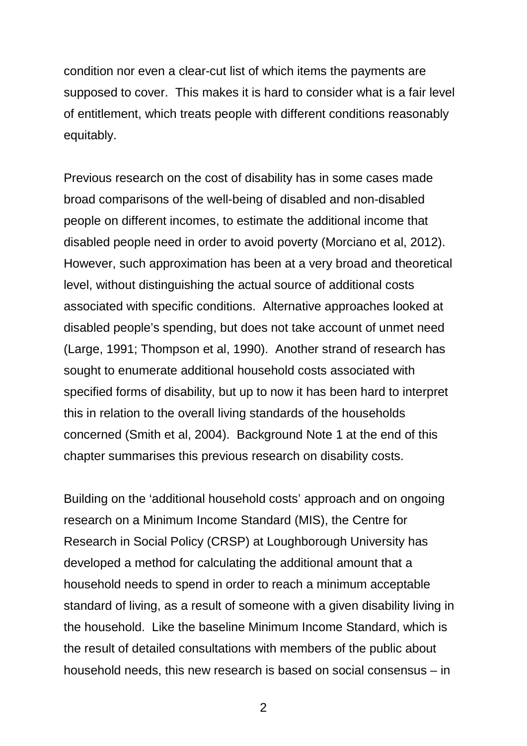condition nor even a clear-cut list of which items the payments are supposed to cover. This makes it is hard to consider what is a fair level of entitlement, which treats people with different conditions reasonably equitably.

Previous research on the cost of disability has in some cases made broad comparisons of the well-being of disabled and non-disabled people on different incomes, to estimate the additional income that disabled people need in order to avoid poverty (Morciano et al, 2012). However, such approximation has been at a very broad and theoretical level, without distinguishing the actual source of additional costs associated with specific conditions. Alternative approaches looked at disabled people's spending, but does not take account of unmet need (Large, 1991; Thompson et al, 1990). Another strand of research has sought to enumerate additional household costs associated with specified forms of disability, but up to now it has been hard to interpret this in relation to the overall living standards of the households concerned (Smith et al, 2004). Background Note 1 at the end of this chapter summarises this previous research on disability costs.

Building on the 'additional household costs' approach and on ongoing research on a Minimum Income Standard (MIS), the Centre for Research in Social Policy (CRSP) at Loughborough University has developed a method for calculating the additional amount that a household needs to spend in order to reach a minimum acceptable standard of living, as a result of someone with a given disability living in the household. Like the baseline Minimum Income Standard, which is the result of detailed consultations with members of the public about household needs, this new research is based on social consensus – in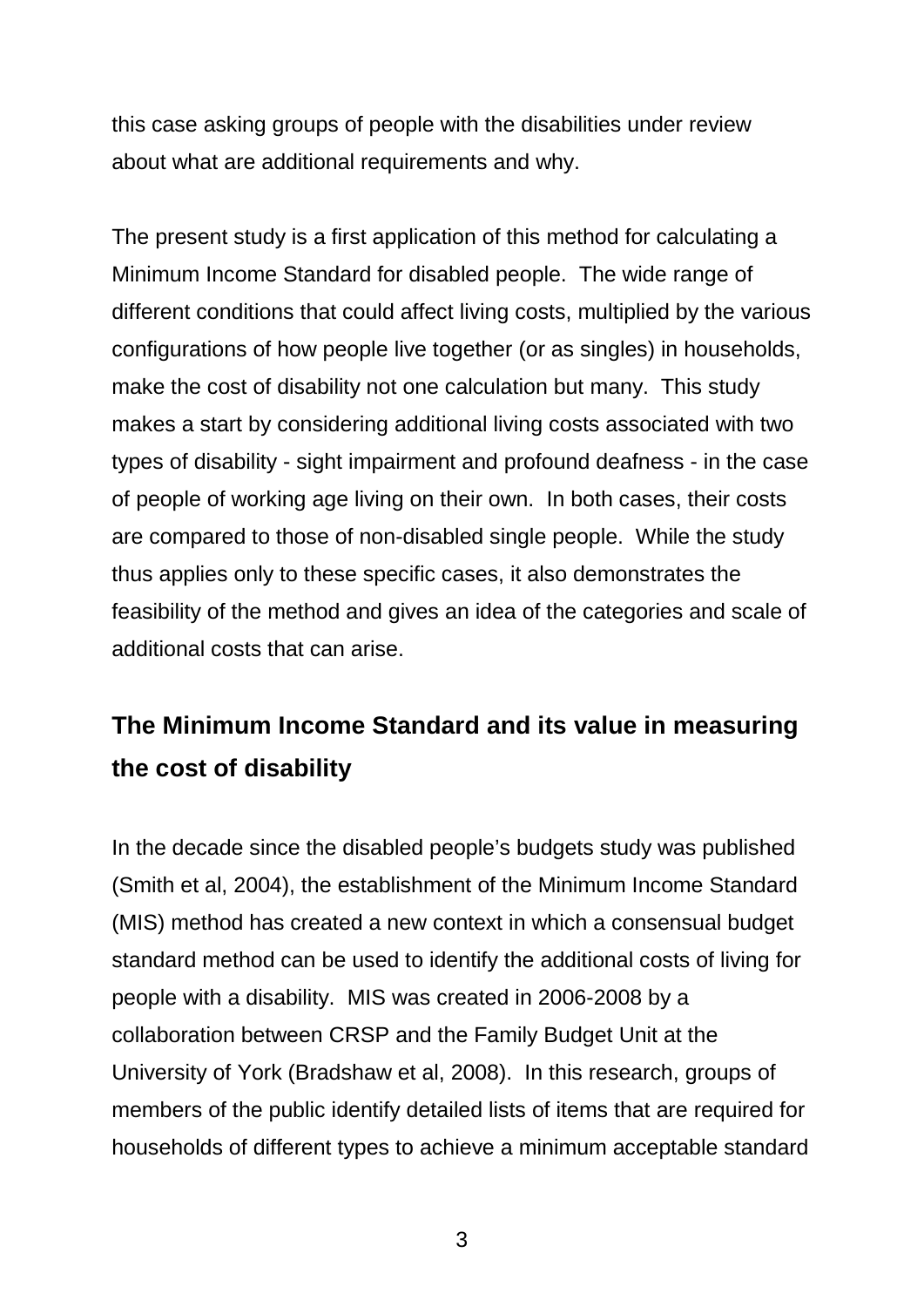this case asking groups of people with the disabilities under review about what are additional requirements and why.

The present study is a first application of this method for calculating a Minimum Income Standard for disabled people. The wide range of different conditions that could affect living costs, multiplied by the various configurations of how people live together (or as singles) in households, make the cost of disability not one calculation but many. This study makes a start by considering additional living costs associated with two types of disability - sight impairment and profound deafness - in the case of people of working age living on their own. In both cases, their costs are compared to those of non-disabled single people. While the study thus applies only to these specific cases, it also demonstrates the feasibility of the method and gives an idea of the categories and scale of additional costs that can arise.

## The Minimum Income Standard and its value in measuring the cost of disability

In the decade since the disabled people's budgets study was published (Smith et al, 2004), the establishment of the Minimum Income Standard (MIS) method has created a new context in which a consensual budget standard method can be used to identify the additional costs of living for people with a disability. MIS was created in 2006-2008 by a collaboration between CRSP and the Family Budget Unit at the University of York (Bradshaw et al, 2008). In this research, groups of members of the public identify detailed lists of items that are required for households of different types to achieve a minimum acceptable standard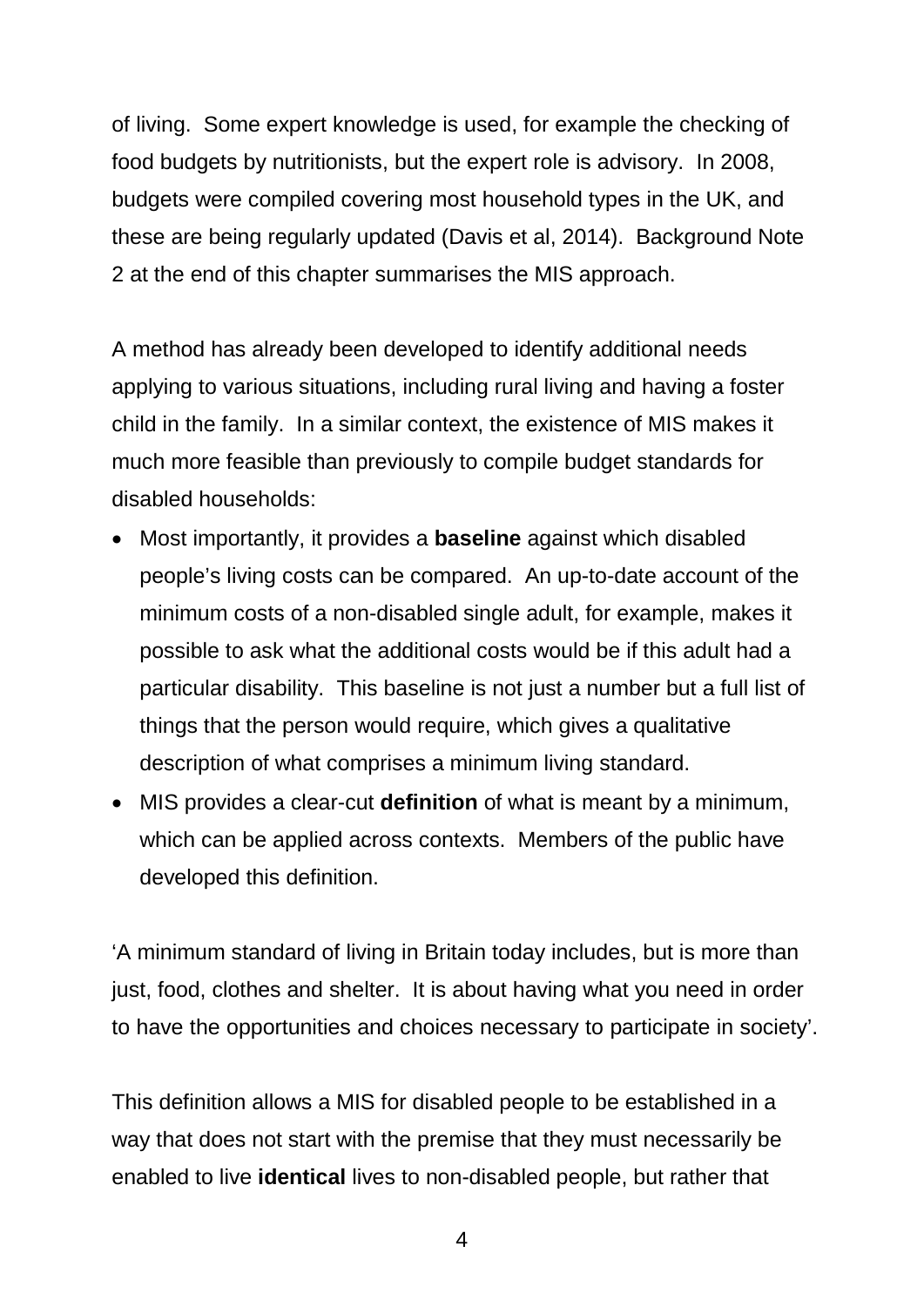of living. Some expert knowledge is used, for example the checking of food budgets by nutritionists, but the expert role is advisory. In 2008, budgets were compiled covering most household types in the UK, and these are being regularly updated (Davis et al, 2014). Background Note 2 at the end of this chapter summarises the MIS approach.

A method has already been developed to identify additional needs applying to various situations, including rural living and having a foster child in the family. In a similar context, the existence of MIS makes it much more feasible than previously to compile budget standards for disabled households:

- Most importantly, it provides a **baseline** against which disabled people's living costs can be compared. An up-to-date account of the minimum costs of a non-disabled single adult, for example, makes it possible to ask what the additional costs would be if this adult had a particular disability. This baseline is not just a number but a full list of things that the person would require, which gives a qualitative description of what comprises a minimum living standard.
- MIS provides a clear-cut **definition** of what is meant by a minimum, which can be applied across contexts. Members of the public have developed this definition.

'A minimum standard of living in Britain today includes, but is more than just, food, clothes and shelter. It is about having what you need in order to have the opportunities and choices necessary to participate in society'.

This definition allows a MIS for disabled people to be established in a way that does not start with the premise that they must necessarily be enabled to live **identical** lives to non-disabled people, but rather that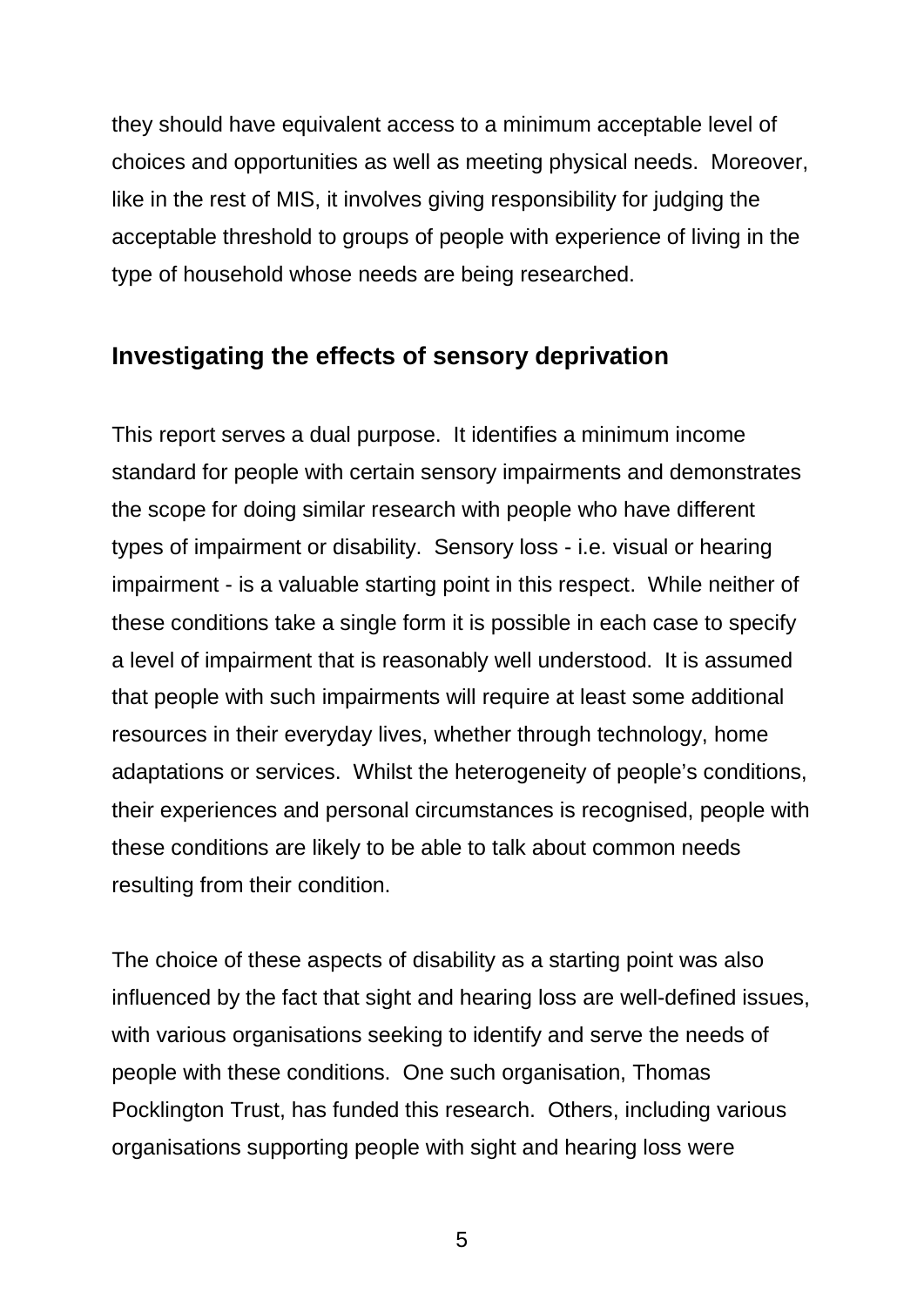they should have equivalent access to a minimum acceptable level of choices and opportunities as well as meeting physical needs. Moreover, like in the rest of MIS, it involves giving responsibility for judging the acceptable threshold to groups of people with experience of living in the type of household whose needs are being researched.

## Investigating the effects of sensory deprivation

This report serves a dual purpose. It identifies a minimum income standard for people with certain sensory impairments and demonstrates the scope for doing similar research with people who have different types of impairment or disability. Sensory loss - i.e. visual or hearing impairment - is a valuable starting point in this respect. While neither of these conditions take a single form it is possible in each case to specify a level of impairment that is reasonably well understood. It is assumed that people with such impairments will require at least some additional resources in their everyday lives, whether through technology, home adaptations or services. Whilst the heterogeneity of people's conditions, their experiences and personal circumstances is recognised, people with these conditions are likely to be able to talk about common needs resulting from their condition.

The choice of these aspects of disability as a starting point was also influenced by the fact that sight and hearing loss are well-defined issues, with various organisations seeking to identify and serve the needs of people with these conditions. One such organisation, Thomas Pocklington Trust, has funded this research. Others, including various organisations supporting people with sight and hearing loss were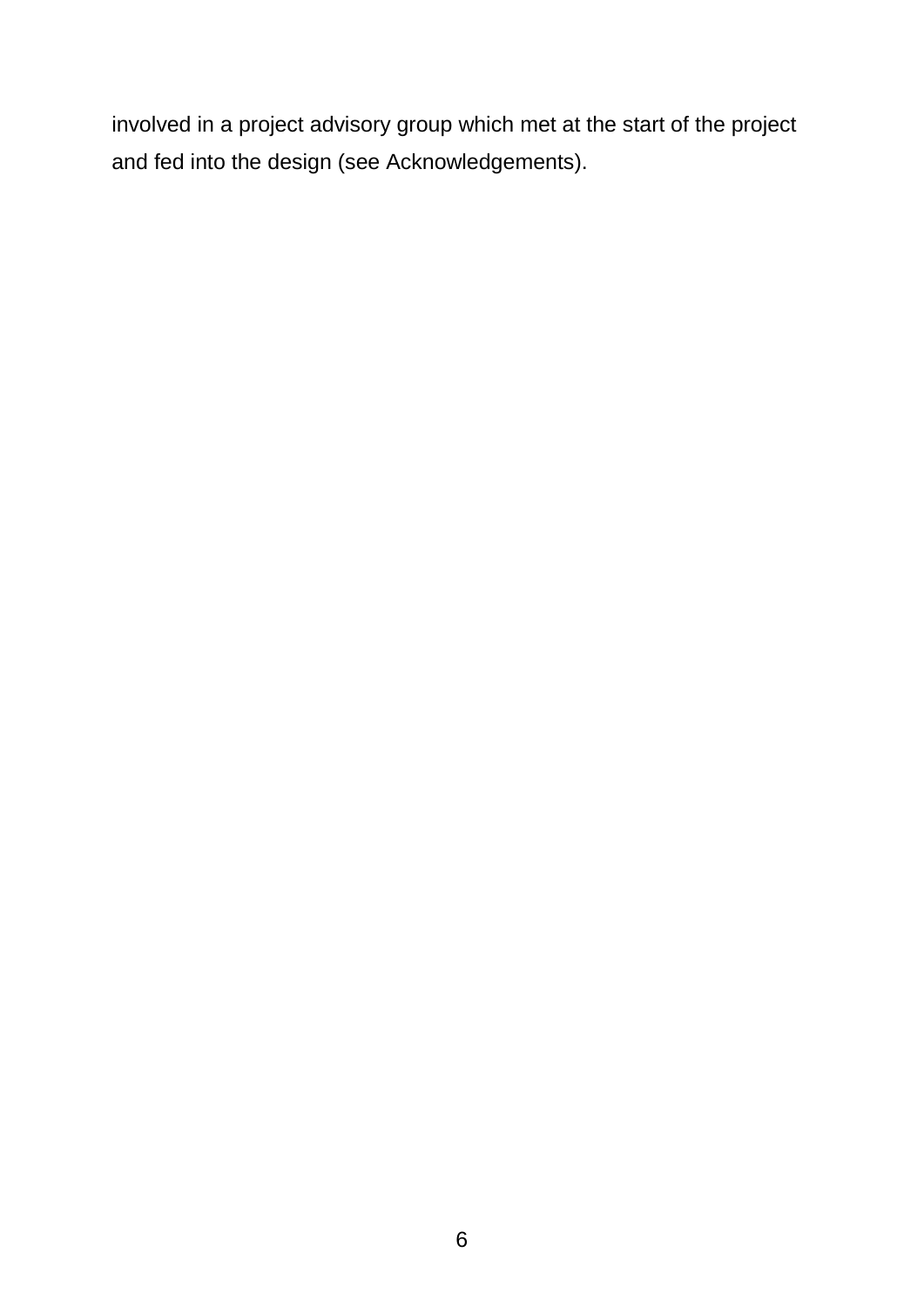involved in a project advisory group which met at the start of the project and fed into the design (see Acknowledgements).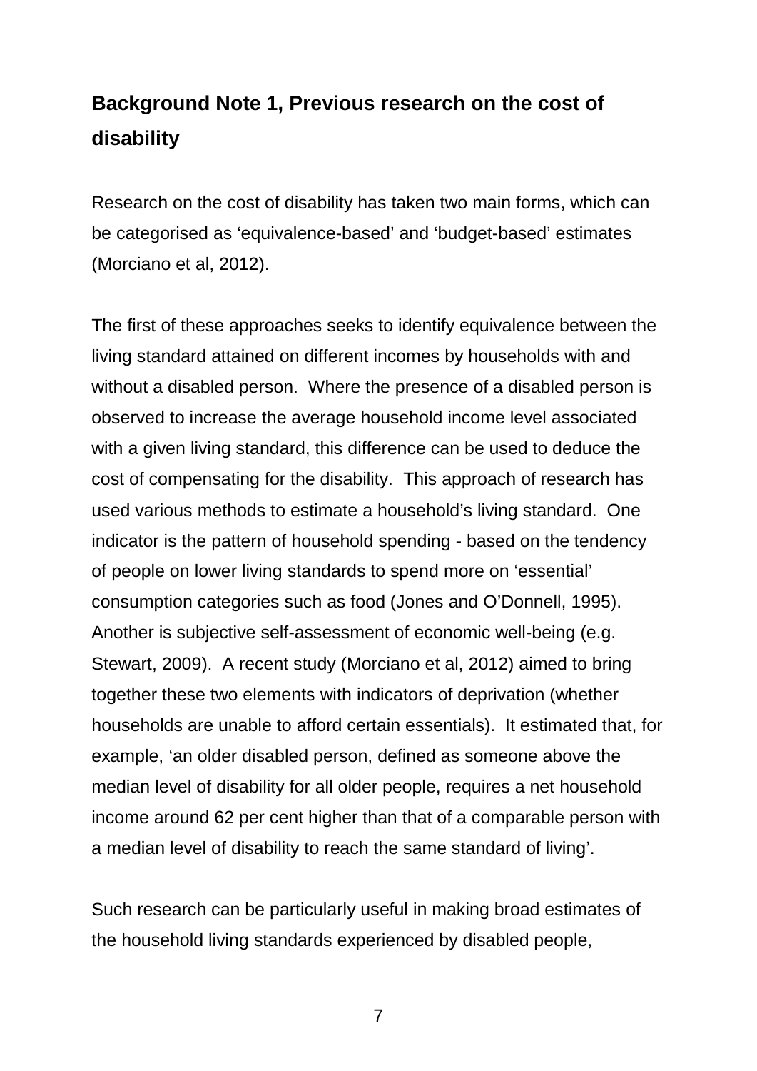## Background Note 1, Previous research on the cost of disability

Research on the cost of disability has taken two main forms, which can be categorised as 'equivalence-based' and 'budget-based' estimates (Morciano et al, 2012).

The first of these approaches seeks to identify equivalence between the living standard attained on different incomes by households with and without a disabled person. Where the presence of a disabled person is observed to increase the average household income level associated with a given living standard, this difference can be used to deduce the cost of compensating for the disability. This approach of research has used various methods to estimate a household's living standard. One indicator is the pattern of household spending - based on the tendency of people on lower living standards to spend more on 'essential' consumption categories such as food (Jones and O'Donnell, 1995). Another is subjective self-assessment of economic well-being (e.g. Stewart, 2009). A recent study (Morciano et al, 2012) aimed to bring together these two elements with indicators of deprivation (whether households are unable to afford certain essentials). It estimated that, for example, 'an older disabled person, defined as someone above the median level of disability for all older people, requires a net household income around 62 per cent higher than that of a comparable person with a median level of disability to reach the same standard of living'.

Such research can be particularly useful in making broad estimates of the household living standards experienced by disabled people,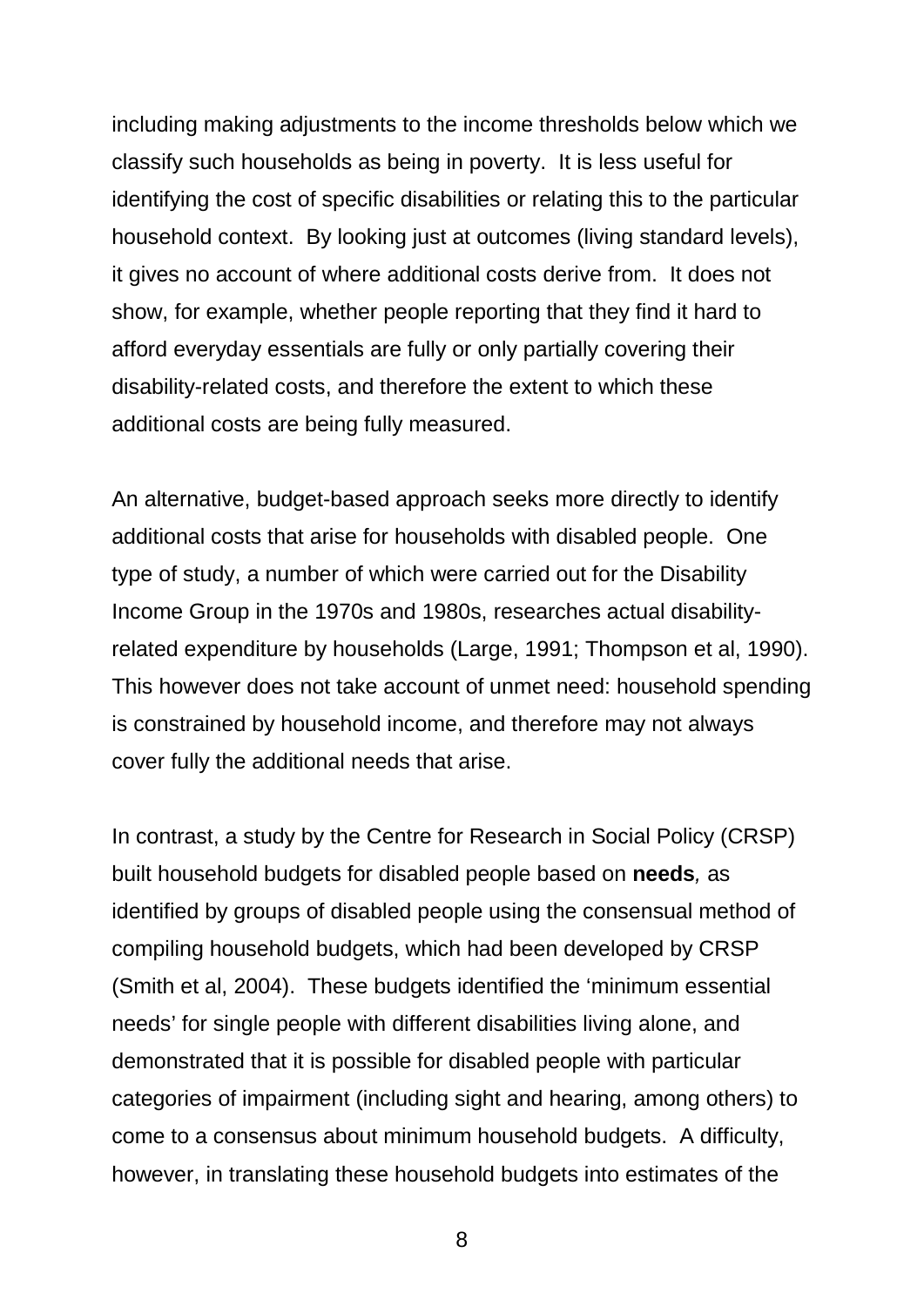including making adjustments to the income thresholds below which we classify such households as being in poverty. It is less useful for identifying the cost of specific disabilities or relating this to the particular household context. By looking just at outcomes (living standard levels), it gives no account of where additional costs derive from. It does not show, for example, whether people reporting that they find it hard to afford everyday essentials are fully or only partially covering their disability-related costs, and therefore the extent to which these additional costs are being fully measured.

An alternative, budget-based approach seeks more directly to identify additional costs that arise for households with disabled people. One type of study, a number of which were carried out for the Disability Income Group in the 1970s and 1980s, researches actual disability-related expenditure by households (Large, 1991; Thompson et al, 1990). This however does not take account of unmet need: household spending is constrained by household income, and therefore may not always cover fully the additional needs that arise.

In contrast, a study by the Centre for Research in Social Policy (CRSP) built household budgets for disabled people based on **needs***,* as identified by groups of disabled people using the consensual method of compiling household budgets, which had been developed by CRSP (Smith et al, 2004). These budgets identified the 'minimum essential needs' for single people with different disabilities living alone, and demonstrated that it is possible for disabled people with particular categories of impairment (including sight and hearing, among others) to come to a consensus about minimum household budgets. A difficulty, however, in translating these household budgets into estimates of the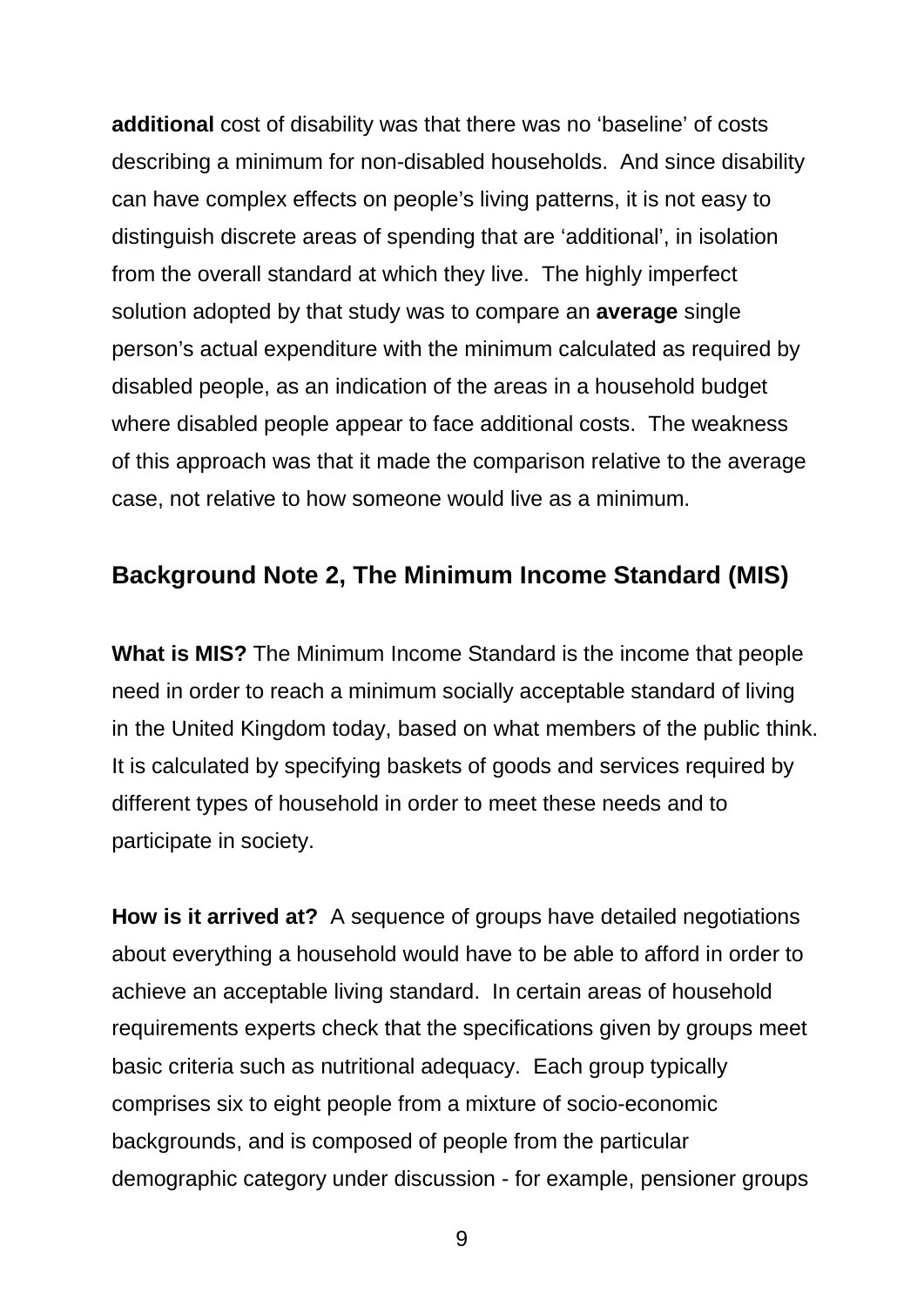**additional** cost of disability was that there was no 'baseline' of costs describing a minimum for non-disabled households. And since disability can have complex effects on people's living patterns, it is not easy to distinguish discrete areas of spending that are 'additional', in isolation from the overall standard at which they live. The highly imperfect solution adopted by that study was to compare an **average** single person's actual expenditure with the minimum calculated as required by disabled people, as an indication of the areas in a household budget where disabled people appear to face additional costs. The weakness of this approach was that it made the comparison relative to the average case, not relative to how someone would live as a minimum.

## Background Note 2, The Minimum Income Standard (MIS)

**What is MIS?** The Minimum Income Standard is the income that people need in order to reach a minimum socially acceptable standard of living in the United Kingdom today, based on what members of the public think. It is calculated by specifying baskets of goods and services required by different types of household in order to meet these needs and to participate in society.

**How is it arrived at?** A sequence of groups have detailed negotiations about everything a household would have to be able to afford in order to achieve an acceptable living standard. In certain areas of household requirements experts check that the specifications given by groups meet basic criteria such as nutritional adequacy. Each group typically comprises six to eight people from a mixture of socio-economic backgrounds, and is composed of people from the particular demographic category under discussion - for example, pensioner groups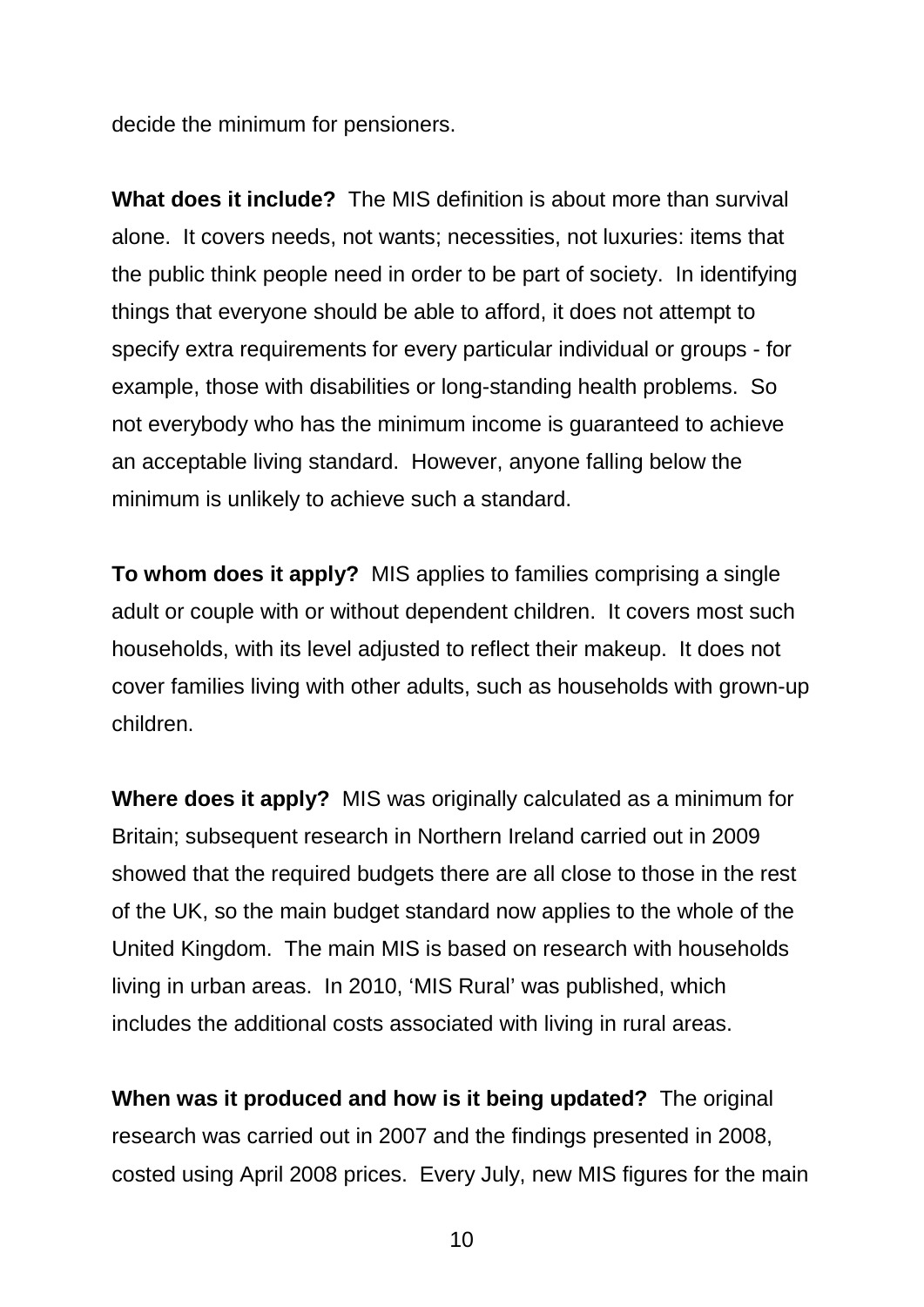decide the minimum for pensioners.

**What does it include?** The MIS definition is about more than survival alone. It covers needs, not wants; necessities, not luxuries: items that the public think people need in order to be part of society. In identifying things that everyone should be able to afford, it does not attempt to specify extra requirements for every particular individual or groups - for example, those with disabilities or long-standing health problems. So not everybody who has the minimum income is guaranteed to achieve an acceptable living standard. However, anyone falling below the minimum is unlikely to achieve such a standard.

**To whom does it apply?** MIS applies to families comprising a single adult or couple with or without dependent children. It covers most such households, with its level adjusted to reflect their makeup. It does not cover families living with other adults, such as households with grown-up children.

**Where does it apply?** MIS was originally calculated as a minimum for Britain; subsequent research in Northern Ireland carried out in 2009 showed that the required budgets there are all close to those in the rest of the UK, so the main budget standard now applies to the whole of the United Kingdom. The main MIS is based on research with households living in urban areas. In 2010, 'MIS Rural' was published, which includes the additional costs associated with living in rural areas.

**When was it produced and how is it being updated?** The original research was carried out in 2007 and the findings presented in 2008, costed using April 2008 prices. Every July, new MIS figures for the main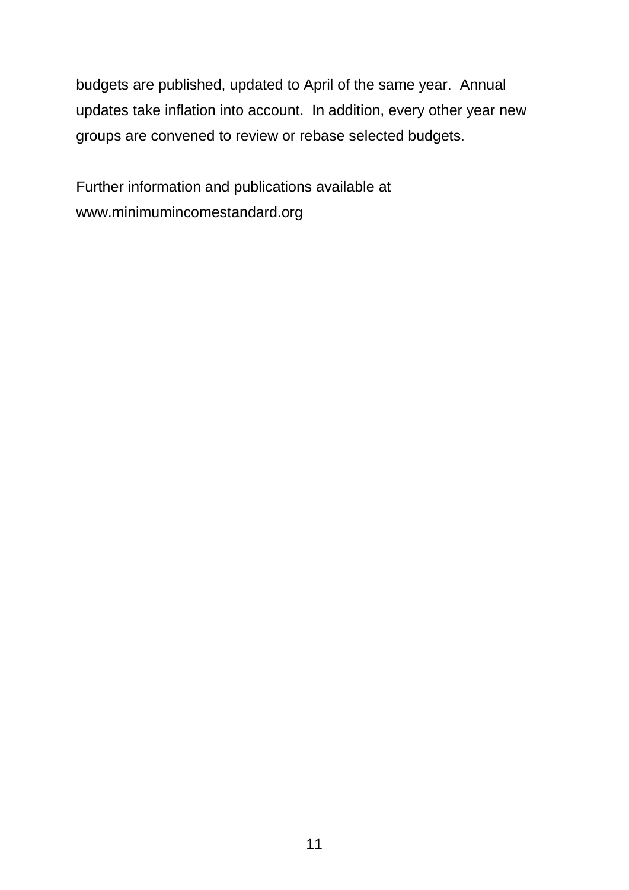budgets are published, updated to April of the same year. Annual updates take inflation into account. In addition, every other year new groups are convened to review or rebase selected budgets.

Further information and publications available at www.minimumincomestandard.org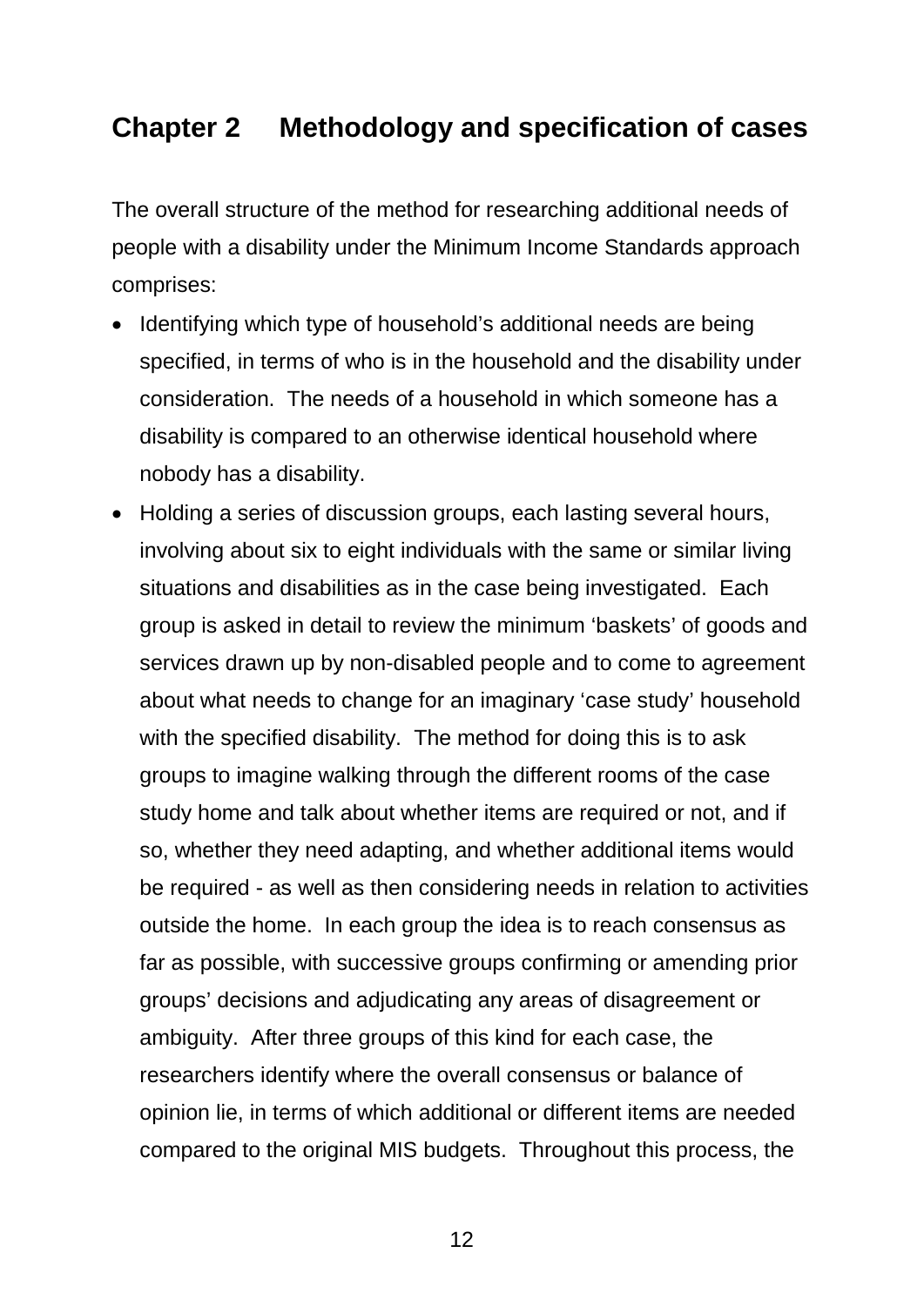# Chapter 2 Methodology and specification of cases

The overall structure of the method for researching additional needs of people with a disability under the Minimum Income Standards approach comprises:

- Identifying which type of household's additional needs are being specified, in terms of who is in the household and the disability under consideration. The needs of a household in which someone has a disability is compared to an otherwise identical household where nobody has a disability.
- Holding a series of discussion groups, each lasting several hours, involving about six to eight individuals with the same or similar living situations and disabilities as in the case being investigated. Each group is asked in detail to review the minimum 'baskets' of goods and services drawn up by non-disabled people and to come to agreement about what needs to change for an imaginary 'case study' household with the specified disability. The method for doing this is to ask groups to imagine walking through the different rooms of the case study home and talk about whether items are required or not, and if so, whether they need adapting, and whether additional items would be required - as well as then considering needs in relation to activities outside the home. In each group the idea is to reach consensus as far as possible, with successive groups confirming or amending prior groups' decisions and adjudicating any areas of disagreement or ambiguity. After three groups of this kind for each case, the researchers identify where the overall consensus or balance of opinion lie, in terms of which additional or different items are needed compared to the original MIS budgets. Throughout this process, the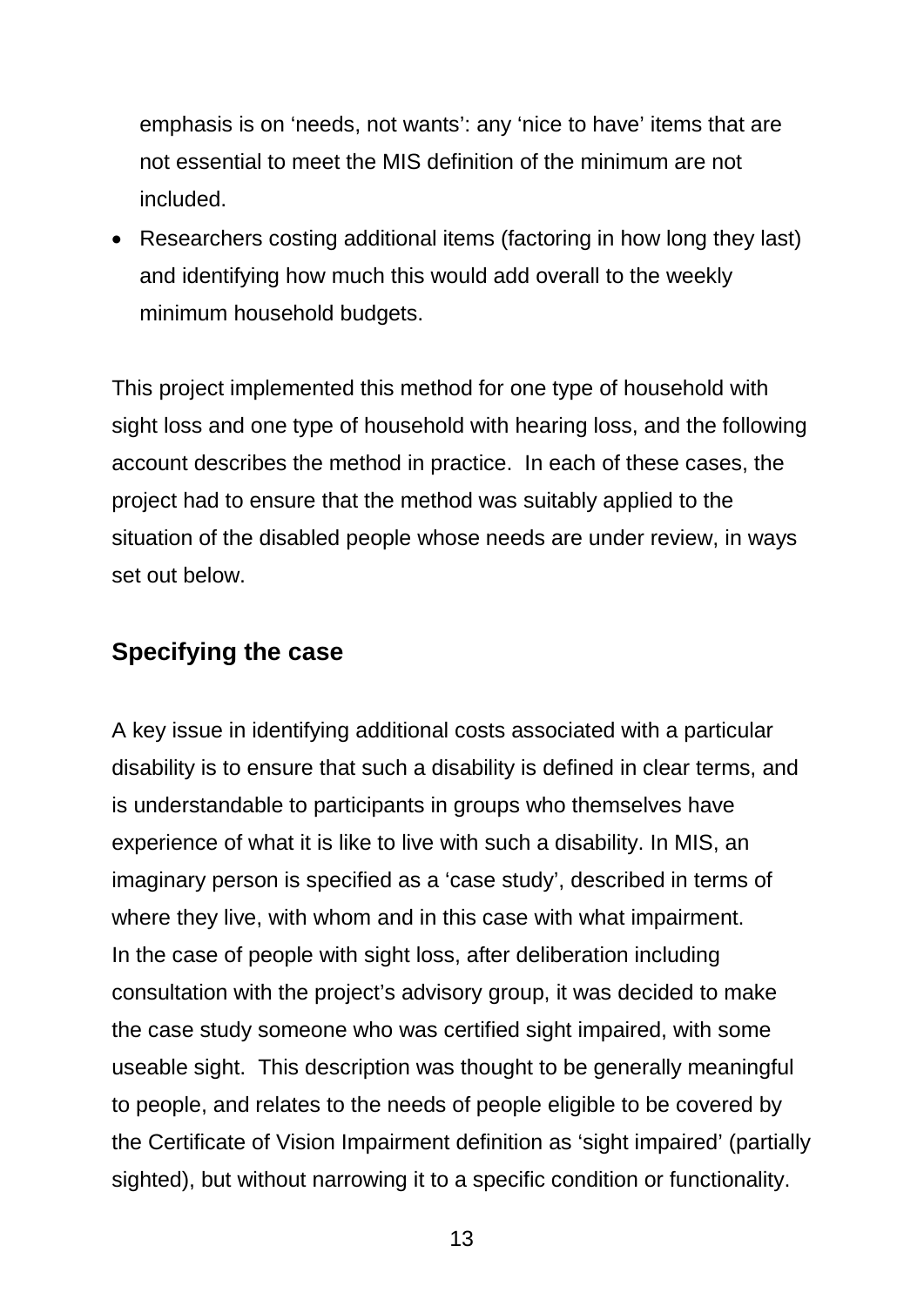emphasis is on 'needs, not wants': any 'nice to have' items that are not essential to meet the MIS definition of the minimum are not included.

- Researchers costing additional items (factoring in how long they last) and identifying how much this would add overall to the weekly minimum household budgets.

This project implemented this method for one type of household with sight loss and one type of household with hearing loss, and the following account describes the method in practice. In each of these cases, the project had to ensure that the method was suitably applied to the situation of the disabled people whose needs are under review, in ways set out below.

## Specifying the case

A key issue in identifying additional costs associated with a particular disability is to ensure that such a disability is defined in clear terms, and is understandable to participants in groups who themselves have experience of what it is like to live with such a disability. In MIS, an imaginary person is specified as a 'case study', described in terms of where they live, with whom and in this case with what impairment.
In the case of people with sight loss, after deliberation including consultation with the project's advisory group, it was decided to make the case study someone who was certified sight impaired, with some useable sight. This description was thought to be generally meaningful to people, and relates to the needs of people eligible to be covered by the Certificate of Vision Impairment definition as 'sight impaired' (partially sighted), but without narrowing it to a specific condition or functionality.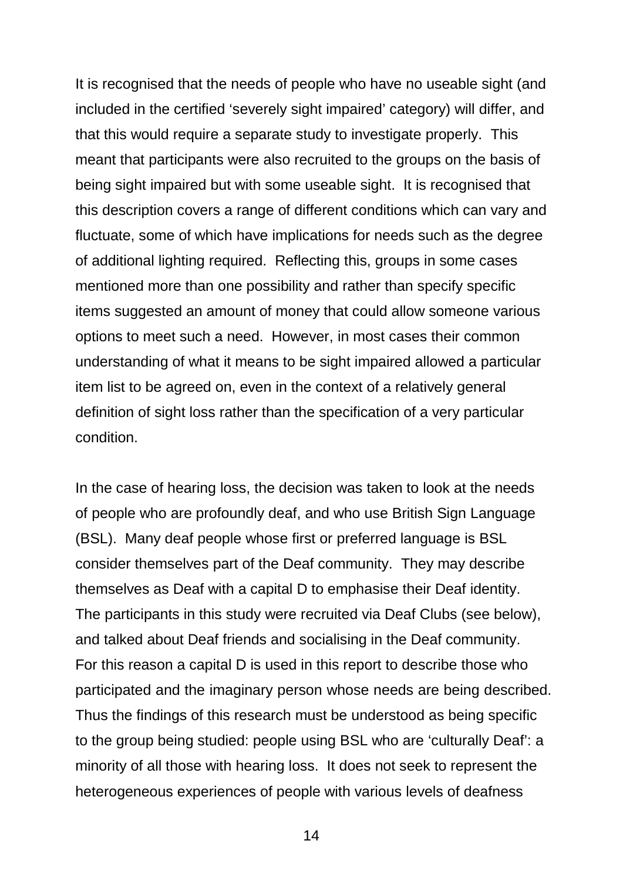It is recognised that the needs of people who have no useable sight (and included in the certified ‘severely sight impaired’ category) will differ, and that this would require a separate study to investigate properly. This meant that participants were also recruited to the groups on the basis of being sight impaired but with some useable sight. It is recognised that this description covers a range of different conditions which can vary and fluctuate, some of which have implications for needs such as the degree of additional lighting required. Reflecting this, groups in some cases mentioned more than one possibility and rather than specify specific items suggested an amount of money that could allow someone various options to meet such a need. However, in most cases their common understanding of what it means to be sight impaired allowed a particular item list to be agreed on, even in the context of a relatively general definition of sight loss rather than the specification of a very particular condition.

In the case of hearing loss, the decision was taken to look at the needs of people who are profoundly deaf, and who use British Sign Language (BSL). Many deaf people whose first or preferred language is BSL consider themselves part of the Deaf community. They may describe themselves as Deaf with a capital D to emphasise their Deaf identity. The participants in this study were recruited via Deaf Clubs (see below), and talked about Deaf friends and socialising in the Deaf community. For this reason a capital D is used in this report to describe those who participated and the imaginary person whose needs are being described. Thus the findings of this research must be understood as being specific to the group being studied: people using BSL who are ‘culturally Deaf’: a minority of all those with hearing loss. It does not seek to represent the heterogeneous experiences of people with various levels of deafness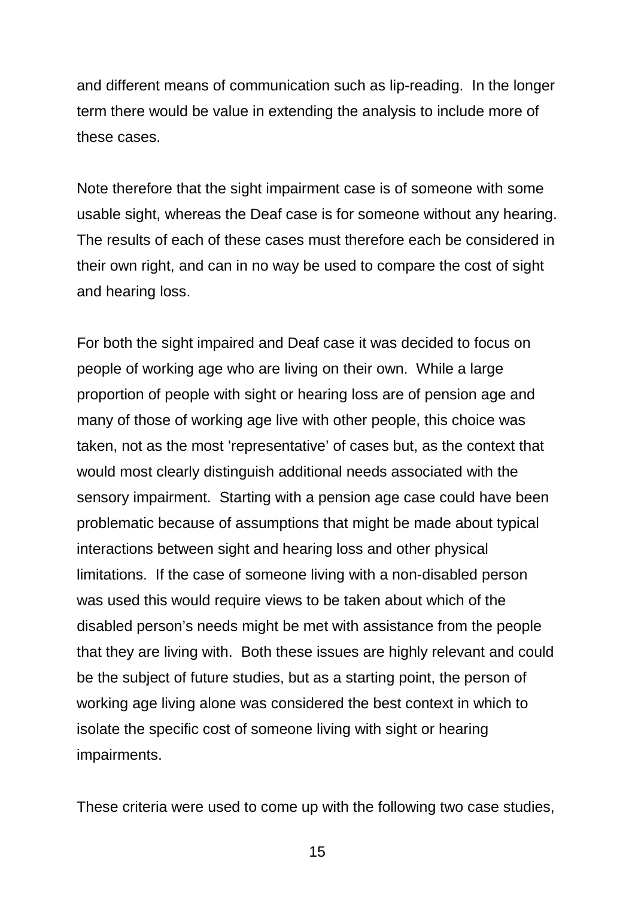and different means of communication such as lip-reading.  In the longer term there would be value in extending the analysis to include more of these cases.

Note therefore that the sight impairment case is of someone with some usable sight, whereas the Deaf case is for someone without any hearing. The results of each of these cases must therefore each be considered in their own right, and can in no way be used to compare the cost of sight and hearing loss.

For both the sight impaired and Deaf case it was decided to focus on people of working age who are living on their own.  While a large proportion of people with sight or hearing loss are of pension age and many of those of working age live with other people, this choice was taken, not as the most 'representative' of cases but, as the context that would most clearly distinguish additional needs associated with the sensory impairment.  Starting with a pension age case could have been problematic because of assumptions that might be made about typical interactions between sight and hearing loss and other physical limitations.  If the case of someone living with a non-disabled person was used this would require views to be taken about which of the disabled person's needs might be met with assistance from the people that they are living with.  Both these issues are highly relevant and could be the subject of future studies, but as a starting point, the person of working age living alone was considered the best context in which to isolate the specific cost of someone living with sight or hearing impairments.

These criteria were used to come up with the following two case studies,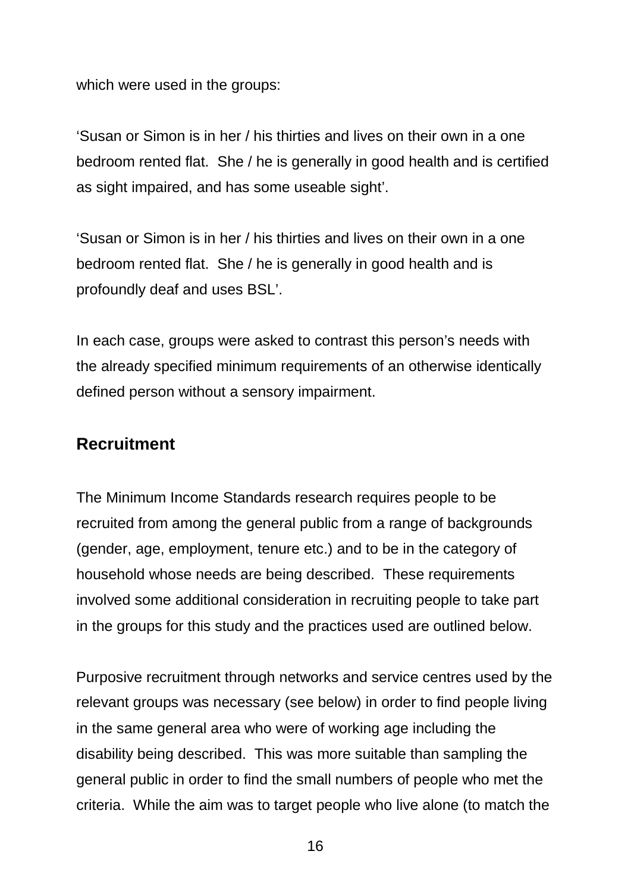which were used in the groups:

'Susan or Simon is in her / his thirties and lives on their own in a one bedroom rented flat. She / he is generally in good health and is certified as sight impaired, and has some useable sight'.

'Susan or Simon is in her / his thirties and lives on their own in a one bedroom rented flat. She / he is generally in good health and is profoundly deaf and uses BSL'.

In each case, groups were asked to contrast this person's needs with the already specified minimum requirements of an otherwise identically defined person without a sensory impairment.

## Recruitment

The Minimum Income Standards research requires people to be recruited from among the general public from a range of backgrounds (gender, age, employment, tenure etc.) and to be in the category of household whose needs are being described. These requirements involved some additional consideration in recruiting people to take part in the groups for this study and the practices used are outlined below.

Purposive recruitment through networks and service centres used by the relevant groups was necessary (see below) in order to find people living in the same general area who were of working age including the disability being described. This was more suitable than sampling the general public in order to find the small numbers of people who met the criteria. While the aim was to target people who live alone (to match the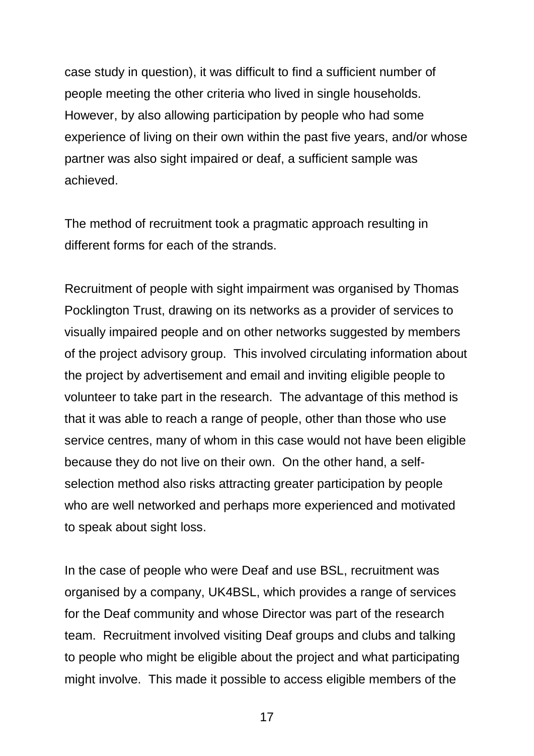case study in question), it was difficult to find a sufficient number of people meeting the other criteria who lived in single households. However, by also allowing participation by people who had some experience of living on their own within the past five years, and/or whose partner was also sight impaired or deaf, a sufficient sample was achieved.

The method of recruitment took a pragmatic approach resulting in different forms for each of the strands.

Recruitment of people with sight impairment was organised by Thomas Pocklington Trust, drawing on its networks as a provider of services to visually impaired people and on other networks suggested by members of the project advisory group. This involved circulating information about the project by advertisement and email and inviting eligible people to volunteer to take part in the research. The advantage of this method is that it was able to reach a range of people, other than those who use service centres, many of whom in this case would not have been eligible because they do not live on their own. On the other hand, a self-selection method also risks attracting greater participation by people who are well networked and perhaps more experienced and motivated to speak about sight loss.

In the case of people who were Deaf and use BSL, recruitment was organised by a company, UK4BSL, which provides a range of services for the Deaf community and whose Director was part of the research team. Recruitment involved visiting Deaf groups and clubs and talking to people who might be eligible about the project and what participating might involve. This made it possible to access eligible members of the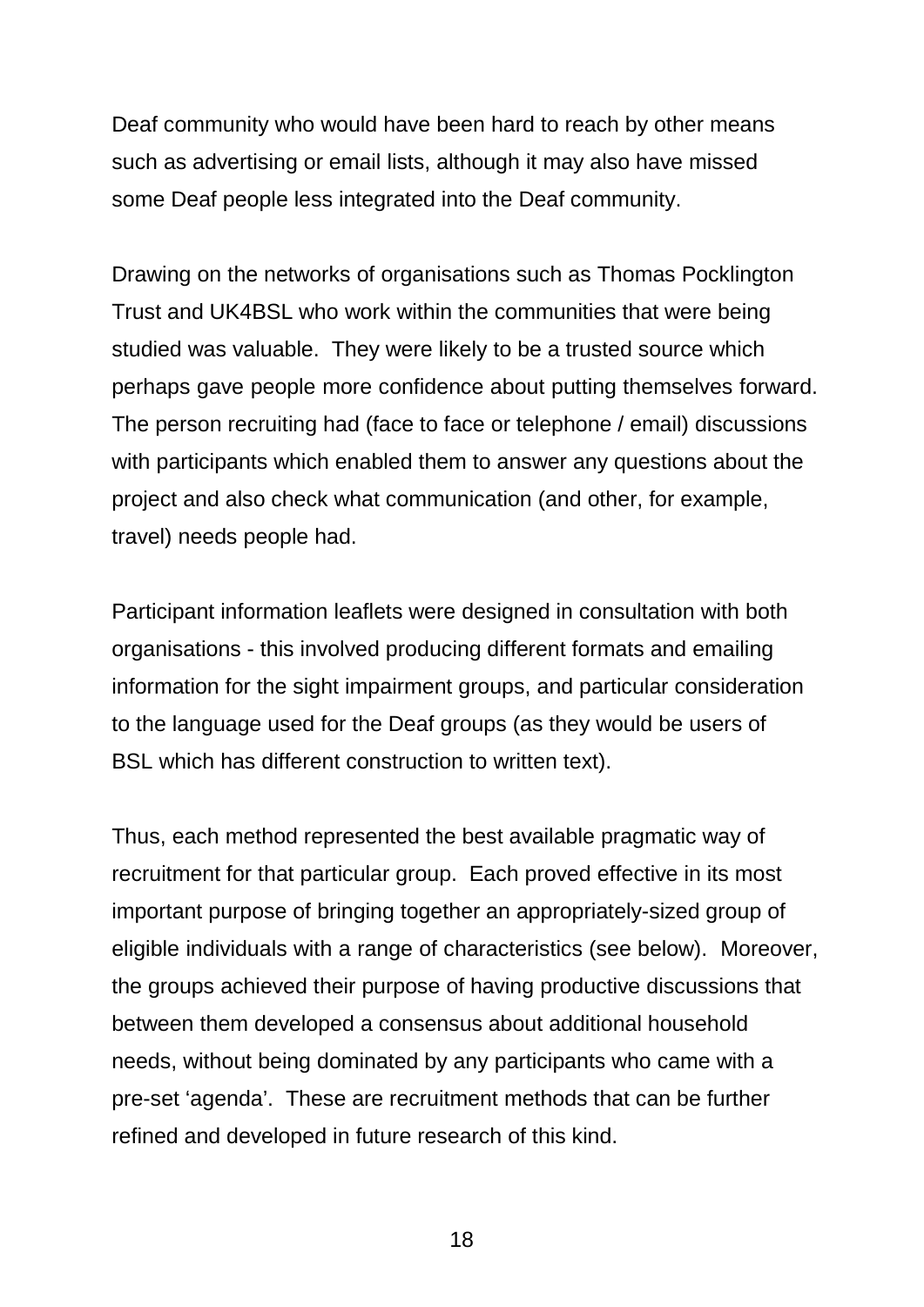Deaf community who would have been hard to reach by other means such as advertising or email lists, although it may also have missed some Deaf people less integrated into the Deaf community.

Drawing on the networks of organisations such as Thomas Pocklington Trust and UK4BSL who work within the communities that were being studied was valuable. They were likely to be a trusted source which perhaps gave people more confidence about putting themselves forward. The person recruiting had (face to face or telephone / email) discussions with participants which enabled them to answer any questions about the project and also check what communication (and other, for example, travel) needs people had.

Participant information leaflets were designed in consultation with both organisations - this involved producing different formats and emailing information for the sight impairment groups, and particular consideration to the language used for the Deaf groups (as they would be users of BSL which has different construction to written text).

Thus, each method represented the best available pragmatic way of recruitment for that particular group. Each proved effective in its most important purpose of bringing together an appropriately-sized group of eligible individuals with a range of characteristics (see below). Moreover, the groups achieved their purpose of having productive discussions that between them developed a consensus about additional household needs, without being dominated by any participants who came with a pre-set 'agenda'. These are recruitment methods that can be further refined and developed in future research of this kind.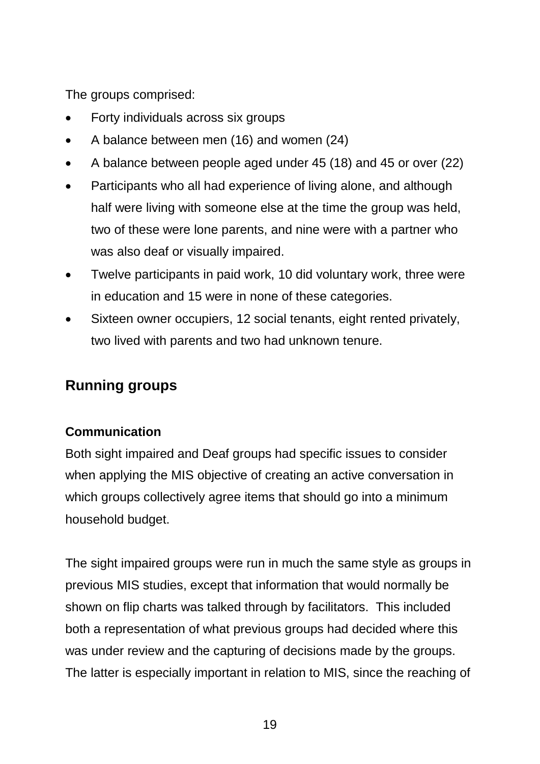The groups comprised:

- Forty individuals across six groups
- A balance between men (16) and women (24)
- A balance between people aged under 45 (18) and 45 or over (22)
- Participants who all had experience of living alone, and although half were living with someone else at the time the group was held, two of these were lone parents, and nine were with a partner who was also deaf or visually impaired.
- Twelve participants in paid work, 10 did voluntary work, three were in education and 15 were in none of these categories.
- Sixteen owner occupiers, 12 social tenants, eight rented privately, two lived with parents and two had unknown tenure.

## Running groups

### Communication

Both sight impaired and Deaf groups had specific issues to consider when applying the MIS objective of creating an active conversation in which groups collectively agree items that should go into a minimum household budget.

The sight impaired groups were run in much the same style as groups in previous MIS studies, except that information that would normally be shown on flip charts was talked through by facilitators. This included both a representation of what previous groups had decided where this was under review and the capturing of decisions made by the groups. The latter is especially important in relation to MIS, since the reaching of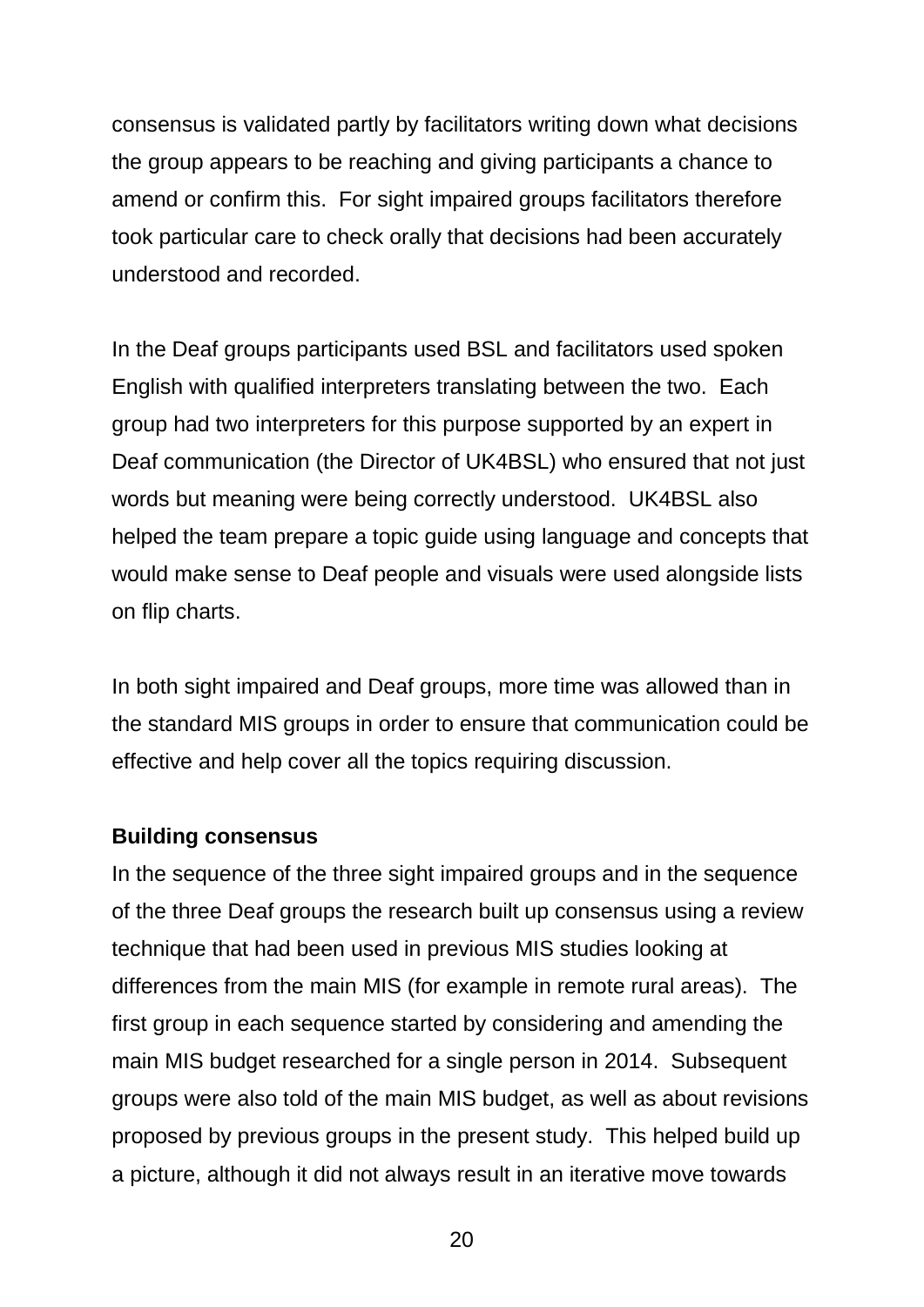consensus is validated partly by facilitators writing down what decisions the group appears to be reaching and giving participants a chance to amend or confirm this. For sight impaired groups facilitators therefore took particular care to check orally that decisions had been accurately understood and recorded.

In the Deaf groups participants used BSL and facilitators used spoken English with qualified interpreters translating between the two. Each group had two interpreters for this purpose supported by an expert in Deaf communication (the Director of UK4BSL) who ensured that not just words but meaning were being correctly understood. UK4BSL also helped the team prepare a topic guide using language and concepts that would make sense to Deaf people and visuals were used alongside lists on flip charts.

In both sight impaired and Deaf groups, more time was allowed than in the standard MIS groups in order to ensure that communication could be effective and help cover all the topics requiring discussion.

**Building consensus**

In the sequence of the three sight impaired groups and in the sequence of the three Deaf groups the research built up consensus using a review technique that had been used in previous MIS studies looking at differences from the main MIS (for example in remote rural areas). The first group in each sequence started by considering and amending the main MIS budget researched for a single person in 2014. Subsequent groups were also told of the main MIS budget, as well as about revisions proposed by previous groups in the present study. This helped build up a picture, although it did not always result in an iterative move towards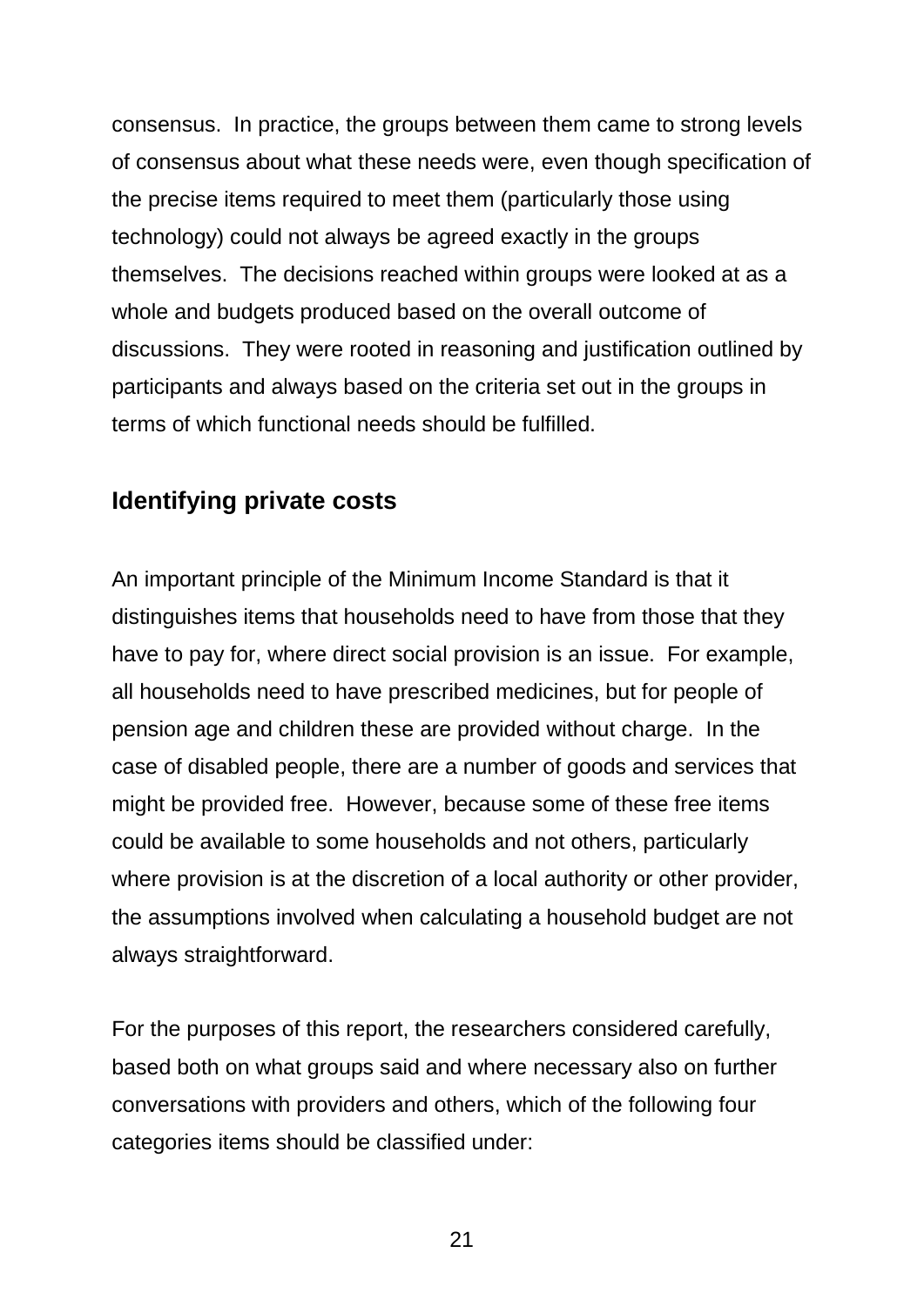consensus.  In practice, the groups between them came to strong levels of consensus about what these needs were, even though specification of the precise items required to meet them (particularly those using technology) could not always be agreed exactly in the groups themselves.  The decisions reached within groups were looked at as a whole and budgets produced based on the overall outcome of discussions.  They were rooted in reasoning and justification outlined by participants and always based on the criteria set out in the groups in terms of which functional needs should be fulfilled.

## Identifying private costs

An important principle of the Minimum Income Standard is that it distinguishes items that households need to have from those that they have to pay for, where direct social provision is an issue.  For example, all households need to have prescribed medicines, but for people of pension age and children these are provided without charge.  In the case of disabled people, there are a number of goods and services that might be provided free.  However, because some of these free items could be available to some households and not others, particularly where provision is at the discretion of a local authority or other provider, the assumptions involved when calculating a household budget are not always straightforward.

For the purposes of this report, the researchers considered carefully, based both on what groups said and where necessary also on further conversations with providers and others, which of the following four categories items should be classified under: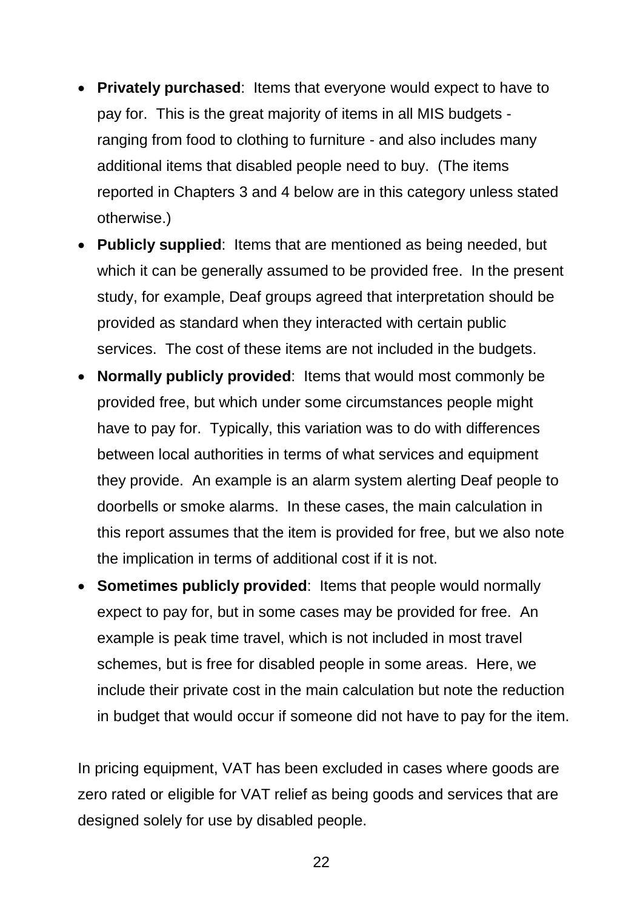- **Privately purchased**: Items that everyone would expect to have to pay for. This is the great majority of items in all MIS budgets - ranging from food to clothing to furniture - and also includes many additional items that disabled people need to buy. (The items reported in Chapters 3 and 4 below are in this category unless stated otherwise.)
- **Publicly supplied**: Items that are mentioned as being needed, but which it can be generally assumed to be provided free. In the present study, for example, Deaf groups agreed that interpretation should be provided as standard when they interacted with certain public services. The cost of these items are not included in the budgets.
- **Normally publicly provided**: Items that would most commonly be provided free, but which under some circumstances people might have to pay for. Typically, this variation was to do with differences between local authorities in terms of what services and equipment they provide. An example is an alarm system alerting Deaf people to doorbells or smoke alarms. In these cases, the main calculation in this report assumes that the item is provided for free, but we also note the implication in terms of additional cost if it is not.
- **Sometimes publicly provided**: Items that people would normally expect to pay for, but in some cases may be provided for free. An example is peak time travel, which is not included in most travel schemes, but is free for disabled people in some areas. Here, we include their private cost in the main calculation but note the reduction in budget that would occur if someone did not have to pay for the item.

In pricing equipment, VAT has been excluded in cases where goods are zero rated or eligible for VAT relief as being goods and services that are designed solely for use by disabled people.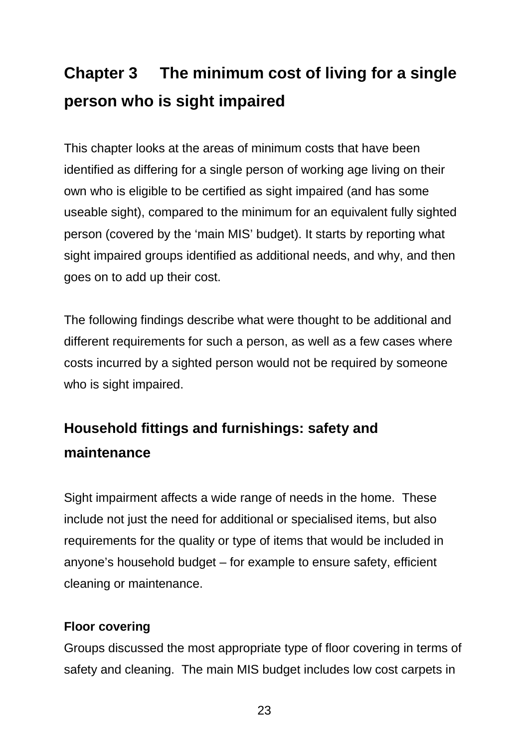# Chapter 3 The minimum cost of living for a single person who is sight impaired

This chapter looks at the areas of minimum costs that have been identified as differing for a single person of working age living on their own who is eligible to be certified as sight impaired (and has some useable sight), compared to the minimum for an equivalent fully sighted person (covered by the 'main MIS' budget). It starts by reporting what sight impaired groups identified as additional needs, and why, and then goes on to add up their cost.

The following findings describe what were thought to be additional and different requirements for such a person, as well as a few cases where costs incurred by a sighted person would not be required by someone who is sight impaired.

## Household fittings and furnishings: safety and maintenance

Sight impairment affects a wide range of needs in the home. These include not just the need for additional or specialised items, but also requirements for the quality or type of items that would be included in anyone's household budget – for example to ensure safety, efficient cleaning or maintenance.

**Floor covering**

Groups discussed the most appropriate type of floor covering in terms of safety and cleaning. The main MIS budget includes low cost carpets in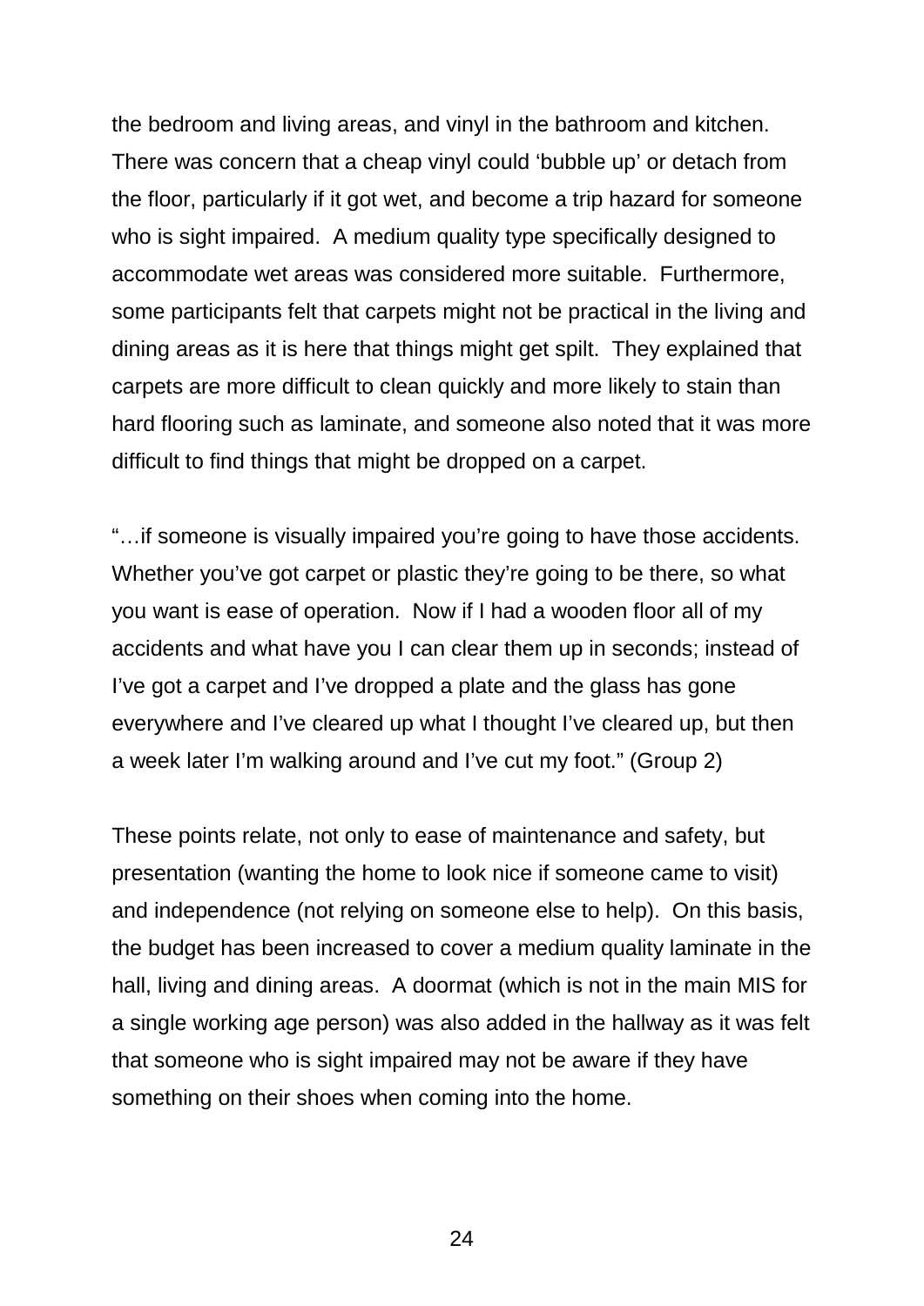the bedroom and living areas, and vinyl in the bathroom and kitchen. There was concern that a cheap vinyl could 'bubble up' or detach from the floor, particularly if it got wet, and become a trip hazard for someone who is sight impaired. A medium quality type specifically designed to accommodate wet areas was considered more suitable. Furthermore, some participants felt that carpets might not be practical in the living and dining areas as it is here that things might get spilt. They explained that carpets are more difficult to clean quickly and more likely to stain than hard flooring such as laminate, and someone also noted that it was more difficult to find things that might be dropped on a carpet.

"…if someone is visually impaired you're going to have those accidents. Whether you've got carpet or plastic they're going to be there, so what you want is ease of operation. Now if I had a wooden floor all of my accidents and what have you I can clear them up in seconds; instead of I've got a carpet and I've dropped a plate and the glass has gone everywhere and I've cleared up what I thought I've cleared up, but then a week later I'm walking around and I've cut my foot." (Group 2)

These points relate, not only to ease of maintenance and safety, but presentation (wanting the home to look nice if someone came to visit) and independence (not relying on someone else to help). On this basis, the budget has been increased to cover a medium quality laminate in the hall, living and dining areas. A doormat (which is not in the main MIS for a single working age person) was also added in the hallway as it was felt that someone who is sight impaired may not be aware if they have something on their shoes when coming into the home.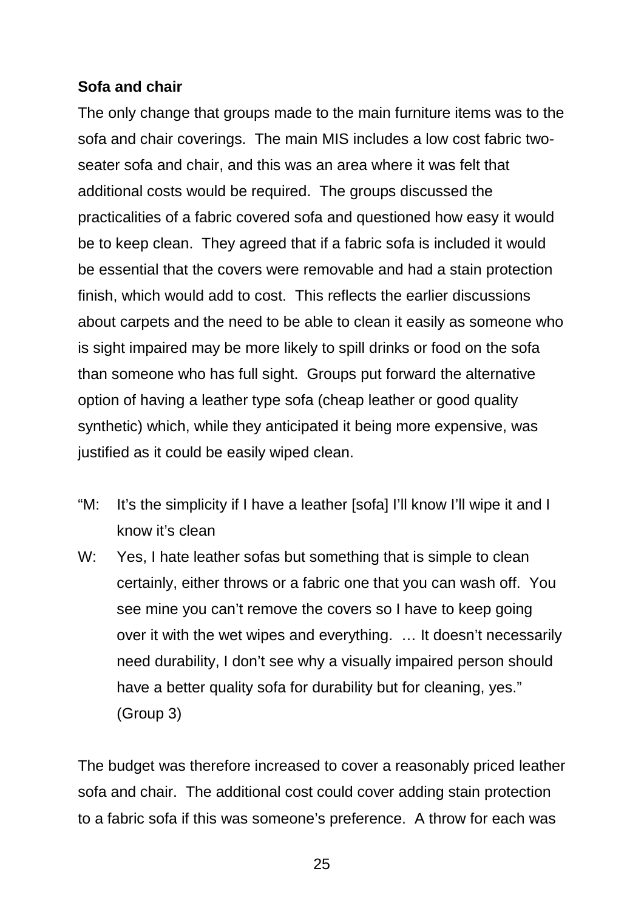**Sofa and chair**

The only change that groups made to the main furniture items was to the sofa and chair coverings. The main MIS includes a low cost fabric two-seater sofa and chair, and this was an area where it was felt that additional costs would be required. The groups discussed the practicalities of a fabric covered sofa and questioned how easy it would be to keep clean. They agreed that if a fabric sofa is included it would be essential that the covers were removable and had a stain protection finish, which would add to cost. This reflects the earlier discussions about carpets and the need to be able to clean it easily as someone who is sight impaired may be more likely to spill drinks or food on the sofa than someone who has full sight. Groups put forward the alternative option of having a leather type sofa (cheap leather or good quality synthetic) which, while they anticipated it being more expensive, was justified as it could be easily wiped clean.

> "M: It's the simplicity if I have a leather [sofa] I'll know I'll wipe it and I know it's clean
>
> W: Yes, I hate leather sofas but something that is simple to clean certainly, either throws or a fabric one that you can wash off. You see mine you can't remove the covers so I have to keep going over it with the wet wipes and everything. … It doesn't necessarily need durability, I don't see why a visually impaired person should have a better quality sofa for durability but for cleaning, yes." (Group 3)

The budget was therefore increased to cover a reasonably priced leather sofa and chair. The additional cost could cover adding stain protection to a fabric sofa if this was someone's preference. A throw for each was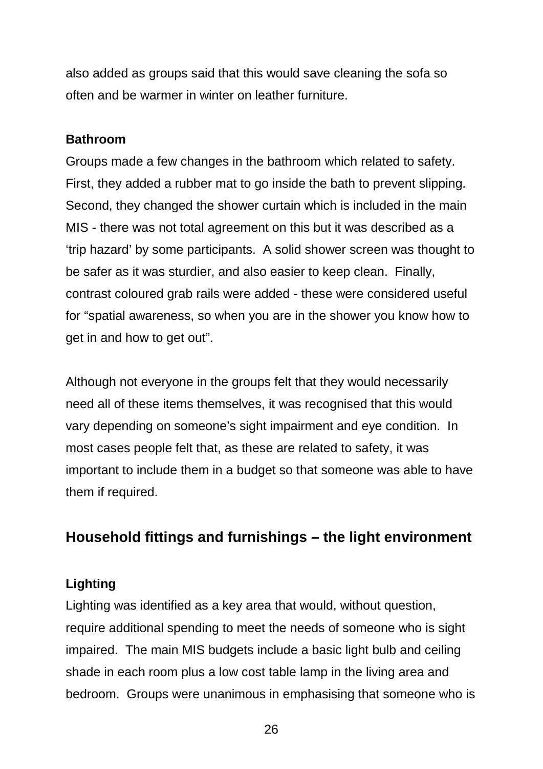also added as groups said that this would save cleaning the sofa so often and be warmer in winter on leather furniture.

**Bathroom**

Groups made a few changes in the bathroom which related to safety. First, they added a rubber mat to go inside the bath to prevent slipping. Second, they changed the shower curtain which is included in the main MIS - there was not total agreement on this but it was described as a 'trip hazard' by some participants. A solid shower screen was thought to be safer as it was sturdier, and also easier to keep clean. Finally, contrast coloured grab rails were added - these were considered useful for "spatial awareness, so when you are in the shower you know how to get in and how to get out".

Although not everyone in the groups felt that they would necessarily need all of these items themselves, it was recognised that this would vary depending on someone's sight impairment and eye condition. In most cases people felt that, as these are related to safety, it was important to include them in a budget so that someone was able to have them if required.

## Household fittings and furnishings – the light environment

**Lighting**

Lighting was identified as a key area that would, without question, require additional spending to meet the needs of someone who is sight impaired. The main MIS budgets include a basic light bulb and ceiling shade in each room plus a low cost table lamp in the living area and bedroom. Groups were unanimous in emphasising that someone who is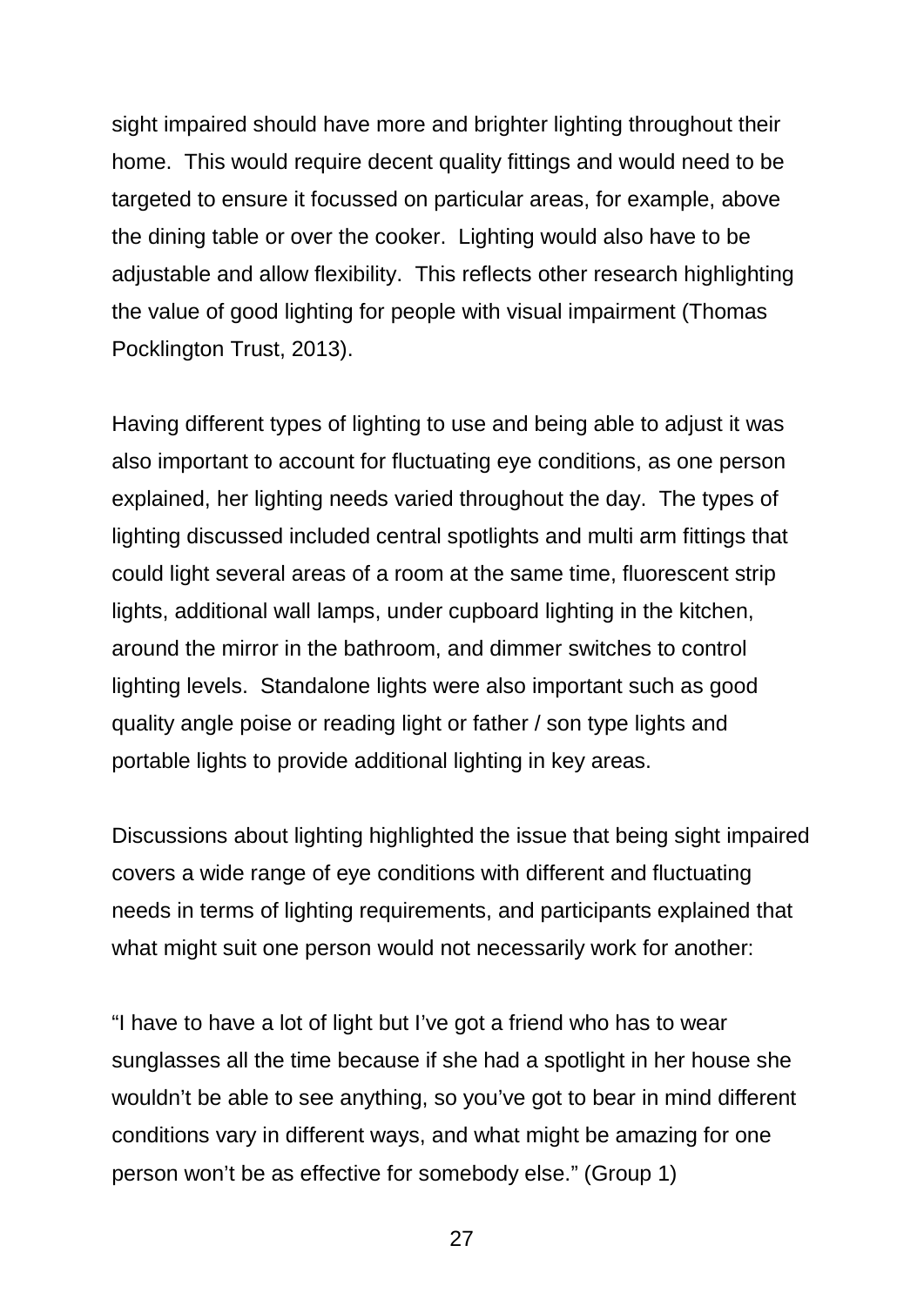sight impaired should have more and brighter lighting throughout their home. This would require decent quality fittings and would need to be targeted to ensure it focussed on particular areas, for example, above the dining table or over the cooker. Lighting would also have to be adjustable and allow flexibility. This reflects other research highlighting the value of good lighting for people with visual impairment (Thomas Pocklington Trust, 2013).

Having different types of lighting to use and being able to adjust it was also important to account for fluctuating eye conditions, as one person explained, her lighting needs varied throughout the day. The types of lighting discussed included central spotlights and multi arm fittings that could light several areas of a room at the same time, fluorescent strip lights, additional wall lamps, under cupboard lighting in the kitchen, around the mirror in the bathroom, and dimmer switches to control lighting levels. Standalone lights were also important such as good quality angle poise or reading light or father / son type lights and portable lights to provide additional lighting in key areas.

Discussions about lighting highlighted the issue that being sight impaired covers a wide range of eye conditions with different and fluctuating needs in terms of lighting requirements, and participants explained that what might suit one person would not necessarily work for another:

"I have to have a lot of light but I've got a friend who has to wear sunglasses all the time because if she had a spotlight in her house she wouldn't be able to see anything, so you've got to bear in mind different conditions vary in different ways, and what might be amazing for one person won't be as effective for somebody else." (Group 1)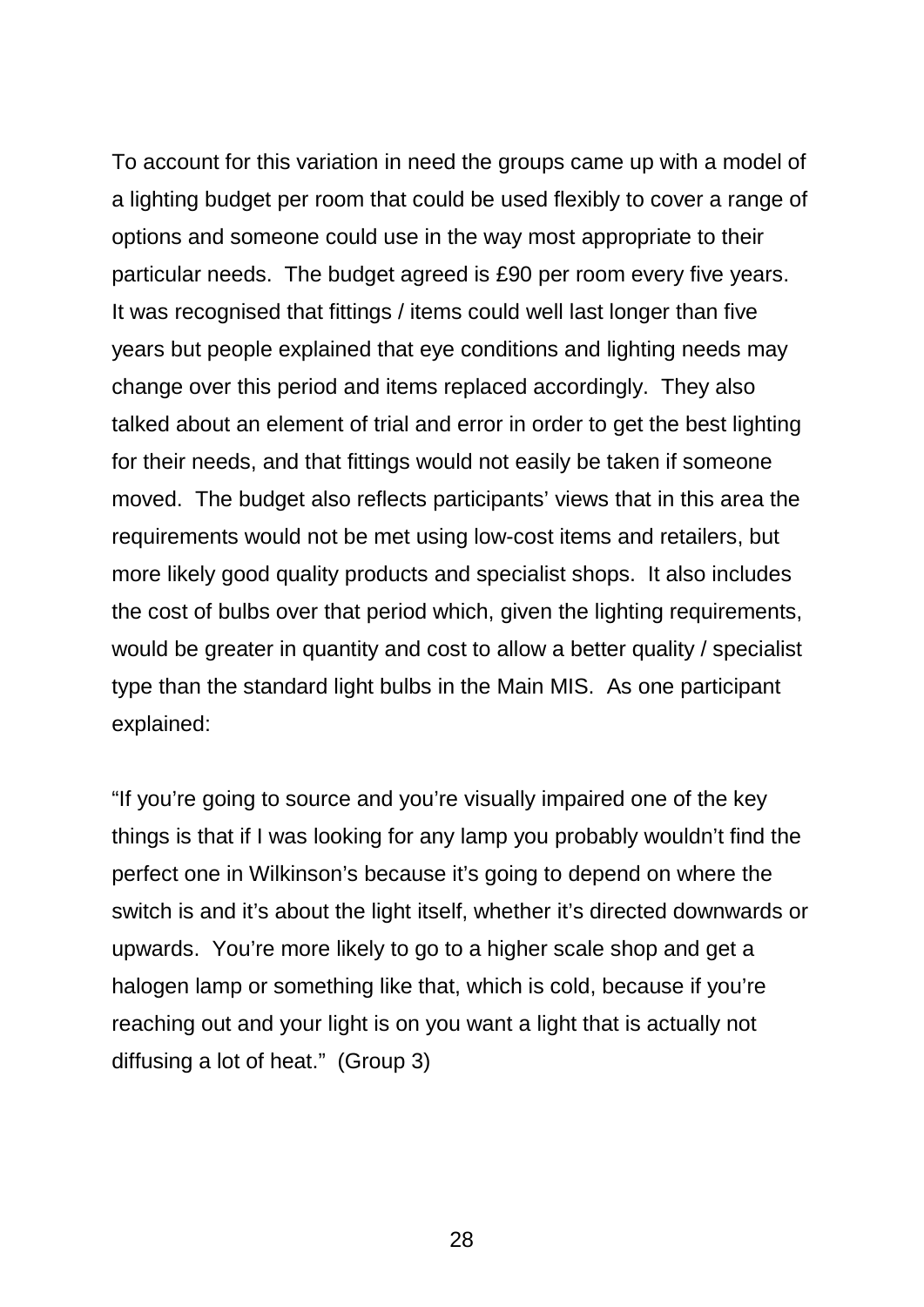To account for this variation in need the groups came up with a model of a lighting budget per room that could be used flexibly to cover a range of options and someone could use in the way most appropriate to their particular needs. The budget agreed is £90 per room every five years. It was recognised that fittings / items could well last longer than five years but people explained that eye conditions and lighting needs may change over this period and items replaced accordingly. They also talked about an element of trial and error in order to get the best lighting for their needs, and that fittings would not easily be taken if someone moved. The budget also reflects participants' views that in this area the requirements would not be met using low-cost items and retailers, but more likely good quality products and specialist shops. It also includes the cost of bulbs over that period which, given the lighting requirements, would be greater in quantity and cost to allow a better quality / specialist type than the standard light bulbs in the Main MIS. As one participant explained:

"If you're going to source and you're visually impaired one of the key things is that if I was looking for any lamp you probably wouldn't find the perfect one in Wilkinson's because it's going to depend on where the switch is and it's about the light itself, whether it's directed downwards or upwards. You're more likely to go to a higher scale shop and get a halogen lamp or something like that, which is cold, because if you're reaching out and your light is on you want a light that is actually not diffusing a lot of heat." (Group 3)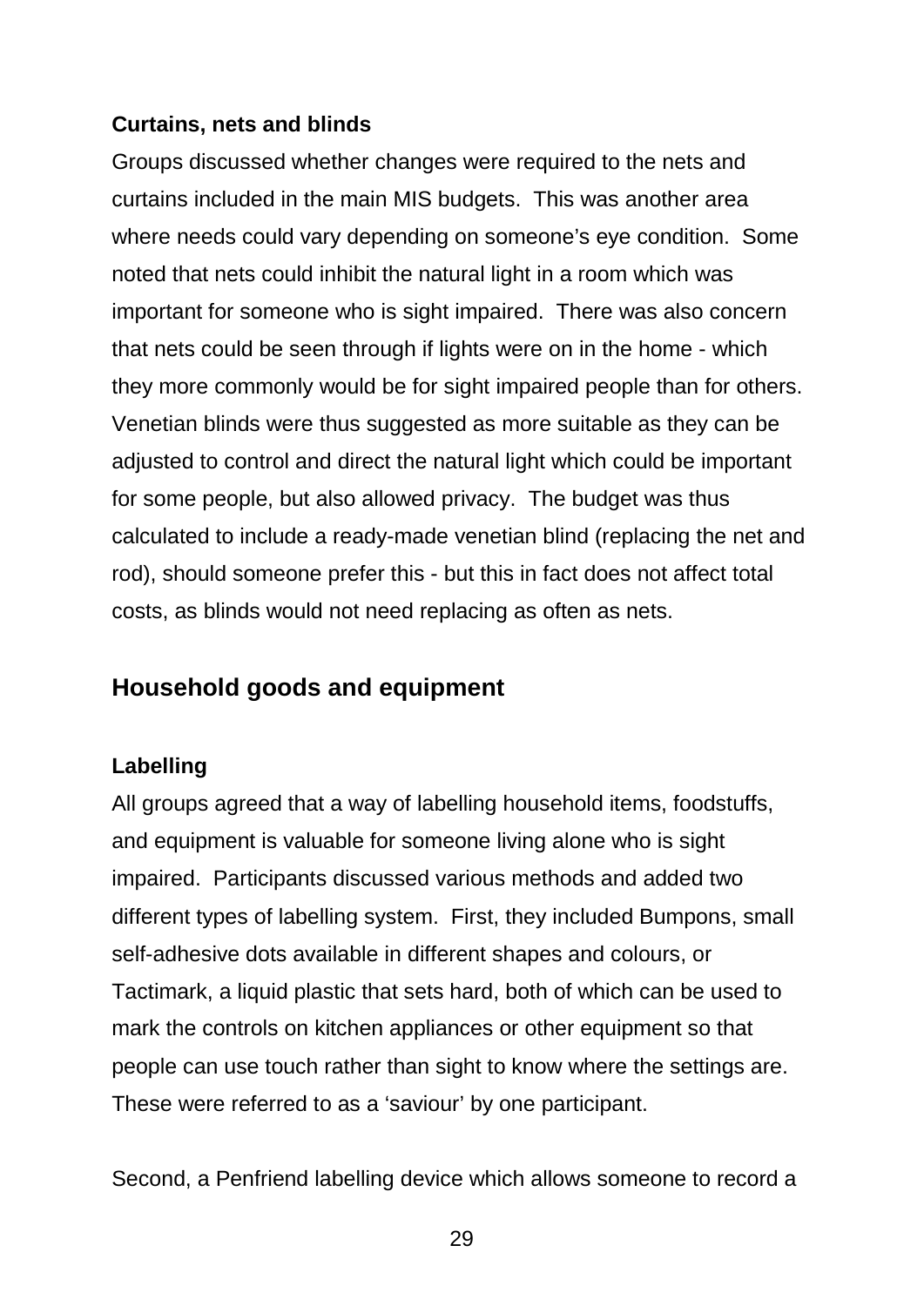### Curtains, nets and blinds

Groups discussed whether changes were required to the nets and curtains included in the main MIS budgets. This was another area where needs could vary depending on someone's eye condition. Some noted that nets could inhibit the natural light in a room which was important for someone who is sight impaired. There was also concern that nets could be seen through if lights were on in the home - which they more commonly would be for sight impaired people than for others. Venetian blinds were thus suggested as more suitable as they can be adjusted to control and direct the natural light which could be important for some people, but also allowed privacy. The budget was thus calculated to include a ready-made venetian blind (replacing the net and rod), should someone prefer this - but this in fact does not affect total costs, as blinds would not need replacing as often as nets.

## Household goods and equipment

### Labelling

All groups agreed that a way of labelling household items, foodstuffs, and equipment is valuable for someone living alone who is sight impaired. Participants discussed various methods and added two different types of labelling system. First, they included Bumpons, small self-adhesive dots available in different shapes and colours, or Tactimark, a liquid plastic that sets hard, both of which can be used to mark the controls on kitchen appliances or other equipment so that people can use touch rather than sight to know where the settings are. These were referred to as a 'saviour' by one participant.

Second, a Penfriend labelling device which allows someone to record a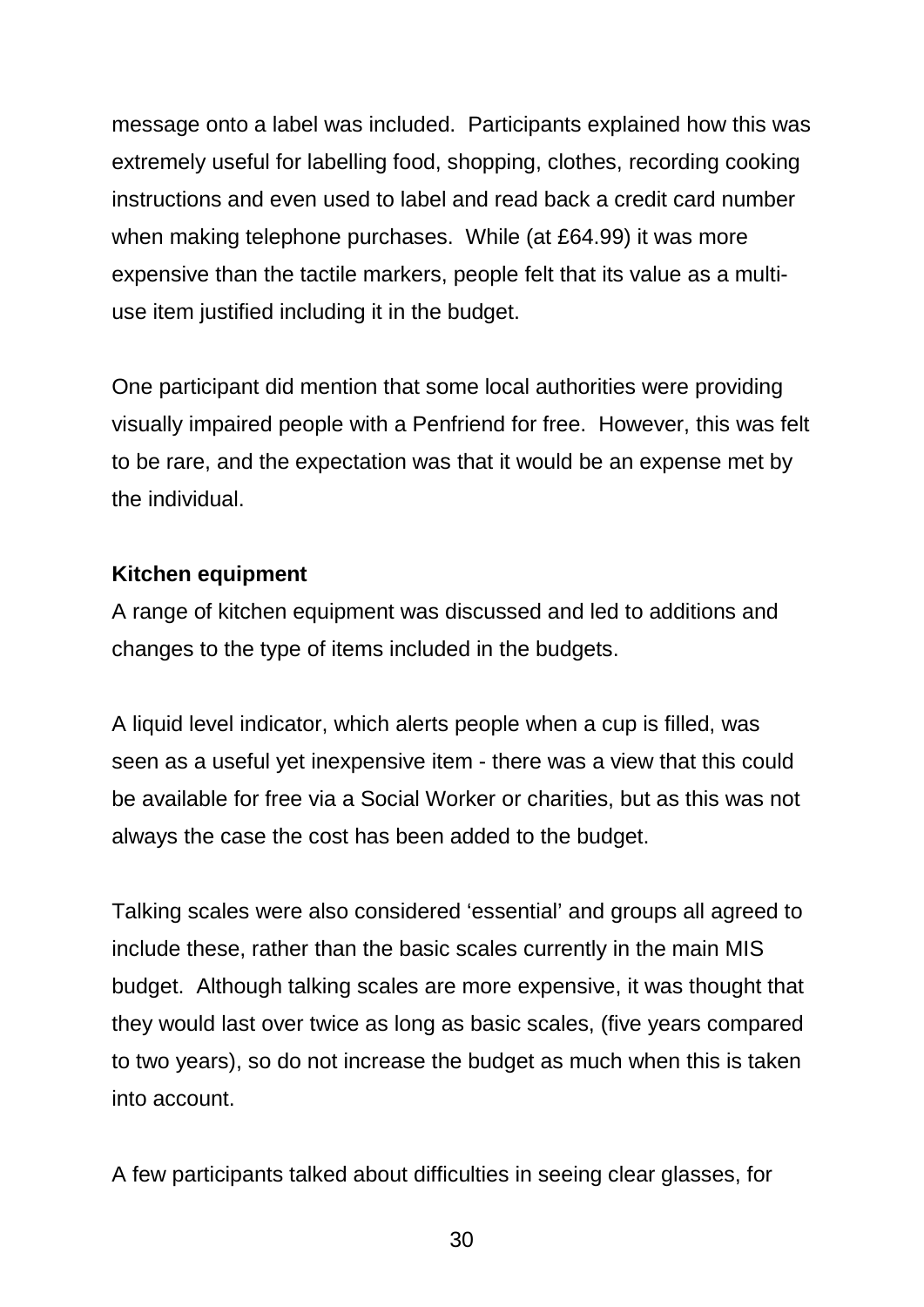message onto a label was included. Participants explained how this was extremely useful for labelling food, shopping, clothes, recording cooking instructions and even used to label and read back a credit card number when making telephone purchases. While (at £64.99) it was more expensive than the tactile markers, people felt that its value as a multi-use item justified including it in the budget.

One participant did mention that some local authorities were providing visually impaired people with a Penfriend for free. However, this was felt to be rare, and the expectation was that it would be an expense met by the individual.

**Kitchen equipment**

A range of kitchen equipment was discussed and led to additions and changes to the type of items included in the budgets.

A liquid level indicator, which alerts people when a cup is filled, was seen as a useful yet inexpensive item - there was a view that this could be available for free via a Social Worker or charities, but as this was not always the case the cost has been added to the budget.

Talking scales were also considered 'essential' and groups all agreed to include these, rather than the basic scales currently in the main MIS budget. Although talking scales are more expensive, it was thought that they would last over twice as long as basic scales, (five years compared to two years), so do not increase the budget as much when this is taken into account.

A few participants talked about difficulties in seeing clear glasses, for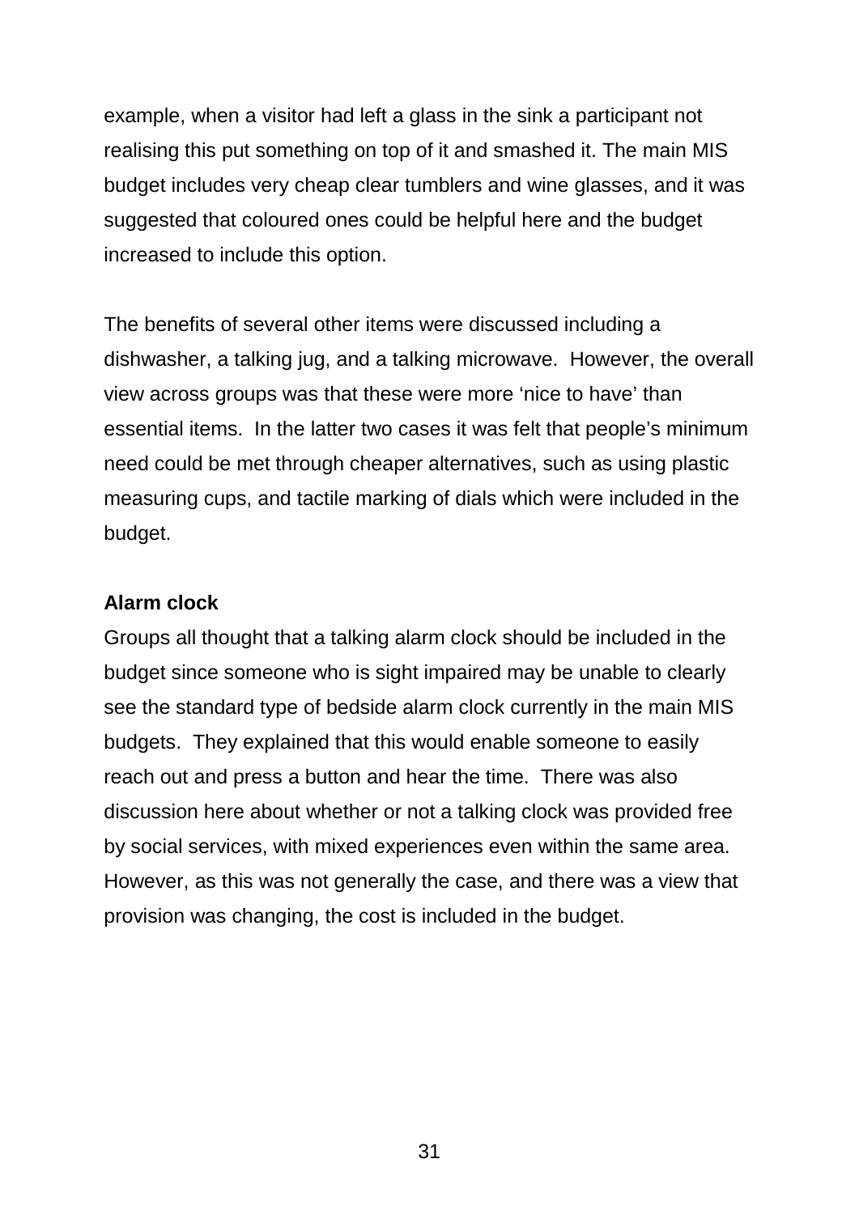example, when a visitor had left a glass in the sink a participant not realising this put something on top of it and smashed it. The main MIS budget includes very cheap clear tumblers and wine glasses, and it was suggested that coloured ones could be helpful here and the budget increased to include this option.

The benefits of several other items were discussed including a dishwasher, a talking jug, and a talking microwave. However, the overall view across groups was that these were more 'nice to have' than essential items. In the latter two cases it was felt that people's minimum need could be met through cheaper alternatives, such as using plastic measuring cups, and tactile marking of dials which were included in the budget.

**Alarm clock**

Groups all thought that a talking alarm clock should be included in the budget since someone who is sight impaired may be unable to clearly see the standard type of bedside alarm clock currently in the main MIS budgets. They explained that this would enable someone to easily reach out and press a button and hear the time. There was also discussion here about whether or not a talking clock was provided free by social services, with mixed experiences even within the same area. However, as this was not generally the case, and there was a view that provision was changing, the cost is included in the budget.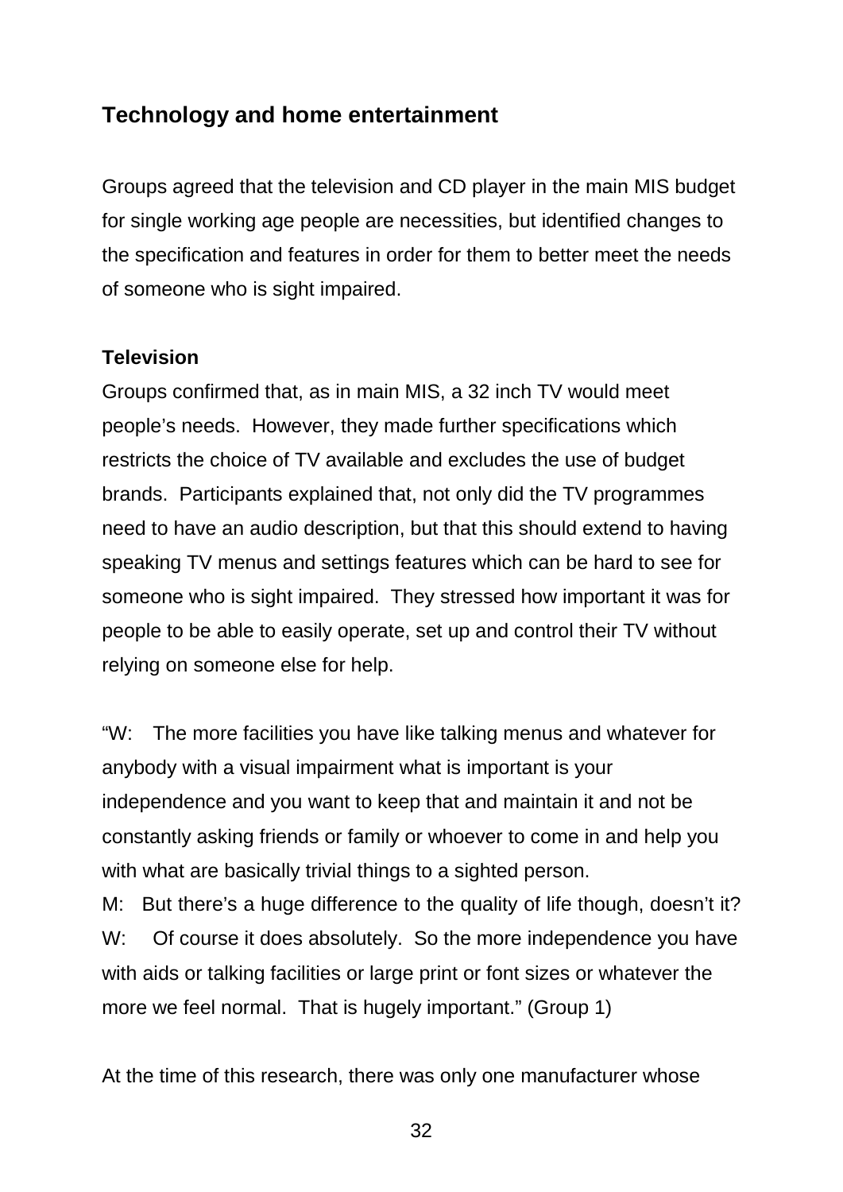## Technology and home entertainment

Groups agreed that the television and CD player in the main MIS budget for single working age people are necessities, but identified changes to the specification and features in order for them to better meet the needs of someone who is sight impaired.

### Television

Groups confirmed that, as in main MIS, a 32 inch TV would meet people's needs. However, they made further specifications which restricts the choice of TV available and excludes the use of budget brands. Participants explained that, not only did the TV programmes need to have an audio description, but that this should extend to having speaking TV menus and settings features which can be hard to see for someone who is sight impaired. They stressed how important it was for people to be able to easily operate, set up and control their TV without relying on someone else for help.

"W: The more facilities you have like talking menus and whatever for anybody with a visual impairment what is important is your independence and you want to keep that and maintain it and not be constantly asking friends or family or whoever to come in and help you with what are basically trivial things to a sighted person.
M: But there's a huge difference to the quality of life though, doesn't it?
W: Of course it does absolutely. So the more independence you have with aids or talking facilities or large print or font sizes or whatever the more we feel normal. That is hugely important." (Group 1)

At the time of this research, there was only one manufacturer whose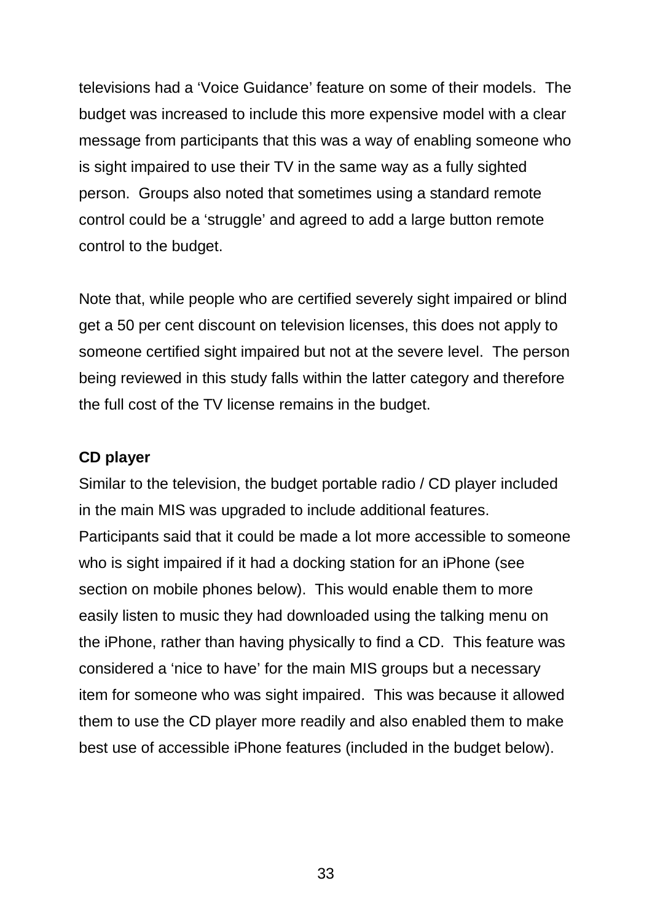televisions had a 'Voice Guidance' feature on some of their models. The budget was increased to include this more expensive model with a clear message from participants that this was a way of enabling someone who is sight impaired to use their TV in the same way as a fully sighted person. Groups also noted that sometimes using a standard remote control could be a 'struggle' and agreed to add a large button remote control to the budget.

Note that, while people who are certified severely sight impaired or blind get a 50 per cent discount on television licenses, this does not apply to someone certified sight impaired but not at the severe level. The person being reviewed in this study falls within the latter category and therefore the full cost of the TV license remains in the budget.

**CD player**

Similar to the television, the budget portable radio / CD player included in the main MIS was upgraded to include additional features. Participants said that it could be made a lot more accessible to someone who is sight impaired if it had a docking station for an iPhone (see section on mobile phones below). This would enable them to more easily listen to music they had downloaded using the talking menu on the iPhone, rather than having physically to find a CD. This feature was considered a 'nice to have' for the main MIS groups but a necessary item for someone who was sight impaired. This was because it allowed them to use the CD player more readily and also enabled them to make best use of accessible iPhone features (included in the budget below).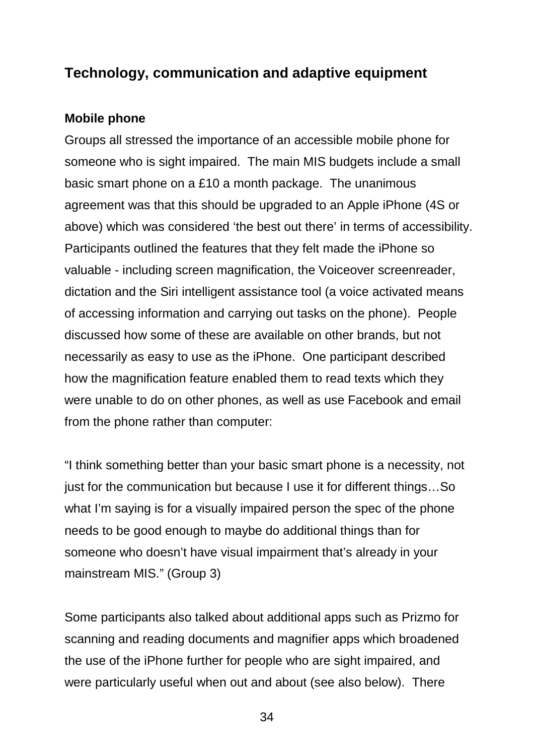## Technology, communication and adaptive equipment

### Mobile phone

Groups all stressed the importance of an accessible mobile phone for someone who is sight impaired. The main MIS budgets include a small basic smart phone on a £10 a month package. The unanimous agreement was that this should be upgraded to an Apple iPhone (4S or above) which was considered 'the best out there' in terms of accessibility. Participants outlined the features that they felt made the iPhone so valuable - including screen magnification, the Voiceover screenreader, dictation and the Siri intelligent assistance tool (a voice activated means of accessing information and carrying out tasks on the phone). People discussed how some of these are available on other brands, but not necessarily as easy to use as the iPhone. One participant described how the magnification feature enabled them to read texts which they were unable to do on other phones, as well as use Facebook and email from the phone rather than computer:

"I think something better than your basic smart phone is a necessity, not just for the communication but because I use it for different things…So what I'm saying is for a visually impaired person the spec of the phone needs to be good enough to maybe do additional things than for someone who doesn't have visual impairment that's already in your mainstream MIS." (Group 3)

Some participants also talked about additional apps such as Prizmo for scanning and reading documents and magnifier apps which broadened the use of the iPhone further for people who are sight impaired, and were particularly useful when out and about (see also below). There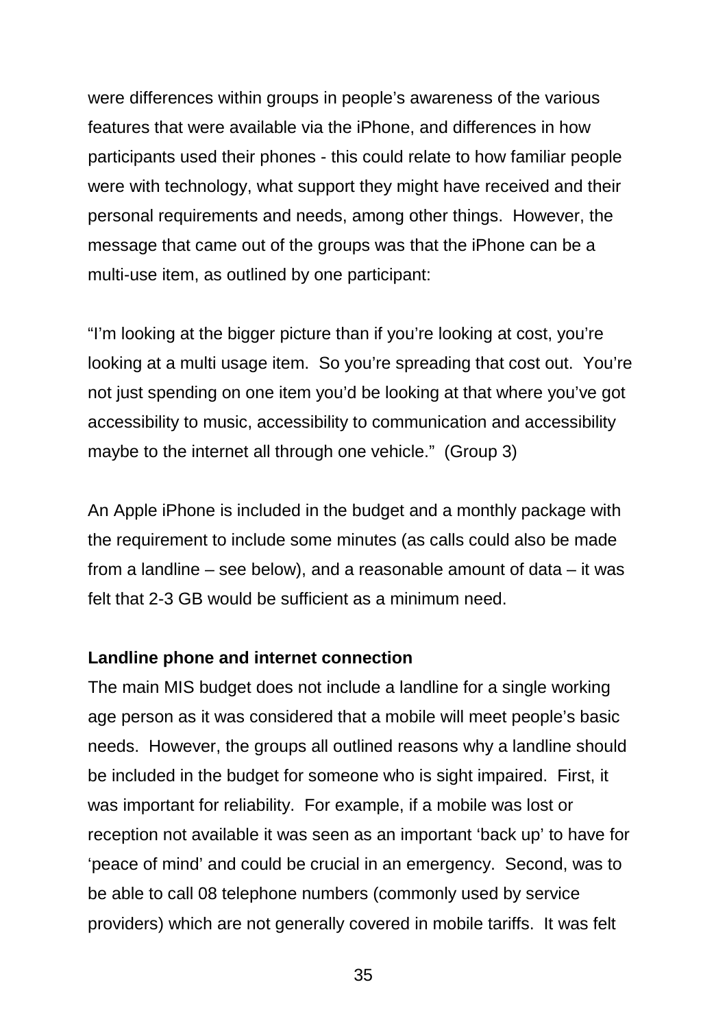were differences within groups in people's awareness of the various features that were available via the iPhone, and differences in how participants used their phones - this could relate to how familiar people were with technology, what support they might have received and their personal requirements and needs, among other things. However, the message that came out of the groups was that the iPhone can be a multi-use item, as outlined by one participant:

"I'm looking at the bigger picture than if you're looking at cost, you're looking at a multi usage item. So you're spreading that cost out. You're not just spending on one item you'd be looking at that where you've got accessibility to music, accessibility to communication and accessibility maybe to the internet all through one vehicle." (Group 3)

An Apple iPhone is included in the budget and a monthly package with the requirement to include some minutes (as calls could also be made from a landline – see below), and a reasonable amount of data – it was felt that 2-3 GB would be sufficient as a minimum need.

**Landline phone and internet connection**

The main MIS budget does not include a landline for a single working age person as it was considered that a mobile will meet people's basic needs. However, the groups all outlined reasons why a landline should be included in the budget for someone who is sight impaired. First, it was important for reliability. For example, if a mobile was lost or reception not available it was seen as an important 'back up' to have for 'peace of mind' and could be crucial in an emergency. Second, was to be able to call 08 telephone numbers (commonly used by service providers) which are not generally covered in mobile tariffs. It was felt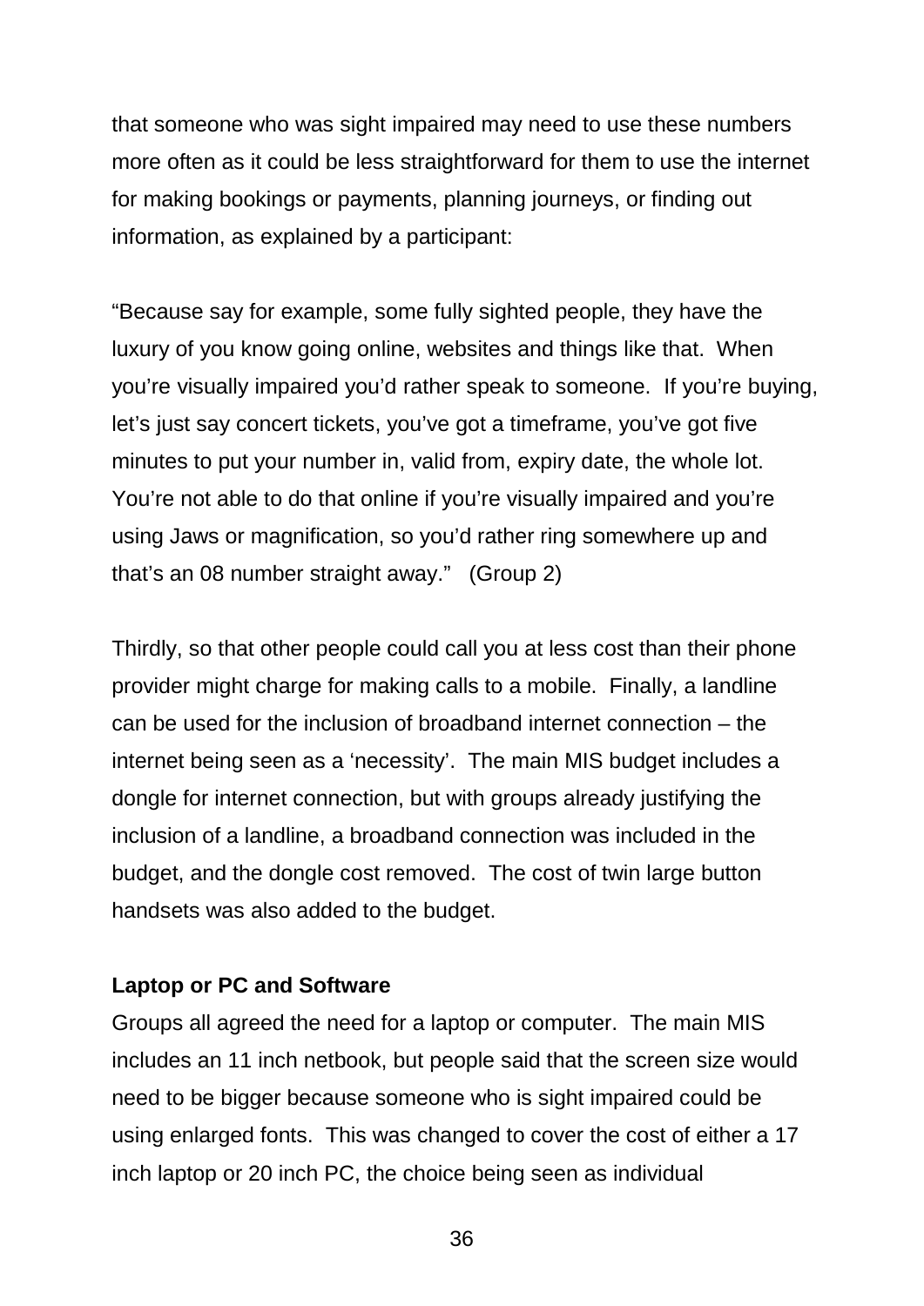that someone who was sight impaired may need to use these numbers more often as it could be less straightforward for them to use the internet for making bookings or payments, planning journeys, or finding out information, as explained by a participant:

"Because say for example, some fully sighted people, they have the luxury of you know going online, websites and things like that. When you're visually impaired you'd rather speak to someone. If you're buying, let's just say concert tickets, you've got a timeframe, you've got five minutes to put your number in, valid from, expiry date, the whole lot. You're not able to do that online if you're visually impaired and you're using Jaws or magnification, so you'd rather ring somewhere up and that's an 08 number straight away." (Group 2)

Thirdly, so that other people could call you at less cost than their phone provider might charge for making calls to a mobile. Finally, a landline can be used for the inclusion of broadband internet connection – the internet being seen as a 'necessity'. The main MIS budget includes a dongle for internet connection, but with groups already justifying the inclusion of a landline, a broadband connection was included in the budget, and the dongle cost removed. The cost of twin large button handsets was also added to the budget.

**Laptop or PC and Software**

Groups all agreed the need for a laptop or computer. The main MIS includes an 11 inch netbook, but people said that the screen size would need to be bigger because someone who is sight impaired could be using enlarged fonts. This was changed to cover the cost of either a 17 inch laptop or 20 inch PC, the choice being seen as individual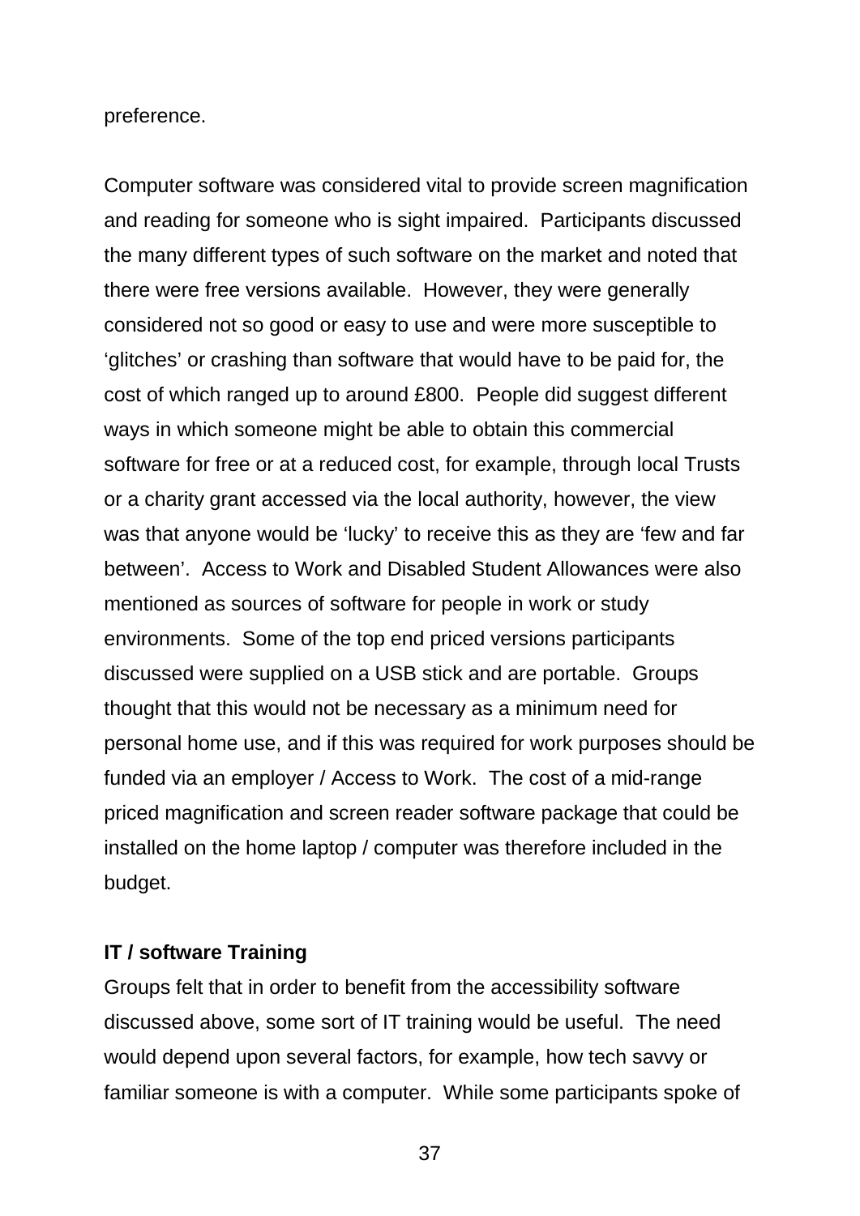preference.

Computer software was considered vital to provide screen magnification and reading for someone who is sight impaired.  Participants discussed the many different types of such software on the market and noted that there were free versions available.  However, they were generally considered not so good or easy to use and were more susceptible to 'glitches' or crashing than software that would have to be paid for, the cost of which ranged up to around £800.  People did suggest different ways in which someone might be able to obtain this commercial software for free or at a reduced cost, for example, through local Trusts or a charity grant accessed via the local authority, however, the view was that anyone would be 'lucky' to receive this as they are 'few and far between'.  Access to Work and Disabled Student Allowances were also mentioned as sources of software for people in work or study environments.  Some of the top end priced versions participants discussed were supplied on a USB stick and are portable.  Groups thought that this would not be necessary as a minimum need for personal home use, and if this was required for work purposes should be funded via an employer / Access to Work.  The cost of a mid-range priced magnification and screen reader software package that could be installed on the home laptop / computer was therefore included in the budget.

**IT / software Training**

Groups felt that in order to benefit from the accessibility software discussed above, some sort of IT training would be useful.  The need would depend upon several factors, for example, how tech savvy or familiar someone is with a computer.  While some participants spoke of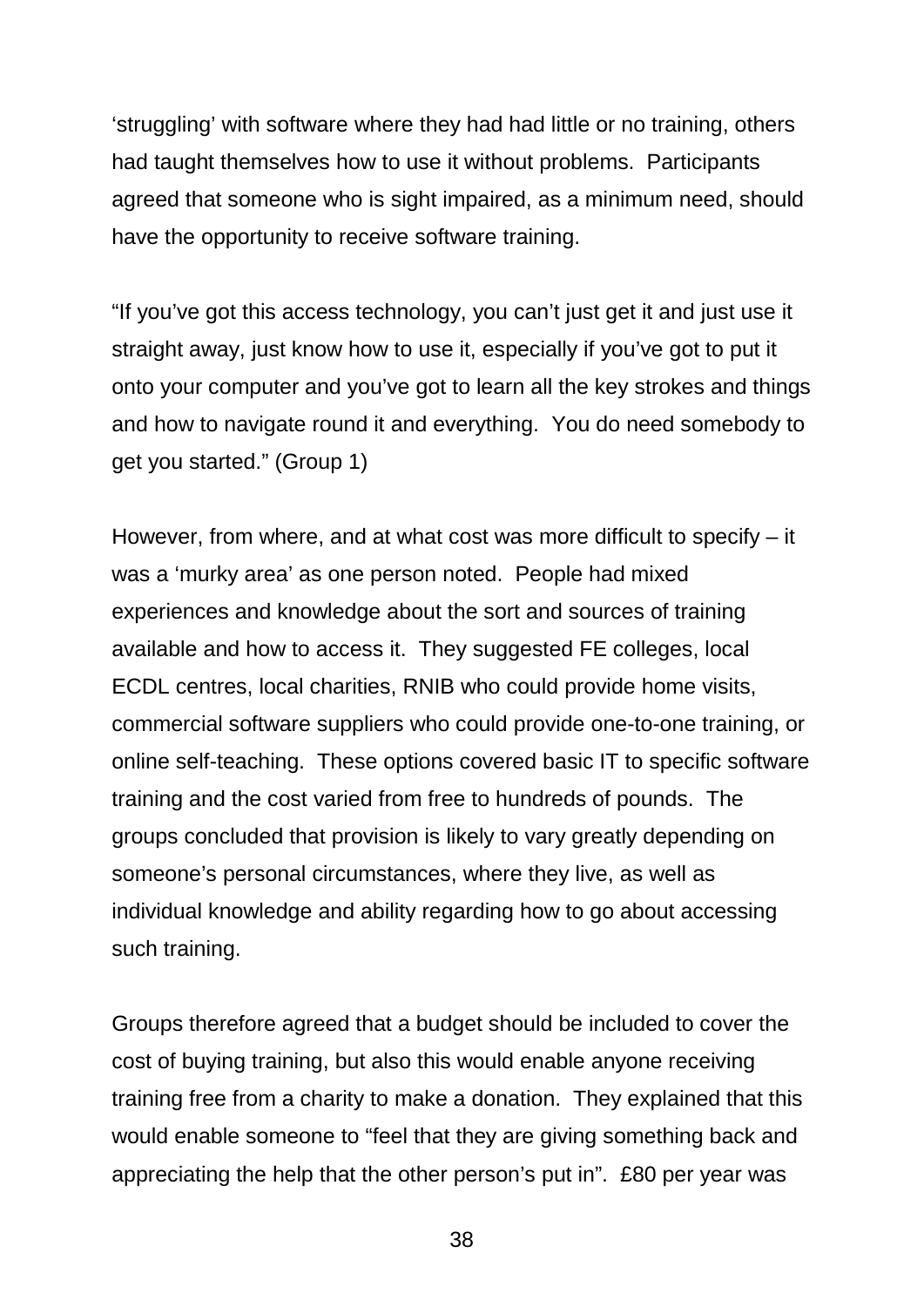'struggling' with software where they had had little or no training, others had taught themselves how to use it without problems. Participants agreed that someone who is sight impaired, as a minimum need, should have the opportunity to receive software training.

"If you've got this access technology, you can't just get it and just use it straight away, just know how to use it, especially if you've got to put it onto your computer and you've got to learn all the key strokes and things and how to navigate round it and everything. You do need somebody to get you started." (Group 1)

However, from where, and at what cost was more difficult to specify – it was a 'murky area' as one person noted. People had mixed experiences and knowledge about the sort and sources of training available and how to access it. They suggested FE colleges, local ECDL centres, local charities, RNIB who could provide home visits, commercial software suppliers who could provide one-to-one training, or online self-teaching. These options covered basic IT to specific software training and the cost varied from free to hundreds of pounds. The groups concluded that provision is likely to vary greatly depending on someone's personal circumstances, where they live, as well as individual knowledge and ability regarding how to go about accessing such training.

Groups therefore agreed that a budget should be included to cover the cost of buying training, but also this would enable anyone receiving training free from a charity to make a donation. They explained that this would enable someone to "feel that they are giving something back and appreciating the help that the other person's put in". £80 per year was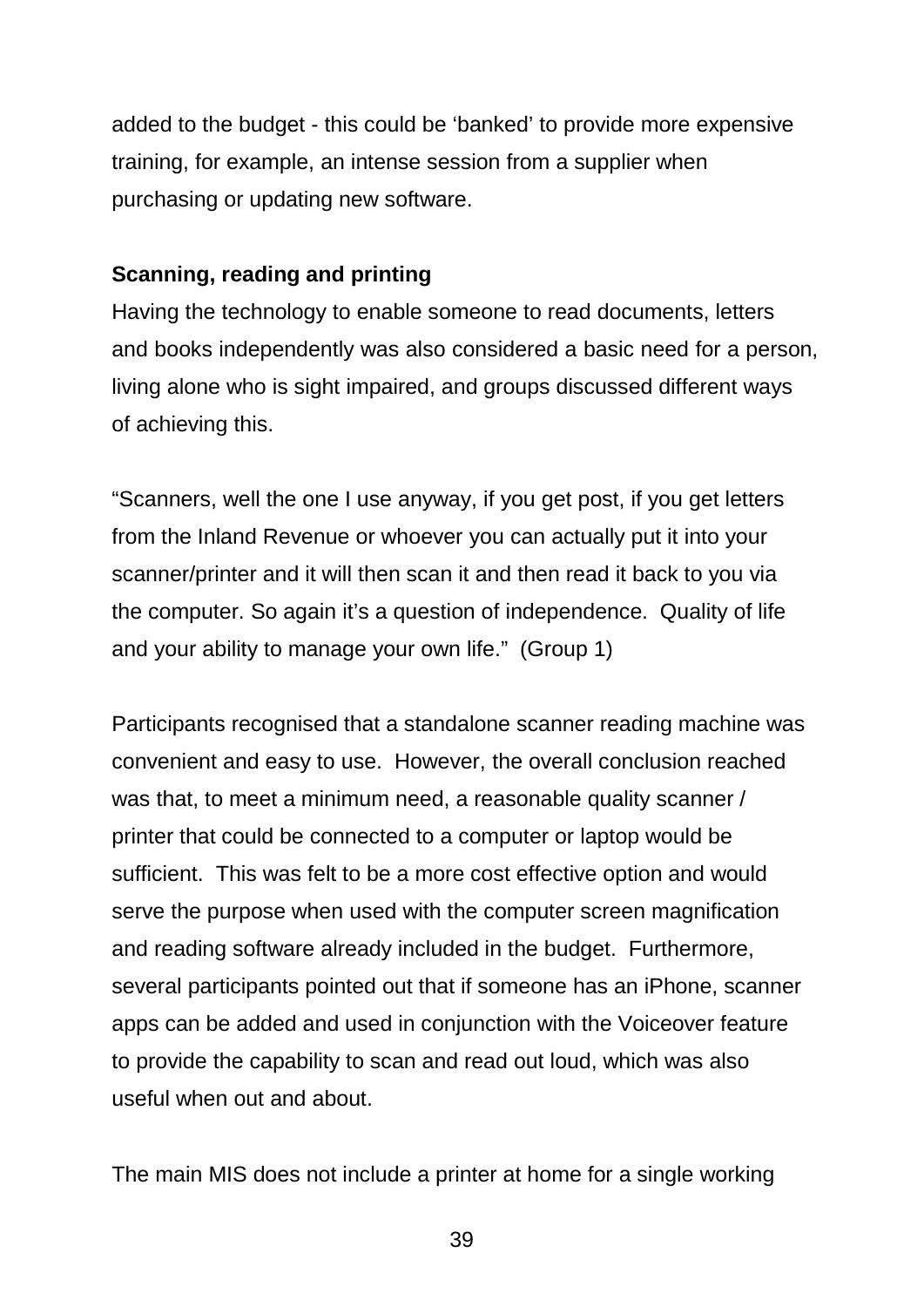added to the budget - this could be ‘banked’ to provide more expensive training, for example, an intense session from a supplier when purchasing or updating new software.

**Scanning, reading and printing**

Having the technology to enable someone to read documents, letters and books independently was also considered a basic need for a person, living alone who is sight impaired, and groups discussed different ways of achieving this.

“Scanners, well the one I use anyway, if you get post, if you get letters from the Inland Revenue or whoever you can actually put it into your scanner/printer and it will then scan it and then read it back to you via the computer. So again it’s a question of independence. Quality of life and your ability to manage your own life.” (Group 1)

Participants recognised that a standalone scanner reading machine was convenient and easy to use. However, the overall conclusion reached was that, to meet a minimum need, a reasonable quality scanner / printer that could be connected to a computer or laptop would be sufficient. This was felt to be a more cost effective option and would serve the purpose when used with the computer screen magnification and reading software already included in the budget. Furthermore, several participants pointed out that if someone has an iPhone, scanner apps can be added and used in conjunction with the Voiceover feature to provide the capability to scan and read out loud, which was also useful when out and about.

The main MIS does not include a printer at home for a single working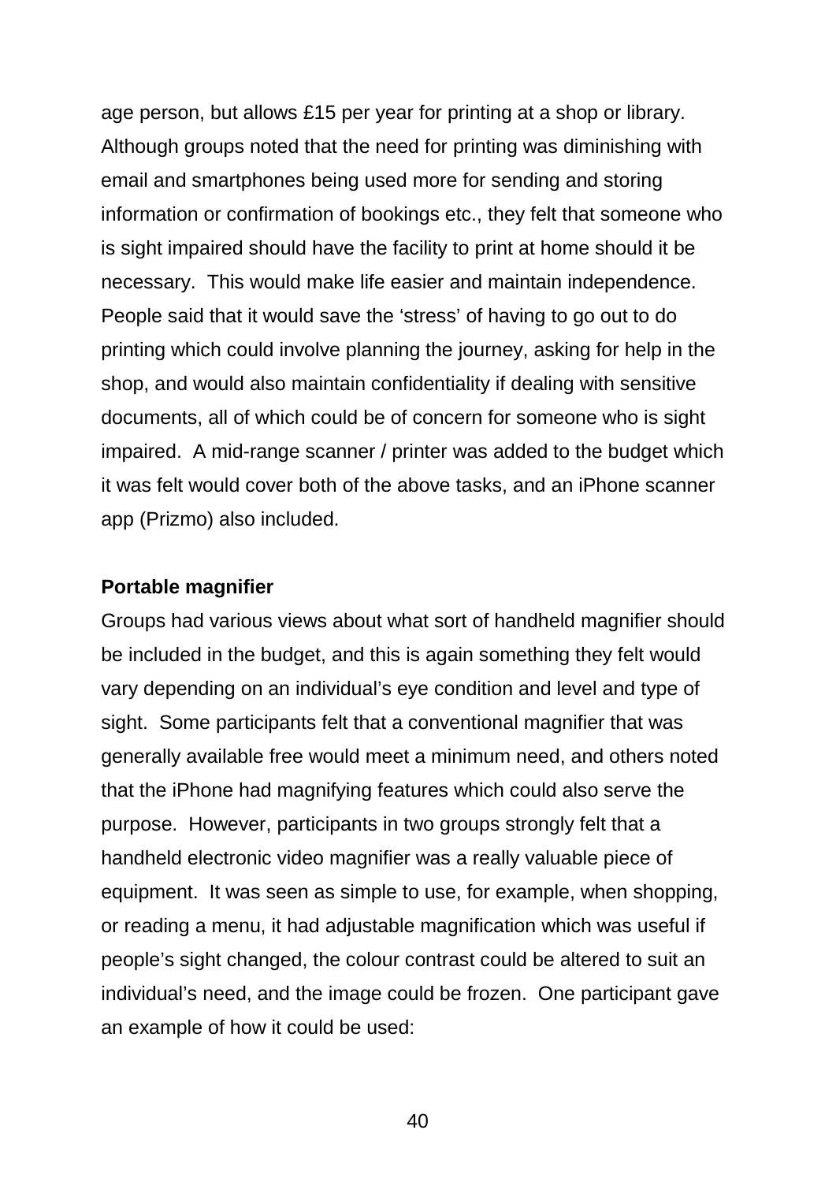age person, but allows £15 per year for printing at a shop or library. Although groups noted that the need for printing was diminishing with email and smartphones being used more for sending and storing information or confirmation of bookings etc., they felt that someone who is sight impaired should have the facility to print at home should it be necessary. This would make life easier and maintain independence. People said that it would save the 'stress' of having to go out to do printing which could involve planning the journey, asking for help in the shop, and would also maintain confidentiality if dealing with sensitive documents, all of which could be of concern for someone who is sight impaired. A mid-range scanner / printer was added to the budget which it was felt would cover both of the above tasks, and an iPhone scanner app (Prizmo) also included.

**Portable magnifier**

Groups had various views about what sort of handheld magnifier should be included in the budget, and this is again something they felt would vary depending on an individual's eye condition and level and type of sight. Some participants felt that a conventional magnifier that was generally available free would meet a minimum need, and others noted that the iPhone had magnifying features which could also serve the purpose. However, participants in two groups strongly felt that a handheld electronic video magnifier was a really valuable piece of equipment. It was seen as simple to use, for example, when shopping, or reading a menu, it had adjustable magnification which was useful if people's sight changed, the colour contrast could be altered to suit an individual's need, and the image could be frozen. One participant gave an example of how it could be used: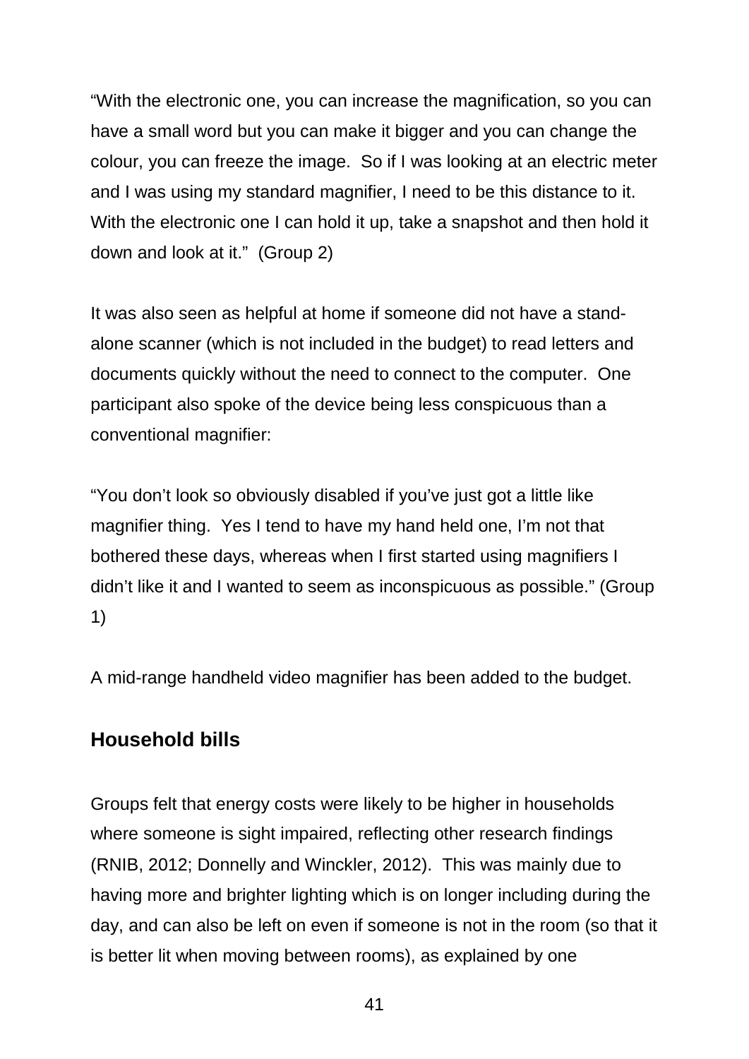"With the electronic one, you can increase the magnification, so you can have a small word but you can make it bigger and you can change the colour, you can freeze the image.  So if I was looking at an electric meter and I was using my standard magnifier, I need to be this distance to it.  With the electronic one I can hold it up, take a snapshot and then hold it down and look at it."  (Group 2)

It was also seen as helpful at home if someone did not have a stand-alone scanner (which is not included in the budget) to read letters and documents quickly without the need to connect to the computer.  One participant also spoke of the device being less conspicuous than a conventional magnifier:

"You don't look so obviously disabled if you've just got a little like magnifier thing.  Yes I tend to have my hand held one, I'm not that bothered these days, whereas when I first started using magnifiers I didn't like it and I wanted to seem as inconspicuous as possible." (Group 1)

A mid-range handheld video magnifier has been added to the budget.

## Household bills

Groups felt that energy costs were likely to be higher in households where someone is sight impaired, reflecting other research findings (RNIB, 2012; Donnelly and Winckler, 2012).  This was mainly due to having more and brighter lighting which is on longer including during the day, and can also be left on even if someone is not in the room (so that it is better lit when moving between rooms), as explained by one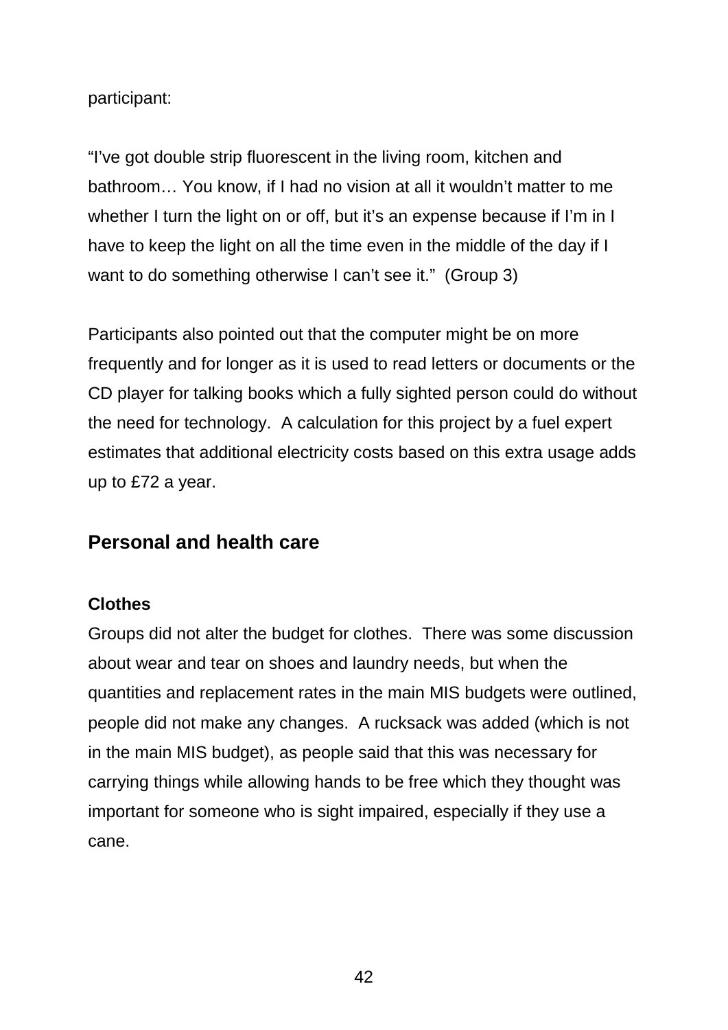participant:

"I've got double strip fluorescent in the living room, kitchen and bathroom… You know, if I had no vision at all it wouldn't matter to me whether I turn the light on or off, but it's an expense because if I'm in I have to keep the light on all the time even in the middle of the day if I want to do something otherwise I can't see it." (Group 3)

Participants also pointed out that the computer might be on more frequently and for longer as it is used to read letters or documents or the CD player for talking books which a fully sighted person could do without the need for technology. A calculation for this project by a fuel expert estimates that additional electricity costs based on this extra usage adds up to £72 a year.

## Personal and health care

### Clothes

Groups did not alter the budget for clothes. There was some discussion about wear and tear on shoes and laundry needs, but when the quantities and replacement rates in the main MIS budgets were outlined, people did not make any changes. A rucksack was added (which is not in the main MIS budget), as people said that this was necessary for carrying things while allowing hands to be free which they thought was important for someone who is sight impaired, especially if they use a cane.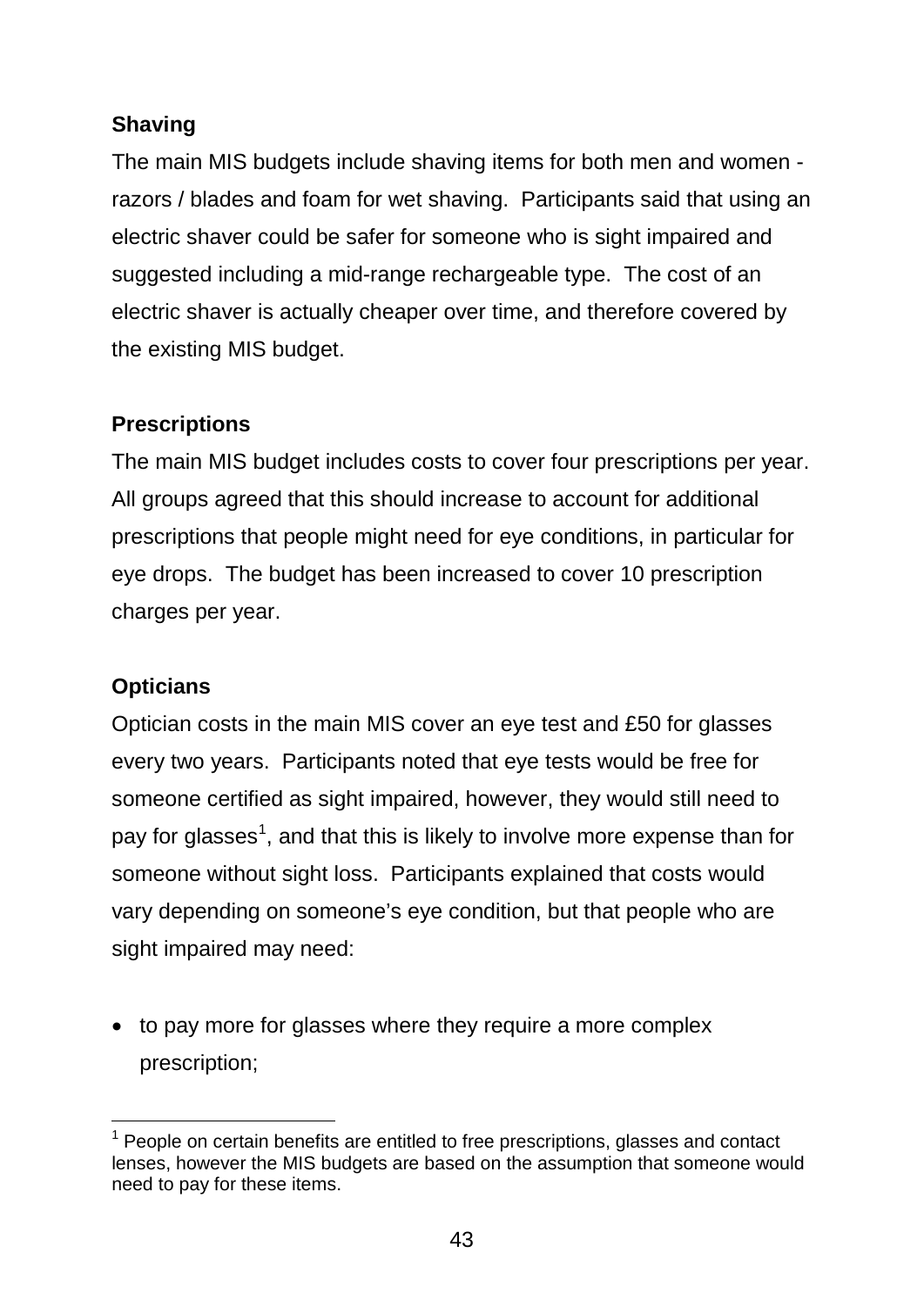### Shaving

The main MIS budgets include shaving items for both men and women - razors / blades and foam for wet shaving. Participants said that using an electric shaver could be safer for someone who is sight impaired and suggested including a mid-range rechargeable type. The cost of an electric shaver is actually cheaper over time, and therefore covered by the existing MIS budget.

### Prescriptions

The main MIS budget includes costs to cover four prescriptions per year. All groups agreed that this should increase to account for additional prescriptions that people might need for eye conditions, in particular for eye drops. The budget has been increased to cover 10 prescription charges per year.

### Opticians

Optician costs in the main MIS cover an eye test and £50 for glasses every two years. Participants noted that eye tests would be free for someone certified as sight impaired, however, they would still need to pay for glasses[1], and that this is likely to involve more expense than for someone without sight loss. Participants explained that costs would vary depending on someone's eye condition, but that people who are sight impaired may need:

- to pay more for glasses where they require a more complex prescription;

---

[1] People on certain benefits are entitled to free prescriptions, glasses and contact lenses, however the MIS budgets are based on the assumption that someone would need to pay for these items.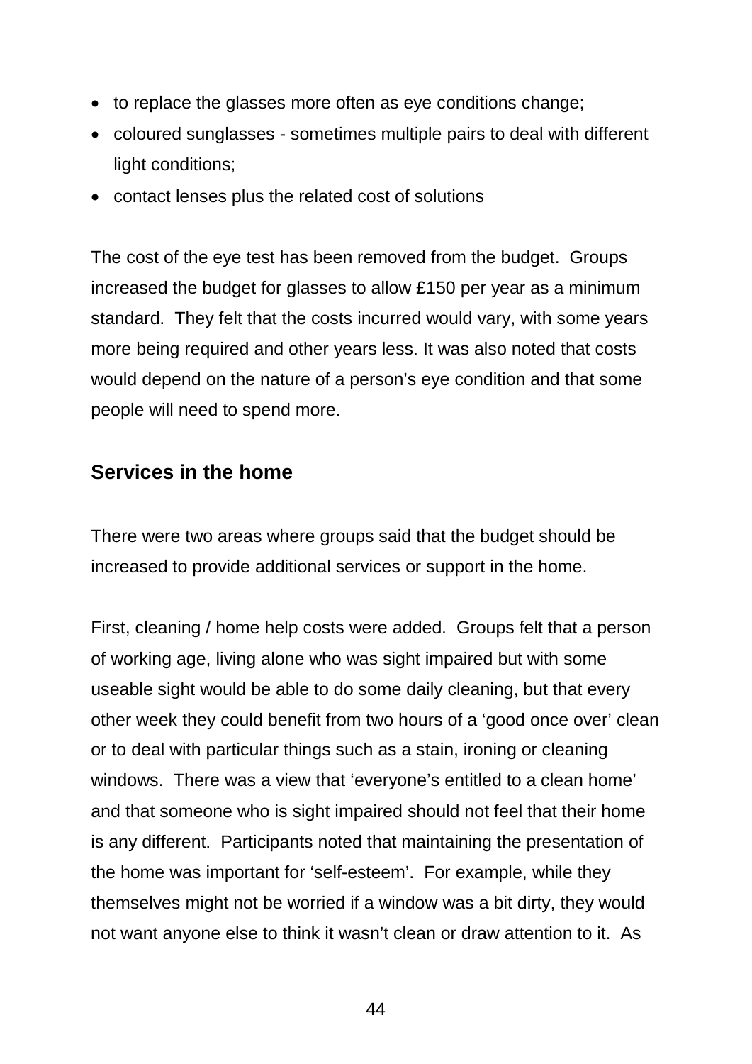- to replace the glasses more often as eye conditions change;
- coloured sunglasses - sometimes multiple pairs to deal with different light conditions;
- contact lenses plus the related cost of solutions

The cost of the eye test has been removed from the budget. Groups increased the budget for glasses to allow £150 per year as a minimum standard. They felt that the costs incurred would vary, with some years more being required and other years less. It was also noted that costs would depend on the nature of a person's eye condition and that some people will need to spend more.

## Services in the home

There were two areas where groups said that the budget should be increased to provide additional services or support in the home.

First, cleaning / home help costs were added. Groups felt that a person of working age, living alone who was sight impaired but with some useable sight would be able to do some daily cleaning, but that every other week they could benefit from two hours of a 'good once over' clean or to deal with particular things such as a stain, ironing or cleaning windows. There was a view that 'everyone's entitled to a clean home' and that someone who is sight impaired should not feel that their home is any different. Participants noted that maintaining the presentation of the home was important for 'self-esteem'. For example, while they themselves might not be worried if a window was a bit dirty, they would not want anyone else to think it wasn't clean or draw attention to it. As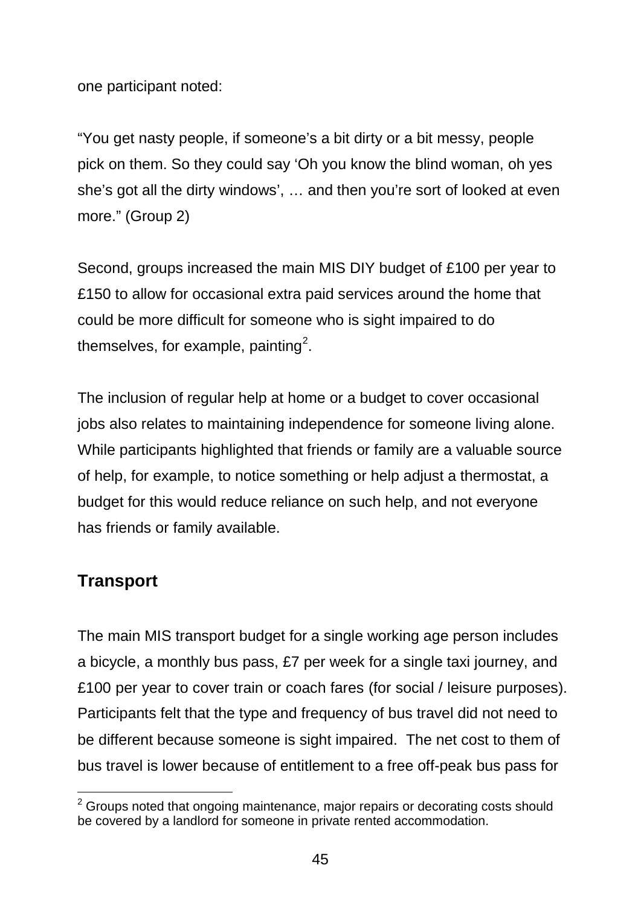one participant noted:

"You get nasty people, if someone's a bit dirty or a bit messy, people pick on them. So they could say 'Oh you know the blind woman, oh yes she's got all the dirty windows', … and then you're sort of looked at even more." (Group 2)

Second, groups increased the main MIS DIY budget of £100 per year to £150 to allow for occasional extra paid services around the home that could be more difficult for someone who is sight impaired to do themselves, for example, painting[2].

The inclusion of regular help at home or a budget to cover occasional jobs also relates to maintaining independence for someone living alone. While participants highlighted that friends or family are a valuable source of help, for example, to notice something or help adjust a thermostat, a budget for this would reduce reliance on such help, and not everyone has friends or family available.

## Transport

The main MIS transport budget for a single working age person includes a bicycle, a monthly bus pass, £7 per week for a single taxi journey, and £100 per year to cover train or coach fares (for social / leisure purposes). Participants felt that the type and frequency of bus travel did not need to be different because someone is sight impaired. The net cost to them of bus travel is lower because of entitlement to a free off-peak bus pass for

[2] Groups noted that ongoing maintenance, major repairs or decorating costs should be covered by a landlord for someone in private rented accommodation.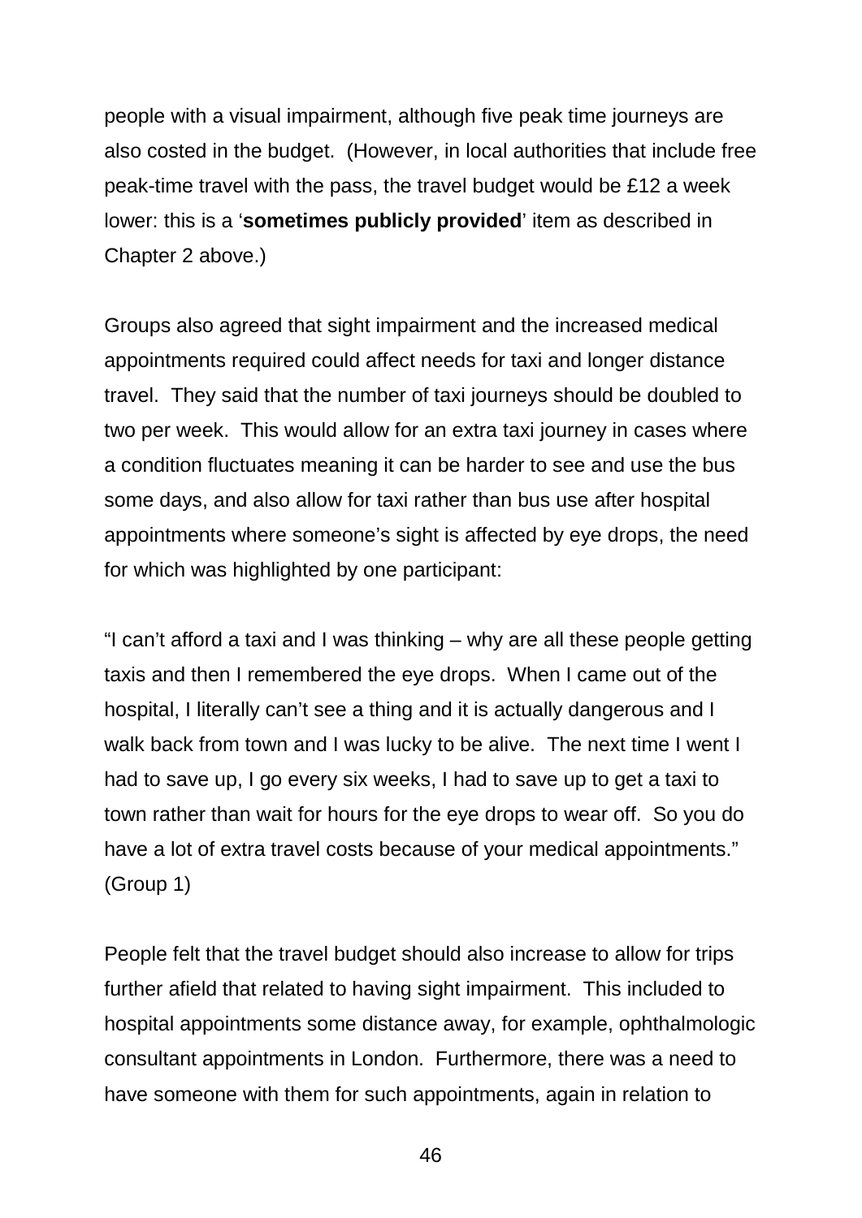people with a visual impairment, although five peak time journeys are also costed in the budget. (However, in local authorities that include free peak-time travel with the pass, the travel budget would be £12 a week lower: this is a '**sometimes publicly provided**' item as described in Chapter 2 above.)

Groups also agreed that sight impairment and the increased medical appointments required could affect needs for taxi and longer distance travel. They said that the number of taxi journeys should be doubled to two per week. This would allow for an extra taxi journey in cases where a condition fluctuates meaning it can be harder to see and use the bus some days, and also allow for taxi rather than bus use after hospital appointments where someone's sight is affected by eye drops, the need for which was highlighted by one participant:

"I can't afford a taxi and I was thinking – why are all these people getting taxis and then I remembered the eye drops. When I came out of the hospital, I literally can't see a thing and it is actually dangerous and I walk back from town and I was lucky to be alive. The next time I went I had to save up, I go every six weeks, I had to save up to get a taxi to town rather than wait for hours for the eye drops to wear off. So you do have a lot of extra travel costs because of your medical appointments." (Group 1)

People felt that the travel budget should also increase to allow for trips further afield that related to having sight impairment. This included to hospital appointments some distance away, for example, ophthalmologic consultant appointments in London. Furthermore, there was a need to have someone with them for such appointments, again in relation to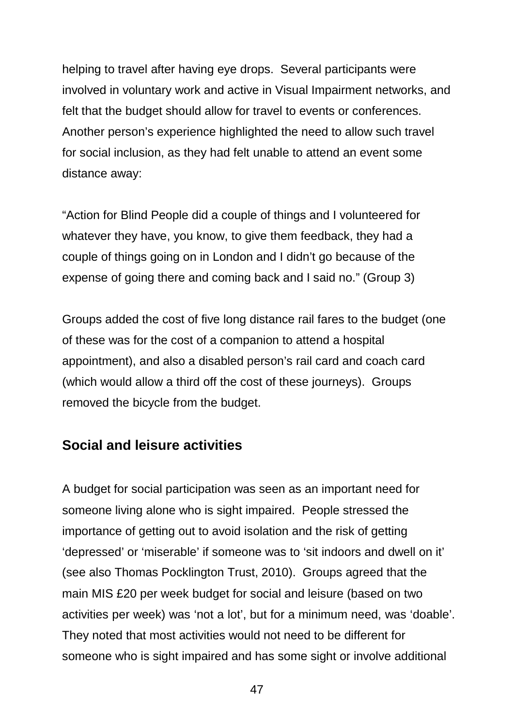helping to travel after having eye drops. Several participants were involved in voluntary work and active in Visual Impairment networks, and felt that the budget should allow for travel to events or conferences. Another person's experience highlighted the need to allow such travel for social inclusion, as they had felt unable to attend an event some distance away:

"Action for Blind People did a couple of things and I volunteered for whatever they have, you know, to give them feedback, they had a couple of things going on in London and I didn't go because of the expense of going there and coming back and I said no." (Group 3)

Groups added the cost of five long distance rail fares to the budget (one of these was for the cost of a companion to attend a hospital appointment), and also a disabled person's rail card and coach card (which would allow a third off the cost of these journeys). Groups removed the bicycle from the budget.

## Social and leisure activities

A budget for social participation was seen as an important need for someone living alone who is sight impaired. People stressed the importance of getting out to avoid isolation and the risk of getting 'depressed' or 'miserable' if someone was to 'sit indoors and dwell on it' (see also Thomas Pocklington Trust, 2010). Groups agreed that the main MIS £20 per week budget for social and leisure (based on two activities per week) was 'not a lot', but for a minimum need, was 'doable'. They noted that most activities would not need to be different for someone who is sight impaired and has some sight or involve additional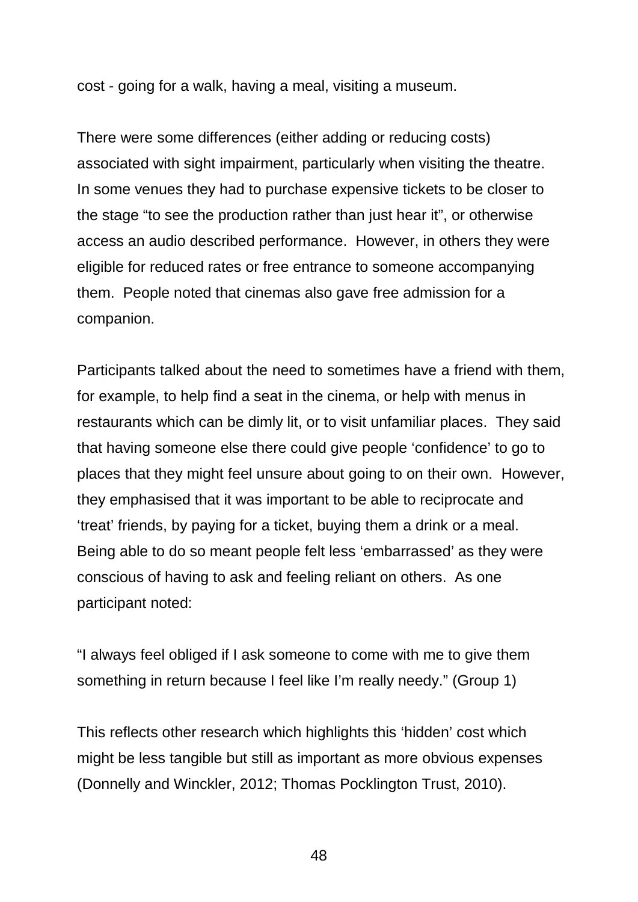cost - going for a walk, having a meal, visiting a museum.

There were some differences (either adding or reducing costs) associated with sight impairment, particularly when visiting the theatre. In some venues they had to purchase expensive tickets to be closer to the stage "to see the production rather than just hear it", or otherwise access an audio described performance. However, in others they were eligible for reduced rates or free entrance to someone accompanying them. People noted that cinemas also gave free admission for a companion.

Participants talked about the need to sometimes have a friend with them, for example, to help find a seat in the cinema, or help with menus in restaurants which can be dimly lit, or to visit unfamiliar places. They said that having someone else there could give people 'confidence' to go to places that they might feel unsure about going to on their own. However, they emphasised that it was important to be able to reciprocate and 'treat' friends, by paying for a ticket, buying them a drink or a meal. Being able to do so meant people felt less 'embarrassed' as they were conscious of having to ask and feeling reliant on others. As one participant noted:

"I always feel obliged if I ask someone to come with me to give them something in return because I feel like I'm really needy." (Group 1)

This reflects other research which highlights this 'hidden' cost which might be less tangible but still as important as more obvious expenses (Donnelly and Winckler, 2012; Thomas Pocklington Trust, 2010).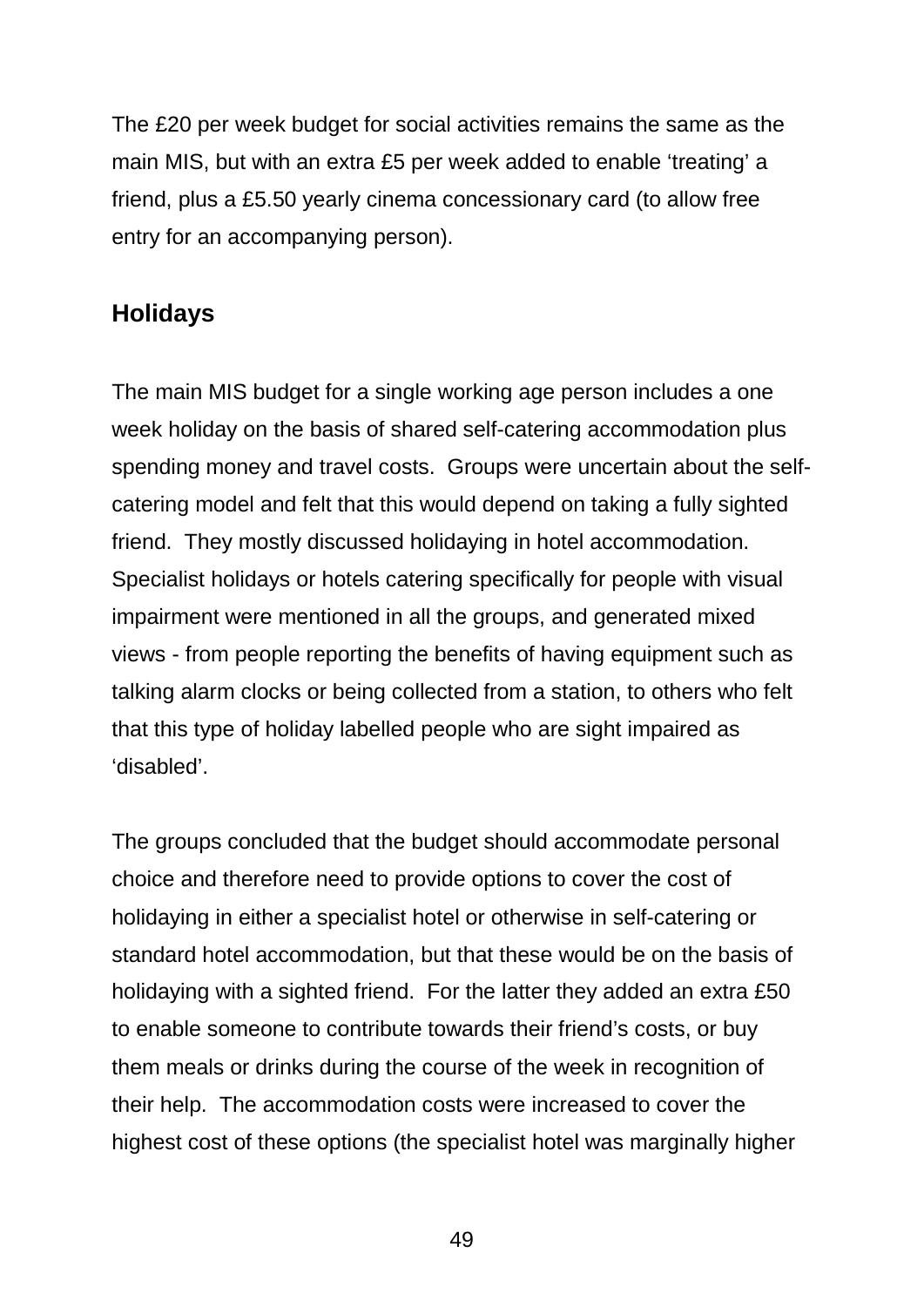The £20 per week budget for social activities remains the same as the main MIS, but with an extra £5 per week added to enable 'treating' a friend, plus a £5.50 yearly cinema concessionary card (to allow free entry for an accompanying person).

## Holidays

The main MIS budget for a single working age person includes a one week holiday on the basis of shared self-catering accommodation plus spending money and travel costs. Groups were uncertain about the self-catering model and felt that this would depend on taking a fully sighted friend. They mostly discussed holidaying in hotel accommodation. Specialist holidays or hotels catering specifically for people with visual impairment were mentioned in all the groups, and generated mixed views - from people reporting the benefits of having equipment such as talking alarm clocks or being collected from a station, to others who felt that this type of holiday labelled people who are sight impaired as 'disabled'.

The groups concluded that the budget should accommodate personal choice and therefore need to provide options to cover the cost of holidaying in either a specialist hotel or otherwise in self-catering or standard hotel accommodation, but that these would be on the basis of holidaying with a sighted friend. For the latter they added an extra £50 to enable someone to contribute towards their friend's costs, or buy them meals or drinks during the course of the week in recognition of their help. The accommodation costs were increased to cover the highest cost of these options (the specialist hotel was marginally higher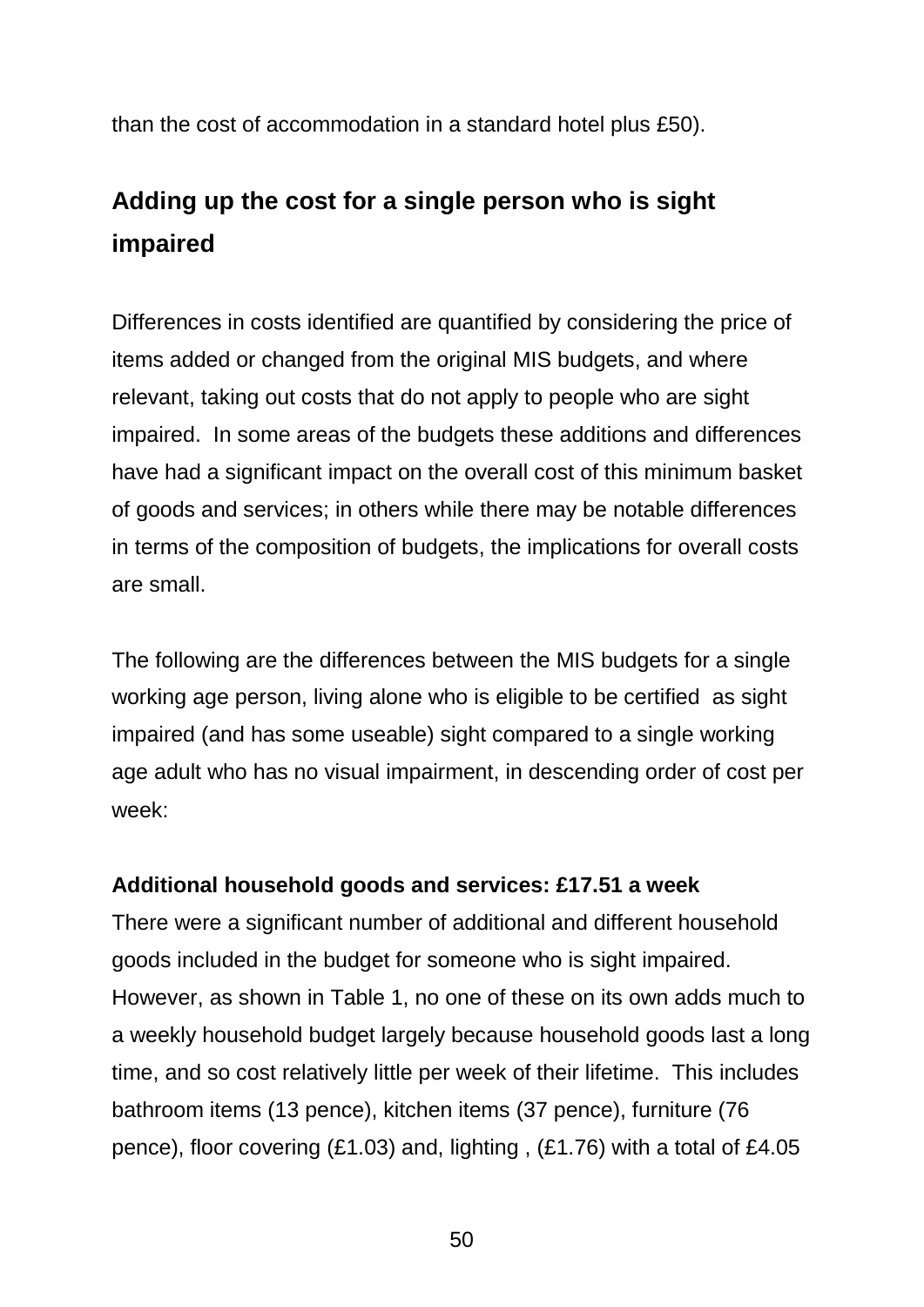than the cost of accommodation in a standard hotel plus £50).

## Adding up the cost for a single person who is sight impaired

Differences in costs identified are quantified by considering the price of items added or changed from the original MIS budgets, and where relevant, taking out costs that do not apply to people who are sight impaired.  In some areas of the budgets these additions and differences have had a significant impact on the overall cost of this minimum basket of goods and services; in others while there may be notable differences in terms of the composition of budgets, the implications for overall costs are small.

The following are the differences between the MIS budgets for a single working age person, living alone who is eligible to be certified  as sight impaired (and has some useable) sight compared to a single working age adult who has no visual impairment, in descending order of cost per week:

**Additional household goods and services: £17.51 a week**

There were a significant number of additional and different household goods included in the budget for someone who is sight impaired. However, as shown in Table 1, no one of these on its own adds much to a weekly household budget largely because household goods last a long time, and so cost relatively little per week of their lifetime.  This includes bathroom items (13 pence), kitchen items (37 pence), furniture (76 pence), floor covering (£1.03) and, lighting , (£1.76) with a total of £4.05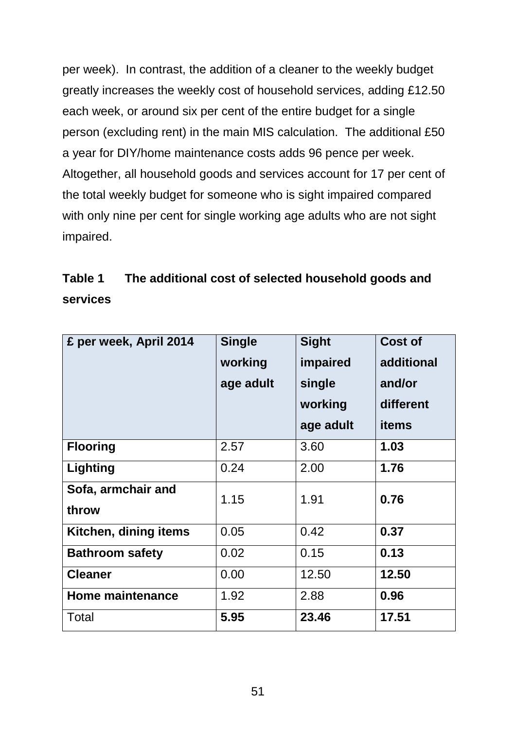per week). In contrast, the addition of a cleaner to the weekly budget greatly increases the weekly cost of household services, adding £12.50 each week, or around six per cent of the entire budget for a single person (excluding rent) in the main MIS calculation. The additional £50 a year for DIY/home maintenance costs adds 96 pence per week. Altogether, all household goods and services account for 17 per cent of the total weekly budget for someone who is sight impaired compared with only nine per cent for single working age adults who are not sight impaired.

**Table 1 The additional cost of selected household goods and services**

| **£ per week, April 2014** | **Single working age adult** | **Sight impaired single working age adult** | **Cost of additional and/or different items** |
|---|---|---|---|
| **Flooring** | 2.57 | 3.60 | **1.03** |
| **Lighting** | 0.24 | 2.00 | **1.76** |
| **Sofa, armchair and throw** | 1.15 | 1.91 | **0.76** |
| **Kitchen, dining items** | 0.05 | 0.42 | **0.37** |
| **Bathroom safety** | 0.02 | 0.15 | **0.13** |
| **Cleaner** | 0.00 | 12.50 | **12.50** |
| **Home maintenance** | 1.92 | 2.88 | **0.96** |
| Total | **5.95** | **23.46** | **17.51** |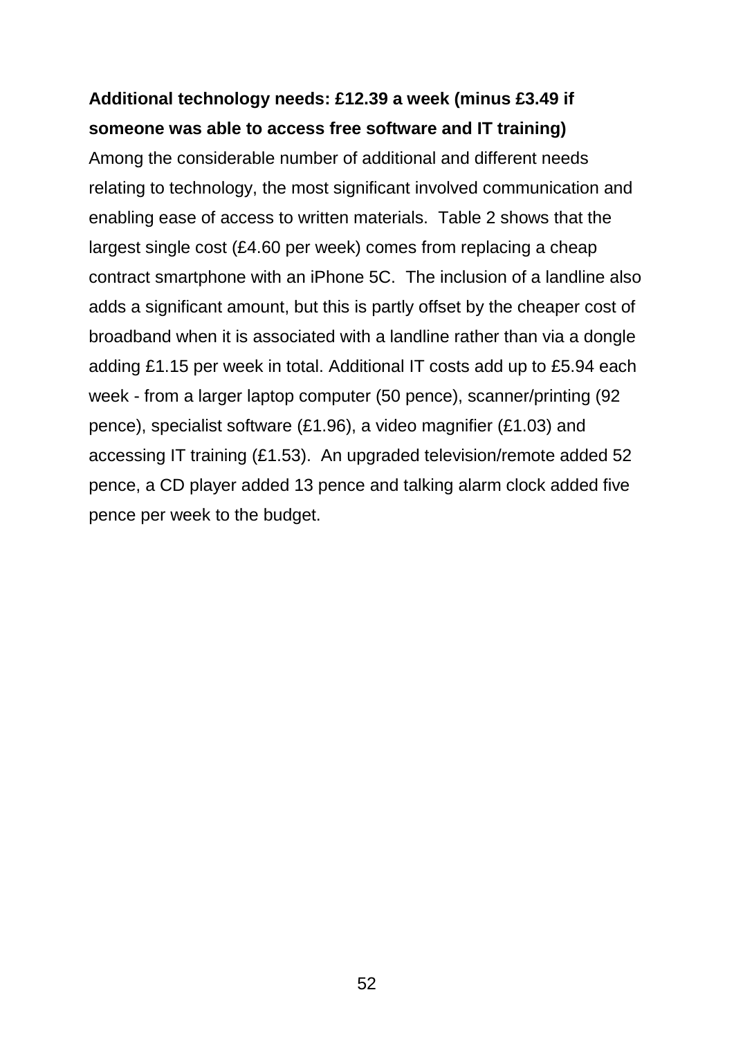**Additional technology needs: £12.39 a week (minus £3.49 if someone was able to access free software and IT training)**

Among the considerable number of additional and different needs relating to technology, the most significant involved communication and enabling ease of access to written materials. Table 2 shows that the largest single cost (£4.60 per week) comes from replacing a cheap contract smartphone with an iPhone 5C. The inclusion of a landline also adds a significant amount, but this is partly offset by the cheaper cost of broadband when it is associated with a landline rather than via a dongle adding £1.15 per week in total. Additional IT costs add up to £5.94 each week - from a larger laptop computer (50 pence), scanner/printing (92 pence), specialist software (£1.96), a video magnifier (£1.03) and accessing IT training (£1.53). An upgraded television/remote added 52 pence, a CD player added 13 pence and talking alarm clock added five pence per week to the budget.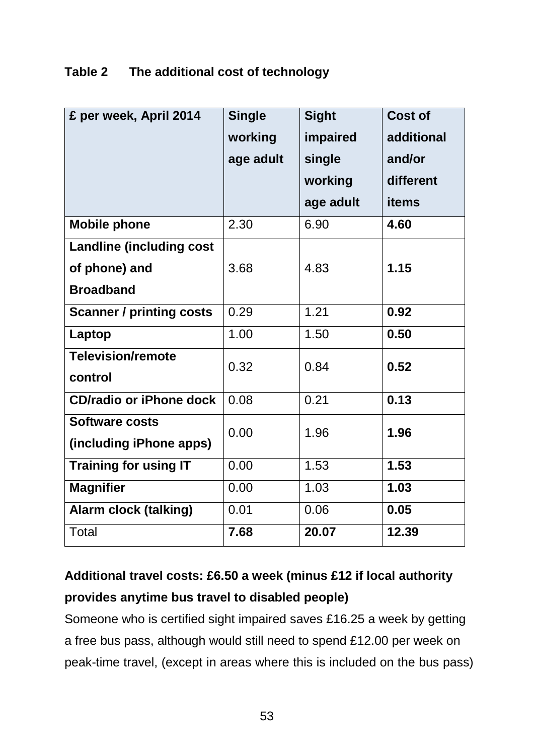**Table 2 The additional cost of technology**

| £ per week, April 2014 | Single working age adult | Sight impaired single working age adult | Cost of additional and/or different items |
|---|---|---|---|
| **Mobile phone** | 2.30 | 6.90 | **4.60** |
| **Landline (including cost of phone) and Broadband** | 3.68 | 4.83 | **1.15** |
| **Scanner / printing costs** | 0.29 | 1.21 | **0.92** |
| **Laptop** | 1.00 | 1.50 | **0.50** |
| **Television/remote control** | 0.32 | 0.84 | **0.52** |
| **CD/radio or iPhone dock** | 0.08 | 0.21 | **0.13** |
| **Software costs (including iPhone apps)** | 0.00 | 1.96 | **1.96** |
| **Training for using IT** | 0.00 | 1.53 | **1.53** |
| **Magnifier** | 0.00 | 1.03 | **1.03** |
| **Alarm clock (talking)** | 0.01 | 0.06 | **0.05** |
| Total | **7.68** | **20.07** | **12.39** |

**Additional travel costs: £6.50 a week (minus £12 if local authority provides anytime bus travel to disabled people)**

Someone who is certified sight impaired saves £16.25 a week by getting a free bus pass, although would still need to spend £12.00 per week on peak-time travel, (except in areas where this is included on the bus pass)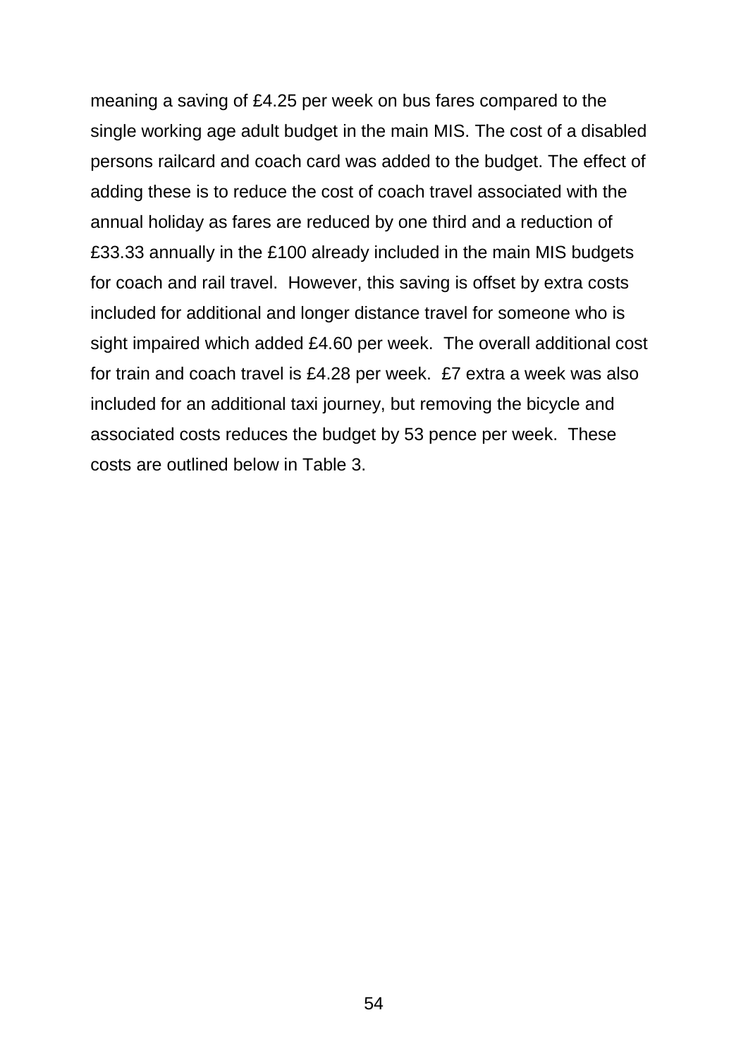meaning a saving of £4.25 per week on bus fares compared to the single working age adult budget in the main MIS. The cost of a disabled persons railcard and coach card was added to the budget. The effect of adding these is to reduce the cost of coach travel associated with the annual holiday as fares are reduced by one third and a reduction of £33.33 annually in the £100 already included in the main MIS budgets for coach and rail travel. However, this saving is offset by extra costs included for additional and longer distance travel for someone who is sight impaired which added £4.60 per week. The overall additional cost for train and coach travel is £4.28 per week. £7 extra a week was also included for an additional taxi journey, but removing the bicycle and associated costs reduces the budget by 53 pence per week. These costs are outlined below in Table 3.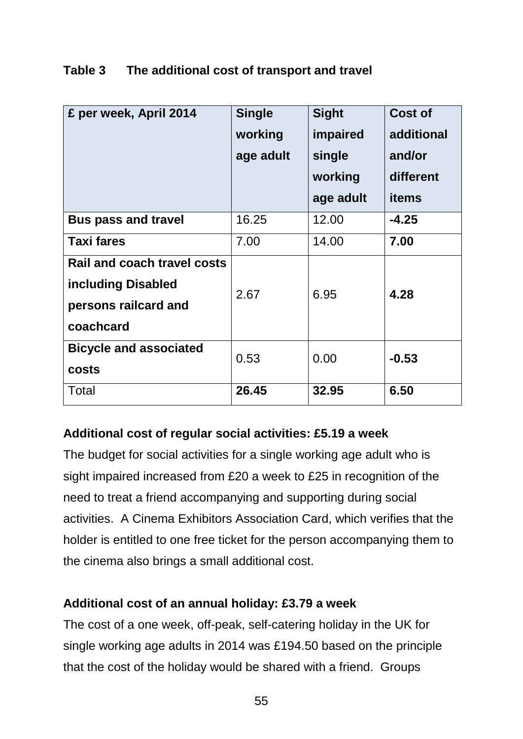**Table 3 The additional cost of transport and travel**

| £ per week, April 2014 | Single working age adult | Sight impaired single working age adult | Cost of additional and/or different items |
|---|---|---|---|
| **Bus pass and travel** | 16.25 | 12.00 | **-4.25** |
| **Taxi fares** | 7.00 | 14.00 | **7.00** |
| **Rail and coach travel costs including Disabled persons railcard and coachcard** | 2.67 | 6.95 | **4.28** |
| **Bicycle and associated costs** | 0.53 | 0.00 | **-0.53** |
| Total | **26.45** | **32.95** | **6.50** |

**Additional cost of regular social activities: £5.19 a week**

The budget for social activities for a single working age adult who is sight impaired increased from £20 a week to £25 in recognition of the need to treat a friend accompanying and supporting during social activities. A Cinema Exhibitors Association Card, which verifies that the holder is entitled to one free ticket for the person accompanying them to the cinema also brings a small additional cost.

**Additional cost of an annual holiday: £3.79 a week**

The cost of a one week, off-peak, self-catering holiday in the UK for single working age adults in 2014 was £194.50 based on the principle that the cost of the holiday would be shared with a friend. Groups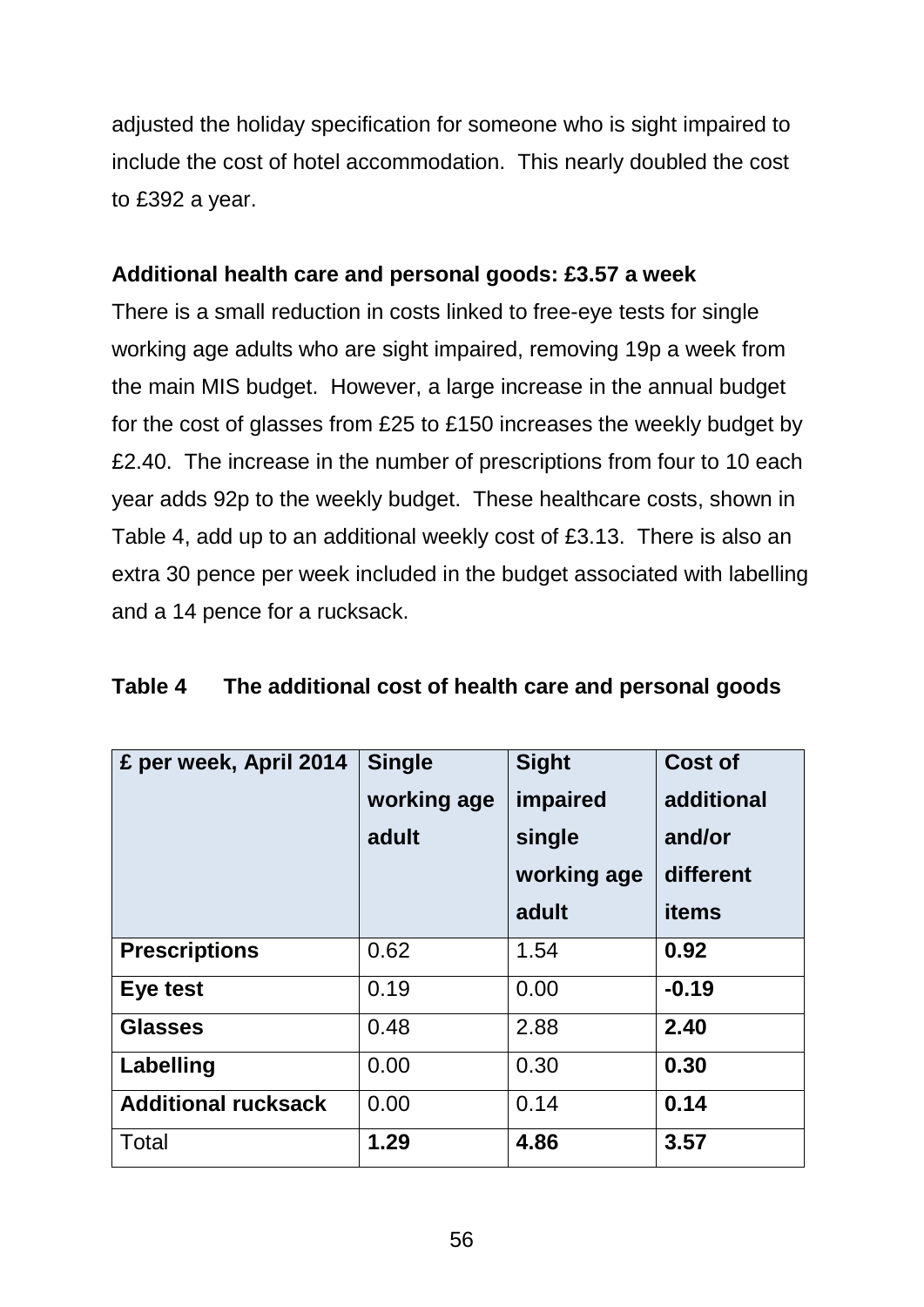adjusted the holiday specification for someone who is sight impaired to include the cost of hotel accommodation. This nearly doubled the cost to £392 a year.

**Additional health care and personal goods: £3.57 a week**

There is a small reduction in costs linked to free-eye tests for single working age adults who are sight impaired, removing 19p a week from the main MIS budget. However, a large increase in the annual budget for the cost of glasses from £25 to £150 increases the weekly budget by £2.40. The increase in the number of prescriptions from four to 10 each year adds 92p to the weekly budget. These healthcare costs, shown in Table 4, add up to an additional weekly cost of £3.13. There is also an extra 30 pence per week included in the budget associated with labelling and a 14 pence for a rucksack.

**Table 4 The additional cost of health care and personal goods**

| £ per week, April 2014 | Single working age adult | Sight impaired single working age adult | Cost of additional and/or different items |
|---|---|---|---|
| **Prescriptions** | 0.62 | 1.54 | **0.92** |
| **Eye test** | 0.19 | 0.00 | **-0.19** |
| **Glasses** | 0.48 | 2.88 | **2.40** |
| **Labelling** | 0.00 | 0.30 | **0.30** |
| **Additional rucksack** | 0.00 | 0.14 | **0.14** |
| Total | **1.29** | **4.86** | **3.57** |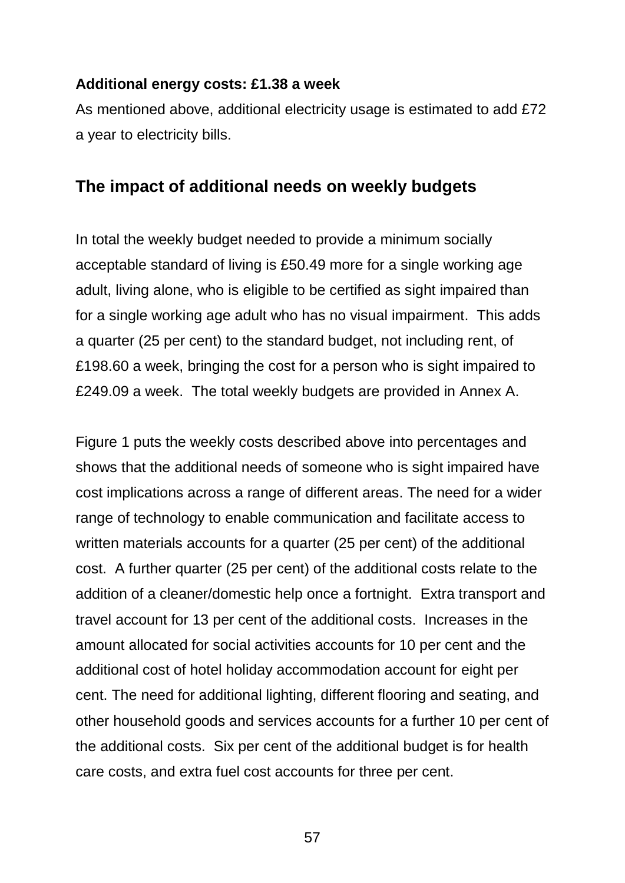**Additional energy costs: £1.38 a week**

As mentioned above, additional electricity usage is estimated to add £72 a year to electricity bills.

## The impact of additional needs on weekly budgets

In total the weekly budget needed to provide a minimum socially acceptable standard of living is £50.49 more for a single working age adult, living alone, who is eligible to be certified as sight impaired than for a single working age adult who has no visual impairment. This adds a quarter (25 per cent) to the standard budget, not including rent, of £198.60 a week, bringing the cost for a person who is sight impaired to £249.09 a week. The total weekly budgets are provided in Annex A.

Figure 1 puts the weekly costs described above into percentages and shows that the additional needs of someone who is sight impaired have cost implications across a range of different areas. The need for a wider range of technology to enable communication and facilitate access to written materials accounts for a quarter (25 per cent) of the additional cost. A further quarter (25 per cent) of the additional costs relate to the addition of a cleaner/domestic help once a fortnight. Extra transport and travel account for 13 per cent of the additional costs. Increases in the amount allocated for social activities accounts for 10 per cent and the additional cost of hotel holiday accommodation account for eight per cent. The need for additional lighting, different flooring and seating, and other household goods and services accounts for a further 10 per cent of the additional costs. Six per cent of the additional budget is for health care costs, and extra fuel cost accounts for three per cent.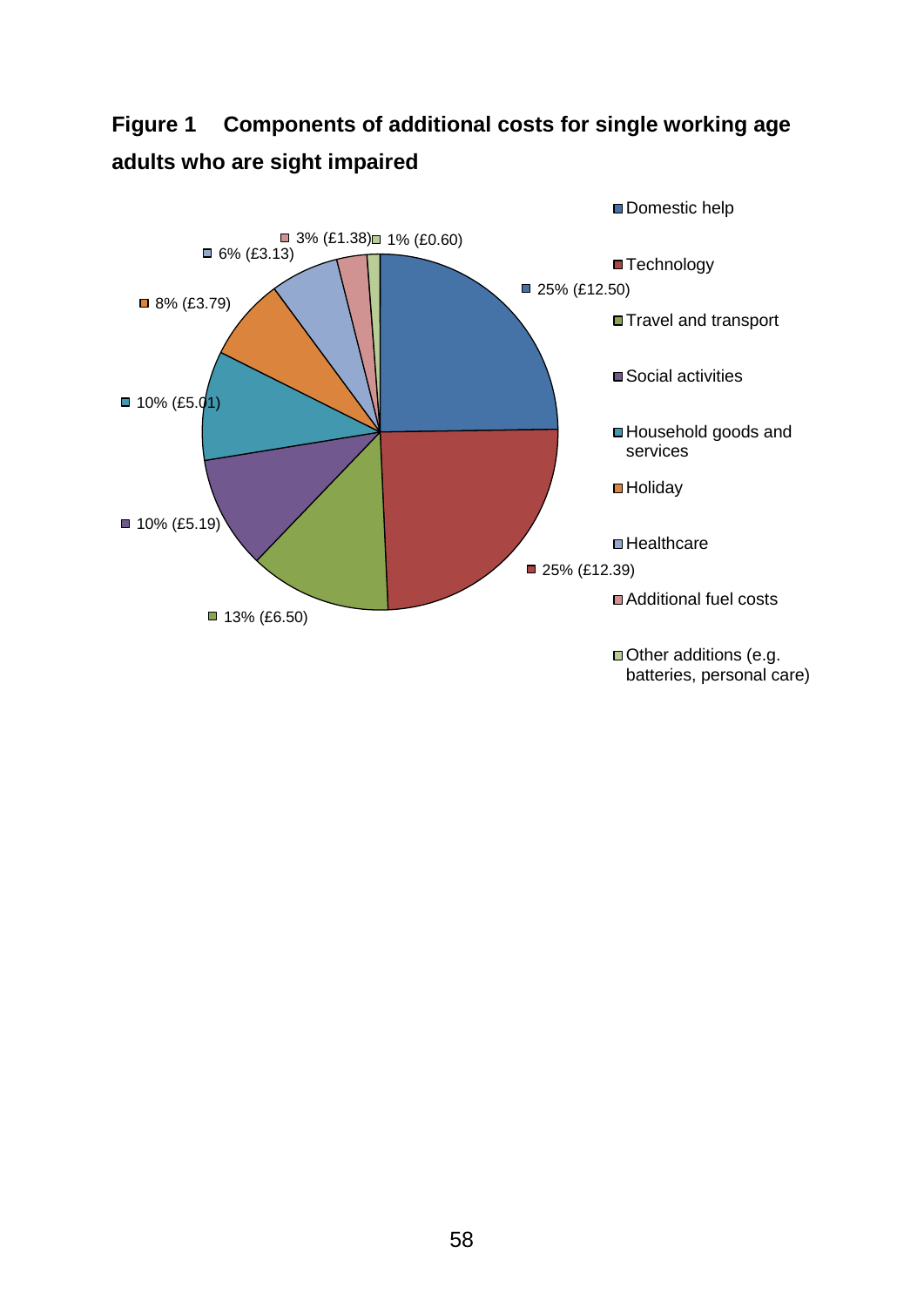**Figure 1 Components of additional costs for single working age adults who are sight impaired**

| Component | Percentage | Amount |
|---|---|---|
| Domestic help | 25% | £12.50 |
| Technology | 25% | £12.39 |
| Travel and transport | 13% | £6.50 |
| Social activities | 10% | £5.19 |
| Household goods and services | 10% | £5.01 |
| Holiday | 8% | £3.79 |
| Healthcare | 6% | £3.13 |
| Additional fuel costs | 3% | £1.38 |
| Other additions (e.g. batteries, personal care) | 1% | £0.60 |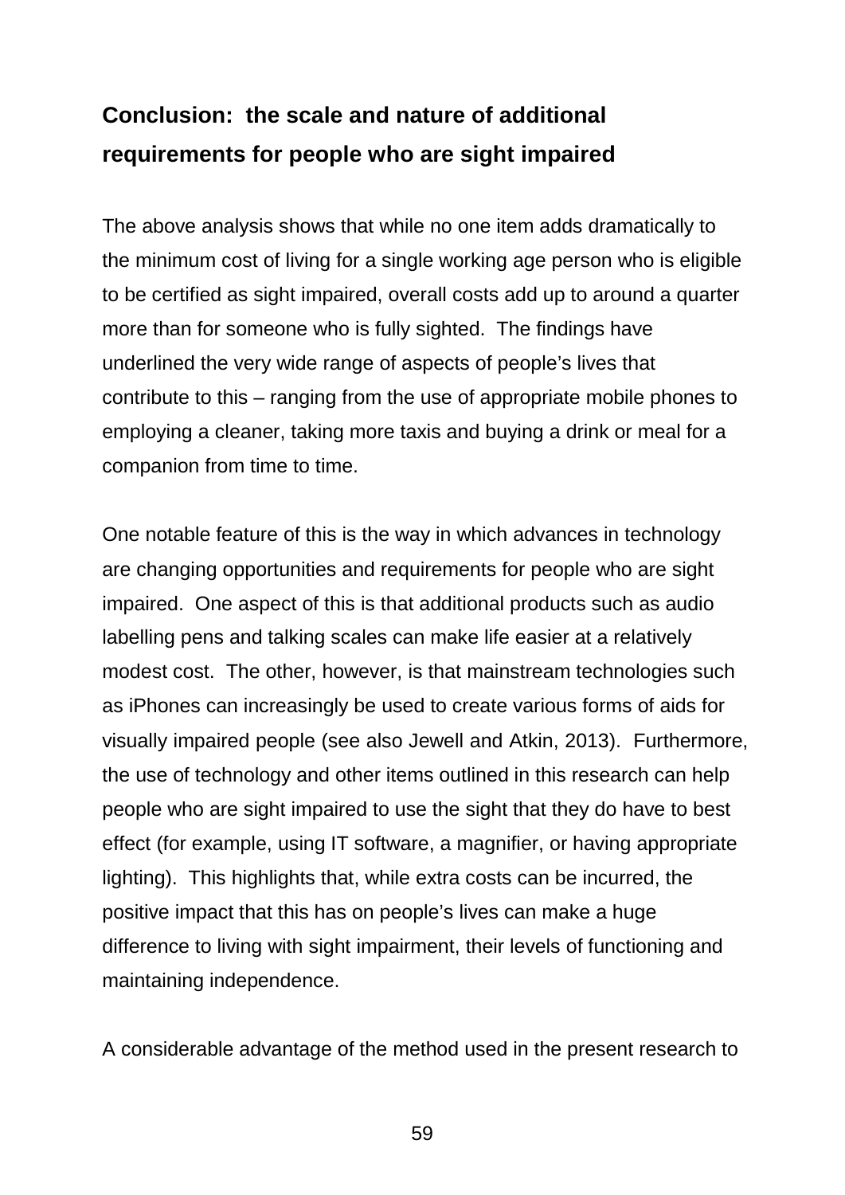## Conclusion: the scale and nature of additional requirements for people who are sight impaired

The above analysis shows that while no one item adds dramatically to the minimum cost of living for a single working age person who is eligible to be certified as sight impaired, overall costs add up to around a quarter more than for someone who is fully sighted. The findings have underlined the very wide range of aspects of people's lives that contribute to this – ranging from the use of appropriate mobile phones to employing a cleaner, taking more taxis and buying a drink or meal for a companion from time to time.

One notable feature of this is the way in which advances in technology are changing opportunities and requirements for people who are sight impaired. One aspect of this is that additional products such as audio labelling pens and talking scales can make life easier at a relatively modest cost. The other, however, is that mainstream technologies such as iPhones can increasingly be used to create various forms of aids for visually impaired people (see also Jewell and Atkin, 2013). Furthermore, the use of technology and other items outlined in this research can help people who are sight impaired to use the sight that they do have to best effect (for example, using IT software, a magnifier, or having appropriate lighting). This highlights that, while extra costs can be incurred, the positive impact that this has on people's lives can make a huge difference to living with sight impairment, their levels of functioning and maintaining independence.

A considerable advantage of the method used in the present research to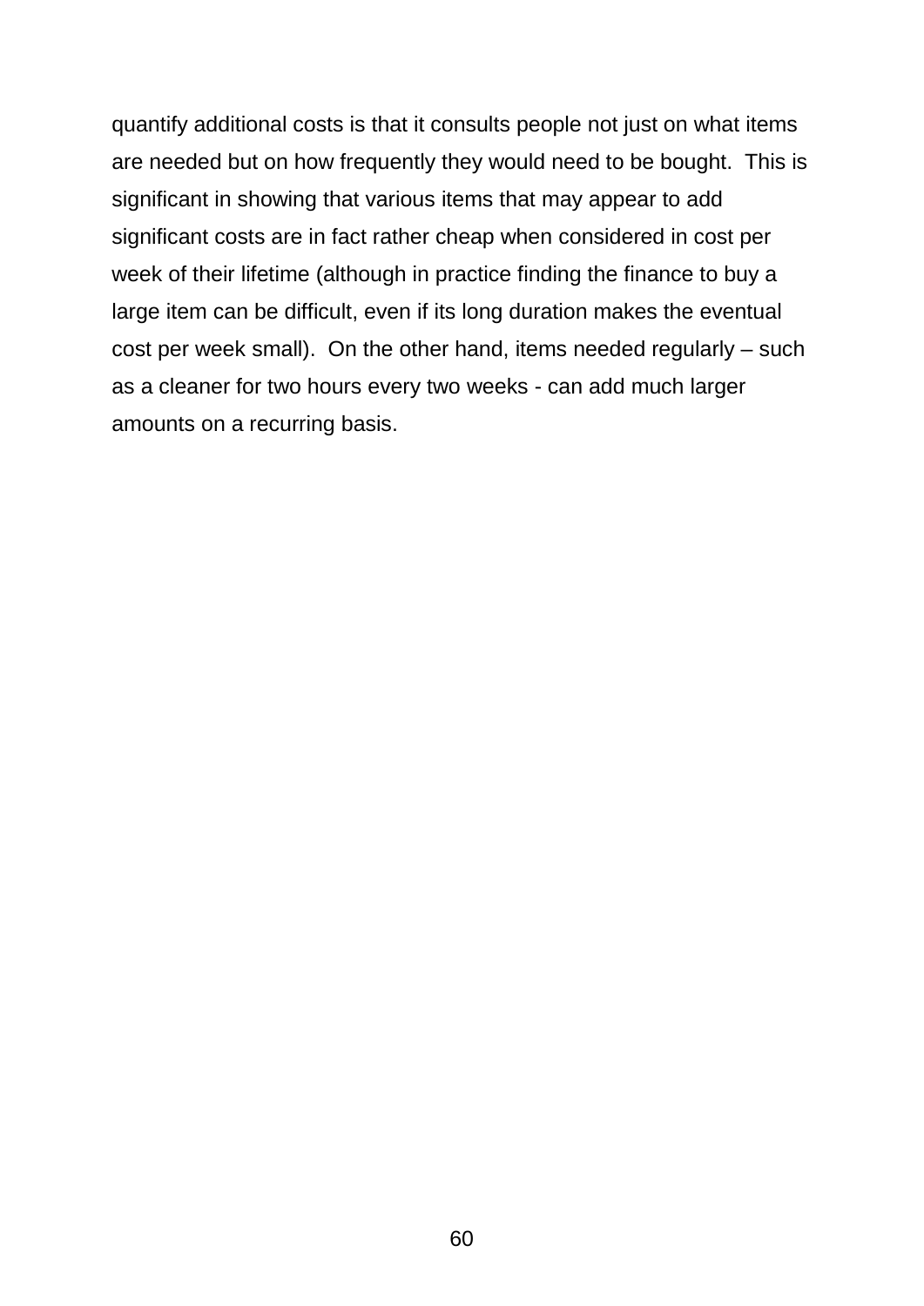quantify additional costs is that it consults people not just on what items are needed but on how frequently they would need to be bought.  This is significant in showing that various items that may appear to add significant costs are in fact rather cheap when considered in cost per week of their lifetime (although in practice finding the finance to buy a large item can be difficult, even if its long duration makes the eventual cost per week small).  On the other hand, items needed regularly – such as a cleaner for two hours every two weeks - can add much larger amounts on a recurring basis.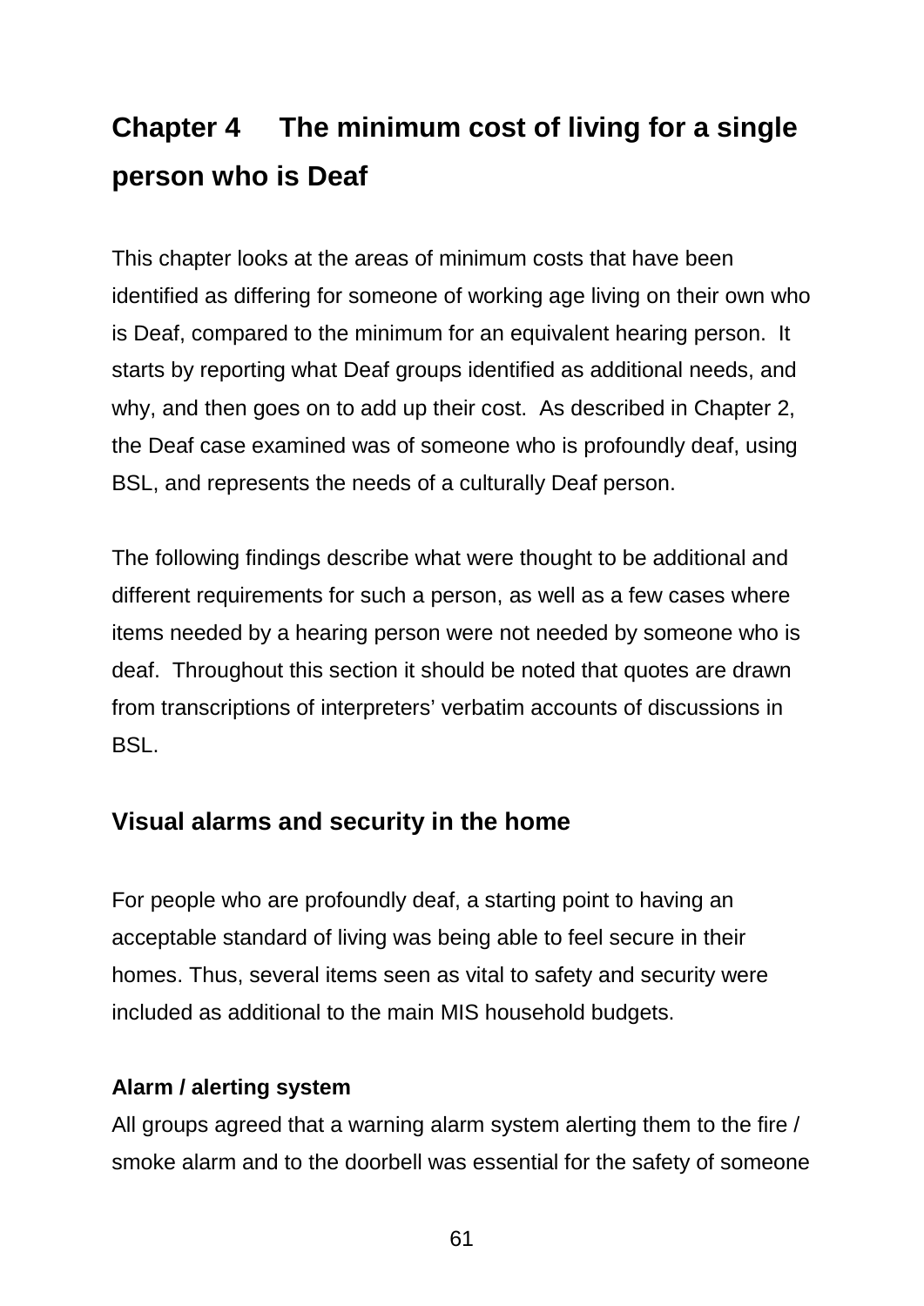# Chapter 4 The minimum cost of living for a single person who is Deaf

This chapter looks at the areas of minimum costs that have been identified as differing for someone of working age living on their own who is Deaf, compared to the minimum for an equivalent hearing person. It starts by reporting what Deaf groups identified as additional needs, and why, and then goes on to add up their cost. As described in Chapter 2, the Deaf case examined was of someone who is profoundly deaf, using BSL, and represents the needs of a culturally Deaf person.

The following findings describe what were thought to be additional and different requirements for such a person, as well as a few cases where items needed by a hearing person were not needed by someone who is deaf. Throughout this section it should be noted that quotes are drawn from transcriptions of interpreters' verbatim accounts of discussions in BSL.

## Visual alarms and security in the home

For people who are profoundly deaf, a starting point to having an acceptable standard of living was being able to feel secure in their homes. Thus, several items seen as vital to safety and security were included as additional to the main MIS household budgets.

### Alarm / alerting system

All groups agreed that a warning alarm system alerting them to the fire / smoke alarm and to the doorbell was essential for the safety of someone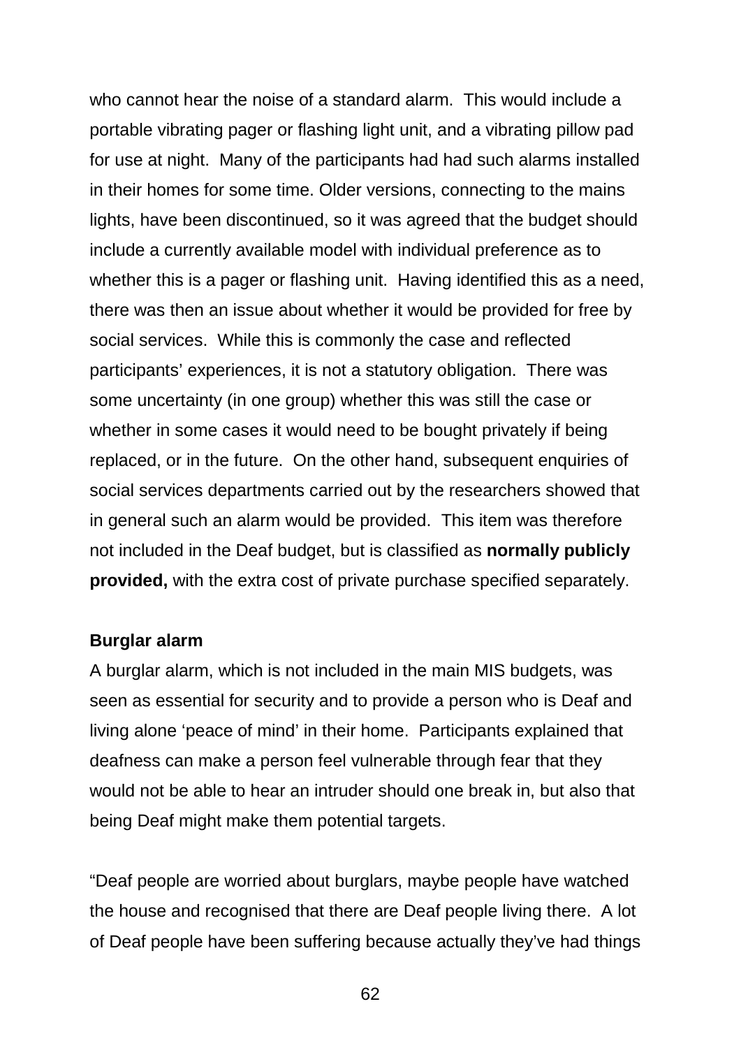who cannot hear the noise of a standard alarm. This would include a portable vibrating pager or flashing light unit, and a vibrating pillow pad for use at night. Many of the participants had had such alarms installed in their homes for some time. Older versions, connecting to the mains lights, have been discontinued, so it was agreed that the budget should include a currently available model with individual preference as to whether this is a pager or flashing unit. Having identified this as a need, there was then an issue about whether it would be provided for free by social services. While this is commonly the case and reflected participants' experiences, it is not a statutory obligation. There was some uncertainty (in one group) whether this was still the case or whether in some cases it would need to be bought privately if being replaced, or in the future. On the other hand, subsequent enquiries of social services departments carried out by the researchers showed that in general such an alarm would be provided. This item was therefore not included in the Deaf budget, but is classified as **normally publicly provided,** with the extra cost of private purchase specified separately.

**Burglar alarm**

A burglar alarm, which is not included in the main MIS budgets, was seen as essential for security and to provide a person who is Deaf and living alone 'peace of mind' in their home. Participants explained that deafness can make a person feel vulnerable through fear that they would not be able to hear an intruder should one break in, but also that being Deaf might make them potential targets.

"Deaf people are worried about burglars, maybe people have watched the house and recognised that there are Deaf people living there. A lot of Deaf people have been suffering because actually they've had things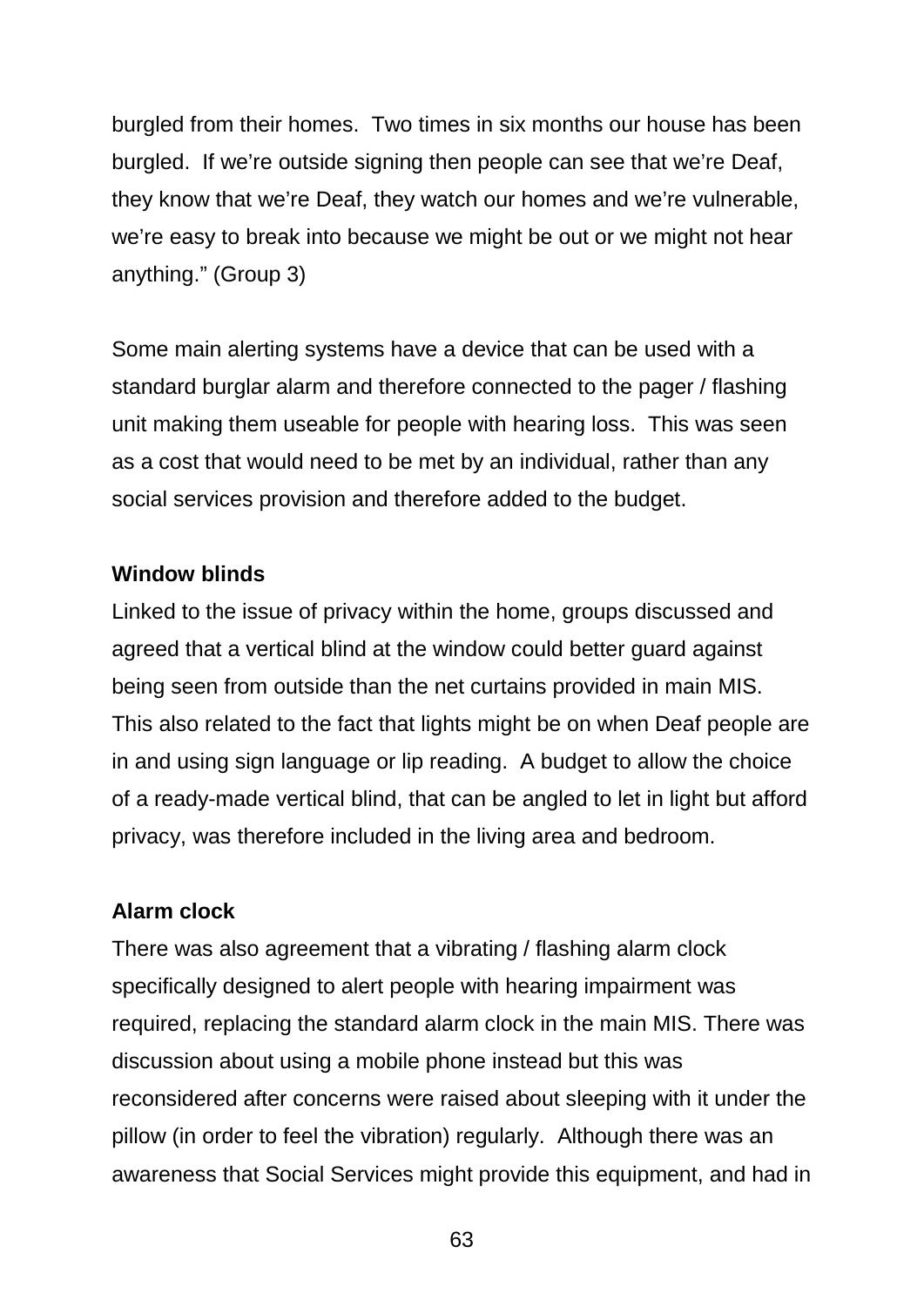burgled from their homes.  Two times in six months our house has been burgled.  If we're outside signing then people can see that we're Deaf, they know that we're Deaf, they watch our homes and we're vulnerable, we're easy to break into because we might be out or we might not hear anything." (Group 3)

Some main alerting systems have a device that can be used with a standard burglar alarm and therefore connected to the pager / flashing unit making them useable for people with hearing loss.  This was seen as a cost that would need to be met by an individual, rather than any social services provision and therefore added to the budget.

**Window blinds**

Linked to the issue of privacy within the home, groups discussed and agreed that a vertical blind at the window could better guard against being seen from outside than the net curtains provided in main MIS. This also related to the fact that lights might be on when Deaf people are in and using sign language or lip reading.  A budget to allow the choice of a ready-made vertical blind, that can be angled to let in light but afford privacy, was therefore included in the living area and bedroom.

**Alarm clock**

There was also agreement that a vibrating / flashing alarm clock specifically designed to alert people with hearing impairment was required, replacing the standard alarm clock in the main MIS. There was discussion about using a mobile phone instead but this was reconsidered after concerns were raised about sleeping with it under the pillow (in order to feel the vibration) regularly.  Although there was an awareness that Social Services might provide this equipment, and had in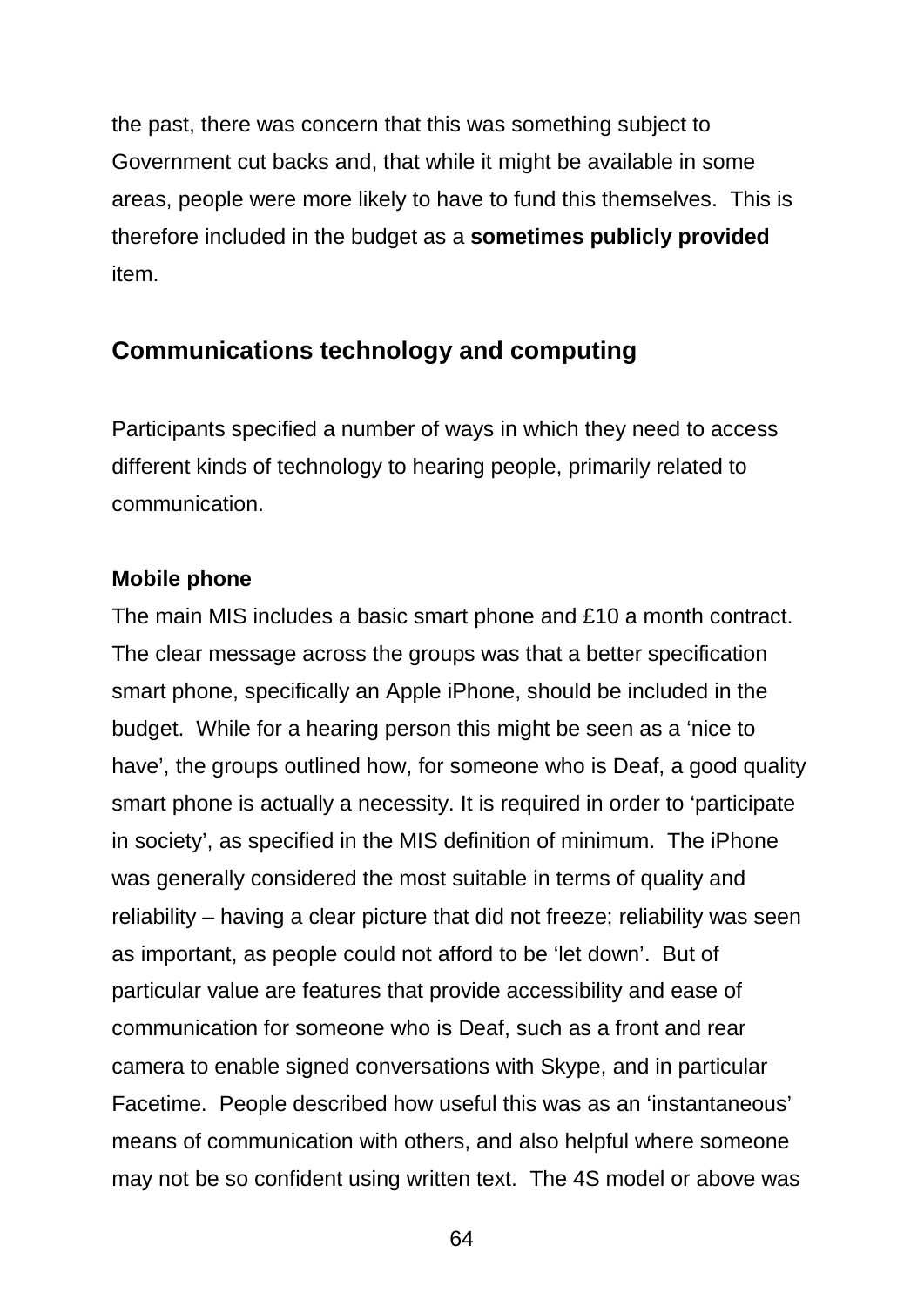the past, there was concern that this was something subject to Government cut backs and, that while it might be available in some areas, people were more likely to have to fund this themselves. This is therefore included in the budget as a **sometimes publicly provided** item.

## Communications technology and computing

Participants specified a number of ways in which they need to access different kinds of technology to hearing people, primarily related to communication.

### Mobile phone

The main MIS includes a basic smart phone and £10 a month contract. The clear message across the groups was that a better specification smart phone, specifically an Apple iPhone, should be included in the budget. While for a hearing person this might be seen as a 'nice to have', the groups outlined how, for someone who is Deaf, a good quality smart phone is actually a necessity. It is required in order to 'participate in society', as specified in the MIS definition of minimum. The iPhone was generally considered the most suitable in terms of quality and reliability – having a clear picture that did not freeze; reliability was seen as important, as people could not afford to be 'let down'. But of particular value are features that provide accessibility and ease of communication for someone who is Deaf, such as a front and rear camera to enable signed conversations with Skype, and in particular Facetime. People described how useful this was as an 'instantaneous' means of communication with others, and also helpful where someone may not be so confident using written text. The 4S model or above was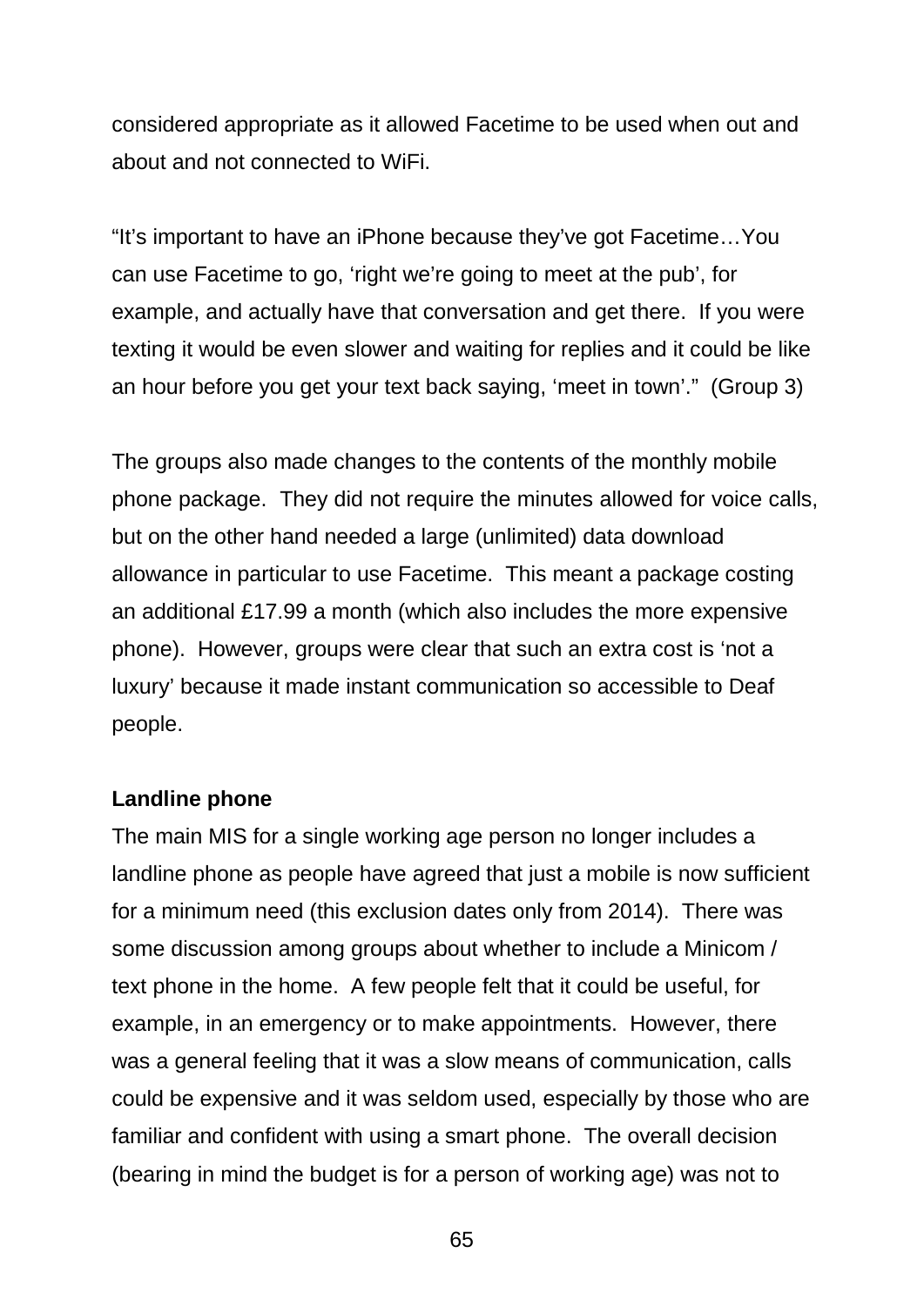considered appropriate as it allowed Facetime to be used when out and about and not connected to WiFi.

"It's important to have an iPhone because they've got Facetime…You can use Facetime to go, 'right we're going to meet at the pub', for example, and actually have that conversation and get there. If you were texting it would be even slower and waiting for replies and it could be like an hour before you get your text back saying, 'meet in town'." (Group 3)

The groups also made changes to the contents of the monthly mobile phone package. They did not require the minutes allowed for voice calls, but on the other hand needed a large (unlimited) data download allowance in particular to use Facetime. This meant a package costing an additional £17.99 a month (which also includes the more expensive phone). However, groups were clear that such an extra cost is 'not a luxury' because it made instant communication so accessible to Deaf people.

**Landline phone**

The main MIS for a single working age person no longer includes a landline phone as people have agreed that just a mobile is now sufficient for a minimum need (this exclusion dates only from 2014). There was some discussion among groups about whether to include a Minicom / text phone in the home. A few people felt that it could be useful, for example, in an emergency or to make appointments. However, there was a general feeling that it was a slow means of communication, calls could be expensive and it was seldom used, especially by those who are familiar and confident with using a smart phone. The overall decision (bearing in mind the budget is for a person of working age) was not to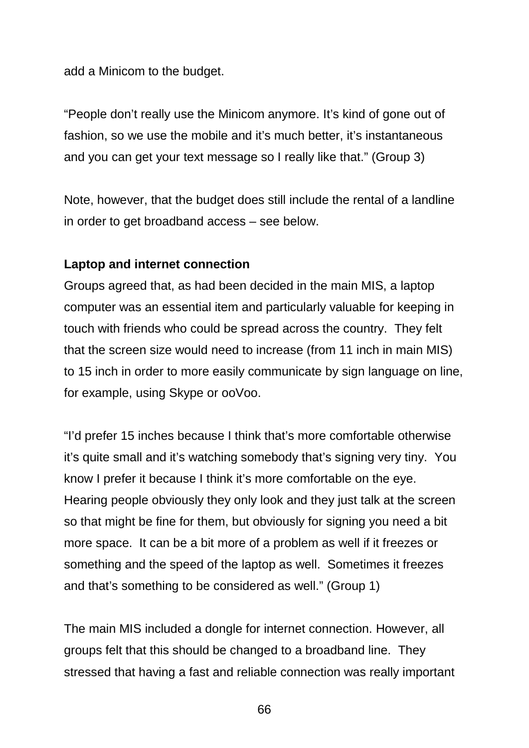add a Minicom to the budget.

"People don't really use the Minicom anymore. It's kind of gone out of fashion, so we use the mobile and it's much better, it's instantaneous and you can get your text message so I really like that." (Group 3)

Note, however, that the budget does still include the rental of a landline in order to get broadband access – see below.

**Laptop and internet connection**

Groups agreed that, as had been decided in the main MIS, a laptop computer was an essential item and particularly valuable for keeping in touch with friends who could be spread across the country. They felt that the screen size would need to increase (from 11 inch in main MIS) to 15 inch in order to more easily communicate by sign language on line, for example, using Skype or ooVoo.

"I'd prefer 15 inches because I think that's more comfortable otherwise it's quite small and it's watching somebody that's signing very tiny. You know I prefer it because I think it's more comfortable on the eye. Hearing people obviously they only look and they just talk at the screen so that might be fine for them, but obviously for signing you need a bit more space. It can be a bit more of a problem as well if it freezes or something and the speed of the laptop as well. Sometimes it freezes and that's something to be considered as well." (Group 1)

The main MIS included a dongle for internet connection. However, all groups felt that this should be changed to a broadband line. They stressed that having a fast and reliable connection was really important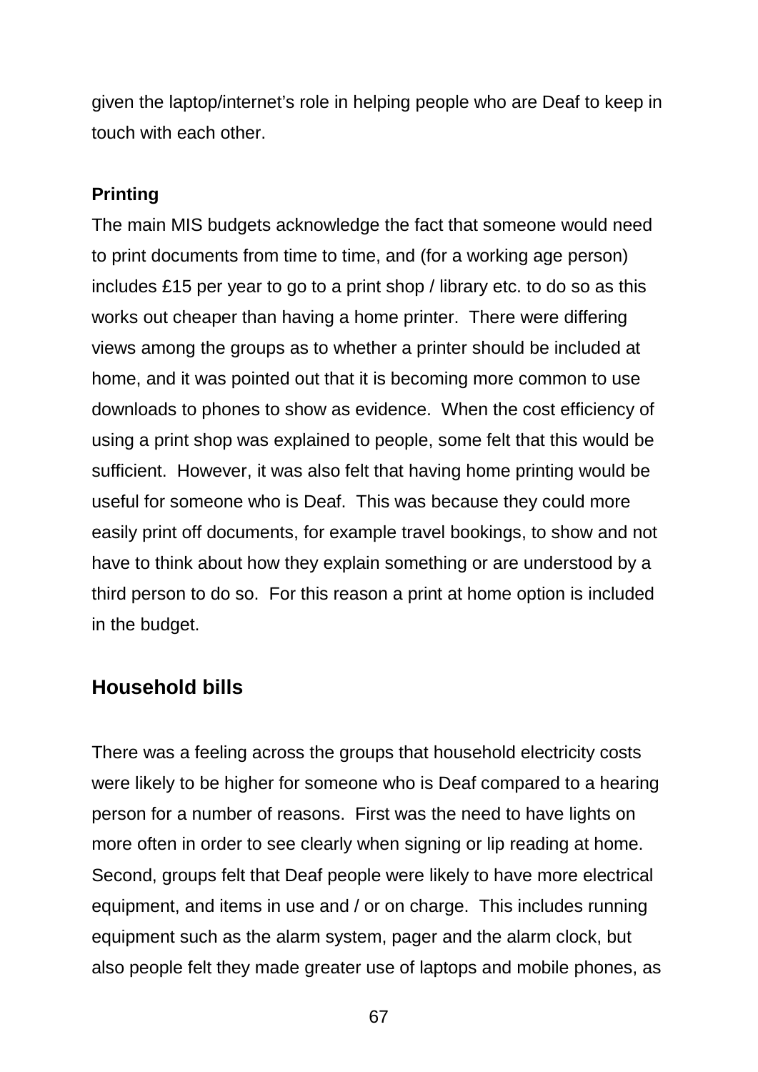given the laptop/internet's role in helping people who are Deaf to keep in touch with each other.

**Printing**

The main MIS budgets acknowledge the fact that someone would need to print documents from time to time, and (for a working age person) includes £15 per year to go to a print shop / library etc. to do so as this works out cheaper than having a home printer. There were differing views among the groups as to whether a printer should be included at home, and it was pointed out that it is becoming more common to use downloads to phones to show as evidence. When the cost efficiency of using a print shop was explained to people, some felt that this would be sufficient. However, it was also felt that having home printing would be useful for someone who is Deaf. This was because they could more easily print off documents, for example travel bookings, to show and not have to think about how they explain something or are understood by a third person to do so. For this reason a print at home option is included in the budget.

## Household bills

There was a feeling across the groups that household electricity costs were likely to be higher for someone who is Deaf compared to a hearing person for a number of reasons. First was the need to have lights on more often in order to see clearly when signing or lip reading at home. Second, groups felt that Deaf people were likely to have more electrical equipment, and items in use and / or on charge. This includes running equipment such as the alarm system, pager and the alarm clock, but also people felt they made greater use of laptops and mobile phones, as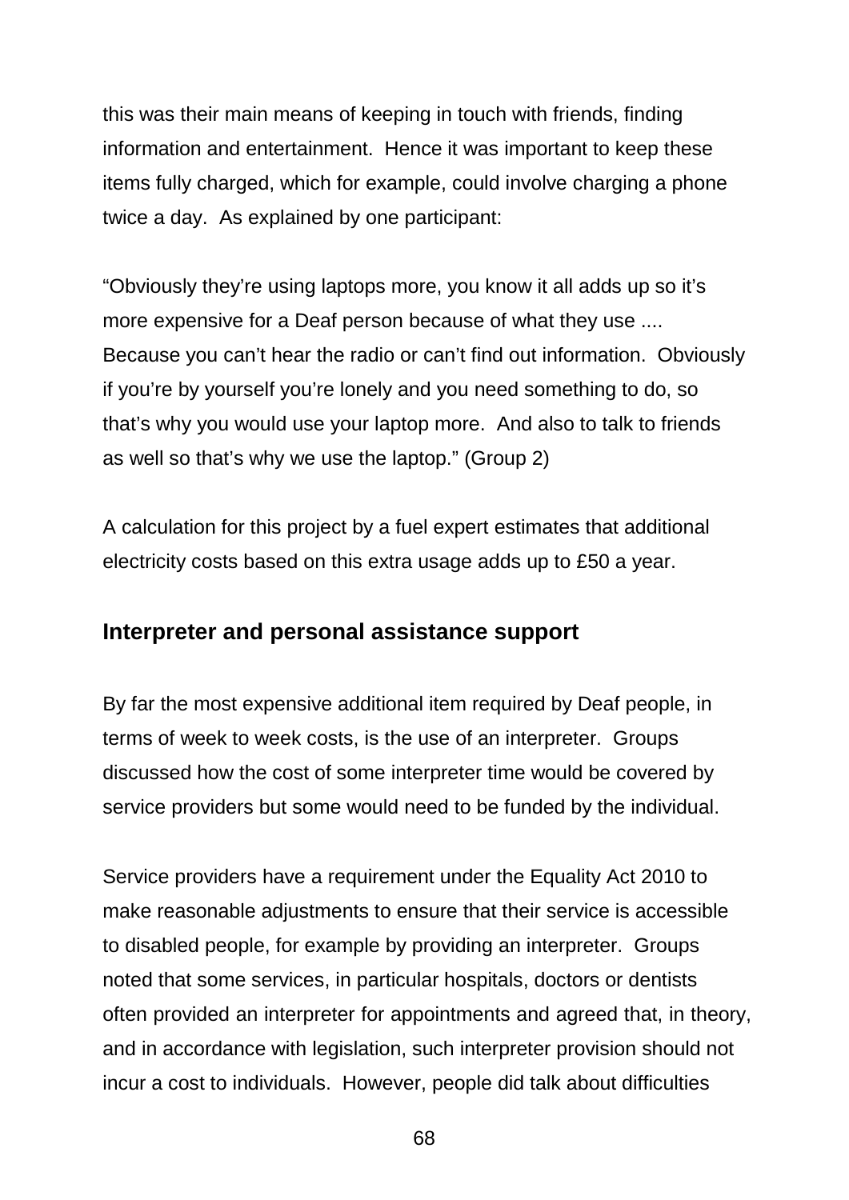this was their main means of keeping in touch with friends, finding information and entertainment. Hence it was important to keep these items fully charged, which for example, could involve charging a phone twice a day. As explained by one participant:

"Obviously they're using laptops more, you know it all adds up so it's more expensive for a Deaf person because of what they use .... Because you can't hear the radio or can't find out information. Obviously if you're by yourself you're lonely and you need something to do, so that's why you would use your laptop more. And also to talk to friends as well so that's why we use the laptop." (Group 2)

A calculation for this project by a fuel expert estimates that additional electricity costs based on this extra usage adds up to £50 a year.

## Interpreter and personal assistance support

By far the most expensive additional item required by Deaf people, in terms of week to week costs, is the use of an interpreter. Groups discussed how the cost of some interpreter time would be covered by service providers but some would need to be funded by the individual.

Service providers have a requirement under the Equality Act 2010 to make reasonable adjustments to ensure that their service is accessible to disabled people, for example by providing an interpreter. Groups noted that some services, in particular hospitals, doctors or dentists often provided an interpreter for appointments and agreed that, in theory, and in accordance with legislation, such interpreter provision should not incur a cost to individuals. However, people did talk about difficulties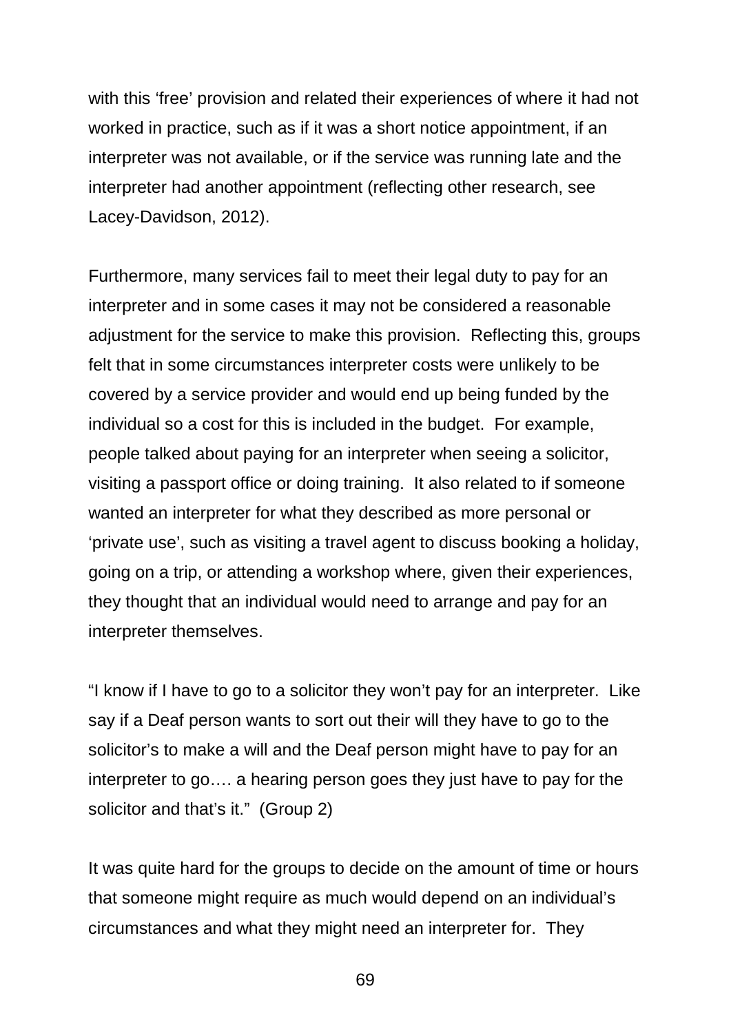with this ‘free’ provision and related their experiences of where it had not worked in practice, such as if it was a short notice appointment, if an interpreter was not available, or if the service was running late and the interpreter had another appointment (reflecting other research, see Lacey-Davidson, 2012).

Furthermore, many services fail to meet their legal duty to pay for an interpreter and in some cases it may not be considered a reasonable adjustment for the service to make this provision. Reflecting this, groups felt that in some circumstances interpreter costs were unlikely to be covered by a service provider and would end up being funded by the individual so a cost for this is included in the budget. For example, people talked about paying for an interpreter when seeing a solicitor, visiting a passport office or doing training. It also related to if someone wanted an interpreter for what they described as more personal or ‘private use’, such as visiting a travel agent to discuss booking a holiday, going on a trip, or attending a workshop where, given their experiences, they thought that an individual would need to arrange and pay for an interpreter themselves.

“I know if I have to go to a solicitor they won’t pay for an interpreter. Like say if a Deaf person wants to sort out their will they have to go to the solicitor’s to make a will and the Deaf person might have to pay for an interpreter to go…. a hearing person goes they just have to pay for the solicitor and that’s it.” (Group 2)

It was quite hard for the groups to decide on the amount of time or hours that someone might require as much would depend on an individual’s circumstances and what they might need an interpreter for. They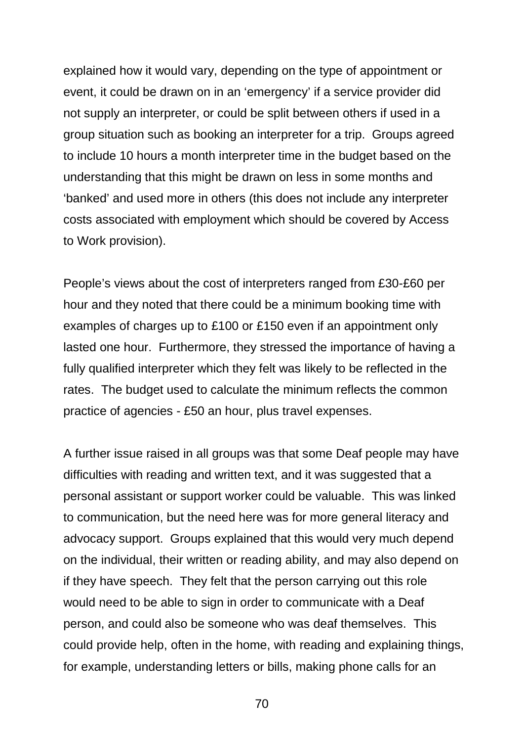explained how it would vary, depending on the type of appointment or event, it could be drawn on in an 'emergency' if a service provider did not supply an interpreter, or could be split between others if used in a group situation such as booking an interpreter for a trip. Groups agreed to include 10 hours a month interpreter time in the budget based on the understanding that this might be drawn on less in some months and 'banked' and used more in others (this does not include any interpreter costs associated with employment which should be covered by Access to Work provision).

People's views about the cost of interpreters ranged from £30-£60 per hour and they noted that there could be a minimum booking time with examples of charges up to £100 or £150 even if an appointment only lasted one hour. Furthermore, they stressed the importance of having a fully qualified interpreter which they felt was likely to be reflected in the rates. The budget used to calculate the minimum reflects the common practice of agencies - £50 an hour, plus travel expenses.

A further issue raised in all groups was that some Deaf people may have difficulties with reading and written text, and it was suggested that a personal assistant or support worker could be valuable. This was linked to communication, but the need here was for more general literacy and advocacy support. Groups explained that this would very much depend on the individual, their written or reading ability, and may also depend on if they have speech. They felt that the person carrying out this role would need to be able to sign in order to communicate with a Deaf person, and could also be someone who was deaf themselves. This could provide help, often in the home, with reading and explaining things, for example, understanding letters or bills, making phone calls for an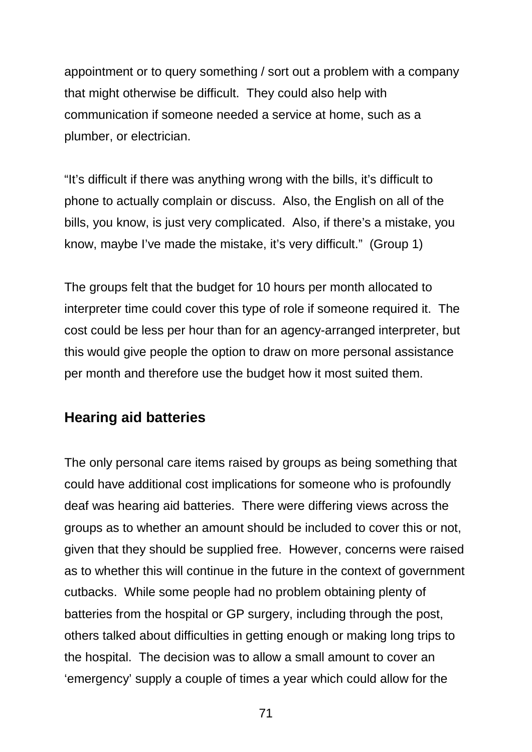appointment or to query something / sort out a problem with a company that might otherwise be difficult. They could also help with communication if someone needed a service at home, such as a plumber, or electrician.

“It’s difficult if there was anything wrong with the bills, it’s difficult to phone to actually complain or discuss. Also, the English on all of the bills, you know, is just very complicated. Also, if there’s a mistake, you know, maybe I’ve made the mistake, it’s very difficult.” (Group 1)

The groups felt that the budget for 10 hours per month allocated to interpreter time could cover this type of role if someone required it. The cost could be less per hour than for an agency-arranged interpreter, but this would give people the option to draw on more personal assistance per month and therefore use the budget how it most suited them.

## Hearing aid batteries

The only personal care items raised by groups as being something that could have additional cost implications for someone who is profoundly deaf was hearing aid batteries. There were differing views across the groups as to whether an amount should be included to cover this or not, given that they should be supplied free. However, concerns were raised as to whether this will continue in the future in the context of government cutbacks. While some people had no problem obtaining plenty of batteries from the hospital or GP surgery, including through the post, others talked about difficulties in getting enough or making long trips to the hospital. The decision was to allow a small amount to cover an ‘emergency’ supply a couple of times a year which could allow for the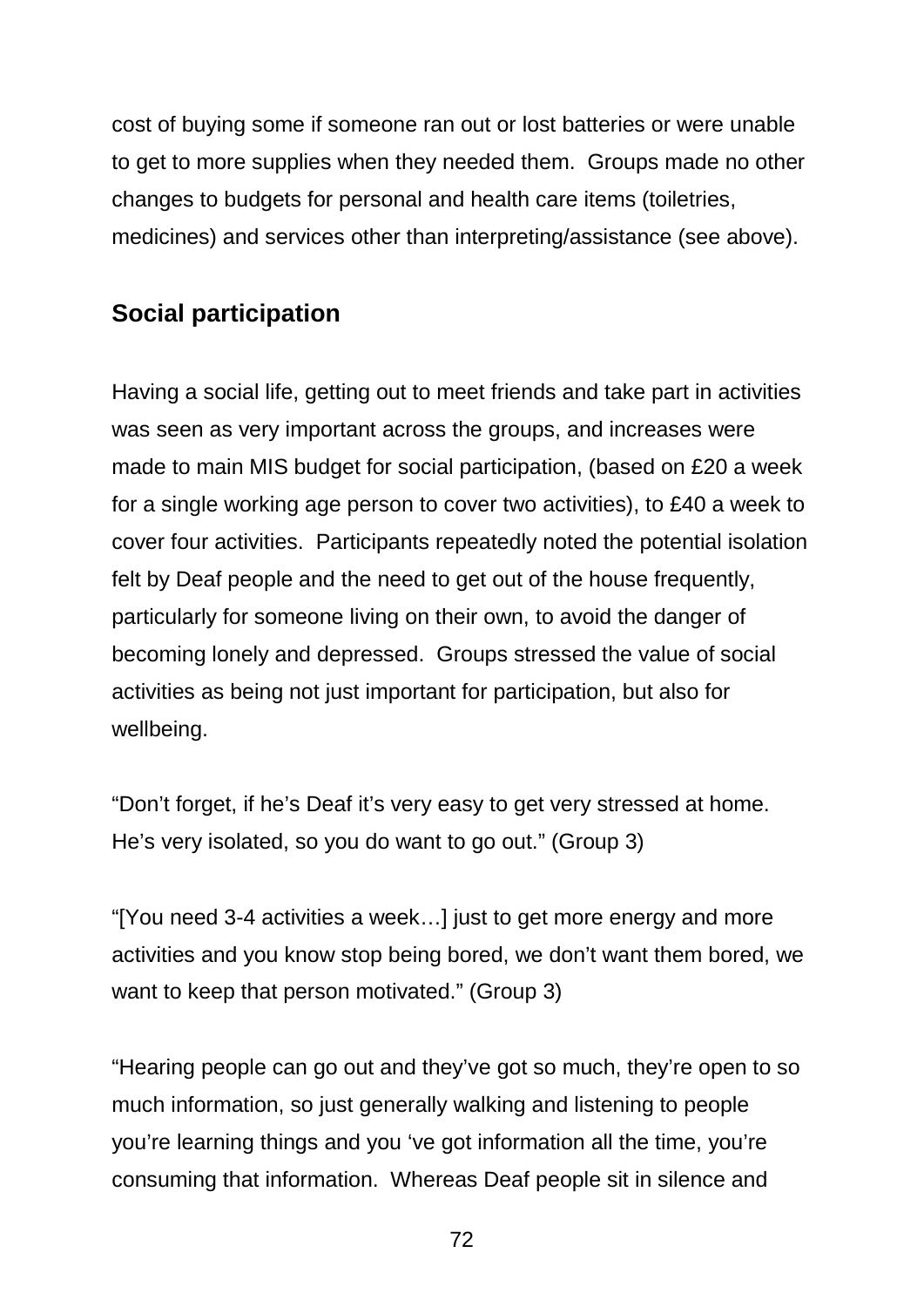cost of buying some if someone ran out or lost batteries or were unable to get to more supplies when they needed them. Groups made no other changes to budgets for personal and health care items (toiletries, medicines) and services other than interpreting/assistance (see above).

## Social participation

Having a social life, getting out to meet friends and take part in activities was seen as very important across the groups, and increases were made to main MIS budget for social participation, (based on £20 a week for a single working age person to cover two activities), to £40 a week to cover four activities. Participants repeatedly noted the potential isolation felt by Deaf people and the need to get out of the house frequently, particularly for someone living on their own, to avoid the danger of becoming lonely and depressed. Groups stressed the value of social activities as being not just important for participation, but also for wellbeing.

"Don't forget, if he's Deaf it's very easy to get very stressed at home. He's very isolated, so you do want to go out." (Group 3)

"[You need 3-4 activities a week…] just to get more energy and more activities and you know stop being bored, we don't want them bored, we want to keep that person motivated." (Group 3)

"Hearing people can go out and they've got so much, they're open to so much information, so just generally walking and listening to people you're learning things and you 've got information all the time, you're consuming that information. Whereas Deaf people sit in silence and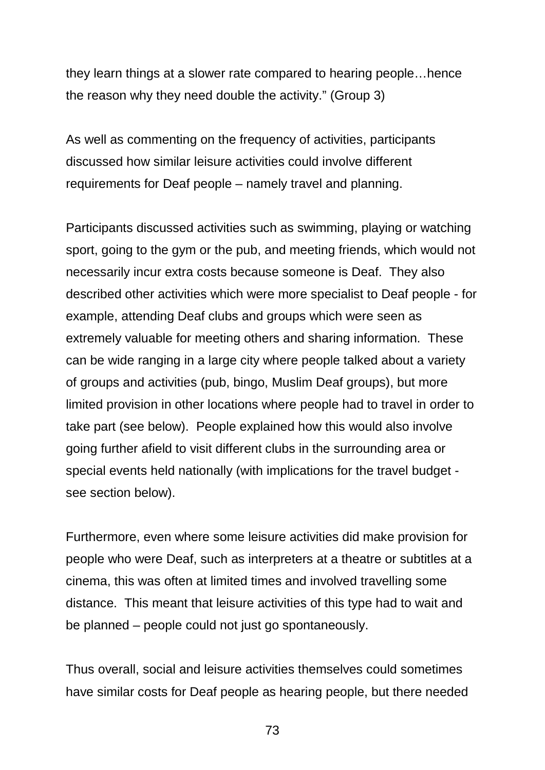they learn things at a slower rate compared to hearing people…hence the reason why they need double the activity." (Group 3)

As well as commenting on the frequency of activities, participants discussed how similar leisure activities could involve different requirements for Deaf people – namely travel and planning.

Participants discussed activities such as swimming, playing or watching sport, going to the gym or the pub, and meeting friends, which would not necessarily incur extra costs because someone is Deaf. They also described other activities which were more specialist to Deaf people - for example, attending Deaf clubs and groups which were seen as extremely valuable for meeting others and sharing information. These can be wide ranging in a large city where people talked about a variety of groups and activities (pub, bingo, Muslim Deaf groups), but more limited provision in other locations where people had to travel in order to take part (see below). People explained how this would also involve going further afield to visit different clubs in the surrounding area or special events held nationally (with implications for the travel budget - see section below).

Furthermore, even where some leisure activities did make provision for people who were Deaf, such as interpreters at a theatre or subtitles at a cinema, this was often at limited times and involved travelling some distance. This meant that leisure activities of this type had to wait and be planned – people could not just go spontaneously.

Thus overall, social and leisure activities themselves could sometimes have similar costs for Deaf people as hearing people, but there needed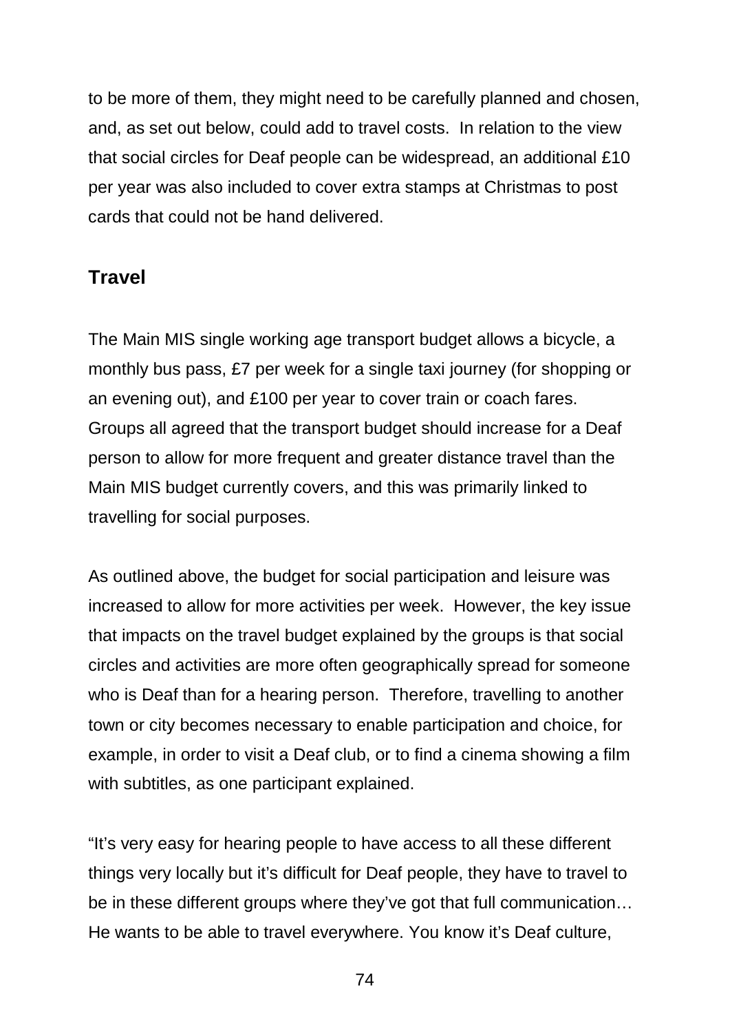to be more of them, they might need to be carefully planned and chosen, and, as set out below, could add to travel costs.  In relation to the view that social circles for Deaf people can be widespread, an additional £10 per year was also included to cover extra stamps at Christmas to post cards that could not be hand delivered.

### Travel

The Main MIS single working age transport budget allows a bicycle, a monthly bus pass, £7 per week for a single taxi journey (for shopping or an evening out), and £100 per year to cover train or coach fares. Groups all agreed that the transport budget should increase for a Deaf person to allow for more frequent and greater distance travel than the Main MIS budget currently covers, and this was primarily linked to travelling for social purposes.

As outlined above, the budget for social participation and leisure was increased to allow for more activities per week.  However, the key issue that impacts on the travel budget explained by the groups is that social circles and activities are more often geographically spread for someone who is Deaf than for a hearing person.  Therefore, travelling to another town or city becomes necessary to enable participation and choice, for example, in order to visit a Deaf club, or to find a cinema showing a film with subtitles, as one participant explained.

"It's very easy for hearing people to have access to all these different things very locally but it's difficult for Deaf people, they have to travel to be in these different groups where they've got that full communication… He wants to be able to travel everywhere. You know it's Deaf culture,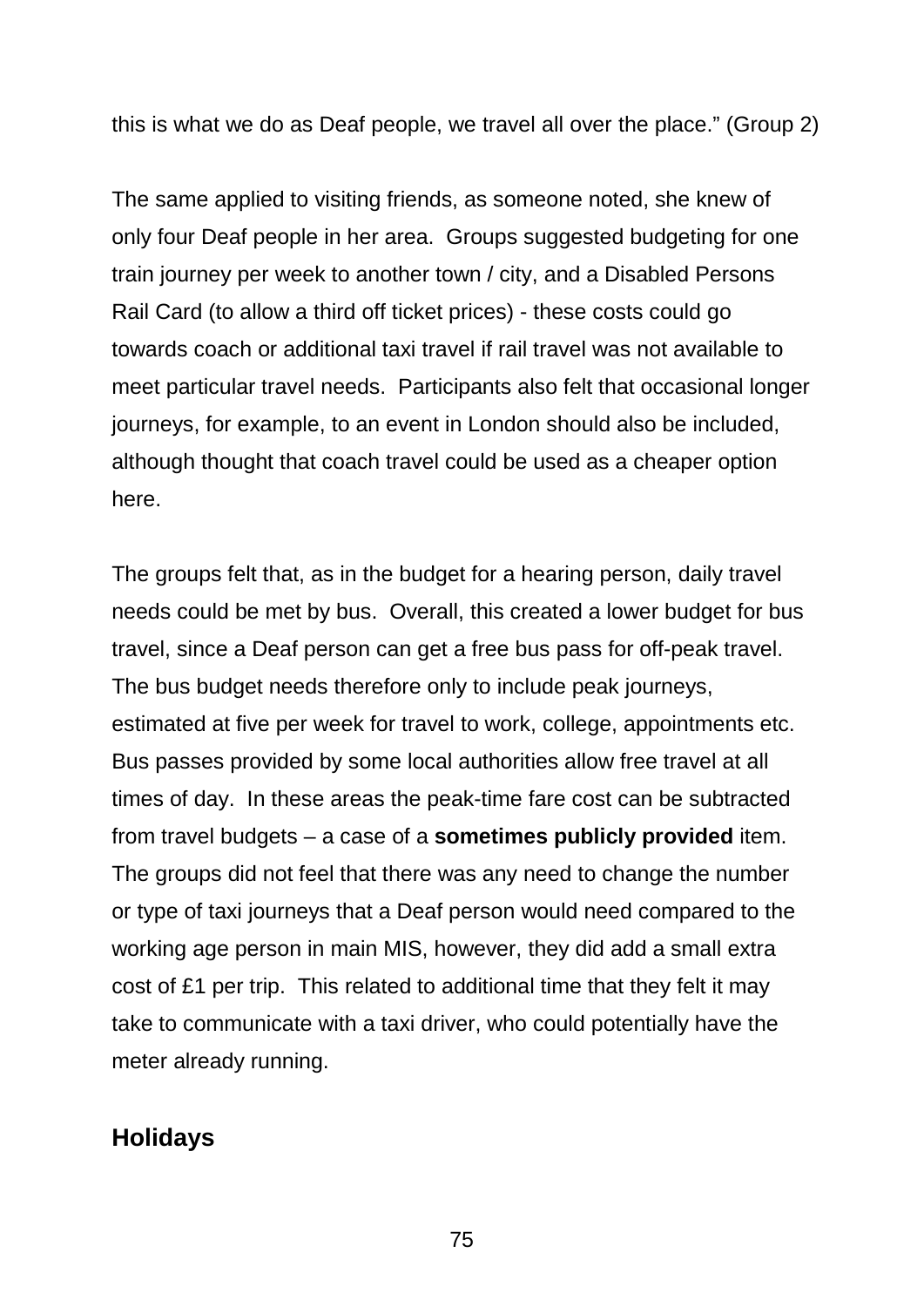this is what we do as Deaf people, we travel all over the place." (Group 2)

The same applied to visiting friends, as someone noted, she knew of only four Deaf people in her area. Groups suggested budgeting for one train journey per week to another town / city, and a Disabled Persons Rail Card (to allow a third off ticket prices) - these costs could go towards coach or additional taxi travel if rail travel was not available to meet particular travel needs. Participants also felt that occasional longer journeys, for example, to an event in London should also be included, although thought that coach travel could be used as a cheaper option here.

The groups felt that, as in the budget for a hearing person, daily travel needs could be met by bus. Overall, this created a lower budget for bus travel, since a Deaf person can get a free bus pass for off-peak travel. The bus budget needs therefore only to include peak journeys, estimated at five per week for travel to work, college, appointments etc. Bus passes provided by some local authorities allow free travel at all times of day. In these areas the peak-time fare cost can be subtracted from travel budgets – a case of a **sometimes publicly provided** item. The groups did not feel that there was any need to change the number or type of taxi journeys that a Deaf person would need compared to the working age person in main MIS, however, they did add a small extra cost of £1 per trip. This related to additional time that they felt it may take to communicate with a taxi driver, who could potentially have the meter already running.

## Holidays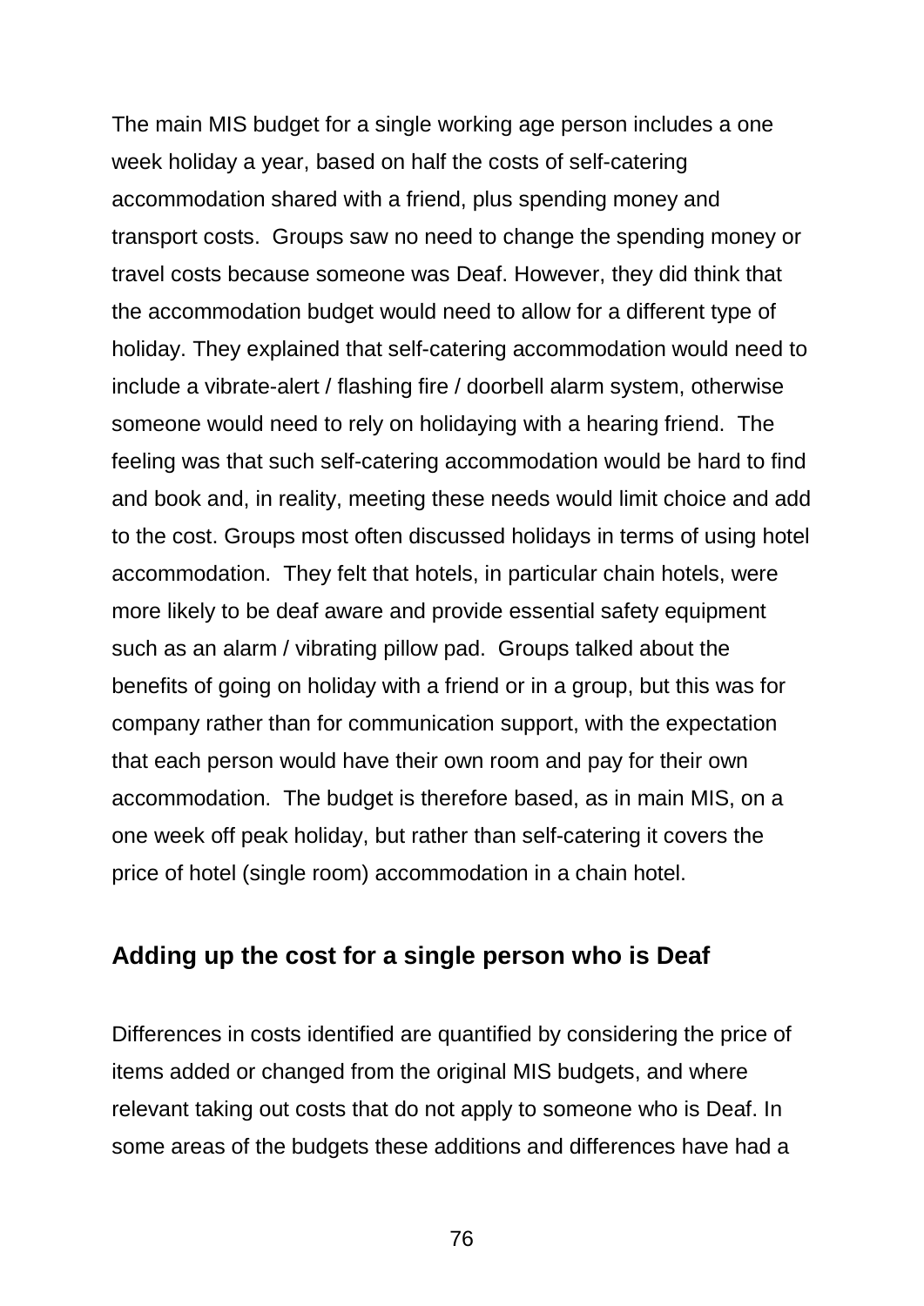The main MIS budget for a single working age person includes a one week holiday a year, based on half the costs of self-catering accommodation shared with a friend, plus spending money and transport costs. Groups saw no need to change the spending money or travel costs because someone was Deaf. However, they did think that the accommodation budget would need to allow for a different type of holiday. They explained that self-catering accommodation would need to include a vibrate-alert / flashing fire / doorbell alarm system, otherwise someone would need to rely on holidaying with a hearing friend. The feeling was that such self-catering accommodation would be hard to find and book and, in reality, meeting these needs would limit choice and add to the cost. Groups most often discussed holidays in terms of using hotel accommodation. They felt that hotels, in particular chain hotels, were more likely to be deaf aware and provide essential safety equipment such as an alarm / vibrating pillow pad. Groups talked about the benefits of going on holiday with a friend or in a group, but this was for company rather than for communication support, with the expectation that each person would have their own room and pay for their own accommodation. The budget is therefore based, as in main MIS, on a one week off peak holiday, but rather than self-catering it covers the price of hotel (single room) accommodation in a chain hotel.

## Adding up the cost for a single person who is Deaf

Differences in costs identified are quantified by considering the price of items added or changed from the original MIS budgets, and where relevant taking out costs that do not apply to someone who is Deaf. In some areas of the budgets these additions and differences have had a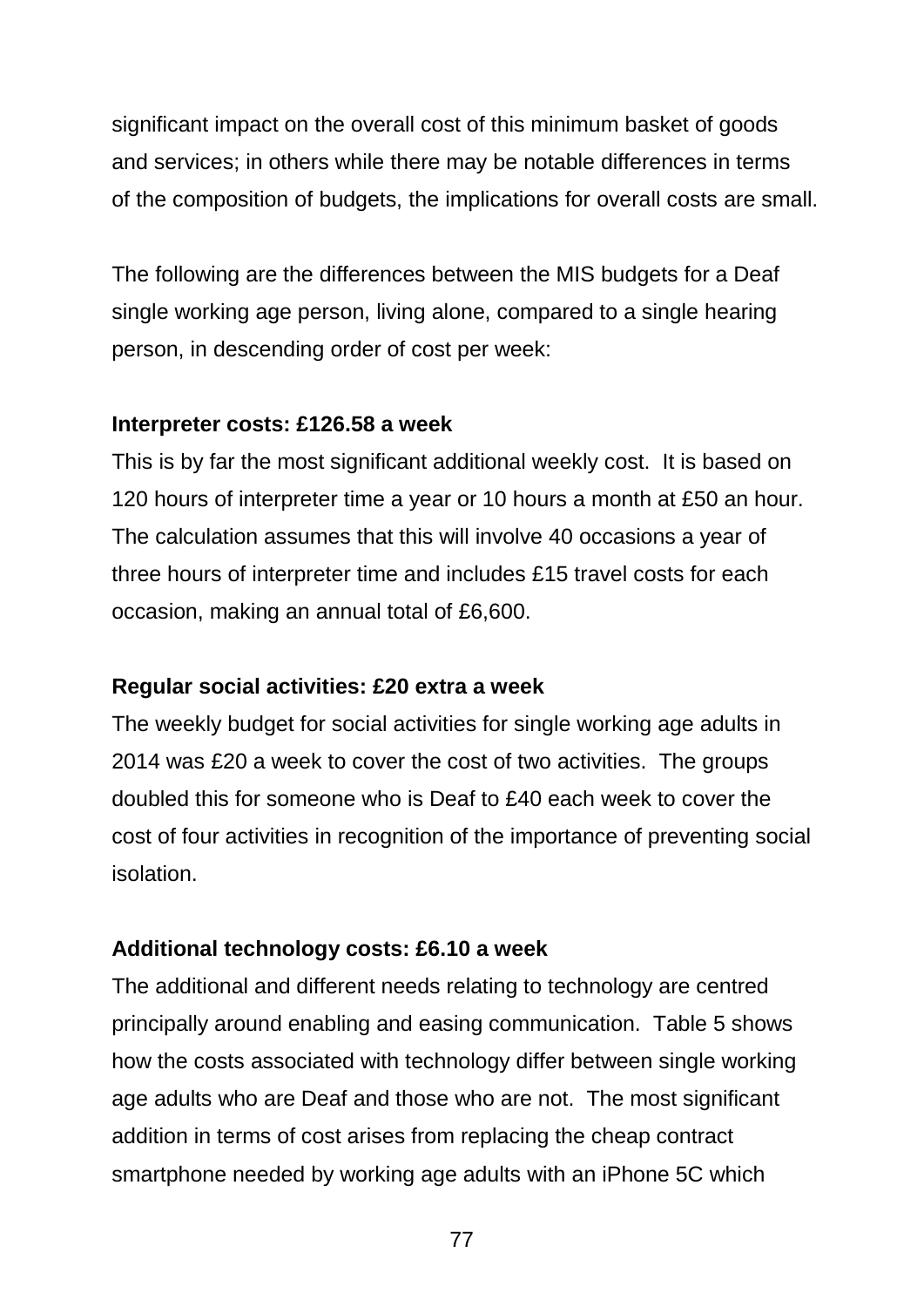significant impact on the overall cost of this minimum basket of goods and services; in others while there may be notable differences in terms of the composition of budgets, the implications for overall costs are small.

The following are the differences between the MIS budgets for a Deaf single working age person, living alone, compared to a single hearing person, in descending order of cost per week:

**Interpreter costs: £126.58 a week**

This is by far the most significant additional weekly cost. It is based on 120 hours of interpreter time a year or 10 hours a month at £50 an hour. The calculation assumes that this will involve 40 occasions a year of three hours of interpreter time and includes £15 travel costs for each occasion, making an annual total of £6,600.

**Regular social activities: £20 extra a week**

The weekly budget for social activities for single working age adults in 2014 was £20 a week to cover the cost of two activities. The groups doubled this for someone who is Deaf to £40 each week to cover the cost of four activities in recognition of the importance of preventing social isolation.

**Additional technology costs: £6.10 a week**

The additional and different needs relating to technology are centred principally around enabling and easing communication. Table 5 shows how the costs associated with technology differ between single working age adults who are Deaf and those who are not. The most significant addition in terms of cost arises from replacing the cheap contract smartphone needed by working age adults with an iPhone 5C which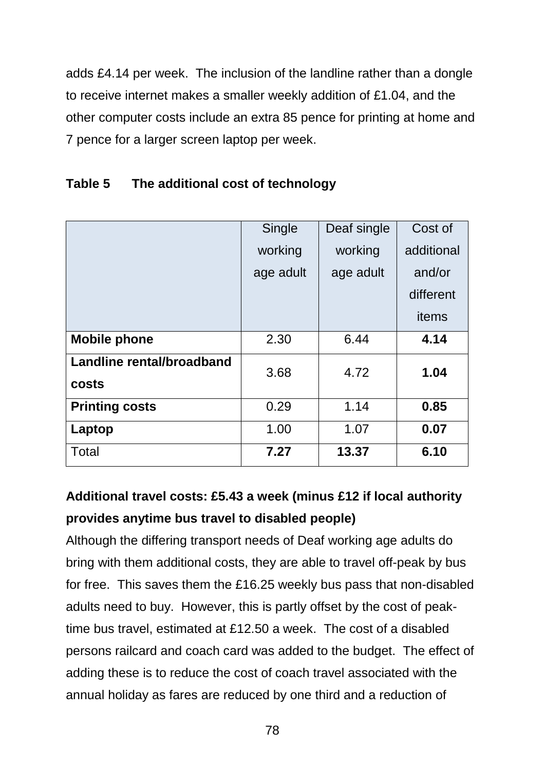adds £4.14 per week. The inclusion of the landline rather than a dongle to receive internet makes a smaller weekly addition of £1.04, and the other computer costs include an extra 85 pence for printing at home and 7 pence for a larger screen laptop per week.

**Table 5 The additional cost of technology**

| | Single working age adult | Deaf single working age adult | Cost of additional and/or different items |
|---|---|---|---|
| **Mobile phone** | 2.30 | 6.44 | **4.14** |
| **Landline rental/broadband costs** | 3.68 | 4.72 | **1.04** |
| **Printing costs** | 0.29 | 1.14 | **0.85** |
| **Laptop** | 1.00 | 1.07 | **0.07** |
| Total | **7.27** | **13.37** | **6.10** |

**Additional travel costs: £5.43 a week (minus £12 if local authority provides anytime bus travel to disabled people)**

Although the differing transport needs of Deaf working age adults do bring with them additional costs, they are able to travel off-peak by bus for free. This saves them the £16.25 weekly bus pass that non-disabled adults need to buy. However, this is partly offset by the cost of peak-time bus travel, estimated at £12.50 a week. The cost of a disabled persons railcard and coach card was added to the budget. The effect of adding these is to reduce the cost of coach travel associated with the annual holiday as fares are reduced by one third and a reduction of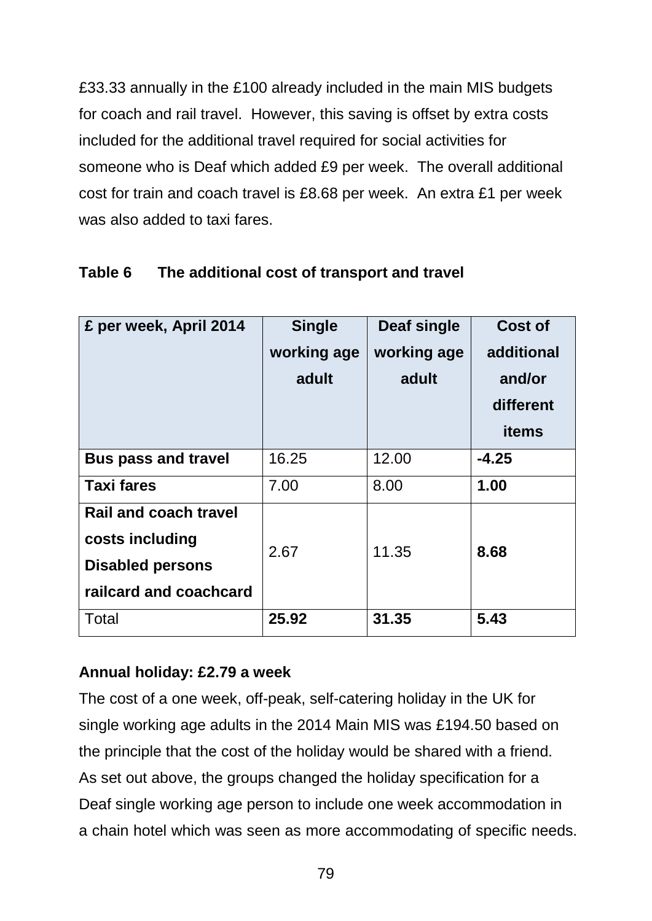£33.33 annually in the £100 already included in the main MIS budgets for coach and rail travel. However, this saving is offset by extra costs included for the additional travel required for social activities for someone who is Deaf which added £9 per week. The overall additional cost for train and coach travel is £8.68 per week. An extra £1 per week was also added to taxi fares.

**Table 6 The additional cost of transport and travel**

| £ per week, April 2014 | Single working age adult | Deaf single working age adult | Cost of additional and/or different items |
|---|---|---|---|
| **Bus pass and travel** | 16.25 | 12.00 | **-4.25** |
| **Taxi fares** | 7.00 | 8.00 | **1.00** |
| **Rail and coach travel costs including Disabled persons railcard and coachcard** | 2.67 | 11.35 | **8.68** |
| Total | **25.92** | **31.35** | **5.43** |

**Annual holiday: £2.79 a week**

The cost of a one week, off-peak, self-catering holiday in the UK for single working age adults in the 2014 Main MIS was £194.50 based on the principle that the cost of the holiday would be shared with a friend. As set out above, the groups changed the holiday specification for a Deaf single working age person to include one week accommodation in a chain hotel which was seen as more accommodating of specific needs.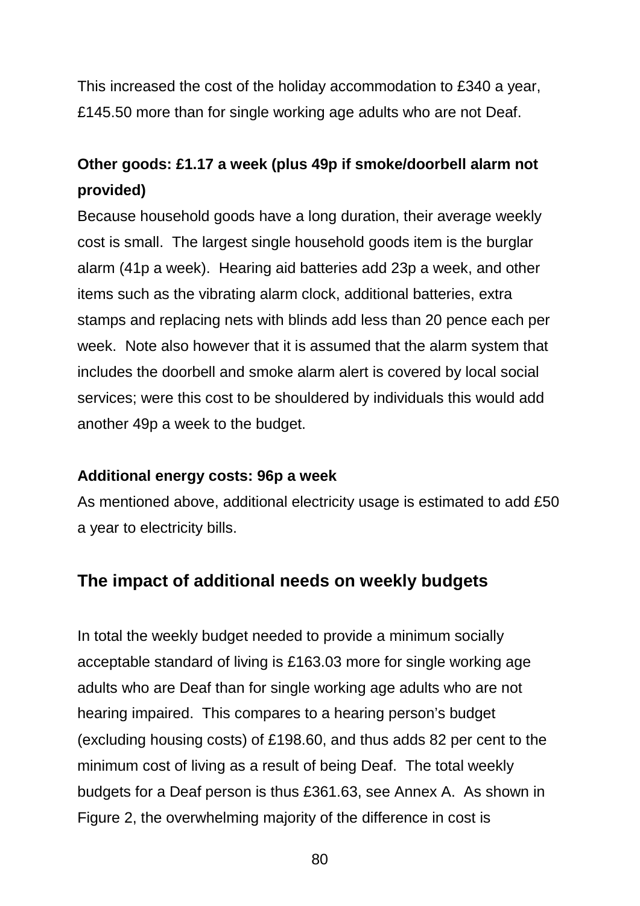This increased the cost of the holiday accommodation to £340 a year, £145.50 more than for single working age adults who are not Deaf.

**Other goods: £1.17 a week (plus 49p if smoke/doorbell alarm not provided)**

Because household goods have a long duration, their average weekly cost is small. The largest single household goods item is the burglar alarm (41p a week). Hearing aid batteries add 23p a week, and other items such as the vibrating alarm clock, additional batteries, extra stamps and replacing nets with blinds add less than 20 pence each per week. Note also however that it is assumed that the alarm system that includes the doorbell and smoke alarm alert is covered by local social services; were this cost to be shouldered by individuals this would add another 49p a week to the budget.

**Additional energy costs: 96p a week**

As mentioned above, additional electricity usage is estimated to add £50 a year to electricity bills.

## The impact of additional needs on weekly budgets

In total the weekly budget needed to provide a minimum socially acceptable standard of living is £163.03 more for single working age adults who are Deaf than for single working age adults who are not hearing impaired. This compares to a hearing person's budget (excluding housing costs) of £198.60, and thus adds 82 per cent to the minimum cost of living as a result of being Deaf. The total weekly budgets for a Deaf person is thus £361.63, see Annex A. As shown in Figure 2, the overwhelming majority of the difference in cost is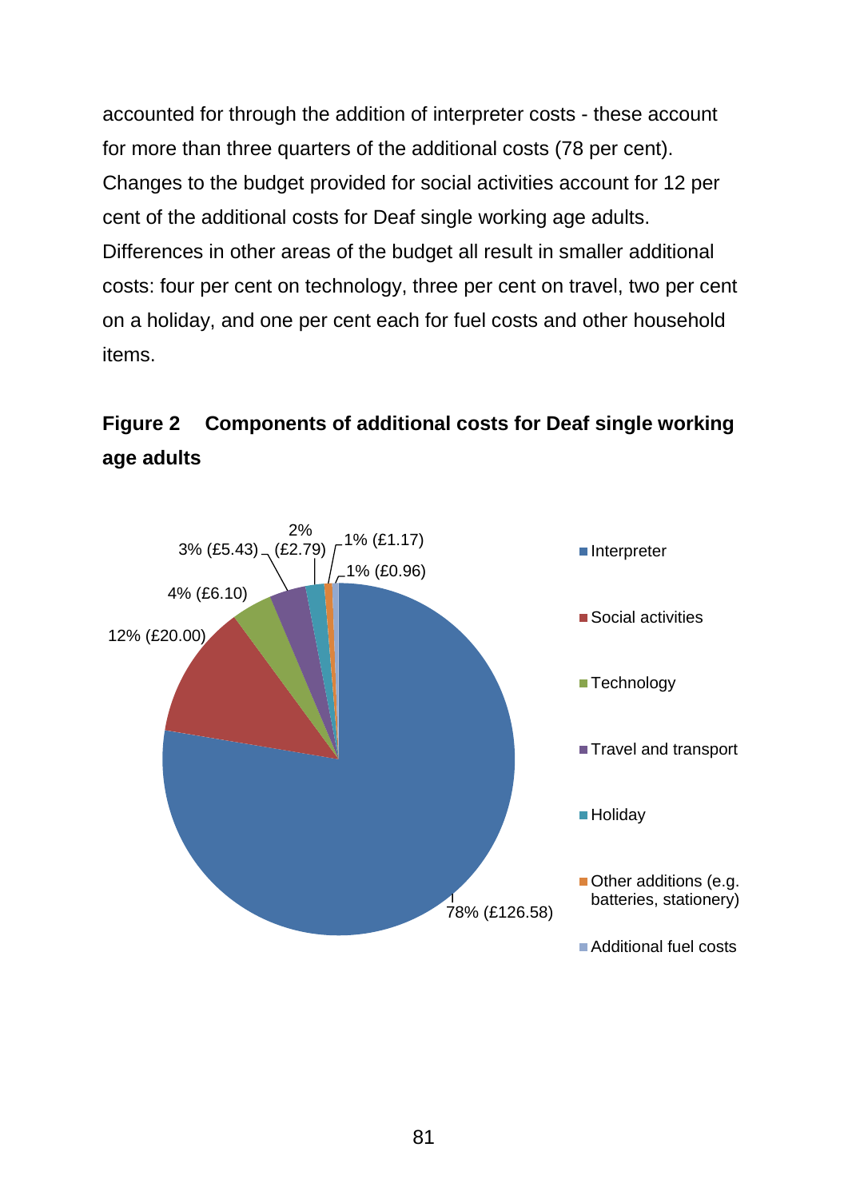accounted for through the addition of interpreter costs - these account for more than three quarters of the additional costs (78 per cent). Changes to the budget provided for social activities account for 12 per cent of the additional costs for Deaf single working age adults. Differences in other areas of the budget all result in smaller additional costs: four per cent on technology, three per cent on travel, two per cent on a holiday, and one per cent each for fuel costs and other household items.

**Figure 2  Components of additional costs for Deaf single working age adults**

| Component | Share (£) |
| --- | --- |
| Interpreter | 78% (£126.58) |
| Social activities | 12% (£20.00) |
| Technology | 4% (£6.10) |
| Travel and transport | 3% (£5.43) |
| Holiday | 2% (£2.79) |
| Other additions (e.g. batteries, stationery) | 1% (£1.17) |
| Additional fuel costs | 1% (£0.96) |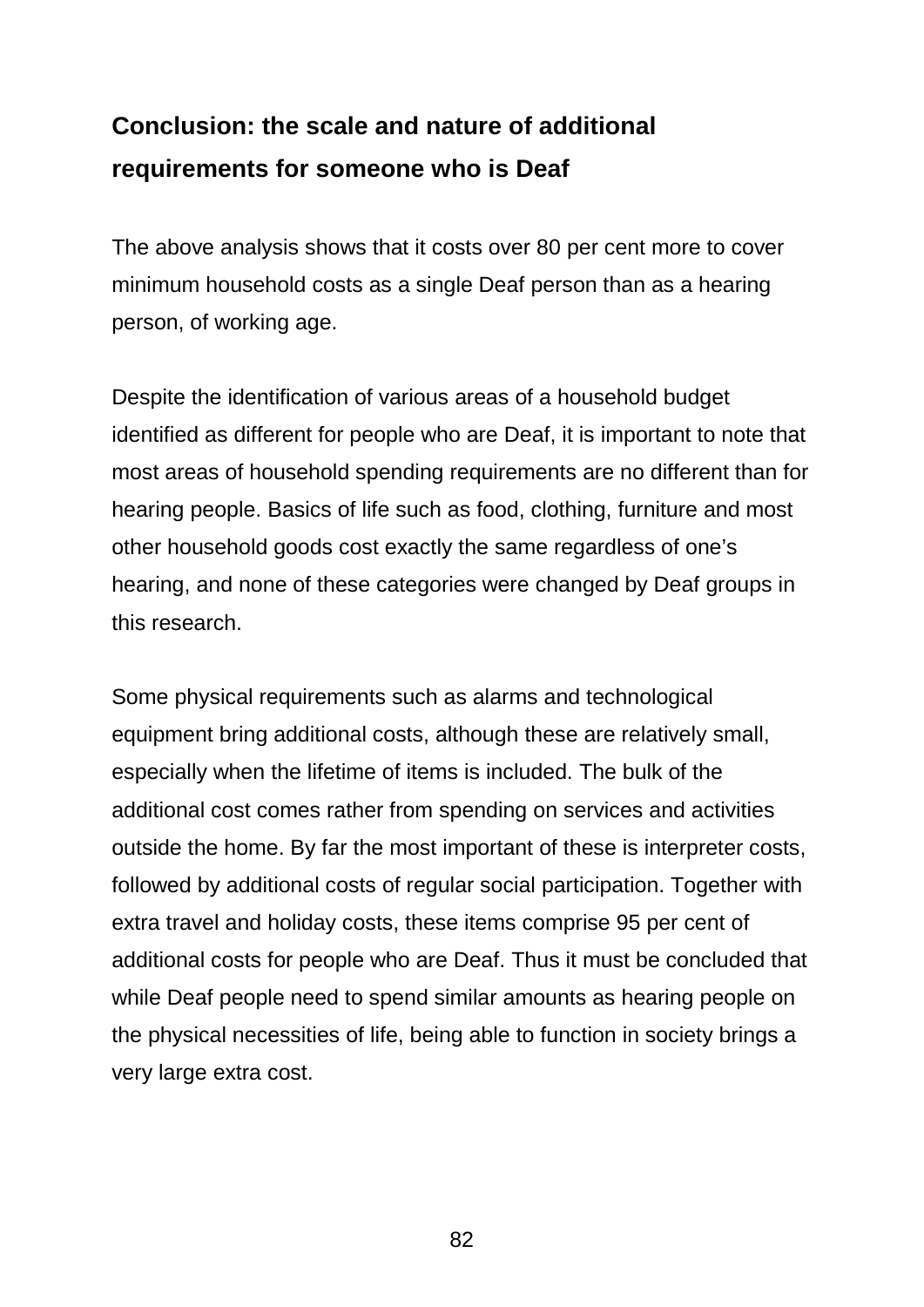## Conclusion: the scale and nature of additional requirements for someone who is Deaf

The above analysis shows that it costs over 80 per cent more to cover minimum household costs as a single Deaf person than as a hearing person, of working age.

Despite the identification of various areas of a household budget identified as different for people who are Deaf, it is important to note that most areas of household spending requirements are no different than for hearing people. Basics of life such as food, clothing, furniture and most other household goods cost exactly the same regardless of one's hearing, and none of these categories were changed by Deaf groups in this research.

Some physical requirements such as alarms and technological equipment bring additional costs, although these are relatively small, especially when the lifetime of items is included. The bulk of the additional cost comes rather from spending on services and activities outside the home. By far the most important of these is interpreter costs, followed by additional costs of regular social participation. Together with extra travel and holiday costs, these items comprise 95 per cent of additional costs for people who are Deaf. Thus it must be concluded that while Deaf people need to spend similar amounts as hearing people on the physical necessities of life, being able to function in society brings a very large extra cost.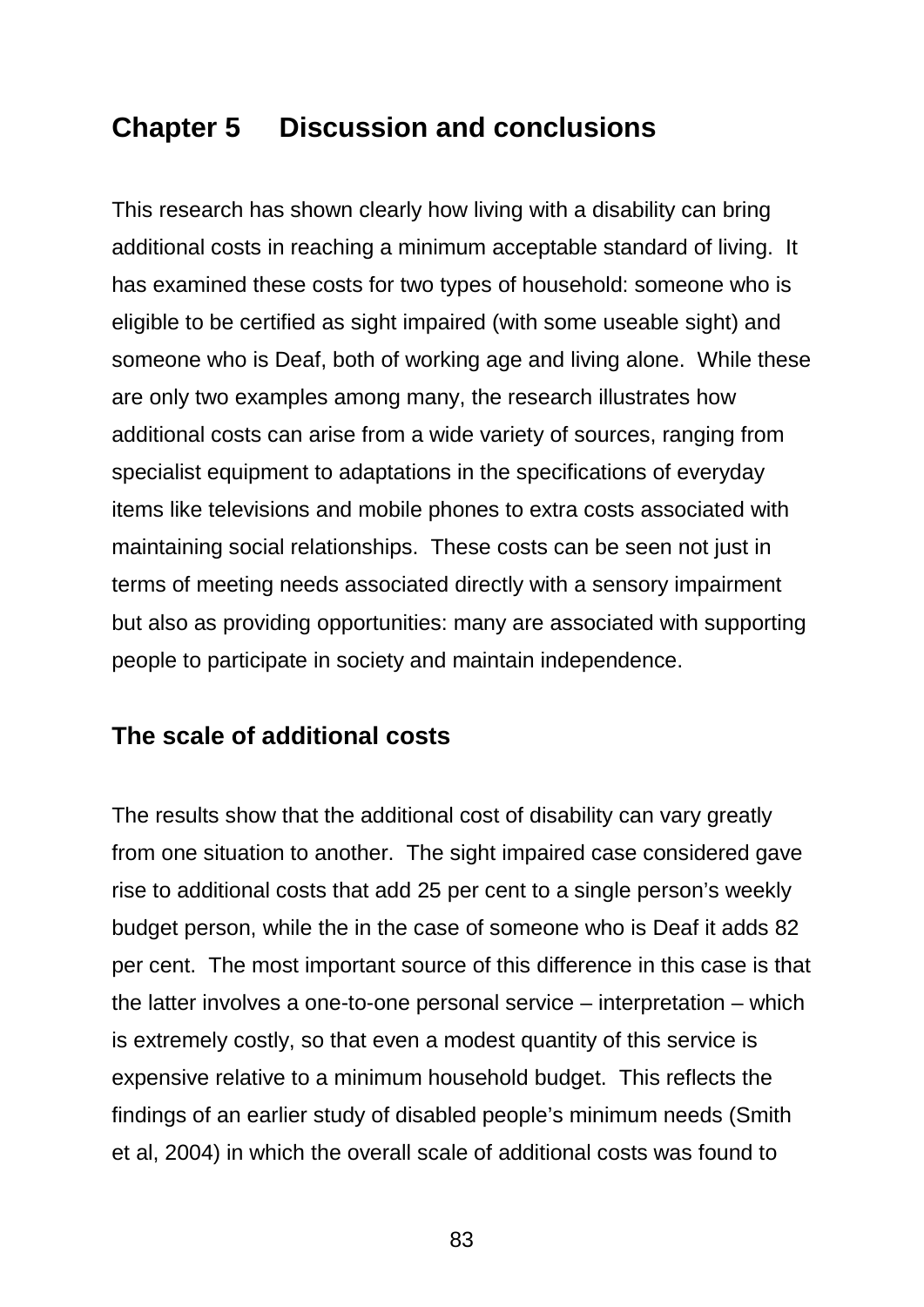# Chapter 5 Discussion and conclusions

This research has shown clearly how living with a disability can bring additional costs in reaching a minimum acceptable standard of living. It has examined these costs for two types of household: someone who is eligible to be certified as sight impaired (with some useable sight) and someone who is Deaf, both of working age and living alone. While these are only two examples among many, the research illustrates how additional costs can arise from a wide variety of sources, ranging from specialist equipment to adaptations in the specifications of everyday items like televisions and mobile phones to extra costs associated with maintaining social relationships. These costs can be seen not just in terms of meeting needs associated directly with a sensory impairment but also as providing opportunities: many are associated with supporting people to participate in society and maintain independence.

## The scale of additional costs

The results show that the additional cost of disability can vary greatly from one situation to another. The sight impaired case considered gave rise to additional costs that add 25 per cent to a single person's weekly budget person, while the in the case of someone who is Deaf it adds 82 per cent. The most important source of this difference in this case is that the latter involves a one-to-one personal service – interpretation – which is extremely costly, so that even a modest quantity of this service is expensive relative to a minimum household budget. This reflects the findings of an earlier study of disabled people's minimum needs (Smith et al, 2004) in which the overall scale of additional costs was found to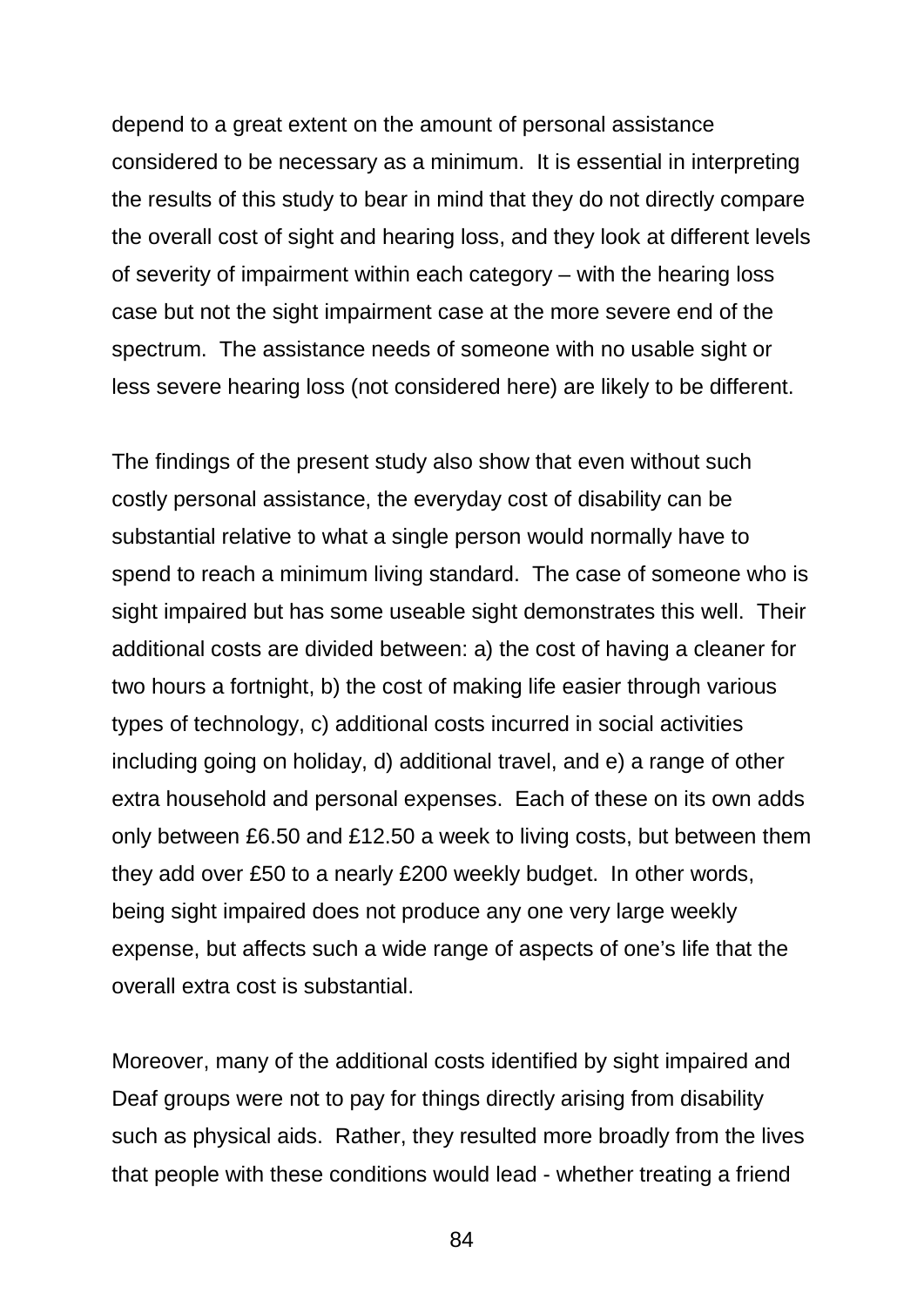depend to a great extent on the amount of personal assistance considered to be necessary as a minimum. It is essential in interpreting the results of this study to bear in mind that they do not directly compare the overall cost of sight and hearing loss, and they look at different levels of severity of impairment within each category – with the hearing loss case but not the sight impairment case at the more severe end of the spectrum. The assistance needs of someone with no usable sight or less severe hearing loss (not considered here) are likely to be different.

The findings of the present study also show that even without such costly personal assistance, the everyday cost of disability can be substantial relative to what a single person would normally have to spend to reach a minimum living standard. The case of someone who is sight impaired but has some useable sight demonstrates this well. Their additional costs are divided between: a) the cost of having a cleaner for two hours a fortnight, b) the cost of making life easier through various types of technology, c) additional costs incurred in social activities including going on holiday, d) additional travel, and e) a range of other extra household and personal expenses. Each of these on its own adds only between £6.50 and £12.50 a week to living costs, but between them they add over £50 to a nearly £200 weekly budget. In other words, being sight impaired does not produce any one very large weekly expense, but affects such a wide range of aspects of one's life that the overall extra cost is substantial.

Moreover, many of the additional costs identified by sight impaired and Deaf groups were not to pay for things directly arising from disability such as physical aids. Rather, they resulted more broadly from the lives that people with these conditions would lead - whether treating a friend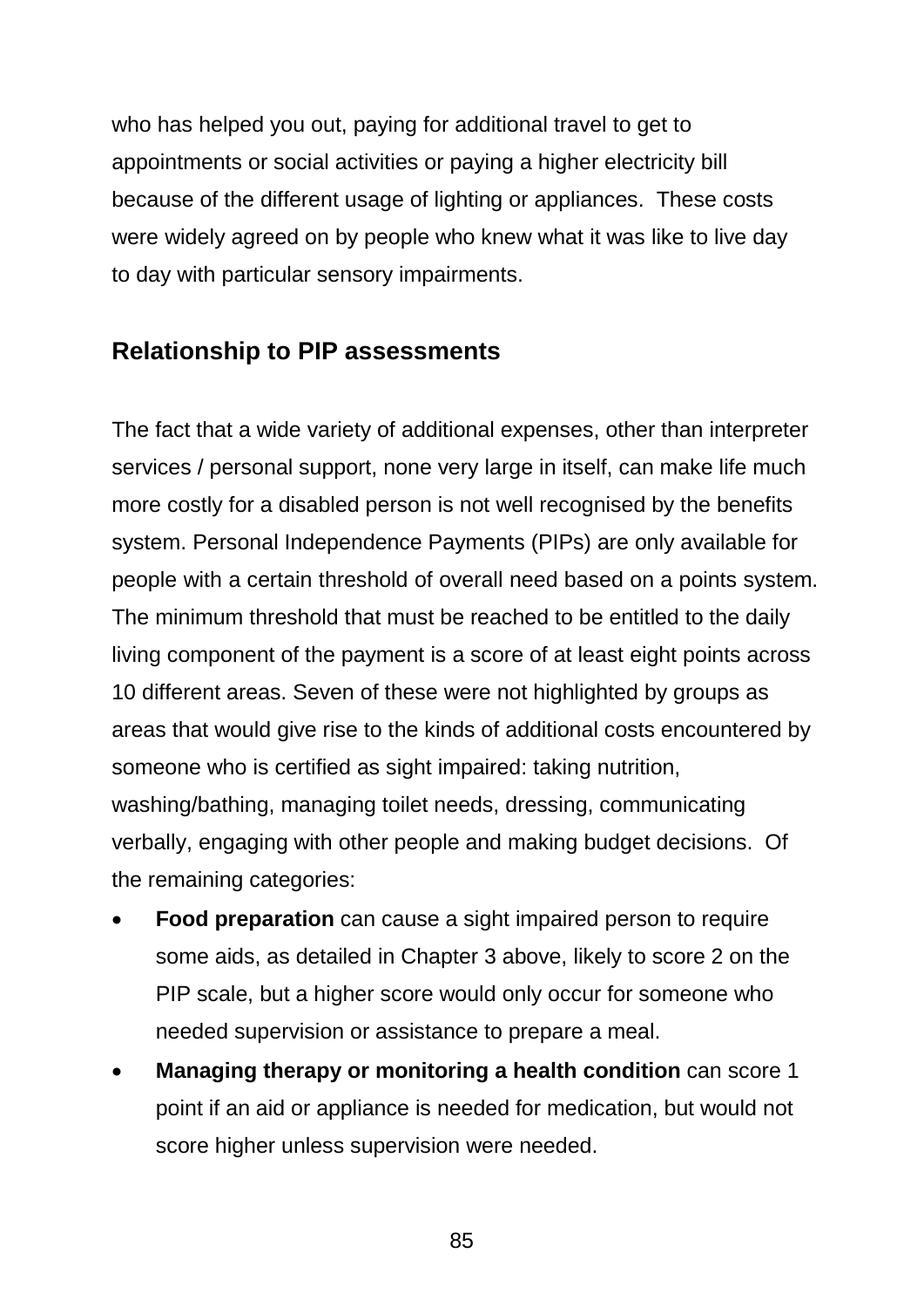who has helped you out, paying for additional travel to get to appointments or social activities or paying a higher electricity bill because of the different usage of lighting or appliances.  These costs were widely agreed on by people who knew what it was like to live day to day with particular sensory impairments.

## Relationship to PIP assessments

The fact that a wide variety of additional expenses, other than interpreter services / personal support, none very large in itself, can make life much more costly for a disabled person is not well recognised by the benefits system. Personal Independence Payments (PIPs) are only available for people with a certain threshold of overall need based on a points system. The minimum threshold that must be reached to be entitled to the daily living component of the payment is a score of at least eight points across 10 different areas. Seven of these were not highlighted by groups as areas that would give rise to the kinds of additional costs encountered by someone who is certified as sight impaired: taking nutrition, washing/bathing, managing toilet needs, dressing, communicating verbally, engaging with other people and making budget decisions.  Of the remaining categories:

- **Food preparation** can cause a sight impaired person to require some aids, as detailed in Chapter 3 above, likely to score 2 on the PIP scale, but a higher score would only occur for someone who needed supervision or assistance to prepare a meal.
- **Managing therapy or monitoring a health condition** can score 1 point if an aid or appliance is needed for medication, but would not score higher unless supervision were needed.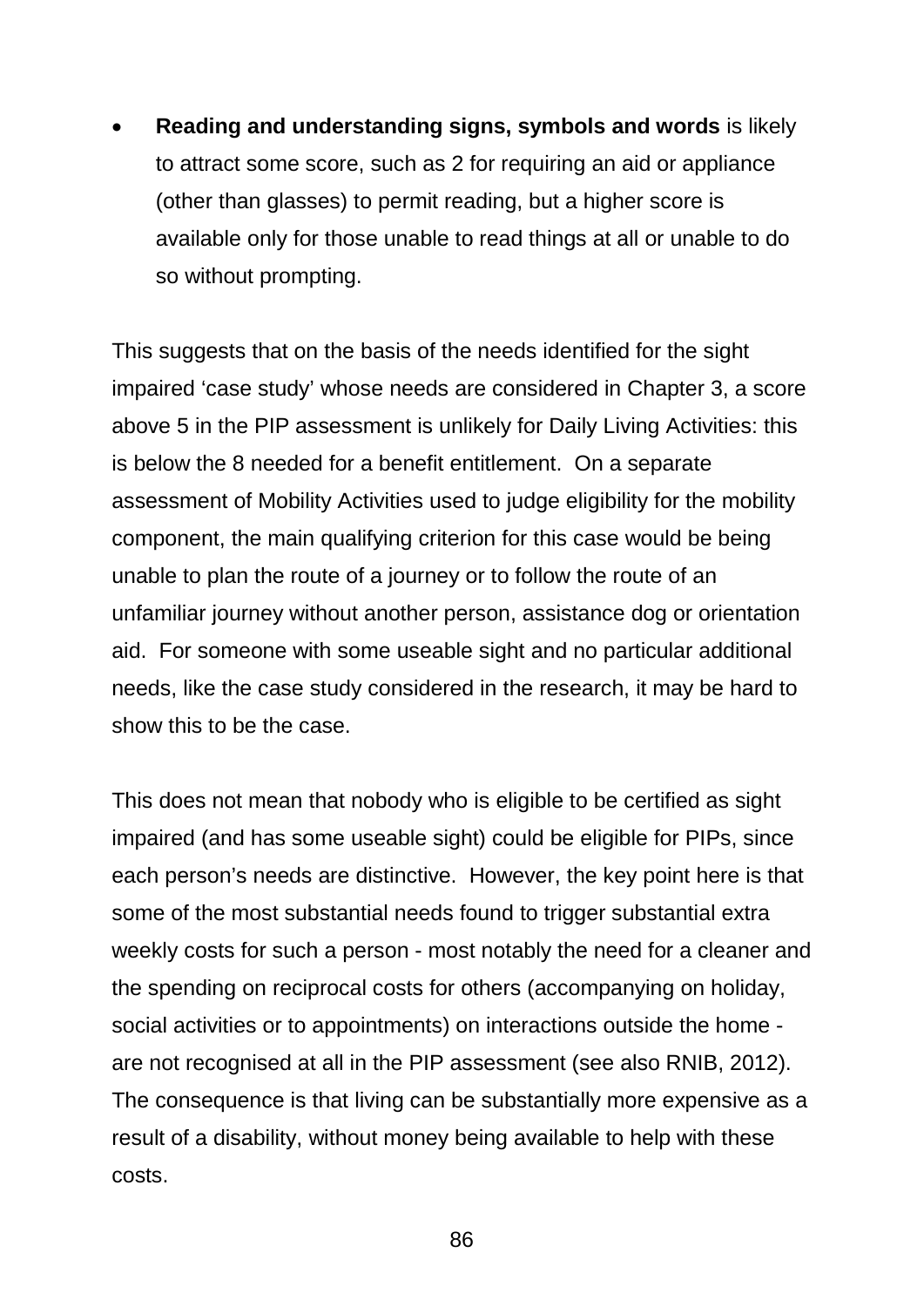- **Reading and understanding signs, symbols and words** is likely to attract some score, such as 2 for requiring an aid or appliance (other than glasses) to permit reading, but a higher score is available only for those unable to read things at all or unable to do so without prompting.

This suggests that on the basis of the needs identified for the sight impaired 'case study' whose needs are considered in Chapter 3, a score above 5 in the PIP assessment is unlikely for Daily Living Activities: this is below the 8 needed for a benefit entitlement. On a separate assessment of Mobility Activities used to judge eligibility for the mobility component, the main qualifying criterion for this case would be being unable to plan the route of a journey or to follow the route of an unfamiliar journey without another person, assistance dog or orientation aid. For someone with some useable sight and no particular additional needs, like the case study considered in the research, it may be hard to show this to be the case.

This does not mean that nobody who is eligible to be certified as sight impaired (and has some useable sight) could be eligible for PIPs, since each person's needs are distinctive. However, the key point here is that some of the most substantial needs found to trigger substantial extra weekly costs for such a person - most notably the need for a cleaner and the spending on reciprocal costs for others (accompanying on holiday, social activities or to appointments) on interactions outside the home - are not recognised at all in the PIP assessment (see also RNIB, 2012). The consequence is that living can be substantially more expensive as a result of a disability, without money being available to help with these costs.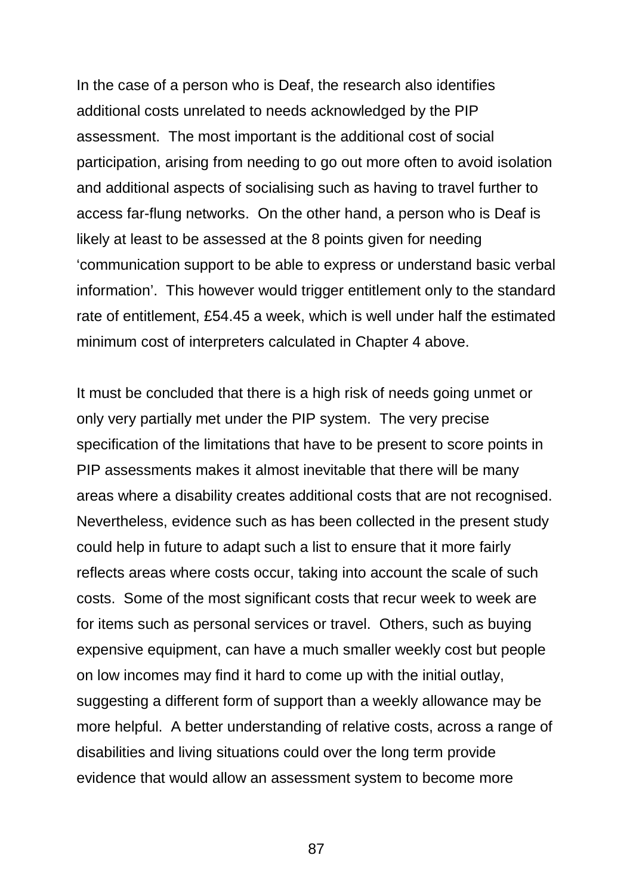In the case of a person who is Deaf, the research also identifies additional costs unrelated to needs acknowledged by the PIP assessment. The most important is the additional cost of social participation, arising from needing to go out more often to avoid isolation and additional aspects of socialising such as having to travel further to access far-flung networks. On the other hand, a person who is Deaf is likely at least to be assessed at the 8 points given for needing 'communication support to be able to express or understand basic verbal information'. This however would trigger entitlement only to the standard rate of entitlement, £54.45 a week, which is well under half the estimated minimum cost of interpreters calculated in Chapter 4 above.

It must be concluded that there is a high risk of needs going unmet or only very partially met under the PIP system. The very precise specification of the limitations that have to be present to score points in PIP assessments makes it almost inevitable that there will be many areas where a disability creates additional costs that are not recognised. Nevertheless, evidence such as has been collected in the present study could help in future to adapt such a list to ensure that it more fairly reflects areas where costs occur, taking into account the scale of such costs. Some of the most significant costs that recur week to week are for items such as personal services or travel. Others, such as buying expensive equipment, can have a much smaller weekly cost but people on low incomes may find it hard to come up with the initial outlay, suggesting a different form of support than a weekly allowance may be more helpful. A better understanding of relative costs, across a range of disabilities and living situations could over the long term provide evidence that would allow an assessment system to become more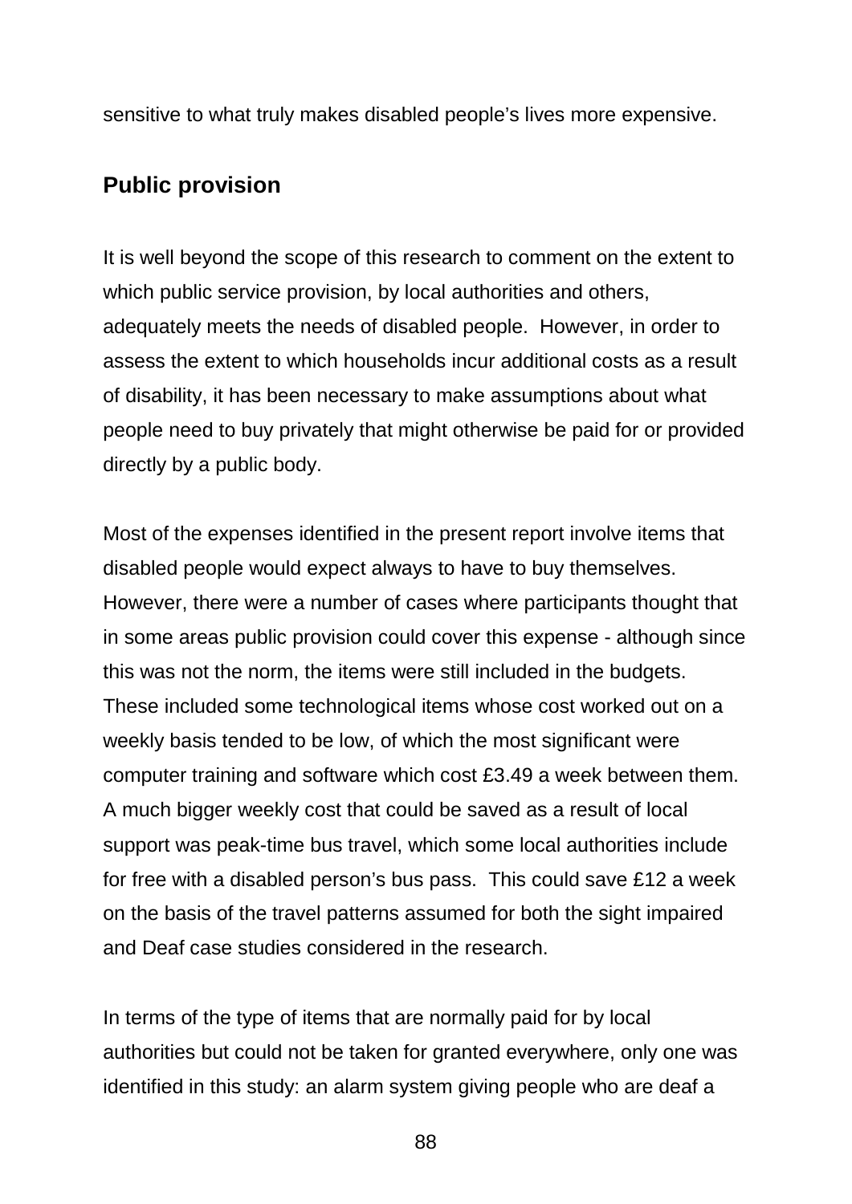sensitive to what truly makes disabled people's lives more expensive.

## Public provision

It is well beyond the scope of this research to comment on the extent to which public service provision, by local authorities and others, adequately meets the needs of disabled people. However, in order to assess the extent to which households incur additional costs as a result of disability, it has been necessary to make assumptions about what people need to buy privately that might otherwise be paid for or provided directly by a public body.

Most of the expenses identified in the present report involve items that disabled people would expect always to have to buy themselves. However, there were a number of cases where participants thought that in some areas public provision could cover this expense - although since this was not the norm, the items were still included in the budgets. These included some technological items whose cost worked out on a weekly basis tended to be low, of which the most significant were computer training and software which cost £3.49 a week between them. A much bigger weekly cost that could be saved as a result of local support was peak-time bus travel, which some local authorities include for free with a disabled person's bus pass. This could save £12 a week on the basis of the travel patterns assumed for both the sight impaired and Deaf case studies considered in the research.

In terms of the type of items that are normally paid for by local authorities but could not be taken for granted everywhere, only one was identified in this study: an alarm system giving people who are deaf a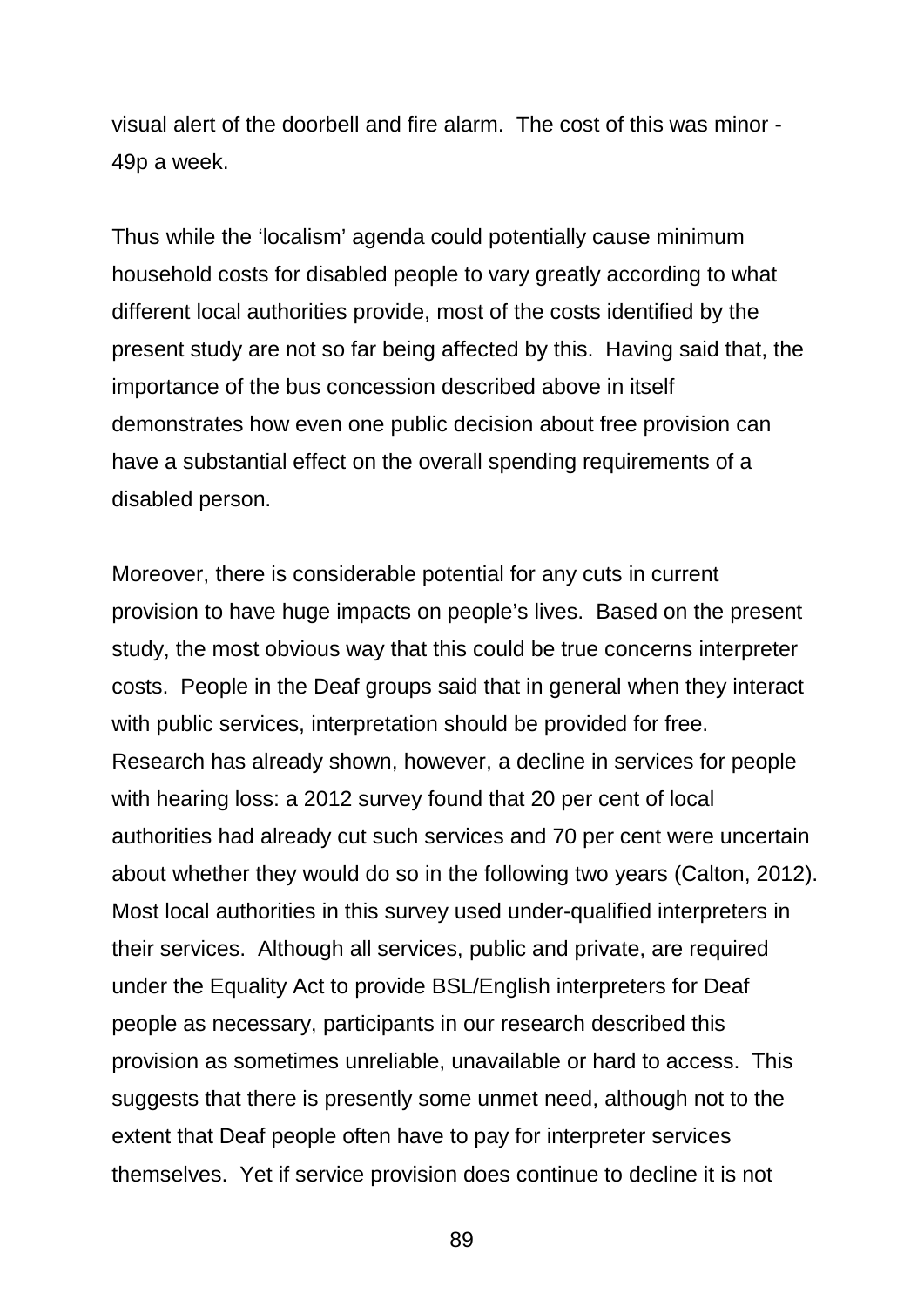visual alert of the doorbell and fire alarm. The cost of this was minor - 49p a week.

Thus while the 'localism' agenda could potentially cause minimum household costs for disabled people to vary greatly according to what different local authorities provide, most of the costs identified by the present study are not so far being affected by this. Having said that, the importance of the bus concession described above in itself demonstrates how even one public decision about free provision can have a substantial effect on the overall spending requirements of a disabled person.

Moreover, there is considerable potential for any cuts in current provision to have huge impacts on people's lives. Based on the present study, the most obvious way that this could be true concerns interpreter costs. People in the Deaf groups said that in general when they interact with public services, interpretation should be provided for free. Research has already shown, however, a decline in services for people with hearing loss: a 2012 survey found that 20 per cent of local authorities had already cut such services and 70 per cent were uncertain about whether they would do so in the following two years (Calton, 2012). Most local authorities in this survey used under-qualified interpreters in their services. Although all services, public and private, are required under the Equality Act to provide BSL/English interpreters for Deaf people as necessary, participants in our research described this provision as sometimes unreliable, unavailable or hard to access. This suggests that there is presently some unmet need, although not to the extent that Deaf people often have to pay for interpreter services themselves. Yet if service provision does continue to decline it is not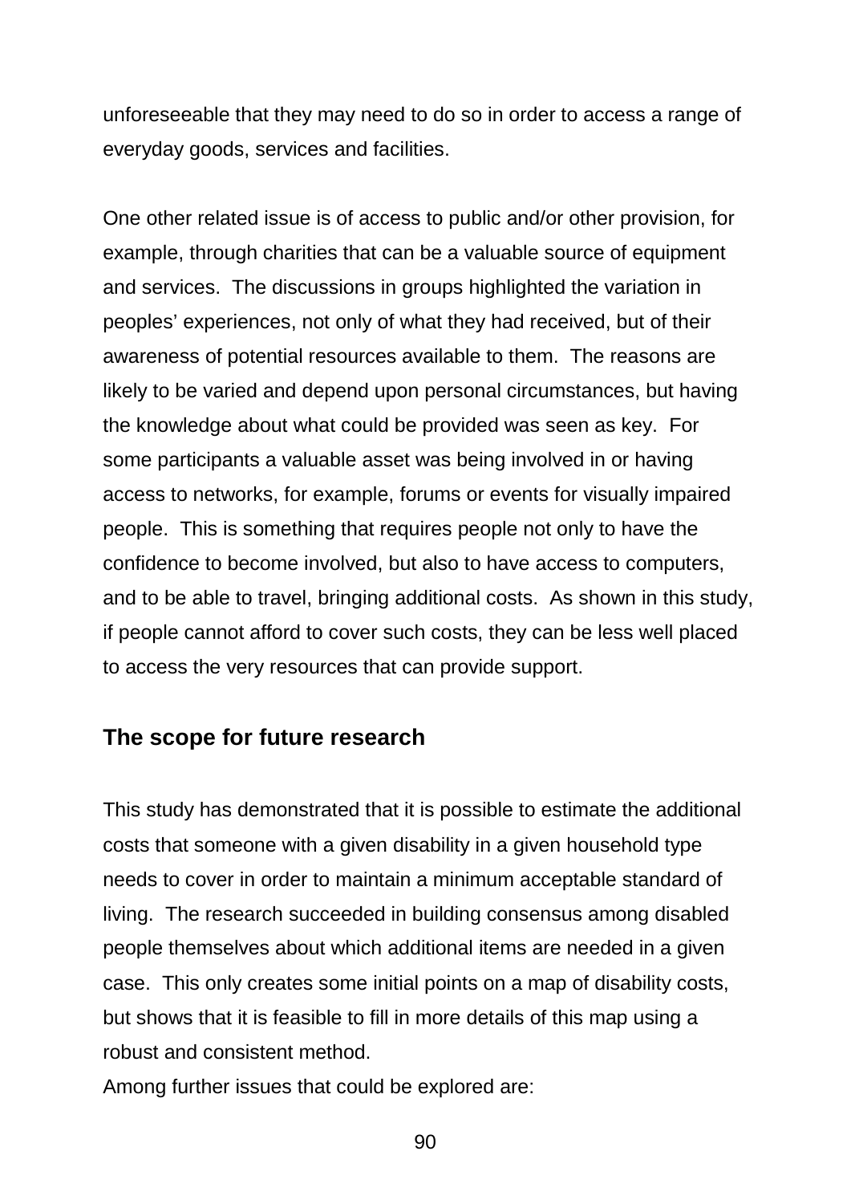unforeseeable that they may need to do so in order to access a range of everyday goods, services and facilities.

One other related issue is of access to public and/or other provision, for example, through charities that can be a valuable source of equipment and services. The discussions in groups highlighted the variation in peoples' experiences, not only of what they had received, but of their awareness of potential resources available to them. The reasons are likely to be varied and depend upon personal circumstances, but having the knowledge about what could be provided was seen as key. For some participants a valuable asset was being involved in or having access to networks, for example, forums or events for visually impaired people. This is something that requires people not only to have the confidence to become involved, but also to have access to computers, and to be able to travel, bringing additional costs. As shown in this study, if people cannot afford to cover such costs, they can be less well placed to access the very resources that can provide support.

## The scope for future research

This study has demonstrated that it is possible to estimate the additional costs that someone with a given disability in a given household type needs to cover in order to maintain a minimum acceptable standard of living. The research succeeded in building consensus among disabled people themselves about which additional items are needed in a given case. This only creates some initial points on a map of disability costs, but shows that it is feasible to fill in more details of this map using a robust and consistent method.

Among further issues that could be explored are: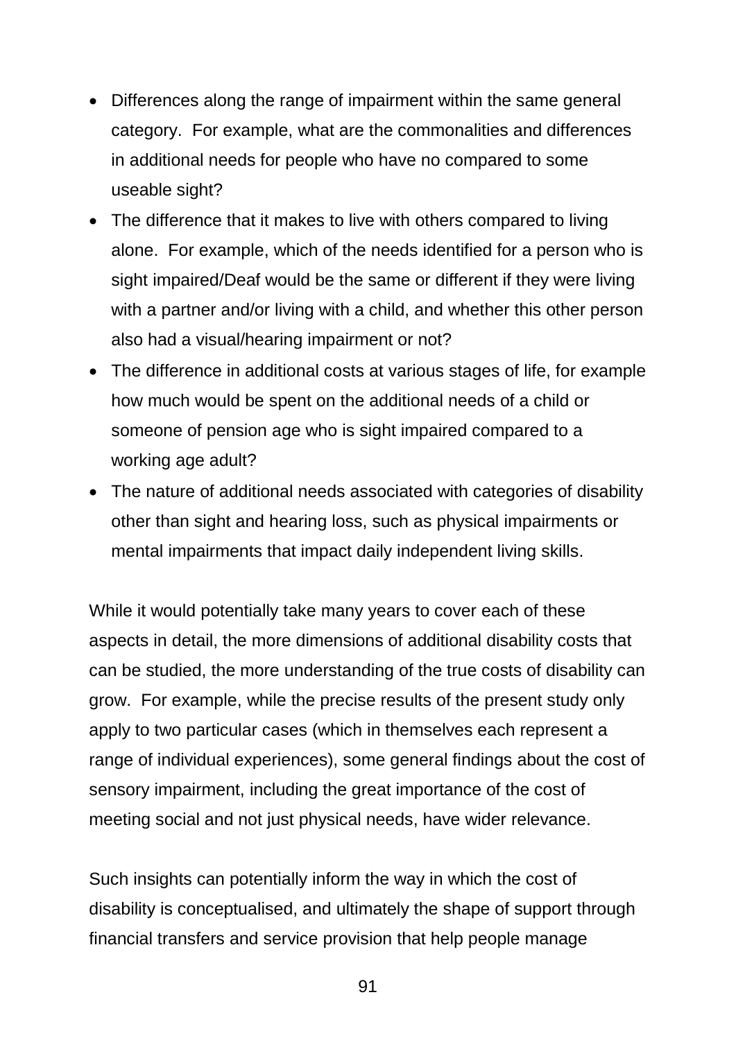- Differences along the range of impairment within the same general category. For example, what are the commonalities and differences in additional needs for people who have no compared to some useable sight?
- The difference that it makes to live with others compared to living alone. For example, which of the needs identified for a person who is sight impaired/Deaf would be the same or different if they were living with a partner and/or living with a child, and whether this other person also had a visual/hearing impairment or not?
- The difference in additional costs at various stages of life, for example how much would be spent on the additional needs of a child or someone of pension age who is sight impaired compared to a working age adult?
- The nature of additional needs associated with categories of disability other than sight and hearing loss, such as physical impairments or mental impairments that impact daily independent living skills.

While it would potentially take many years to cover each of these aspects in detail, the more dimensions of additional disability costs that can be studied, the more understanding of the true costs of disability can grow. For example, while the precise results of the present study only apply to two particular cases (which in themselves each represent a range of individual experiences), some general findings about the cost of sensory impairment, including the great importance of the cost of meeting social and not just physical needs, have wider relevance.

Such insights can potentially inform the way in which the cost of disability is conceptualised, and ultimately the shape of support through financial transfers and service provision that help people manage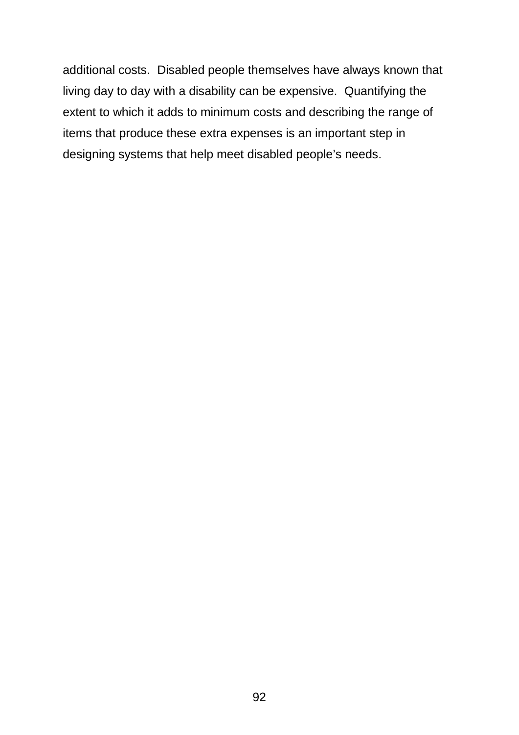additional costs.  Disabled people themselves have always known that living day to day with a disability can be expensive.  Quantifying the extent to which it adds to minimum costs and describing the range of items that produce these extra expenses is an important step in designing systems that help meet disabled people's needs.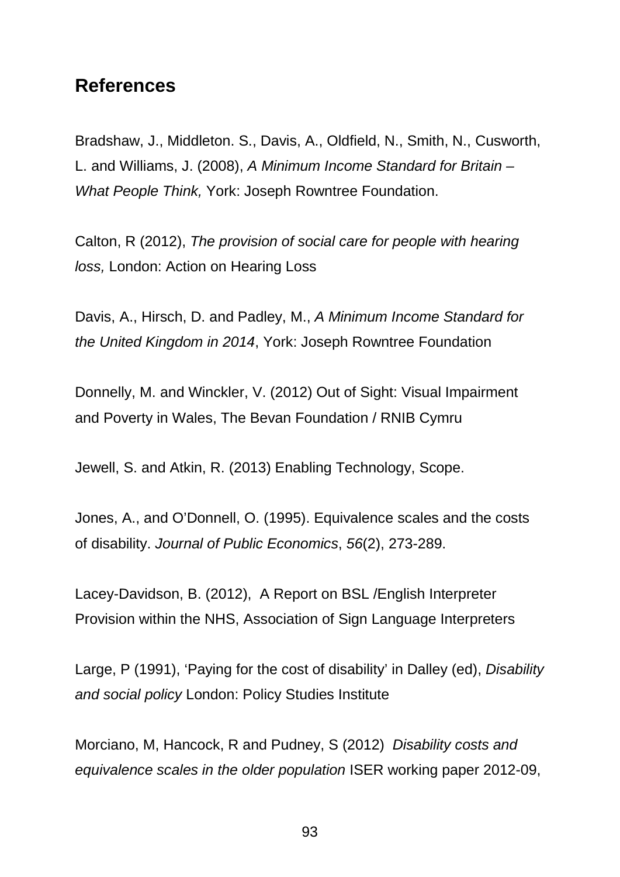## References

Bradshaw, J., Middleton. S., Davis, A., Oldfield, N., Smith, N., Cusworth, L. and Williams, J. (2008), *A Minimum Income Standard for Britain – What People Think,* York: Joseph Rowntree Foundation.

Calton, R (2012), *The provision of social care for people with hearing loss,* London: Action on Hearing Loss

Davis, A., Hirsch, D. and Padley, M., *A Minimum Income Standard for the United Kingdom in 2014*, York: Joseph Rowntree Foundation

Donnelly, M. and Winckler, V. (2012) Out of Sight: Visual Impairment and Poverty in Wales, The Bevan Foundation / RNIB Cymru

Jewell, S. and Atkin, R. (2013) Enabling Technology, Scope.

Jones, A., and O'Donnell, O. (1995). Equivalence scales and the costs of disability. *Journal of Public Economics*, *56*(2), 273-289.

Lacey-Davidson, B. (2012), A Report on BSL /English Interpreter Provision within the NHS, Association of Sign Language Interpreters

Large, P (1991), 'Paying for the cost of disability' in Dalley (ed), *Disability and social policy* London: Policy Studies Institute

Morciano, M, Hancock, R and Pudney, S (2012) *Disability costs and equivalence scales in the older population* ISER working paper 2012-09,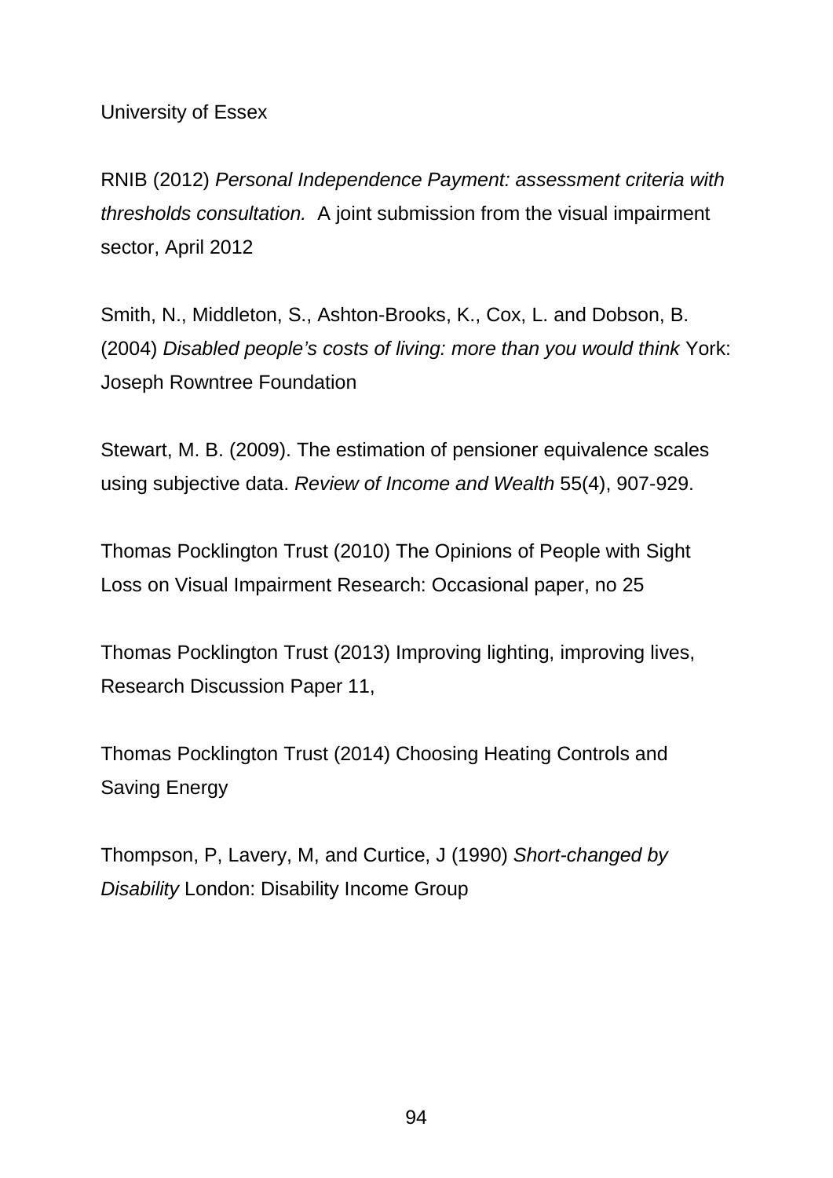University of Essex

RNIB (2012) *Personal Independence Payment: assessment criteria with thresholds consultation.* A joint submission from the visual impairment sector, April 2012

Smith, N., Middleton, S., Ashton-Brooks, K., Cox, L. and Dobson, B. (2004) *Disabled people's costs of living: more than you would think* York: Joseph Rowntree Foundation

Stewart, M. B. (2009). The estimation of pensioner equivalence scales using subjective data. *Review of Income and Wealth* 55(4), 907-929.

Thomas Pocklington Trust (2010) The Opinions of People with Sight Loss on Visual Impairment Research: Occasional paper, no 25

Thomas Pocklington Trust (2013) Improving lighting, improving lives, Research Discussion Paper 11,

Thomas Pocklington Trust (2014) Choosing Heating Controls and Saving Energy

Thompson, P, Lavery, M, and Curtice, J (1990) *Short-changed by Disability* London: Disability Income Group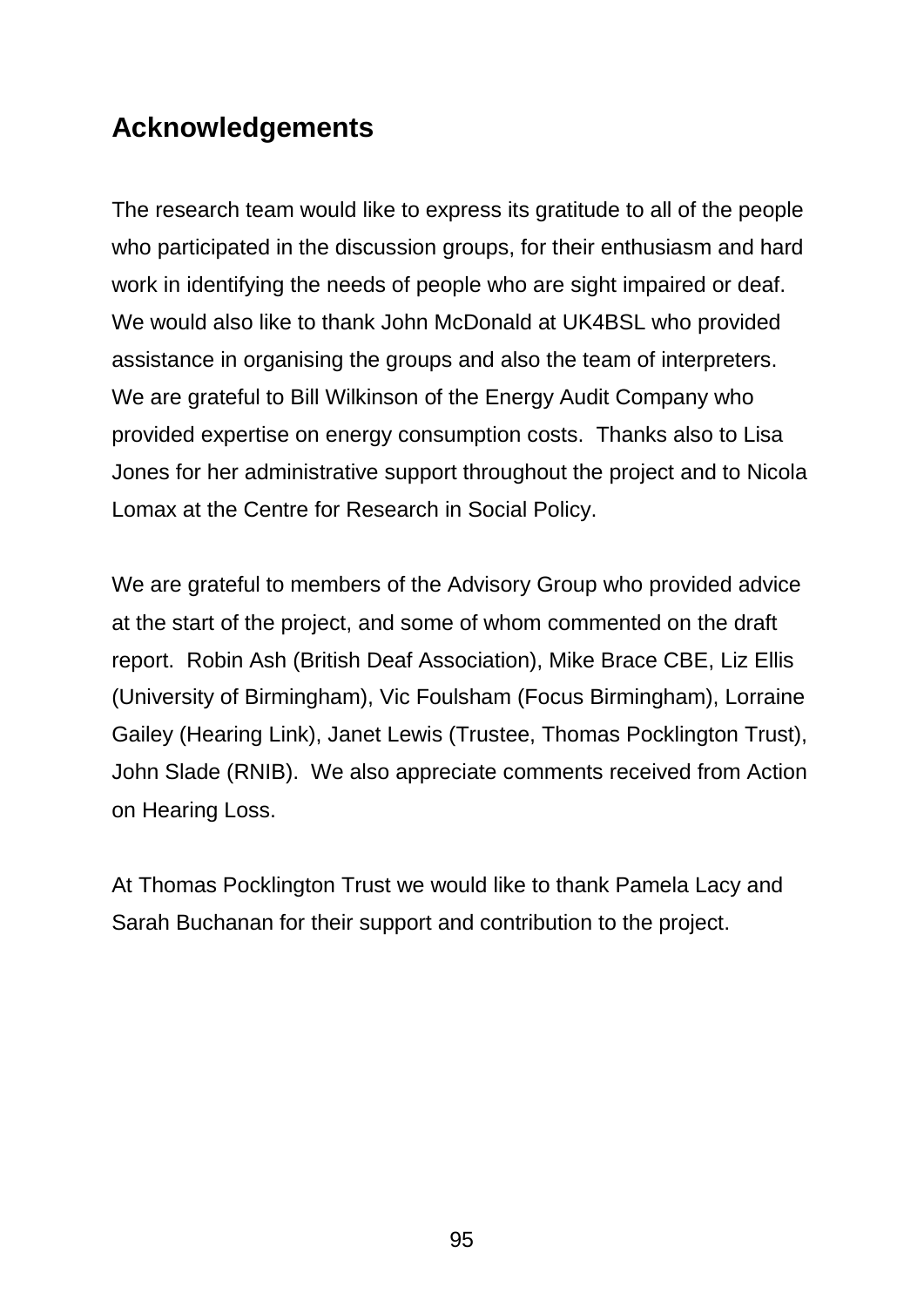## Acknowledgements

The research team would like to express its gratitude to all of the people who participated in the discussion groups, for their enthusiasm and hard work in identifying the needs of people who are sight impaired or deaf. We would also like to thank John McDonald at UK4BSL who provided assistance in organising the groups and also the team of interpreters. We are grateful to Bill Wilkinson of the Energy Audit Company who provided expertise on energy consumption costs. Thanks also to Lisa Jones for her administrative support throughout the project and to Nicola Lomax at the Centre for Research in Social Policy.

We are grateful to members of the Advisory Group who provided advice at the start of the project, and some of whom commented on the draft report. Robin Ash (British Deaf Association), Mike Brace CBE, Liz Ellis (University of Birmingham), Vic Foulsham (Focus Birmingham), Lorraine Gailey (Hearing Link), Janet Lewis (Trustee, Thomas Pocklington Trust), John Slade (RNIB). We also appreciate comments received from Action on Hearing Loss.

At Thomas Pocklington Trust we would like to thank Pamela Lacy and Sarah Buchanan for their support and contribution to the project.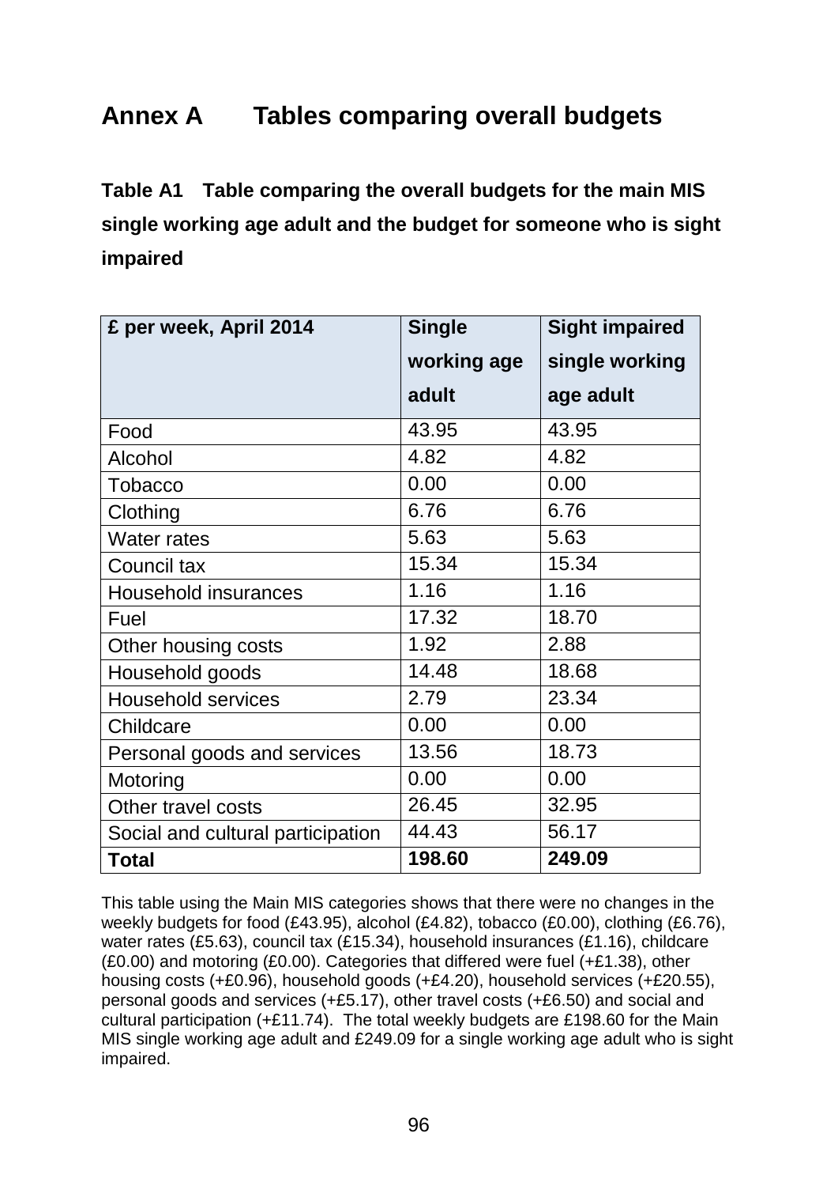# Annex A Tables comparing overall budgets

**Table A1 Table comparing the overall budgets for the main MIS single working age adult and the budget for someone who is sight impaired**

| £ per week, April 2014 | Single working age adult | Sight impaired single working age adult |
|---|---|---|
| Food | 43.95 | 43.95 |
| Alcohol | 4.82 | 4.82 |
| Tobacco | 0.00 | 0.00 |
| Clothing | 6.76 | 6.76 |
| Water rates | 5.63 | 5.63 |
| Council tax | 15.34 | 15.34 |
| Household insurances | 1.16 | 1.16 |
| Fuel | 17.32 | 18.70 |
| Other housing costs | 1.92 | 2.88 |
| Household goods | 14.48 | 18.68 |
| Household services | 2.79 | 23.34 |
| Childcare | 0.00 | 0.00 |
| Personal goods and services | 13.56 | 18.73 |
| Motoring | 0.00 | 0.00 |
| Other travel costs | 26.45 | 32.95 |
| Social and cultural participation | 44.43 | 56.17 |
| **Total** | **198.60** | **249.09** |

This table using the Main MIS categories shows that there were no changes in the weekly budgets for food (£43.95), alcohol (£4.82), tobacco (£0.00), clothing (£6.76), water rates (£5.63), council tax (£15.34), household insurances (£1.16), childcare (£0.00) and motoring (£0.00). Categories that differed were fuel (+£1.38), other housing costs (+£0.96), household goods (+£4.20), household services (+£20.55), personal goods and services (+£5.17), other travel costs (+£6.50) and social and cultural participation (+£11.74). The total weekly budgets are £198.60 for the Main MIS single working age adult and £249.09 for a single working age adult who is sight impaired.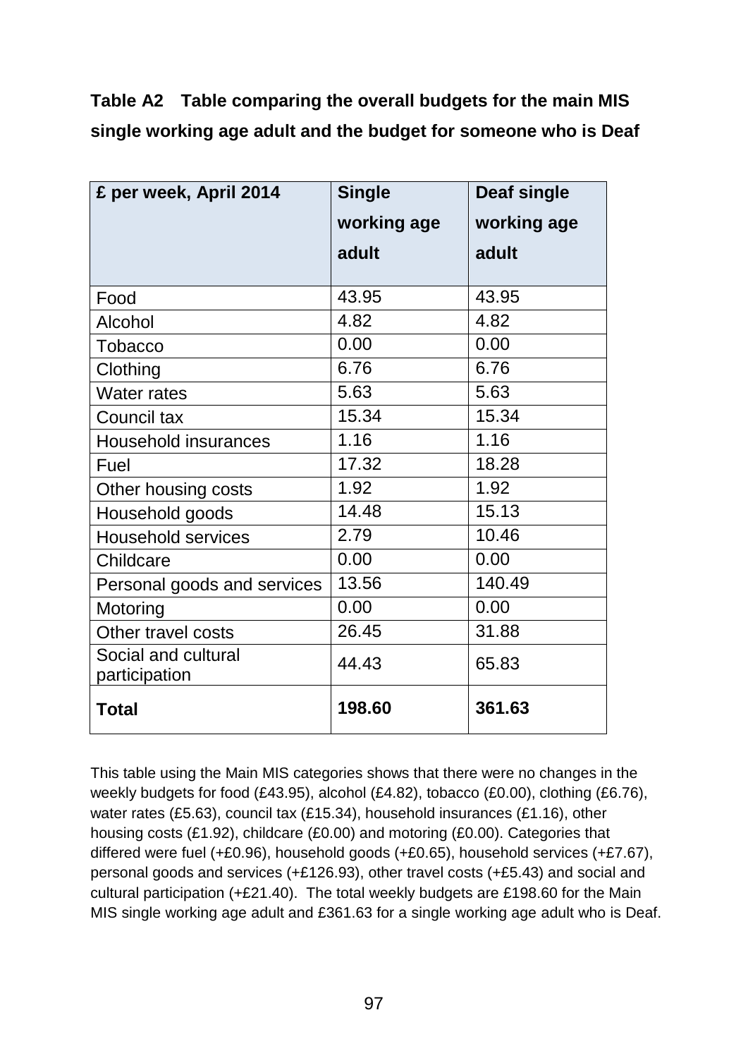**Table A2 Table comparing the overall budgets for the main MIS single working age adult and the budget for someone who is Deaf**

| £ per week, April 2014 | Single working age adult | Deaf single working age adult |
|---|---|---|
| Food | 43.95 | 43.95 |
| Alcohol | 4.82 | 4.82 |
| Tobacco | 0.00 | 0.00 |
| Clothing | 6.76 | 6.76 |
| Water rates | 5.63 | 5.63 |
| Council tax | 15.34 | 15.34 |
| Household insurances | 1.16 | 1.16 |
| Fuel | 17.32 | 18.28 |
| Other housing costs | 1.92 | 1.92 |
| Household goods | 14.48 | 15.13 |
| Household services | 2.79 | 10.46 |
| Childcare | 0.00 | 0.00 |
| Personal goods and services | 13.56 | 140.49 |
| Motoring | 0.00 | 0.00 |
| Other travel costs | 26.45 | 31.88 |
| Social and cultural participation | 44.43 | 65.83 |
| **Total** | **198.60** | **361.63** |

This table using the Main MIS categories shows that there were no changes in the weekly budgets for food (£43.95), alcohol (£4.82), tobacco (£0.00), clothing (£6.76), water rates (£5.63), council tax (£15.34), household insurances (£1.16), other housing costs (£1.92), childcare (£0.00) and motoring (£0.00). Categories that differed were fuel (+£0.96), household goods (+£0.65), household services (+£7.67), personal goods and services (+£126.93), other travel costs (+£5.43) and social and cultural participation (+£21.40). The total weekly budgets are £198.60 for the Main MIS single working age adult and £361.63 for a single working age adult who is Deaf.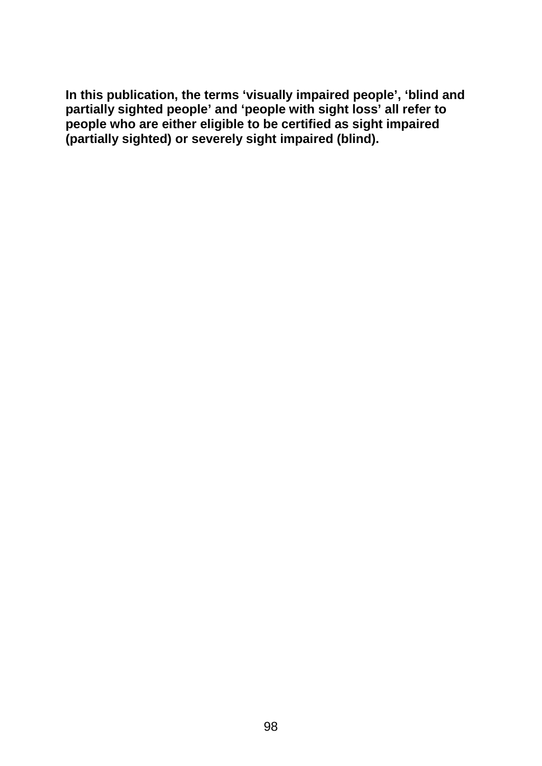**In this publication, the terms 'visually impaired people', 'blind and partially sighted people' and 'people with sight loss' all refer to people who are either eligible to be certified as sight impaired (partially sighted) or severely sight impaired (blind).**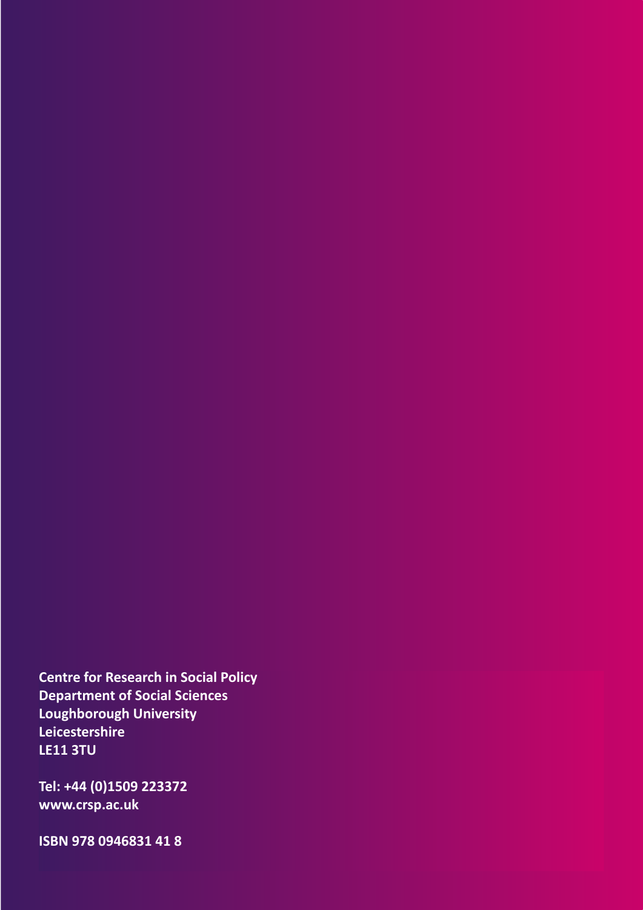**Centre for Research in Social Policy**
**Department of Social Sciences**
**Loughborough University**
**Leicestershire**
**LE11 3TU**

**Tel: +44 (0)1509 223372**
**www.crsp.ac.uk**

**ISBN 978 0946831 41 8**